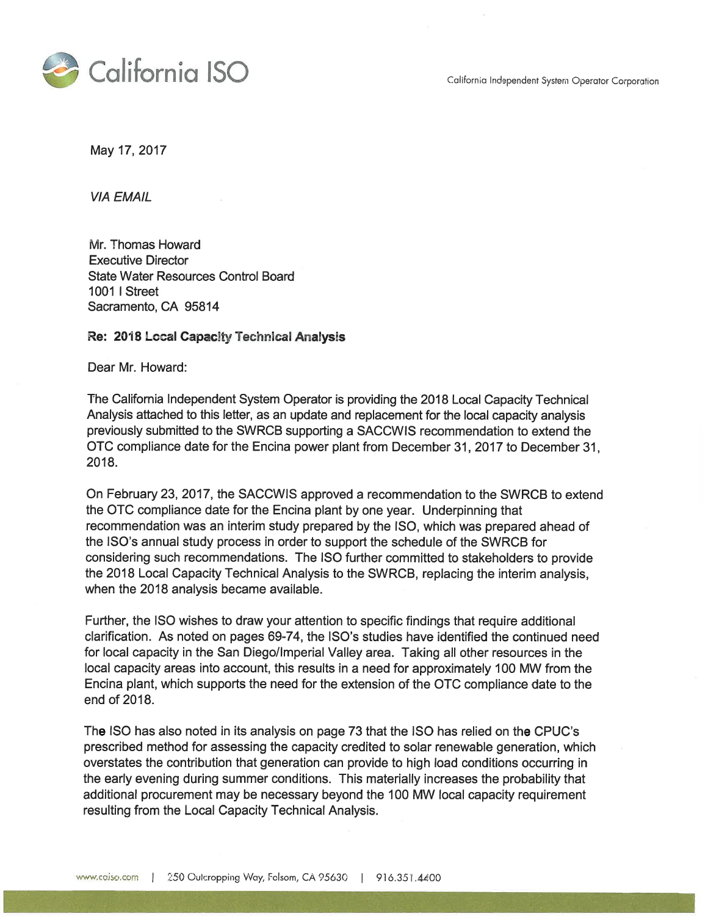California ISO

California Independent System Operator Corporation

May 17, 2017

*VIA EMAIL*

Mr. Thomas Howard
Executive Director
State Water Resources Control Board
1001 I Street
Sacramento, CA 95814

**Re: 2018 Local Capacity Technical Analysis**

Dear Mr. Howard:

The California Independent System Operator is providing the 2018 Local Capacity Technical Analysis attached to this letter, as an update and replacement for the local capacity analysis previously submitted to the SWRCB supporting a SACCWIS recommendation to extend the OTC compliance date for the Encina power plant from December 31, 2017 to December 31, 2018.

On February 23, 2017, the SACCWIS approved a recommendation to the SWRCB to extend the OTC compliance date for the Encina plant by one year. Underpinning that recommendation was an interim study prepared by the ISO, which was prepared ahead of the ISO's annual study process in order to support the schedule of the SWRCB for considering such recommendations. The ISO further committed to stakeholders to provide the 2018 Local Capacity Technical Analysis to the SWRCB, replacing the interim analysis, when the 2018 analysis became available.

Further, the ISO wishes to draw your attention to specific findings that require additional clarification. As noted on pages 69-74, the ISO's studies have identified the continued need for local capacity in the San Diego/Imperial Valley area. Taking all other resources in the local capacity areas into account, this results in a need for approximately 100 MW from the Encina plant, which supports the need for the extension of the OTC compliance date to the end of 2018.

The ISO has also noted in its analysis on page 73 that the ISO has relied on the CPUC's prescribed method for assessing the capacity credited to solar renewable generation, which overstates the contribution that generation can provide to high load conditions occurring in the early evening during summer conditions. This materially increases the probability that additional procurement may be necessary beyond the 100 MW local capacity requirement resulting from the Local Capacity Technical Analysis.

www.caiso.com | 250 Outcropping Way, Folsom, CA 95630 | 916.351.4400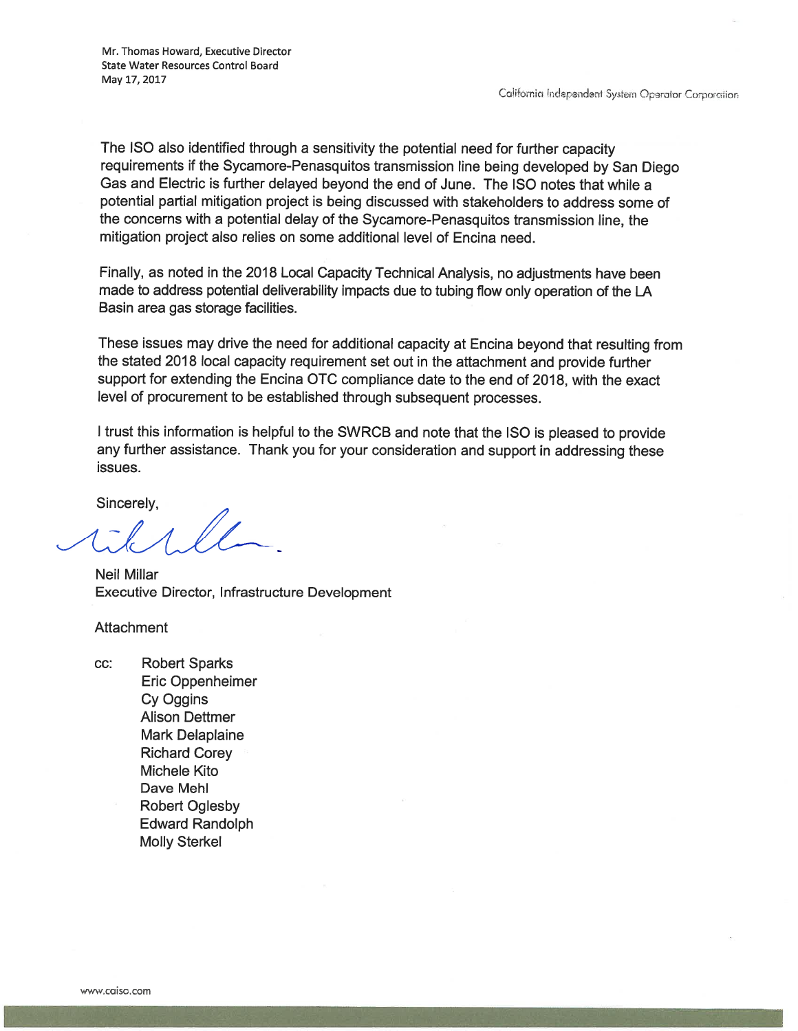The ISO also identified through a sensitivity the potential need for further capacity requirements if the Sycamore-Penasquitos transmission line being developed by San Diego Gas and Electric is further delayed beyond the end of June. The ISO notes that while a potential partial mitigation project is being discussed with stakeholders to address some of the concerns with a potential delay of the Sycamore-Penasquitos transmission line, the mitigation project also relies on some additional level of Encina need.

Finally, as noted in the 2018 Local Capacity Technical Analysis, no adjustments have been made to address potential deliverability impacts due to tubing flow only operation of the LA Basin area gas storage facilities.

These issues may drive the need for additional capacity at Encina beyond that resulting from the stated 2018 local capacity requirement set out in the attachment and provide further support for extending the Encina OTC compliance date to the end of 2018, with the exact level of procurement to be established through subsequent processes.

I trust this information is helpful to the SWRCB and note that the ISO is pleased to provide any further assistance. Thank you for your consideration and support in addressing these issues.

Sincerely,

Neil Millar
Executive Director, Infrastructure Development

Attachment

cc: Robert Sparks
Eric Oppenheimer
Cy Oggins
Alison Dettmer
Mark Delaplaine
Richard Corey
Michele Kito
Dave Mehl
Robert Oglesby
Edward Randolph
Molly Sterkel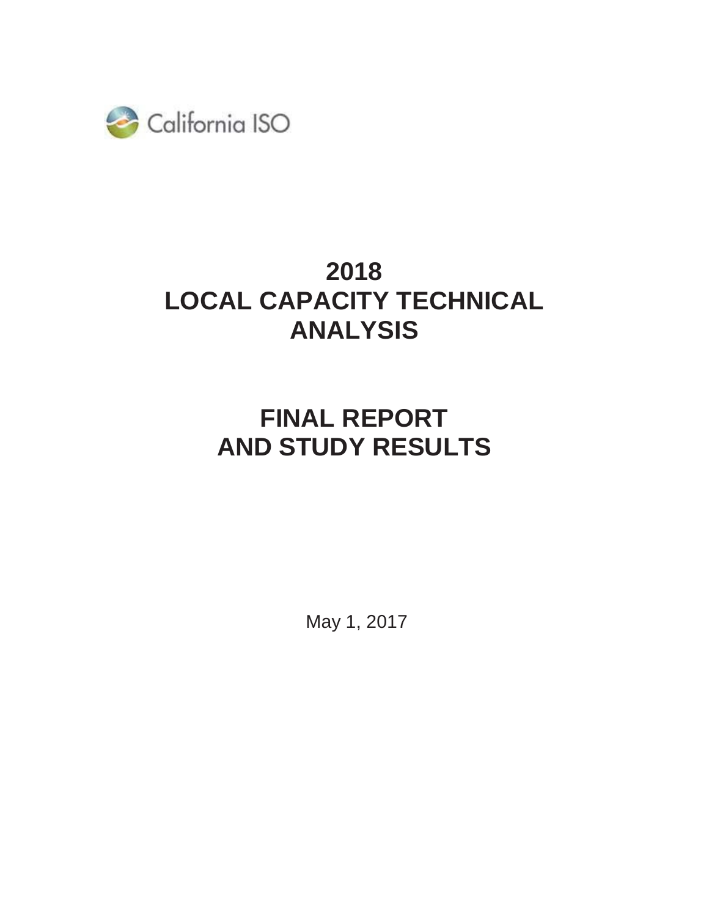California ISO

# 2018
# LOCAL CAPACITY TECHNICAL ANALYSIS

# FINAL REPORT
# AND STUDY RESULTS

May 1, 2017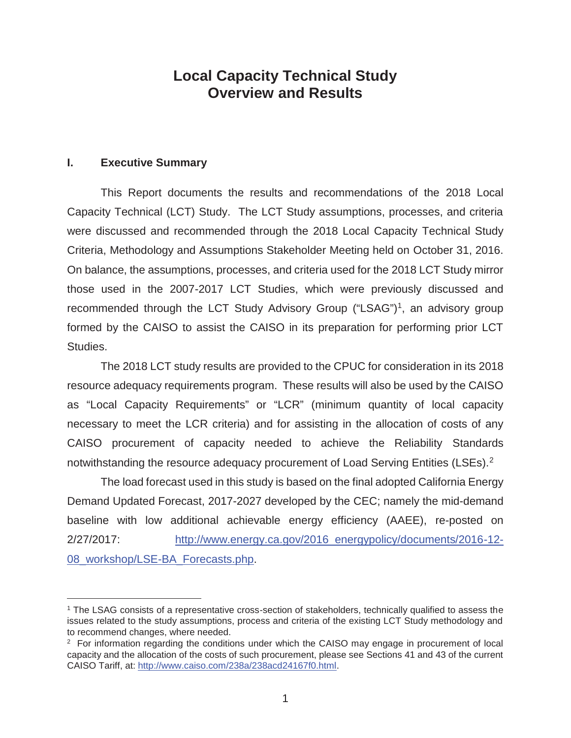# Local Capacity Technical Study Overview and Results

## I. Executive Summary

This Report documents the results and recommendations of the 2018 Local Capacity Technical (LCT) Study. The LCT Study assumptions, processes, and criteria were discussed and recommended through the 2018 Local Capacity Technical Study Criteria, Methodology and Assumptions Stakeholder Meeting held on October 31, 2016. On balance, the assumptions, processes, and criteria used for the 2018 LCT Study mirror those used in the 2007-2017 LCT Studies, which were previously discussed and recommended through the LCT Study Advisory Group ("LSAG")[1], an advisory group formed by the CAISO to assist the CAISO in its preparation for performing prior LCT Studies.

The 2018 LCT study results are provided to the CPUC for consideration in its 2018 resource adequacy requirements program. These results will also be used by the CAISO as "Local Capacity Requirements" or "LCR" (minimum quantity of local capacity necessary to meet the LCR criteria) and for assisting in the allocation of costs of any CAISO procurement of capacity needed to achieve the Reliability Standards notwithstanding the resource adequacy procurement of Load Serving Entities (LSEs).[2]

The load forecast used in this study is based on the final adopted California Energy Demand Updated Forecast, 2017-2027 developed by the CEC; namely the mid-demand baseline with low additional achievable energy efficiency (AAEE), re-posted on 2/27/2017: http://www.energy.ca.gov/2016_energypolicy/documents/2016-12-08_workshop/LSE-BA_Forecasts.php.

---

[1] The LSAG consists of a representative cross-section of stakeholders, technically qualified to assess the issues related to the study assumptions, process and criteria of the existing LCT Study methodology and to recommend changes, where needed.

[2] For information regarding the conditions under which the CAISO may engage in procurement of local capacity and the allocation of the costs of such procurement, please see Sections 41 and 43 of the current CAISO Tariff, at: http://www.caiso.com/238a/238acd24167f0.html.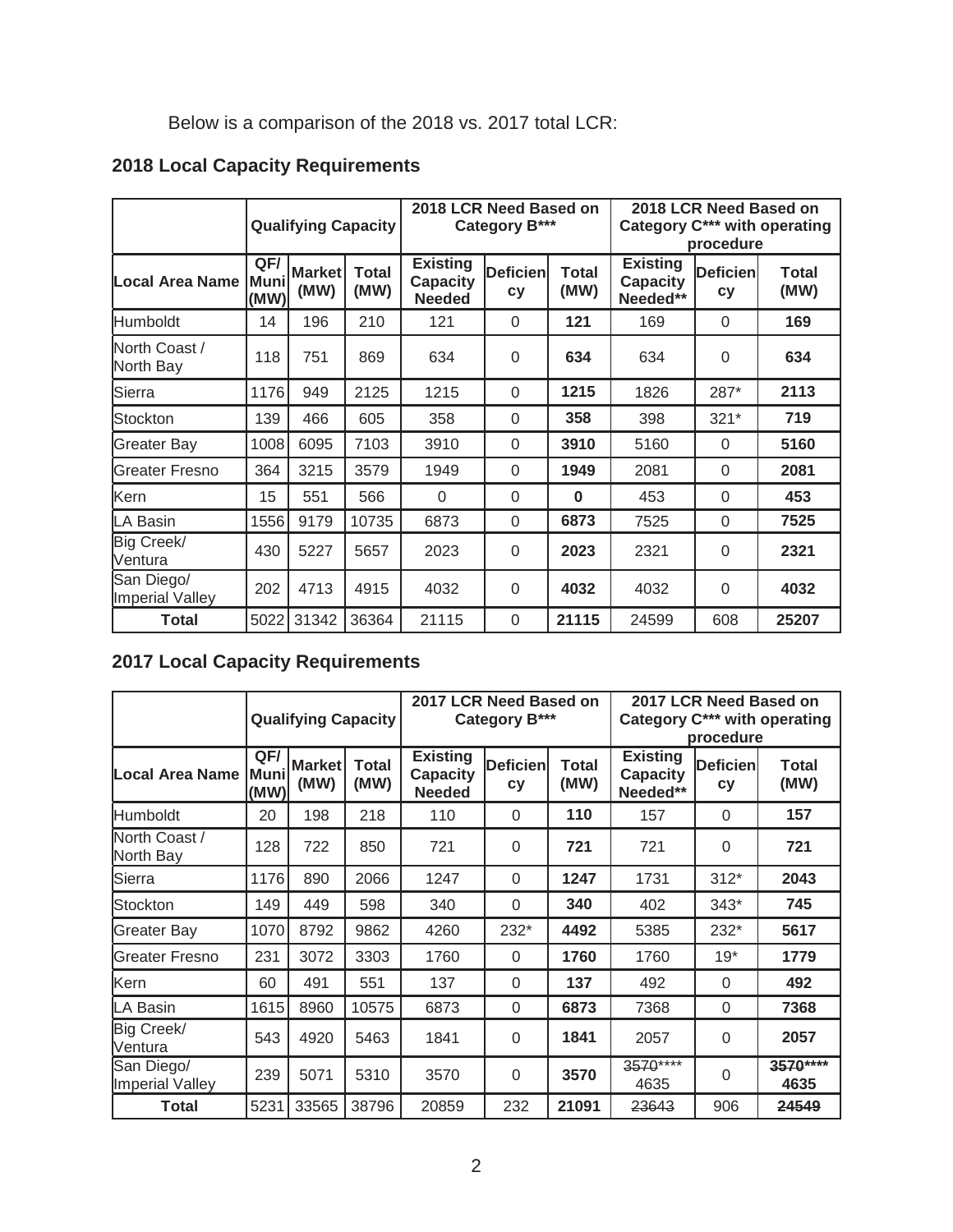Below is a comparison of the 2018 vs. 2017 total LCR:

## 2018 Local Capacity Requirements

| | Qualifying Capacity | | | 2018 LCR Need Based on Category B*** | | | 2018 LCR Need Based on Category C*** with operating procedure | | |
|---|---|---|---|---|---|---|---|---|---|
| **Local Area Name** | **QF/ Muni (MW)** | **Market (MW)** | **Total (MW)** | **Existing Capacity Needed** | **Deficiency** | **Total (MW)** | **Existing Capacity Needed**** | **Deficiency** | **Total (MW)** |
| Humboldt | 14 | 196 | 210 | 121 | 0 | **121** | 169 | 0 | **169** |
| North Coast / North Bay | 118 | 751 | 869 | 634 | 0 | **634** | 634 | 0 | **634** |
| Sierra | 1176 | 949 | 2125 | 1215 | 0 | **1215** | 1826 | 287* | **2113** |
| Stockton | 139 | 466 | 605 | 358 | 0 | **358** | 398 | 321* | **719** |
| Greater Bay | 1008 | 6095 | 7103 | 3910 | 0 | **3910** | 5160 | 0 | **5160** |
| Greater Fresno | 364 | 3215 | 3579 | 1949 | 0 | **1949** | 2081 | 0 | **2081** |
| Kern | 15 | 551 | 566 | 0 | 0 | **0** | 453 | 0 | **453** |
| LA Basin | 1556 | 9179 | 10735 | 6873 | 0 | **6873** | 7525 | 0 | **7525** |
| Big Creek/ Ventura | 430 | 5227 | 5657 | 2023 | 0 | **2023** | 2321 | 0 | **2321** |
| San Diego/ Imperial Valley | 202 | 4713 | 4915 | 4032 | 0 | **4032** | 4032 | 0 | **4032** |
| **Total** | 5022 | 31342 | 36364 | 21115 | 0 | **21115** | 24599 | 608 | **25207** |

## 2017 Local Capacity Requirements

| | Qualifying Capacity | | | 2017 LCR Need Based on Category B*** | | | 2017 LCR Need Based on Category C*** with operating procedure | | |
|---|---|---|---|---|---|---|---|---|---|
| **Local Area Name** | **QF/ Muni (MW)** | **Market (MW)** | **Total (MW)** | **Existing Capacity Needed** | **Deficiency** | **Total (MW)** | **Existing Capacity Needed**** | **Deficiency** | **Total (MW)** |
| Humboldt | 20 | 198 | 218 | 110 | 0 | **110** | 157 | 0 | **157** |
| North Coast / North Bay | 128 | 722 | 850 | 721 | 0 | **721** | 721 | 0 | **721** |
| Sierra | 1176 | 890 | 2066 | 1247 | 0 | **1247** | 1731 | 312* | **2043** |
| Stockton | 149 | 449 | 598 | 340 | 0 | **340** | 402 | 343* | **745** |
| Greater Bay | 1070 | 8792 | 9862 | 4260 | 232* | **4492** | 5385 | 232* | **5617** |
| Greater Fresno | 231 | 3072 | 3303 | 1760 | 0 | **1760** | 1760 | 19* | **1779** |
| Kern | 60 | 491 | 551 | 137 | 0 | **137** | 492 | 0 | **492** |
| LA Basin | 1615 | 8960 | 10575 | 6873 | 0 | **6873** | 7368 | 0 | **7368** |
| Big Creek/ Ventura | 543 | 4920 | 5463 | 1841 | 0 | **1841** | 2057 | 0 | **2057** |
| San Diego/ Imperial Valley | 239 | 5071 | 5310 | 3570 | 0 | **3570** | ~~3570~~**** 4635 | 0 | **~~3570~~**** 4635** |
| **Total** | 5231 | 33565 | 38796 | 20859 | 232 | **21091** | ~~23643~~ | 906 | **~~24549~~** |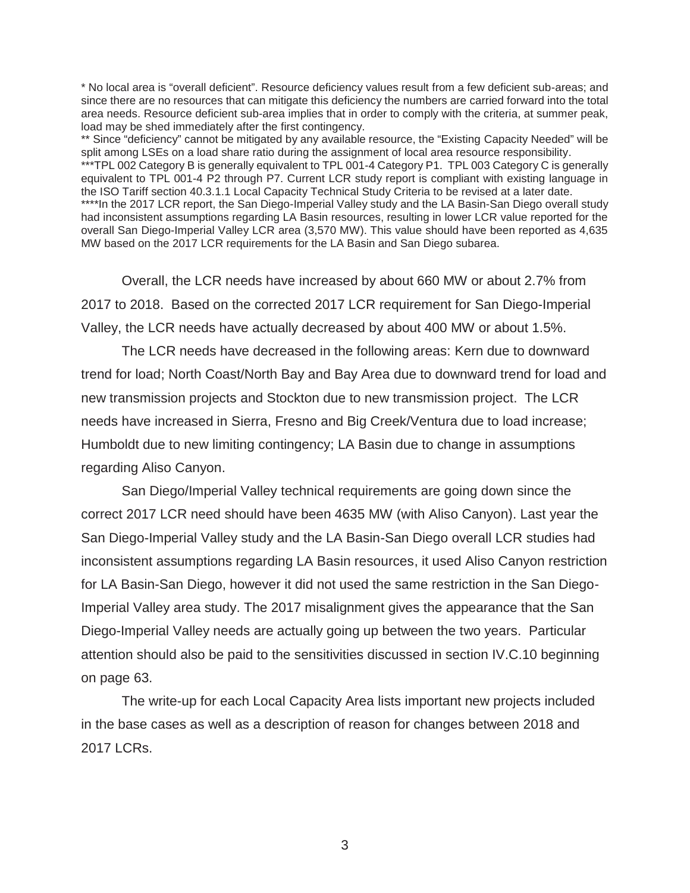* No local area is “overall deficient”. Resource deficiency values result from a few deficient sub-areas; and since there are no resources that can mitigate this deficiency the numbers are carried forward into the total area needs. Resource deficient sub-area implies that in order to comply with the criteria, at summer peak, load may be shed immediately after the first contingency.

** Since “deficiency” cannot be mitigated by any available resource, the “Existing Capacity Needed” will be split among LSEs on a load share ratio during the assignment of local area resource responsibility.

***TPL 002 Category B is generally equivalent to TPL 001-4 Category P1. TPL 003 Category C is generally equivalent to TPL 001-4 P2 through P7. Current LCR study report is compliant with existing language in the ISO Tariff section 40.3.1.1 Local Capacity Technical Study Criteria to be revised at a later date.

****In the 2017 LCR report, the San Diego-Imperial Valley study and the LA Basin-San Diego overall study had inconsistent assumptions regarding LA Basin resources, resulting in lower LCR value reported for the overall San Diego-Imperial Valley LCR area (3,570 MW). This value should have been reported as 4,635 MW based on the 2017 LCR requirements for the LA Basin and San Diego subarea.

Overall, the LCR needs have increased by about 660 MW or about 2.7% from 2017 to 2018. Based on the corrected 2017 LCR requirement for San Diego-Imperial Valley, the LCR needs have actually decreased by about 400 MW or about 1.5%.

The LCR needs have decreased in the following areas: Kern due to downward trend for load; North Coast/North Bay and Bay Area due to downward trend for load and new transmission projects and Stockton due to new transmission project. The LCR needs have increased in Sierra, Fresno and Big Creek/Ventura due to load increase; Humboldt due to new limiting contingency; LA Basin due to change in assumptions regarding Aliso Canyon.

San Diego/Imperial Valley technical requirements are going down since the correct 2017 LCR need should have been 4635 MW (with Aliso Canyon). Last year the San Diego-Imperial Valley study and the LA Basin-San Diego overall LCR studies had inconsistent assumptions regarding LA Basin resources, it used Aliso Canyon restriction for LA Basin-San Diego, however it did not used the same restriction in the San Diego-Imperial Valley area study. The 2017 misalignment gives the appearance that the San Diego-Imperial Valley needs are actually going up between the two years. Particular attention should also be paid to the sensitivities discussed in section IV.C.10 beginning on page 63.

The write-up for each Local Capacity Area lists important new projects included in the base cases as well as a description of reason for changes between 2018 and 2017 LCRs.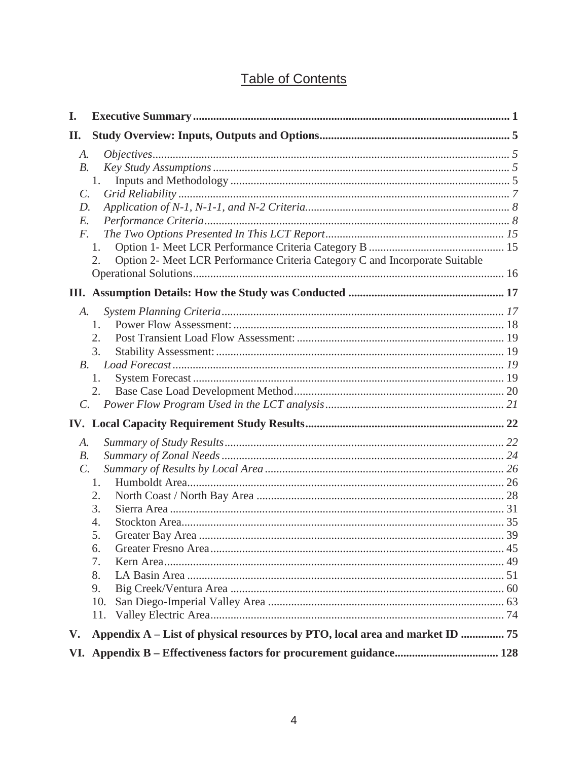# Table of Contents

**I. Executive Summary ............................................................ 1**

**II. Study Overview: Inputs, Outputs and Options ............................................................ 5**

- *A. Objectives ............................................................ 5*
- *B. Key Study Assumptions ............................................................ 5*
  - 1. Inputs and Methodology ............................................................ 5
- *C. Grid Reliability ............................................................ 7*
- *D. Application of N-1, N-1-1, and N-2 Criteria ............................................................ 8*
- *E. Performance Criteria ............................................................ 8*
- *F. The Two Options Presented In This LCT Report ............................................................ 15*
  - 1. Option 1- Meet LCR Performance Criteria Category B ............................................................ 15
  - 2. Option 2- Meet LCR Performance Criteria Category C and Incorporate Suitable Operational Solutions ............................................................ 16

**III. Assumption Details: How the Study was Conducted ............................................................ 17**

- *A. System Planning Criteria ............................................................ 17*
  - 1. Power Flow Assessment: ............................................................ 18
  - 2. Post Transient Load Flow Assessment: ............................................................ 19
  - 3. Stability Assessment: ............................................................ 19
- *B. Load Forecast ............................................................ 19*
  - 1. System Forecast ............................................................ 19
  - 2. Base Case Load Development Method ............................................................ 20
- *C. Power Flow Program Used in the LCT analysis ............................................................ 21*

**IV. Local Capacity Requirement Study Results ............................................................ 22**

- *A. Summary of Study Results ............................................................ 22*
- *B. Summary of Zonal Needs ............................................................ 24*
- *C. Summary of Results by Local Area ............................................................ 26*
  - 1. Humboldt Area ............................................................ 26
  - 2. North Coast / North Bay Area ............................................................ 28
  - 3. Sierra Area ............................................................ 31
  - 4. Stockton Area ............................................................ 35
  - 5. Greater Bay Area ............................................................ 39
  - 6. Greater Fresno Area ............................................................ 45
  - 7. Kern Area ............................................................ 49
  - 8. LA Basin Area ............................................................ 51
  - 9. Big Creek/Ventura Area ............................................................ 60
  - 10. San Diego-Imperial Valley Area ............................................................ 63
  - 11. Valley Electric Area ............................................................ 74

**V. Appendix A – List of physical resources by PTO, local area and market ID ............... 75**

**VI. Appendix B – Effectiveness factors for procurement guidance ............................................................ 128**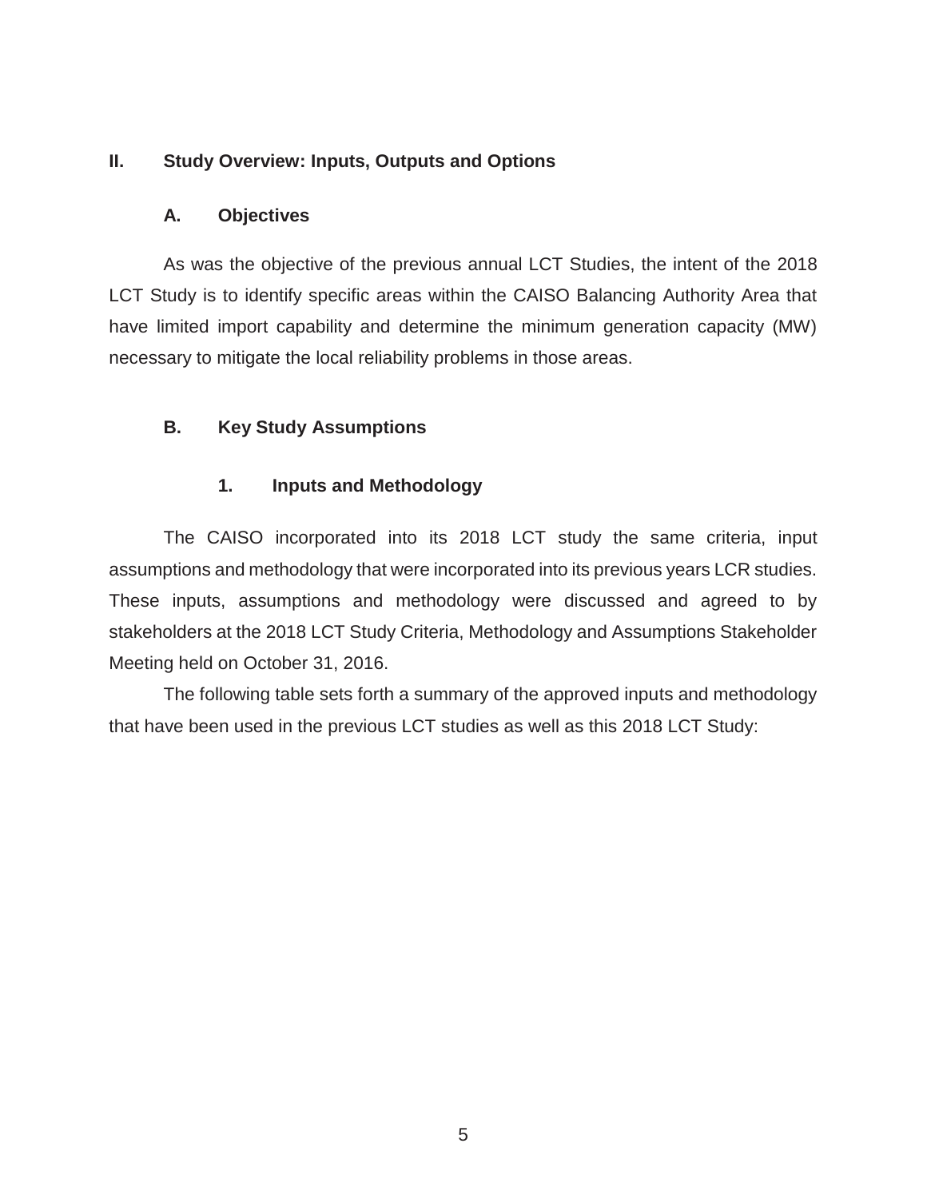## II. Study Overview: Inputs, Outputs and Options

### A. Objectives

As was the objective of the previous annual LCT Studies, the intent of the 2018 LCT Study is to identify specific areas within the CAISO Balancing Authority Area that have limited import capability and determine the minimum generation capacity (MW) necessary to mitigate the local reliability problems in those areas.

### B. Key Study Assumptions

#### 1. Inputs and Methodology

The CAISO incorporated into its 2018 LCT study the same criteria, input assumptions and methodology that were incorporated into its previous years LCR studies. These inputs, assumptions and methodology were discussed and agreed to by stakeholders at the 2018 LCT Study Criteria, Methodology and Assumptions Stakeholder Meeting held on October 31, 2016.

The following table sets forth a summary of the approved inputs and methodology that have been used in the previous LCT studies as well as this 2018 LCT Study: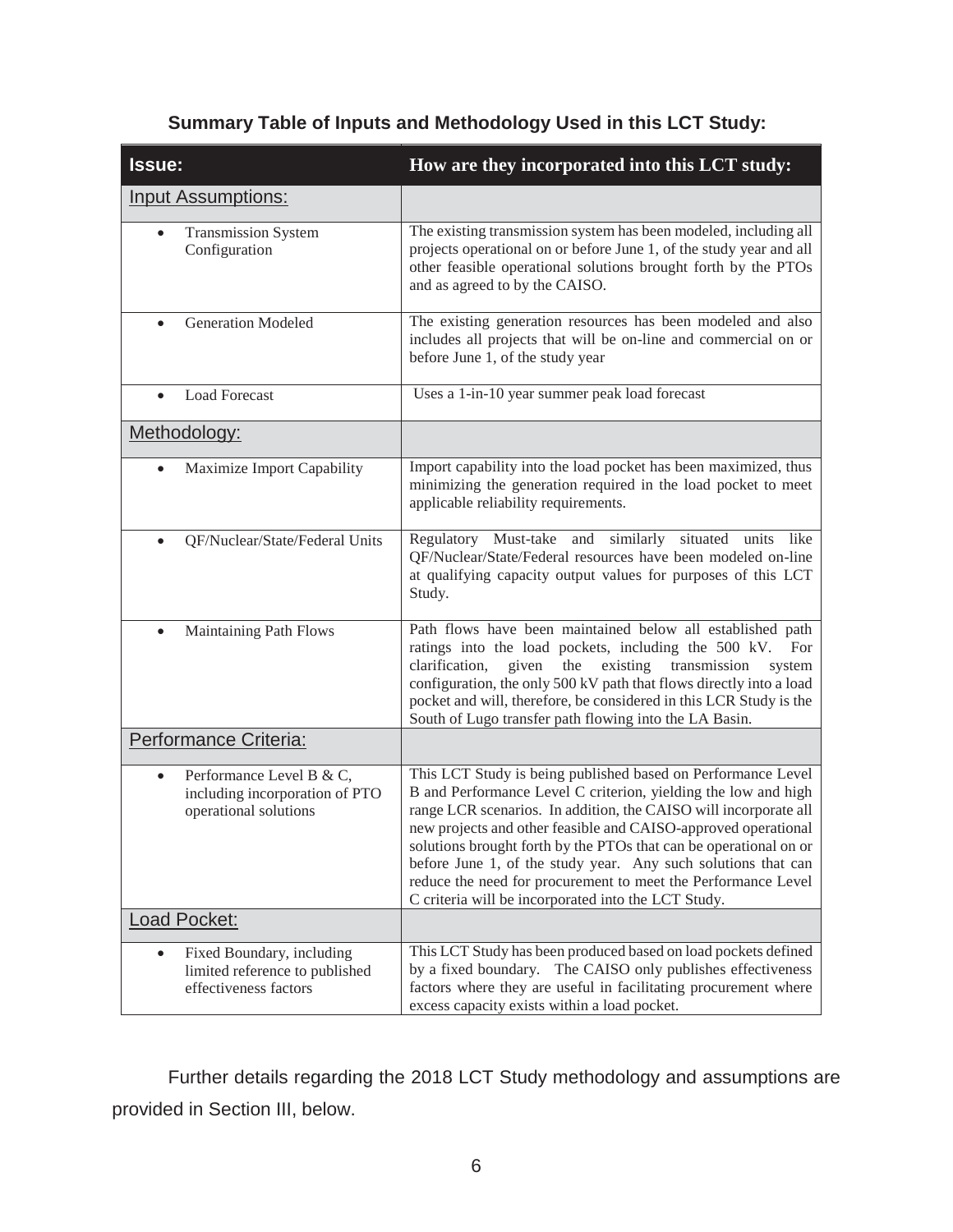**Summary Table of Inputs and Methodology Used in this LCT Study:**

| Issue: | How are they incorporated into this LCT study: |
|---|---|
| Input Assumptions: | |
| • Transmission System Configuration | The existing transmission system has been modeled, including all projects operational on or before June 1, of the study year and all other feasible operational solutions brought forth by the PTOs and as agreed to by the CAISO. |
| • Generation Modeled | The existing generation resources has been modeled and also includes all projects that will be on-line and commercial on or before June 1, of the study year |
| • Load Forecast | Uses a 1-in-10 year summer peak load forecast |
| Methodology: | |
| • Maximize Import Capability | Import capability into the load pocket has been maximized, thus minimizing the generation required in the load pocket to meet applicable reliability requirements. |
| • QF/Nuclear/State/Federal Units | Regulatory Must-take and similarly situated units like QF/Nuclear/State/Federal resources have been modeled on-line at qualifying capacity output values for purposes of this LCT Study. |
| • Maintaining Path Flows | Path flows have been maintained below all established path ratings into the load pockets, including the 500 kV. For clarification, given the existing transmission system configuration, the only 500 kV path that flows directly into a load pocket and will, therefore, be considered in this LCR Study is the South of Lugo transfer path flowing into the LA Basin. |
| Performance Criteria: | |
| • Performance Level B & C, including incorporation of PTO operational solutions | This LCT Study is being published based on Performance Level B and Performance Level C criterion, yielding the low and high range LCR scenarios. In addition, the CAISO will incorporate all new projects and other feasible and CAISO-approved operational solutions brought forth by the PTOs that can be operational on or before June 1, of the study year. Any such solutions that can reduce the need for procurement to meet the Performance Level C criteria will be incorporated into the LCT Study. |
| Load Pocket: | |
| • Fixed Boundary, including limited reference to published effectiveness factors | This LCT Study has been produced based on load pockets defined by a fixed boundary. The CAISO only publishes effectiveness factors where they are useful in facilitating procurement where excess capacity exists within a load pocket. |

Further details regarding the 2018 LCT Study methodology and assumptions are provided in Section III, below.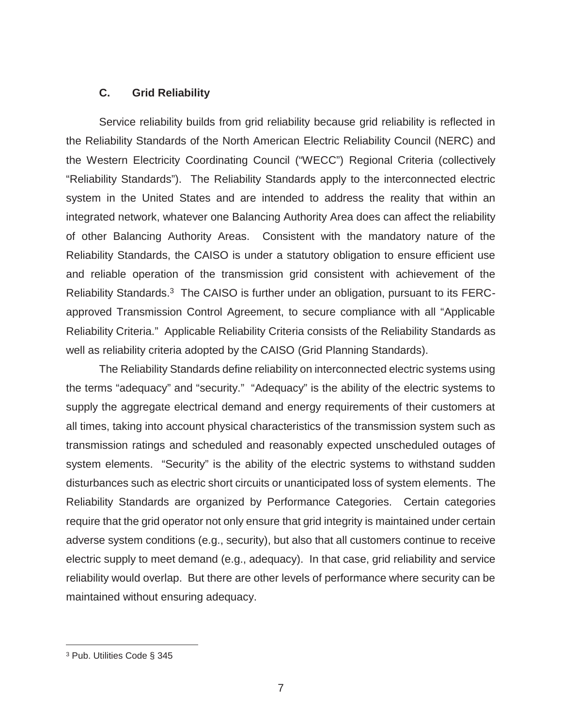### C. Grid Reliability

Service reliability builds from grid reliability because grid reliability is reflected in the Reliability Standards of the North American Electric Reliability Council (NERC) and the Western Electricity Coordinating Council ("WECC") Regional Criteria (collectively "Reliability Standards"). The Reliability Standards apply to the interconnected electric system in the United States and are intended to address the reality that within an integrated network, whatever one Balancing Authority Area does can affect the reliability of other Balancing Authority Areas. Consistent with the mandatory nature of the Reliability Standards, the CAISO is under a statutory obligation to ensure efficient use and reliable operation of the transmission grid consistent with achievement of the Reliability Standards.[3] The CAISO is further under an obligation, pursuant to its FERC-approved Transmission Control Agreement, to secure compliance with all "Applicable Reliability Criteria." Applicable Reliability Criteria consists of the Reliability Standards as well as reliability criteria adopted by the CAISO (Grid Planning Standards).

The Reliability Standards define reliability on interconnected electric systems using the terms "adequacy" and "security." "Adequacy" is the ability of the electric systems to supply the aggregate electrical demand and energy requirements of their customers at all times, taking into account physical characteristics of the transmission system such as transmission ratings and scheduled and reasonably expected unscheduled outages of system elements. "Security" is the ability of the electric systems to withstand sudden disturbances such as electric short circuits or unanticipated loss of system elements. The Reliability Standards are organized by Performance Categories. Certain categories require that the grid operator not only ensure that grid integrity is maintained under certain adverse system conditions (e.g., security), but also that all customers continue to receive electric supply to meet demand (e.g., adequacy). In that case, grid reliability and service reliability would overlap. But there are other levels of performance where security can be maintained without ensuring adequacy.

---

[3] Pub. Utilities Code § 345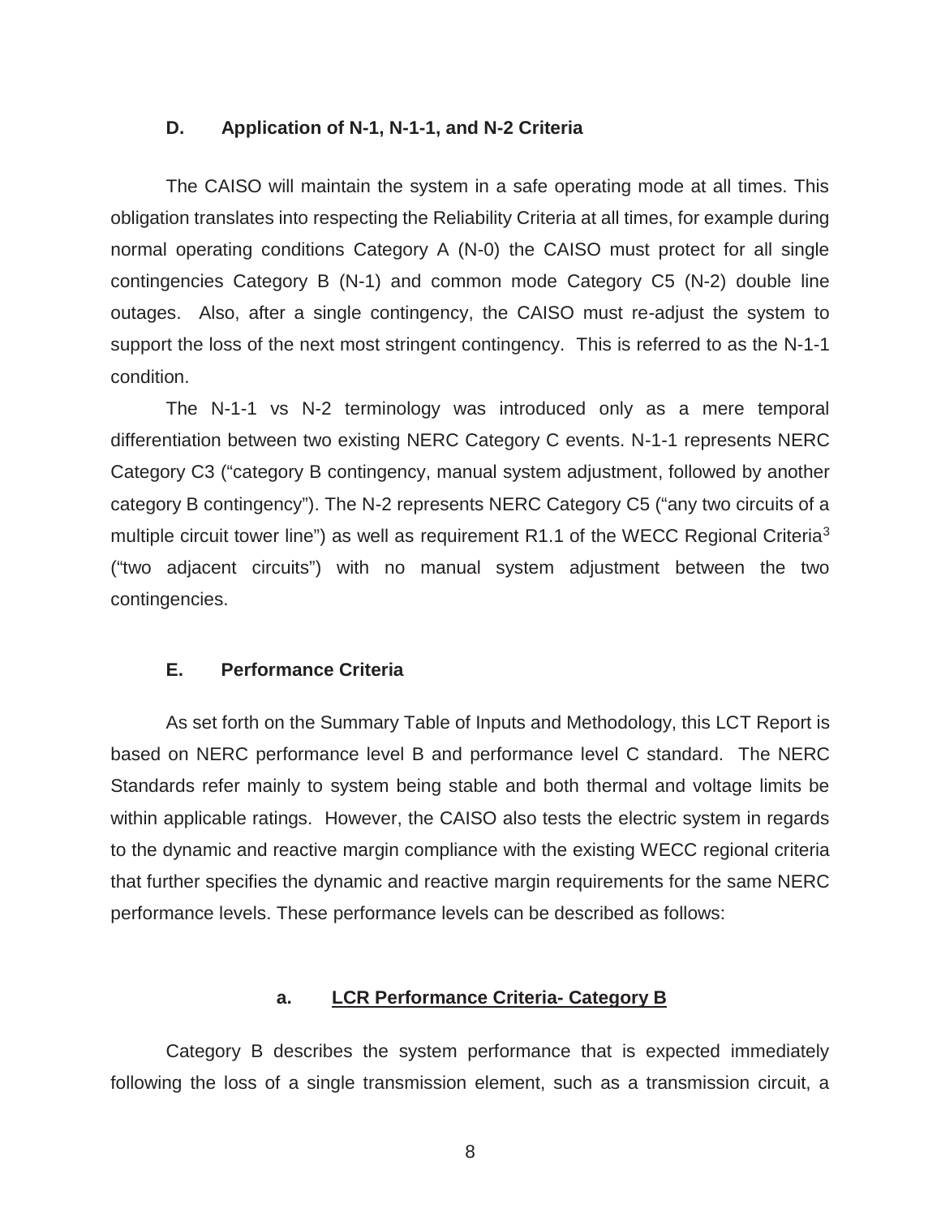### D. Application of N-1, N-1-1, and N-2 Criteria

The CAISO will maintain the system in a safe operating mode at all times. This obligation translates into respecting the Reliability Criteria at all times, for example during normal operating conditions Category A (N-0) the CAISO must protect for all single contingencies Category B (N-1) and common mode Category C5 (N-2) double line outages. Also, after a single contingency, the CAISO must re-adjust the system to support the loss of the next most stringent contingency. This is referred to as the N-1-1 condition.

The N-1-1 vs N-2 terminology was introduced only as a mere temporal differentiation between two existing NERC Category C events. N-1-1 represents NERC Category C3 ("category B contingency, manual system adjustment, followed by another category B contingency"). The N-2 represents NERC Category C5 ("any two circuits of a multiple circuit tower line") as well as requirement R1.1 of the WECC Regional Criteria[3] ("two adjacent circuits") with no manual system adjustment between the two contingencies.

### E. Performance Criteria

As set forth on the Summary Table of Inputs and Methodology, this LCT Report is based on NERC performance level B and performance level C standard. The NERC Standards refer mainly to system being stable and both thermal and voltage limits be within applicable ratings. However, the CAISO also tests the electric system in regards to the dynamic and reactive margin compliance with the existing WECC regional criteria that further specifies the dynamic and reactive margin requirements for the same NERC performance levels. These performance levels can be described as follows:

#### a. LCR Performance Criteria- Category B

Category B describes the system performance that is expected immediately following the loss of a single transmission element, such as a transmission circuit, a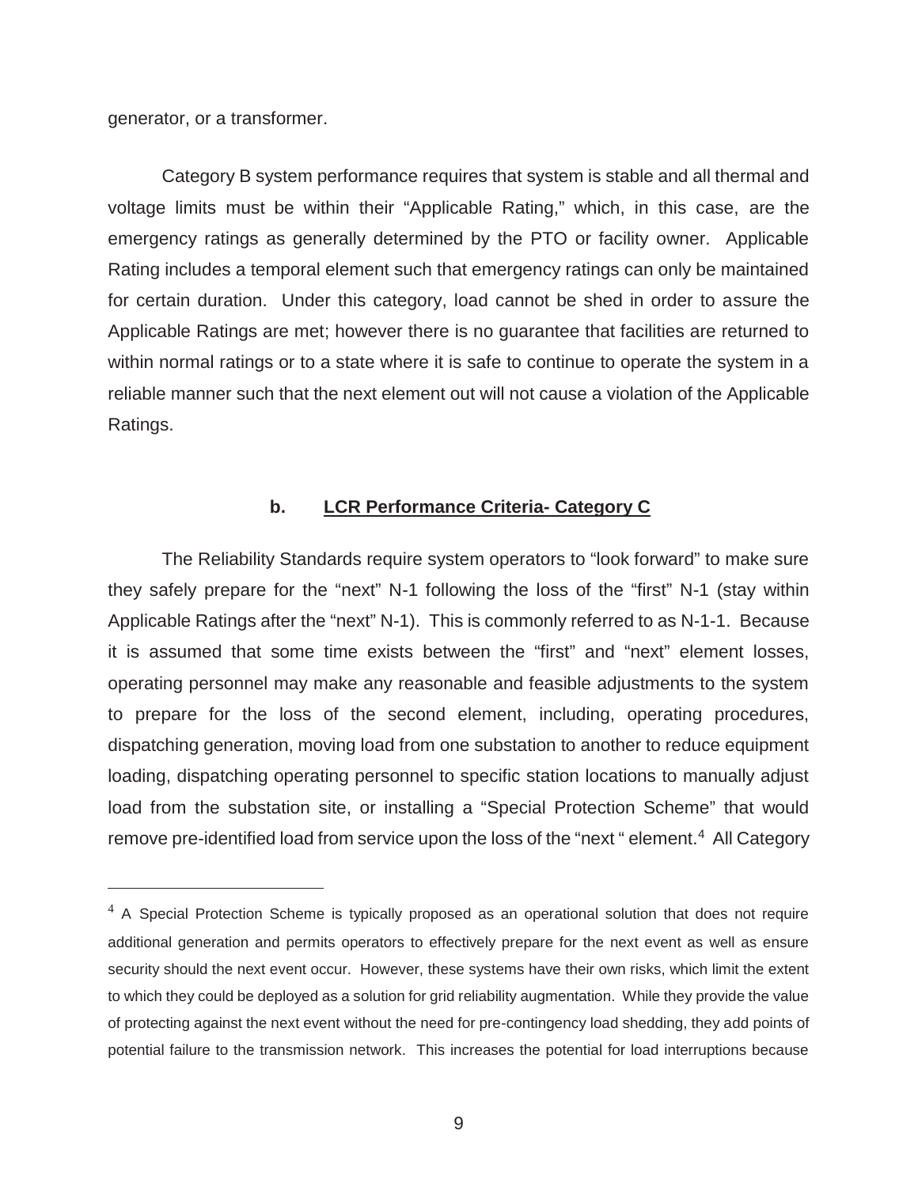generator, or a transformer.

Category B system performance requires that system is stable and all thermal and voltage limits must be within their "Applicable Rating," which, in this case, are the emergency ratings as generally determined by the PTO or facility owner. Applicable Rating includes a temporal element such that emergency ratings can only be maintained for certain duration. Under this category, load cannot be shed in order to assure the Applicable Ratings are met; however there is no guarantee that facilities are returned to within normal ratings or to a state where it is safe to continue to operate the system in a reliable manner such that the next element out will not cause a violation of the Applicable Ratings.

### b. LCR Performance Criteria- Category C

The Reliability Standards require system operators to "look forward" to make sure they safely prepare for the "next" N-1 following the loss of the "first" N-1 (stay within Applicable Ratings after the "next" N-1). This is commonly referred to as N-1-1. Because it is assumed that some time exists between the "first" and "next" element losses, operating personnel may make any reasonable and feasible adjustments to the system to prepare for the loss of the second element, including, operating procedures, dispatching generation, moving load from one substation to another to reduce equipment loading, dispatching operating personnel to specific station locations to manually adjust load from the substation site, or installing a "Special Protection Scheme" that would remove pre-identified load from service upon the loss of the "next " element.[4] All Category

[4] A Special Protection Scheme is typically proposed as an operational solution that does not require additional generation and permits operators to effectively prepare for the next event as well as ensure security should the next event occur. However, these systems have their own risks, which limit the extent to which they could be deployed as a solution for grid reliability augmentation. While they provide the value of protecting against the next event without the need for pre-contingency load shedding, they add points of potential failure to the transmission network. This increases the potential for load interruptions because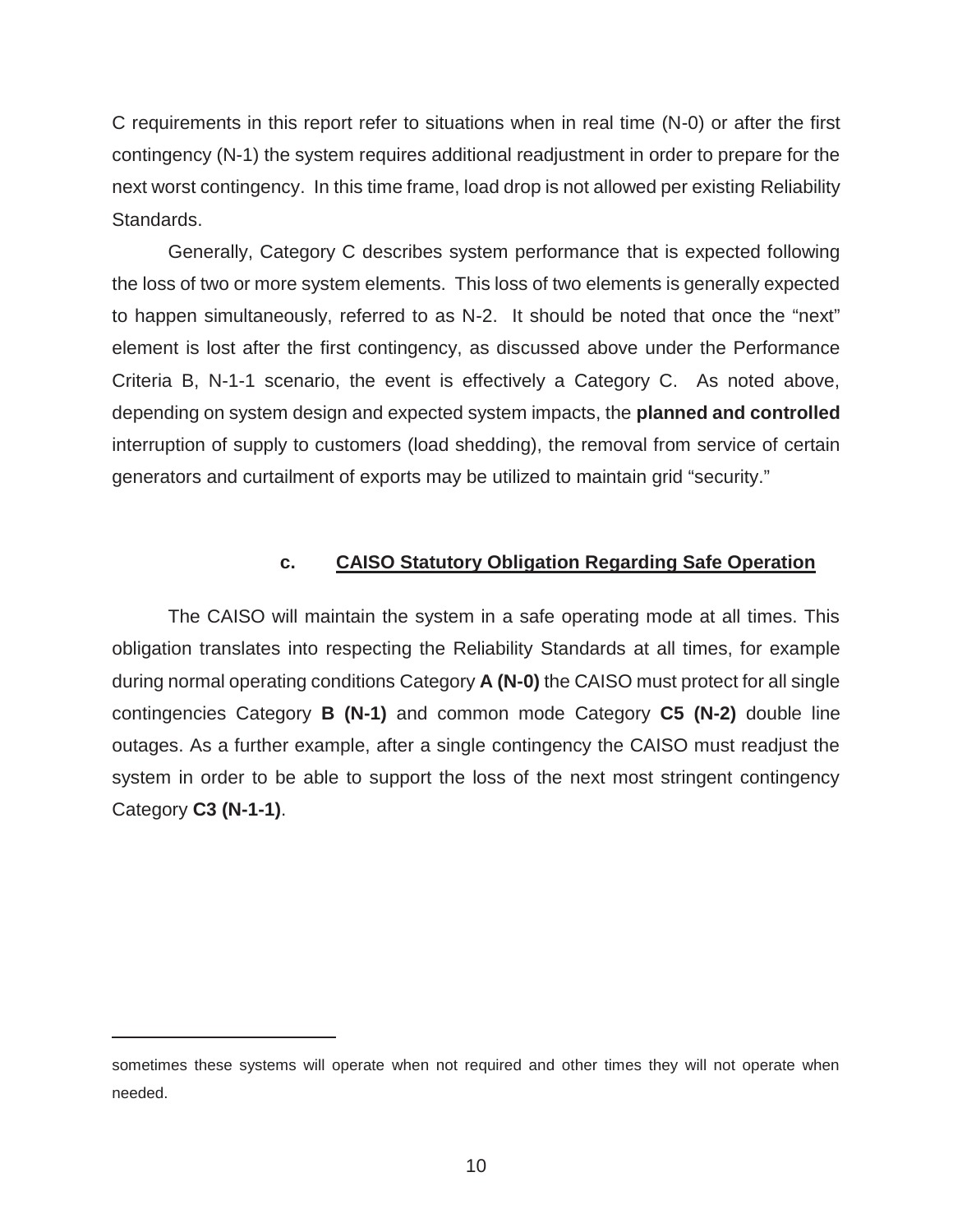C requirements in this report refer to situations when in real time (N-0) or after the first contingency (N-1) the system requires additional readjustment in order to prepare for the next worst contingency. In this time frame, load drop is not allowed per existing Reliability Standards.

Generally, Category C describes system performance that is expected following the loss of two or more system elements. This loss of two elements is generally expected to happen simultaneously, referred to as N-2. It should be noted that once the "next" element is lost after the first contingency, as discussed above under the Performance Criteria B, N-1-1 scenario, the event is effectively a Category C. As noted above, depending on system design and expected system impacts, the **planned and controlled** interruption of supply to customers (load shedding), the removal from service of certain generators and curtailment of exports may be utilized to maintain grid "security."

### c. CAISO Statutory Obligation Regarding Safe Operation

The CAISO will maintain the system in a safe operating mode at all times. This obligation translates into respecting the Reliability Standards at all times, for example during normal operating conditions Category **A (N-0)** the CAISO must protect for all single contingencies Category **B (N-1)** and common mode Category **C5 (N-2)** double line outages. As a further example, after a single contingency the CAISO must readjust the system in order to be able to support the loss of the next most stringent contingency Category **C3 (N-1-1)**.

---

sometimes these systems will operate when not required and other times they will not operate when needed.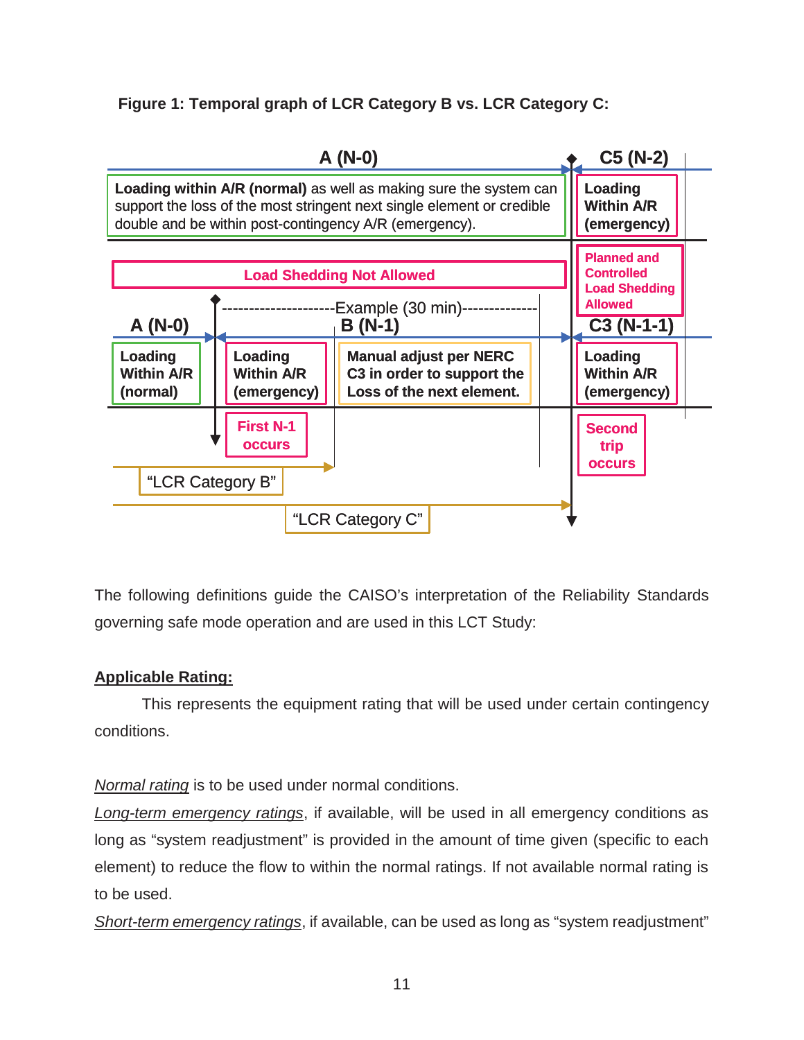**Figure 1: Temporal graph of LCR Category B vs. LCR Category C:**

A (N-0)

**Loading within A/R (normal)** as well as making sure the system can support the loss of the most stringent next single element or credible double and be within post-contingency A/R (emergency).

C5 (N-2)

**Loading Within A/R (emergency)**

**Load Shedding Not Allowed**

**Planned and Controlled Load Shedding Allowed**

A (N-0) ---------------------Example (30 min)-------------- B (N-1)

C3 (N-1-1)

**Loading Within A/R (normal)**

**Loading Within A/R (emergency)**

**Manual adjust per NERC C3 in order to support the Loss of the next element.**

**Loading Within A/R (emergency)**

**First N-1 occurs**

**Second trip occurs**

"LCR Category B"

"LCR Category C"

The following definitions guide the CAISO's interpretation of the Reliability Standards governing safe mode operation and are used in this LCT Study:

**Applicable Rating:**

This represents the equipment rating that will be used under certain contingency conditions.

*Normal rating* is to be used under normal conditions.

*Long-term emergency ratings*, if available, will be used in all emergency conditions as long as "system readjustment" is provided in the amount of time given (specific to each element) to reduce the flow to within the normal ratings. If not available normal rating is to be used.

*Short-term emergency ratings*, if available, can be used as long as "system readjustment"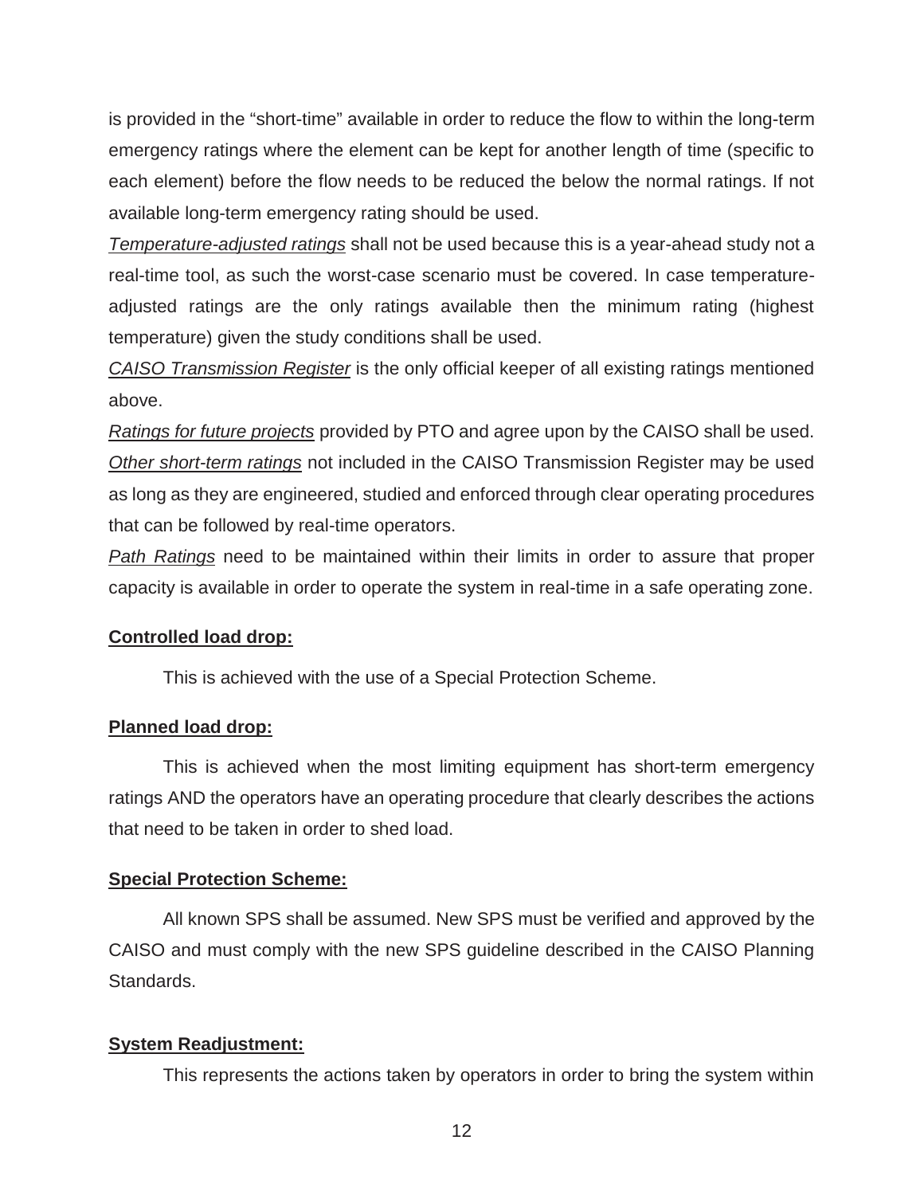is provided in the "short-time" available in order to reduce the flow to within the long-term emergency ratings where the element can be kept for another length of time (specific to each element) before the flow needs to be reduced the below the normal ratings. If not available long-term emergency rating should be used.

*Temperature-adjusted ratings* shall not be used because this is a year-ahead study not a real-time tool, as such the worst-case scenario must be covered. In case temperature-adjusted ratings are the only ratings available then the minimum rating (highest temperature) given the study conditions shall be used.

*CAISO Transmission Register* is the only official keeper of all existing ratings mentioned above.

*Ratings for future projects* provided by PTO and agree upon by the CAISO shall be used.

*Other short-term ratings* not included in the CAISO Transmission Register may be used as long as they are engineered, studied and enforced through clear operating procedures that can be followed by real-time operators.

*Path Ratings* need to be maintained within their limits in order to assure that proper capacity is available in order to operate the system in real-time in a safe operating zone.

**Controlled load drop:**

This is achieved with the use of a Special Protection Scheme.

**Planned load drop:**

This is achieved when the most limiting equipment has short-term emergency ratings AND the operators have an operating procedure that clearly describes the actions that need to be taken in order to shed load.

**Special Protection Scheme:**

All known SPS shall be assumed. New SPS must be verified and approved by the CAISO and must comply with the new SPS guideline described in the CAISO Planning Standards.

**System Readjustment:**

This represents the actions taken by operators in order to bring the system within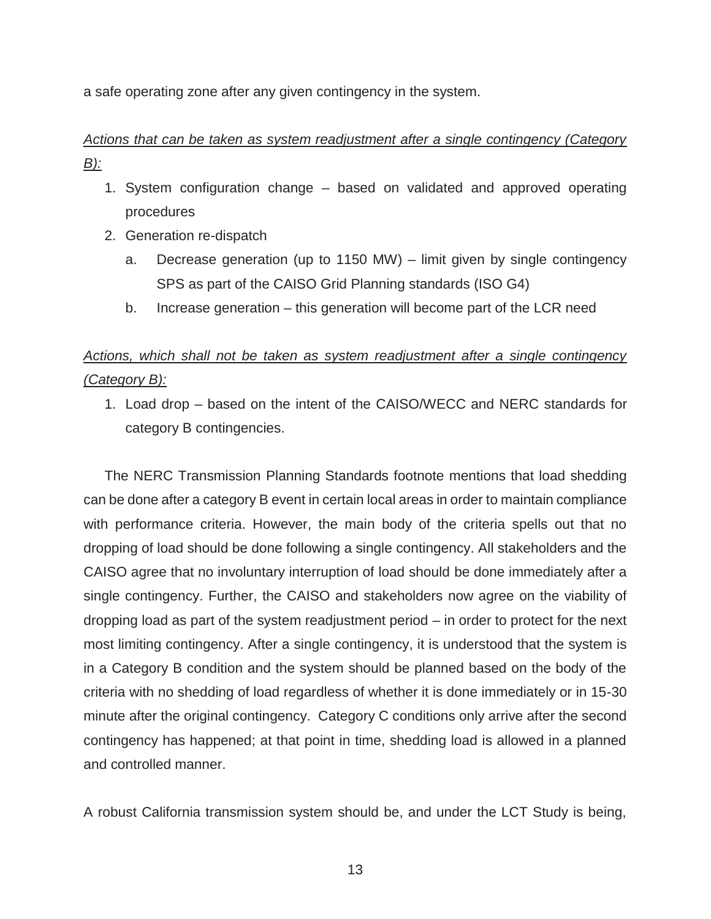a safe operating zone after any given contingency in the system.

*Actions that can be taken as system readjustment after a single contingency (Category B):*

1. System configuration change – based on validated and approved operating procedures
2. Generation re-dispatch
   a. Decrease generation (up to 1150 MW) – limit given by single contingency SPS as part of the CAISO Grid Planning standards (ISO G4)
   b. Increase generation – this generation will become part of the LCR need

*Actions, which shall not be taken as system readjustment after a single contingency (Category B):*

1. Load drop – based on the intent of the CAISO/WECC and NERC standards for category B contingencies.

The NERC Transmission Planning Standards footnote mentions that load shedding can be done after a category B event in certain local areas in order to maintain compliance with performance criteria. However, the main body of the criteria spells out that no dropping of load should be done following a single contingency. All stakeholders and the CAISO agree that no involuntary interruption of load should be done immediately after a single contingency. Further, the CAISO and stakeholders now agree on the viability of dropping load as part of the system readjustment period – in order to protect for the next most limiting contingency. After a single contingency, it is understood that the system is in a Category B condition and the system should be planned based on the body of the criteria with no shedding of load regardless of whether it is done immediately or in 15-30 minute after the original contingency. Category C conditions only arrive after the second contingency has happened; at that point in time, shedding load is allowed in a planned and controlled manner.

A robust California transmission system should be, and under the LCT Study is being,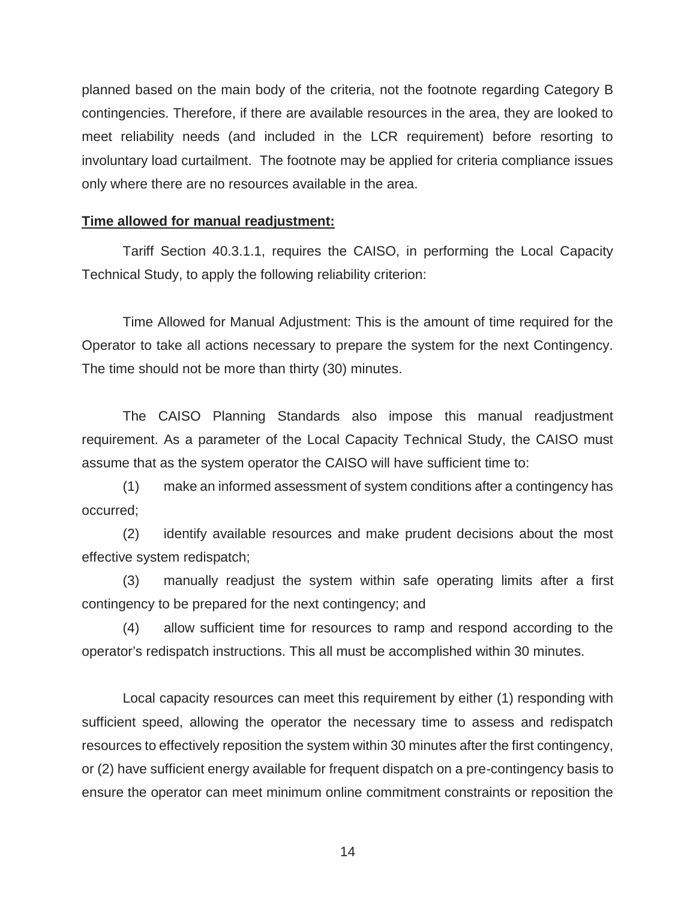planned based on the main body of the criteria, not the footnote regarding Category B contingencies. Therefore, if there are available resources in the area, they are looked to meet reliability needs (and included in the LCR requirement) before resorting to involuntary load curtailment. The footnote may be applied for criteria compliance issues only where there are no resources available in the area.

**Time allowed for manual readjustment:**

Tariff Section 40.3.1.1, requires the CAISO, in performing the Local Capacity Technical Study, to apply the following reliability criterion:

Time Allowed for Manual Adjustment: This is the amount of time required for the Operator to take all actions necessary to prepare the system for the next Contingency. The time should not be more than thirty (30) minutes.

The CAISO Planning Standards also impose this manual readjustment requirement. As a parameter of the Local Capacity Technical Study, the CAISO must assume that as the system operator the CAISO will have sufficient time to:

(1) make an informed assessment of system conditions after a contingency has occurred;

(2) identify available resources and make prudent decisions about the most effective system redispatch;

(3) manually readjust the system within safe operating limits after a first contingency to be prepared for the next contingency; and

(4) allow sufficient time for resources to ramp and respond according to the operator's redispatch instructions. This all must be accomplished within 30 minutes.

Local capacity resources can meet this requirement by either (1) responding with sufficient speed, allowing the operator the necessary time to assess and redispatch resources to effectively reposition the system within 30 minutes after the first contingency, or (2) have sufficient energy available for frequent dispatch on a pre-contingency basis to ensure the operator can meet minimum online commitment constraints or reposition the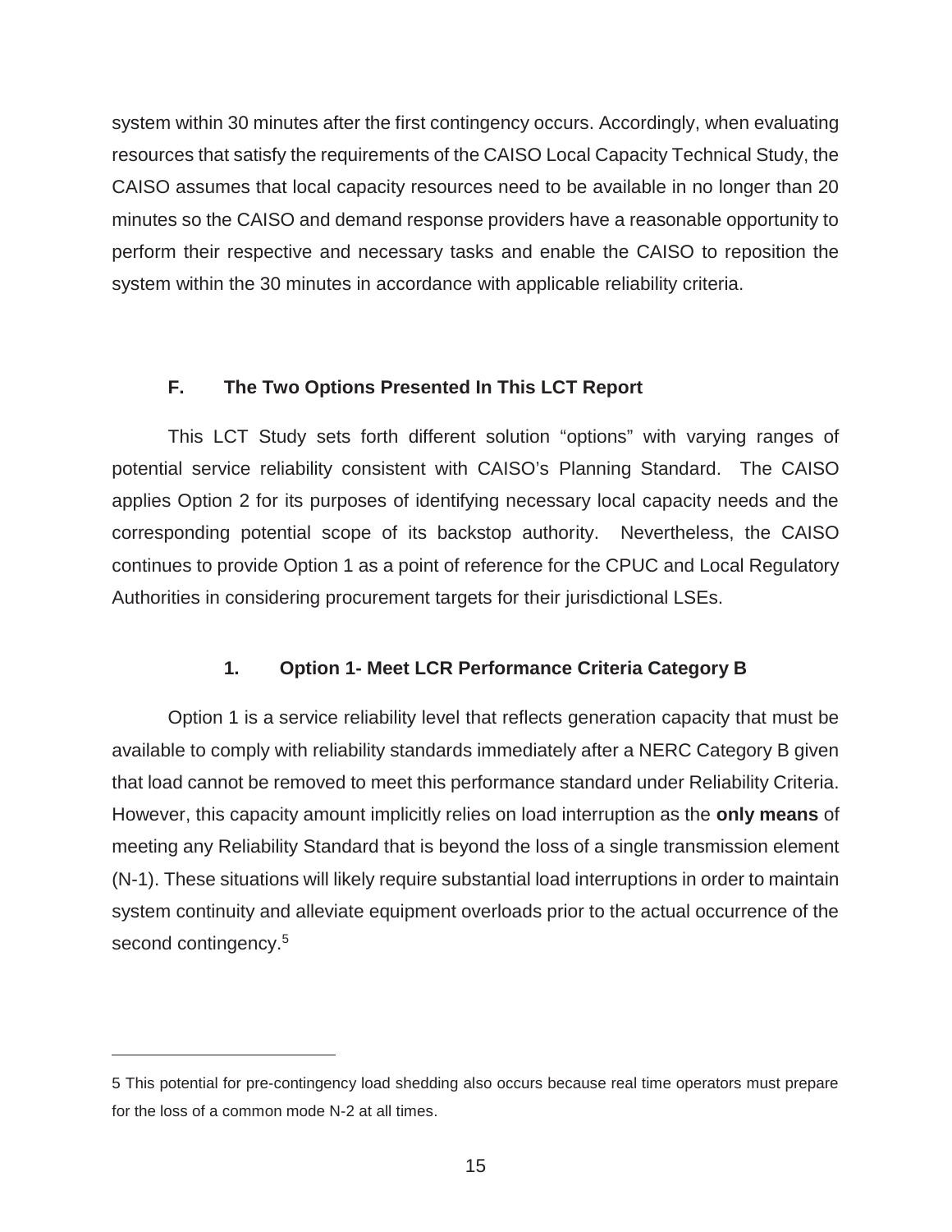system within 30 minutes after the first contingency occurs. Accordingly, when evaluating resources that satisfy the requirements of the CAISO Local Capacity Technical Study, the CAISO assumes that local capacity resources need to be available in no longer than 20 minutes so the CAISO and demand response providers have a reasonable opportunity to perform their respective and necessary tasks and enable the CAISO to reposition the system within the 30 minutes in accordance with applicable reliability criteria.

### F. The Two Options Presented In This LCT Report

This LCT Study sets forth different solution "options" with varying ranges of potential service reliability consistent with CAISO's Planning Standard. The CAISO applies Option 2 for its purposes of identifying necessary local capacity needs and the corresponding potential scope of its backstop authority. Nevertheless, the CAISO continues to provide Option 1 as a point of reference for the CPUC and Local Regulatory Authorities in considering procurement targets for their jurisdictional LSEs.

#### 1. Option 1- Meet LCR Performance Criteria Category B

Option 1 is a service reliability level that reflects generation capacity that must be available to comply with reliability standards immediately after a NERC Category B given that load cannot be removed to meet this performance standard under Reliability Criteria. However, this capacity amount implicitly relies on load interruption as the **only means** of meeting any Reliability Standard that is beyond the loss of a single transmission element (N-1). These situations will likely require substantial load interruptions in order to maintain system continuity and alleviate equipment overloads prior to the actual occurrence of the second contingency.[5]

---

5 This potential for pre-contingency load shedding also occurs because real time operators must prepare for the loss of a common mode N-2 at all times.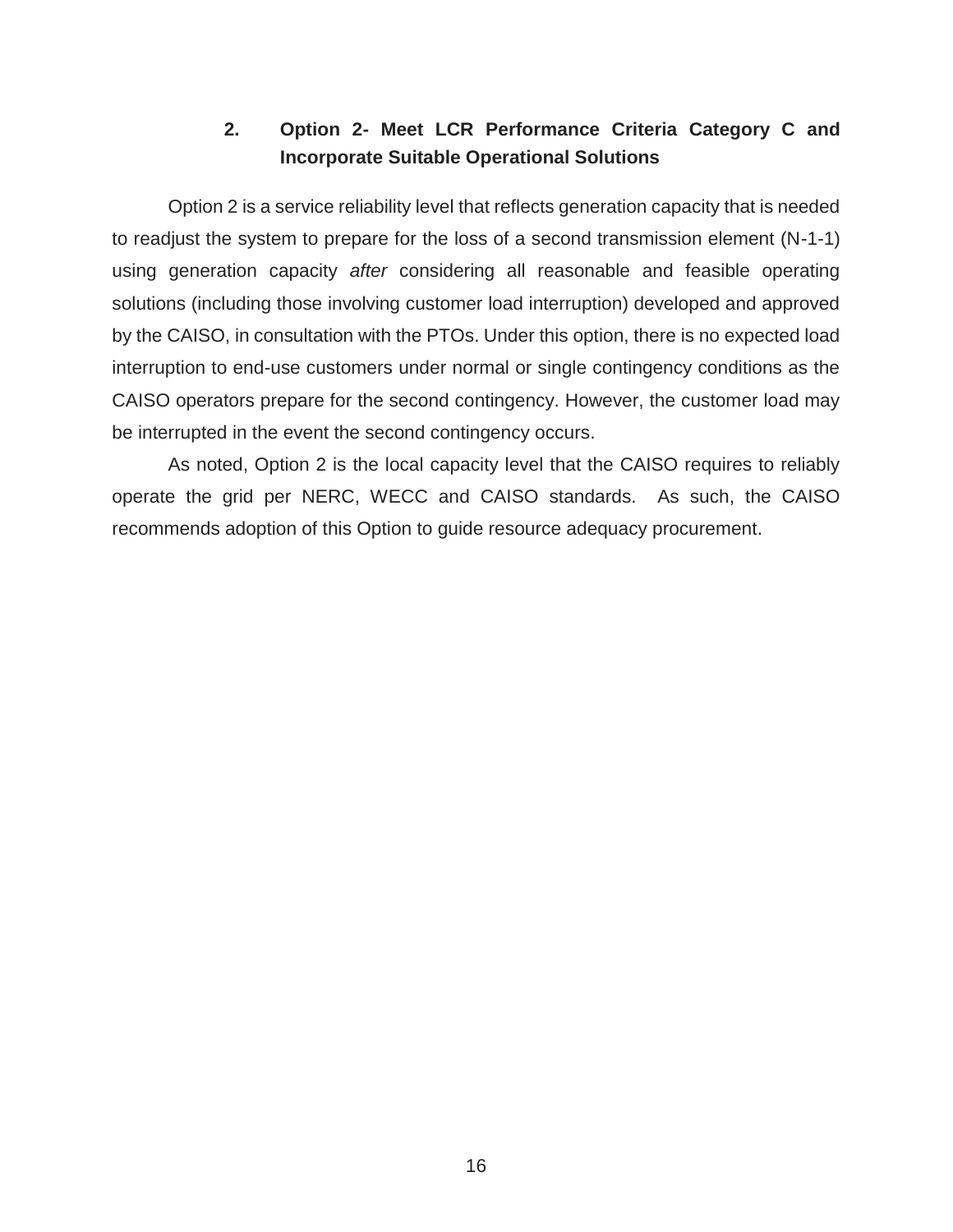### 2. Option 2- Meet LCR Performance Criteria Category C and Incorporate Suitable Operational Solutions

Option 2 is a service reliability level that reflects generation capacity that is needed to readjust the system to prepare for the loss of a second transmission element (N-1-1) using generation capacity *after* considering all reasonable and feasible operating solutions (including those involving customer load interruption) developed and approved by the CAISO, in consultation with the PTOs. Under this option, there is no expected load interruption to end-use customers under normal or single contingency conditions as the CAISO operators prepare for the second contingency. However, the customer load may be interrupted in the event the second contingency occurs.

As noted, Option 2 is the local capacity level that the CAISO requires to reliably operate the grid per NERC, WECC and CAISO standards. As such, the CAISO recommends adoption of this Option to guide resource adequacy procurement.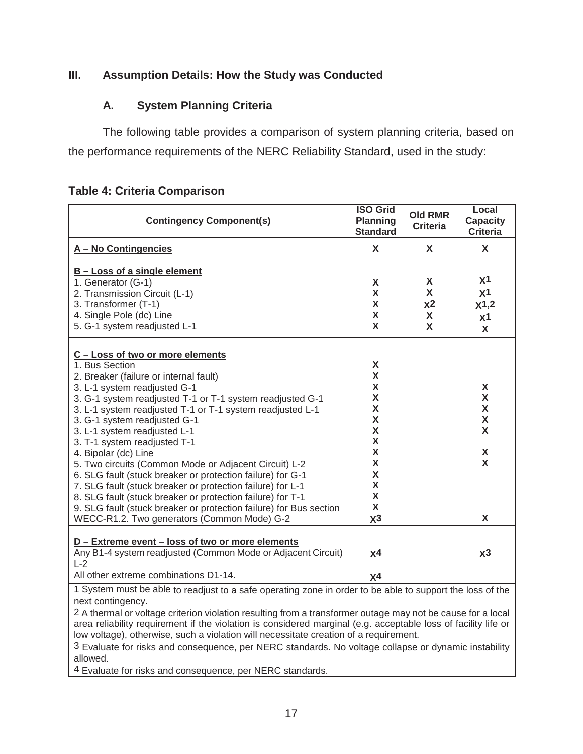## III. Assumption Details: How the Study was Conducted

### A. System Planning Criteria

The following table provides a comparison of system planning criteria, based on the performance requirements of the NERC Reliability Standard, used in the study:

**Table 4: Criteria Comparison**

| Contingency Component(s) | ISO Grid Planning Standard | Old RMR Criteria | Local Capacity Criteria |
|---|---|---|---|
| **A – No Contingencies** | X | X | X |
| **B – Loss of a single element** | | | |
| 1. Generator (G-1) | X | X | X[1] |
| 2. Transmission Circuit (L-1) | X | X | X[1] |
| 3. Transformer (T-1) | X | X[2] | X[1,2] |
| 4. Single Pole (dc) Line | X | X | X[1] |
| 5. G-1 system readjusted L-1 | X | X | X |
| **C – Loss of two or more elements** | | | |
| 1. Bus Section | X | | |
| 2. Breaker (failure or internal fault) | X | | |
| 3. L-1 system readjusted G-1 | X | | X |
| 3. G-1 system readjusted T-1 or T-1 system readjusted G-1 | X | | X |
| 3. L-1 system readjusted T-1 or T-1 system readjusted L-1 | X | | X |
| 3. G-1 system readjusted G-1 | X | | X |
| 3. L-1 system readjusted L-1 | X | | X |
| 3. T-1 system readjusted T-1 | X | | |
| 4. Bipolar (dc) Line | X | | X |
| 5. Two circuits (Common Mode or Adjacent Circuit) L-2 | X | | X |
| 6. SLG fault (stuck breaker or protection failure) for G-1 | X | | |
| 7. SLG fault (stuck breaker or protection failure) for L-1 | X | | |
| 8. SLG fault (stuck breaker or protection failure) for T-1 | X | | |
| 9. SLG fault (stuck breaker or protection failure) for Bus section | X | | |
| WECC-R1.2. Two generators (Common Mode) G-2 | X[3] | | X |
| **D – Extreme event – loss of two or more elements** | | | |
| Any B1-4 system readjusted (Common Mode or Adjacent Circuit) L-2 | X[4] | | X[3] |
| All other extreme combinations D1-14. | X[4] | | |

1 System must be able to readjust to a safe operating zone in order to be able to support the loss of the next contingency.

2 A thermal or voltage criterion violation resulting from a transformer outage may not be cause for a local area reliability requirement if the violation is considered marginal (e.g. acceptable loss of facility life or low voltage), otherwise, such a violation will necessitate creation of a requirement.

3 Evaluate for risks and consequence, per NERC standards. No voltage collapse or dynamic instability allowed.

4 Evaluate for risks and consequence, per NERC standards.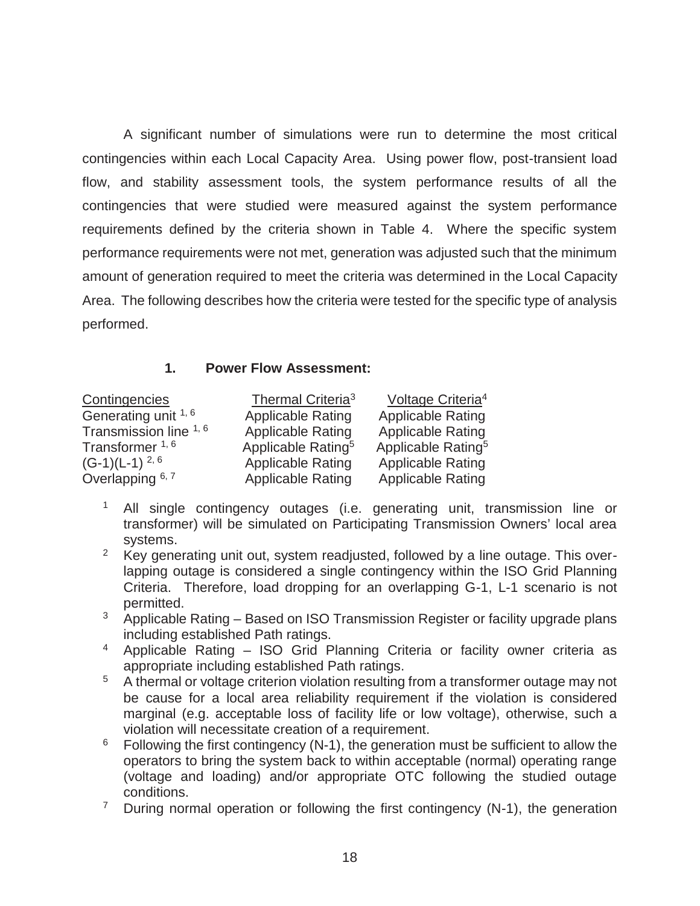A significant number of simulations were run to determine the most critical contingencies within each Local Capacity Area. Using power flow, post-transient load flow, and stability assessment tools, the system performance results of all the contingencies that were studied were measured against the system performance requirements defined by the criteria shown in Table 4. Where the specific system performance requirements were not met, generation was adjusted such that the minimum amount of generation required to meet the criteria was determined in the Local Capacity Area. The following describes how the criteria were tested for the specific type of analysis performed.

**1. Power Flow Assessment:**

| Contingencies | Thermal Criteria[3] | Voltage Criteria[4] |
|---|---|---|
| Generating unit [1, 6] | Applicable Rating | Applicable Rating |
| Transmission line [1, 6] | Applicable Rating | Applicable Rating |
| Transformer [1, 6] | Applicable Rating[5] | Applicable Rating[5] |
| (G-1)(L-1) [2, 6] | Applicable Rating | Applicable Rating |
| Overlapping [6, 7] | Applicable Rating | Applicable Rating |

[1] All single contingency outages (i.e. generating unit, transmission line or transformer) will be simulated on Participating Transmission Owners' local area systems.

[2] Key generating unit out, system readjusted, followed by a line outage. This over-lapping outage is considered a single contingency within the ISO Grid Planning Criteria. Therefore, load dropping for an overlapping G-1, L-1 scenario is not permitted.

[3] Applicable Rating – Based on ISO Transmission Register or facility upgrade plans including established Path ratings.

[4] Applicable Rating – ISO Grid Planning Criteria or facility owner criteria as appropriate including established Path ratings.

[5] A thermal or voltage criterion violation resulting from a transformer outage may not be cause for a local area reliability requirement if the violation is considered marginal (e.g. acceptable loss of facility life or low voltage), otherwise, such a violation will necessitate creation of a requirement.

[6] Following the first contingency (N-1), the generation must be sufficient to allow the operators to bring the system back to within acceptable (normal) operating range (voltage and loading) and/or appropriate OTC following the studied outage conditions.

[7] During normal operation or following the first contingency (N-1), the generation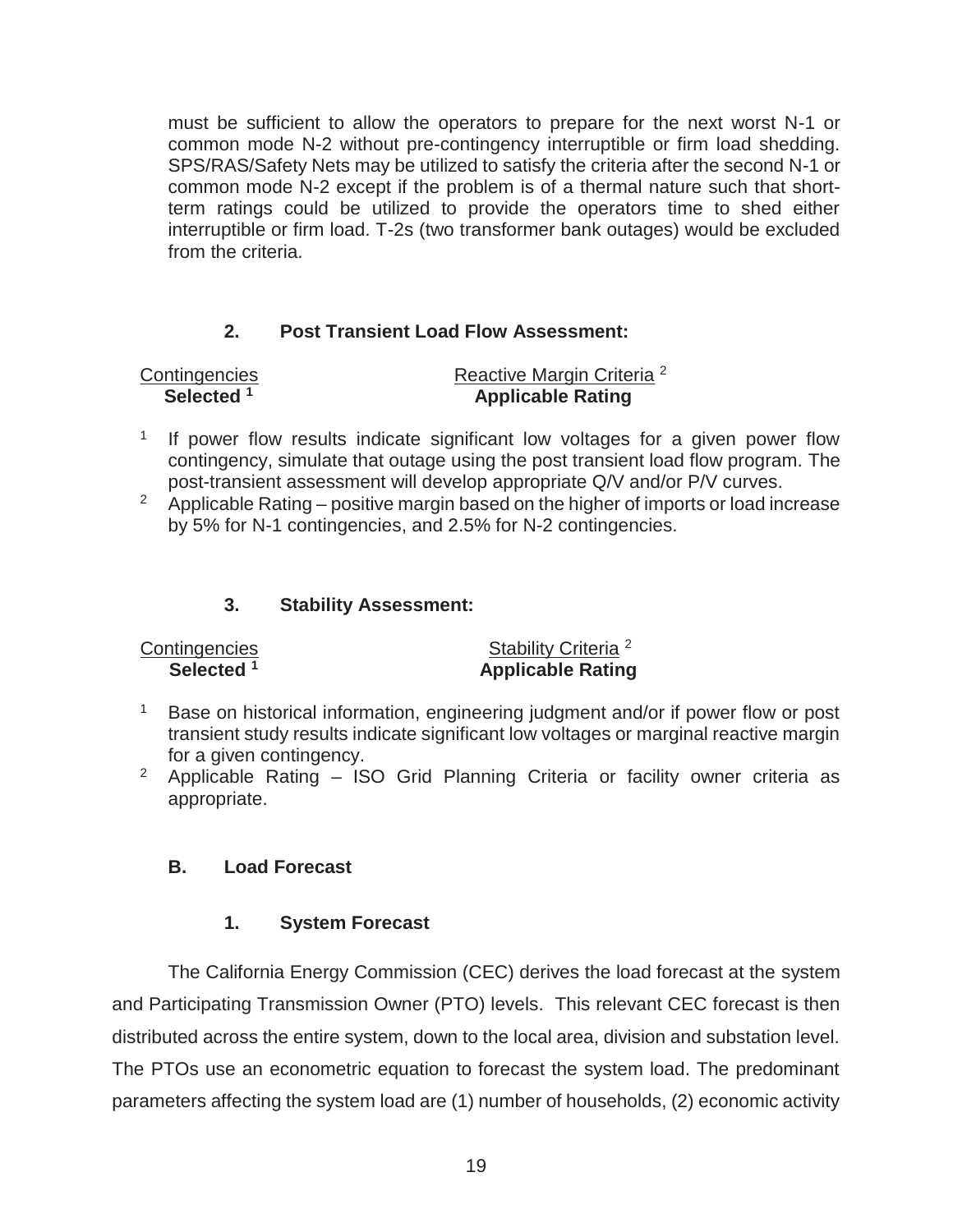must be sufficient to allow the operators to prepare for the next worst N-1 or common mode N-2 without pre-contingency interruptible or firm load shedding. SPS/RAS/Safety Nets may be utilized to satisfy the criteria after the second N-1 or common mode N-2 except if the problem is of a thermal nature such that short-term ratings could be utilized to provide the operators time to shed either interruptible or firm load. T-2s (two transformer bank outages) would be excluded from the criteria.

### 2. Post Transient Load Flow Assessment:

| Contingencies **Selected** [1] | Reactive Margin Criteria [2] **Applicable Rating** |
|---|---|

[1] If power flow results indicate significant low voltages for a given power flow contingency, simulate that outage using the post transient load flow program. The post-transient assessment will develop appropriate Q/V and/or P/V curves.

[2] Applicable Rating – positive margin based on the higher of imports or load increase by 5% for N-1 contingencies, and 2.5% for N-2 contingencies.

### 3. Stability Assessment:

| Contingencies **Selected** [1] | Stability Criteria [2] **Applicable Rating** |
|---|---|

[1] Base on historical information, engineering judgment and/or if power flow or post transient study results indicate significant low voltages or marginal reactive margin for a given contingency.

[2] Applicable Rating – ISO Grid Planning Criteria or facility owner criteria as appropriate.

## B. Load Forecast

### 1. System Forecast

The California Energy Commission (CEC) derives the load forecast at the system and Participating Transmission Owner (PTO) levels. This relevant CEC forecast is then distributed across the entire system, down to the local area, division and substation level. The PTOs use an econometric equation to forecast the system load. The predominant parameters affecting the system load are (1) number of households, (2) economic activity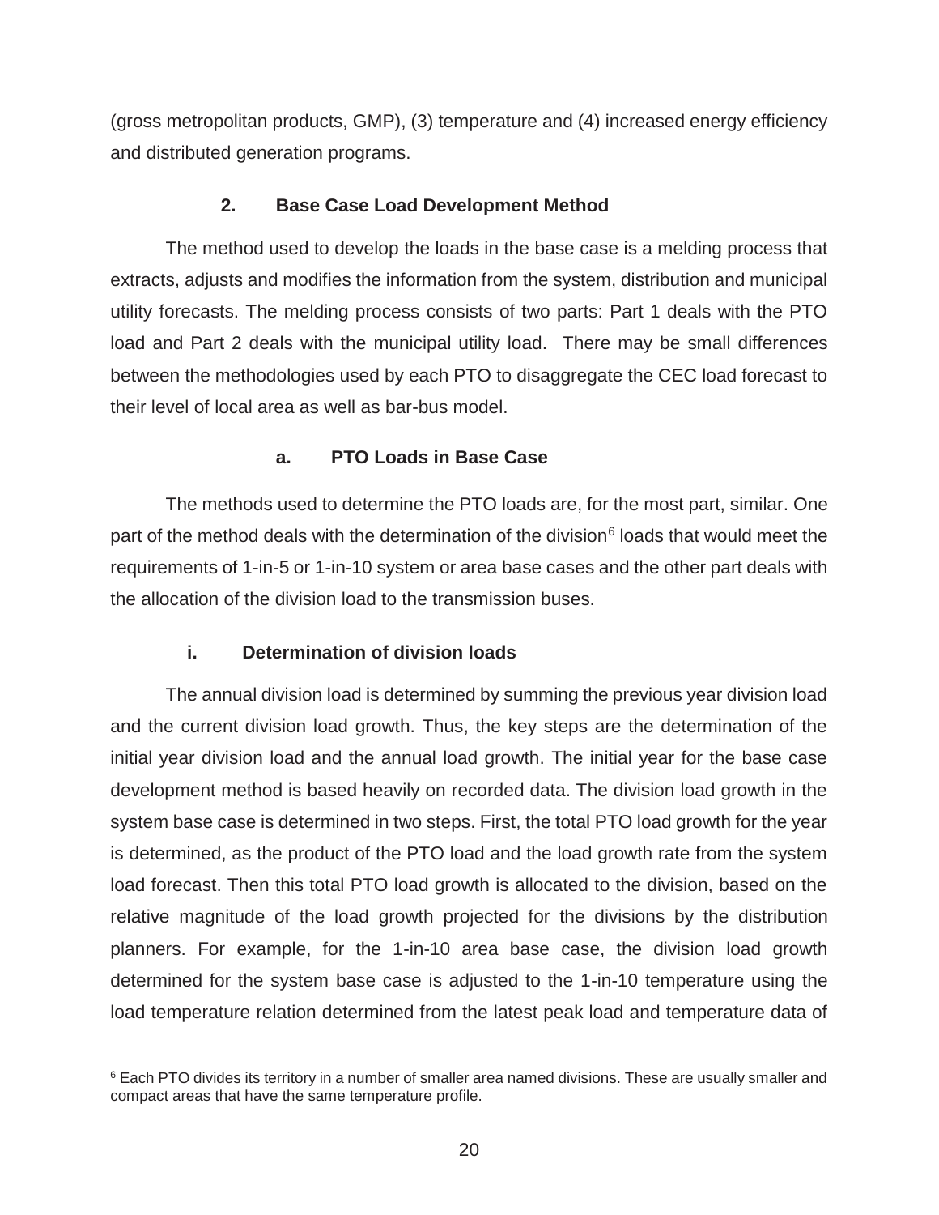(gross metropolitan products, GMP), (3) temperature and (4) increased energy efficiency and distributed generation programs.

### 2. Base Case Load Development Method

The method used to develop the loads in the base case is a melding process that extracts, adjusts and modifies the information from the system, distribution and municipal utility forecasts. The melding process consists of two parts: Part 1 deals with the PTO load and Part 2 deals with the municipal utility load. There may be small differences between the methodologies used by each PTO to disaggregate the CEC load forecast to their level of local area as well as bar-bus model.

#### a. PTO Loads in Base Case

The methods used to determine the PTO loads are, for the most part, similar. One part of the method deals with the determination of the division[6] loads that would meet the requirements of 1-in-5 or 1-in-10 system or area base cases and the other part deals with the allocation of the division load to the transmission buses.

##### i. Determination of division loads

The annual division load is determined by summing the previous year division load and the current division load growth. Thus, the key steps are the determination of the initial year division load and the annual load growth. The initial year for the base case development method is based heavily on recorded data. The division load growth in the system base case is determined in two steps. First, the total PTO load growth for the year is determined, as the product of the PTO load and the load growth rate from the system load forecast. Then this total PTO load growth is allocated to the division, based on the relative magnitude of the load growth projected for the divisions by the distribution planners. For example, for the 1-in-10 area base case, the division load growth determined for the system base case is adjusted to the 1-in-10 temperature using the load temperature relation determined from the latest peak load and temperature data of

[6] Each PTO divides its territory in a number of smaller area named divisions. These are usually smaller and compact areas that have the same temperature profile.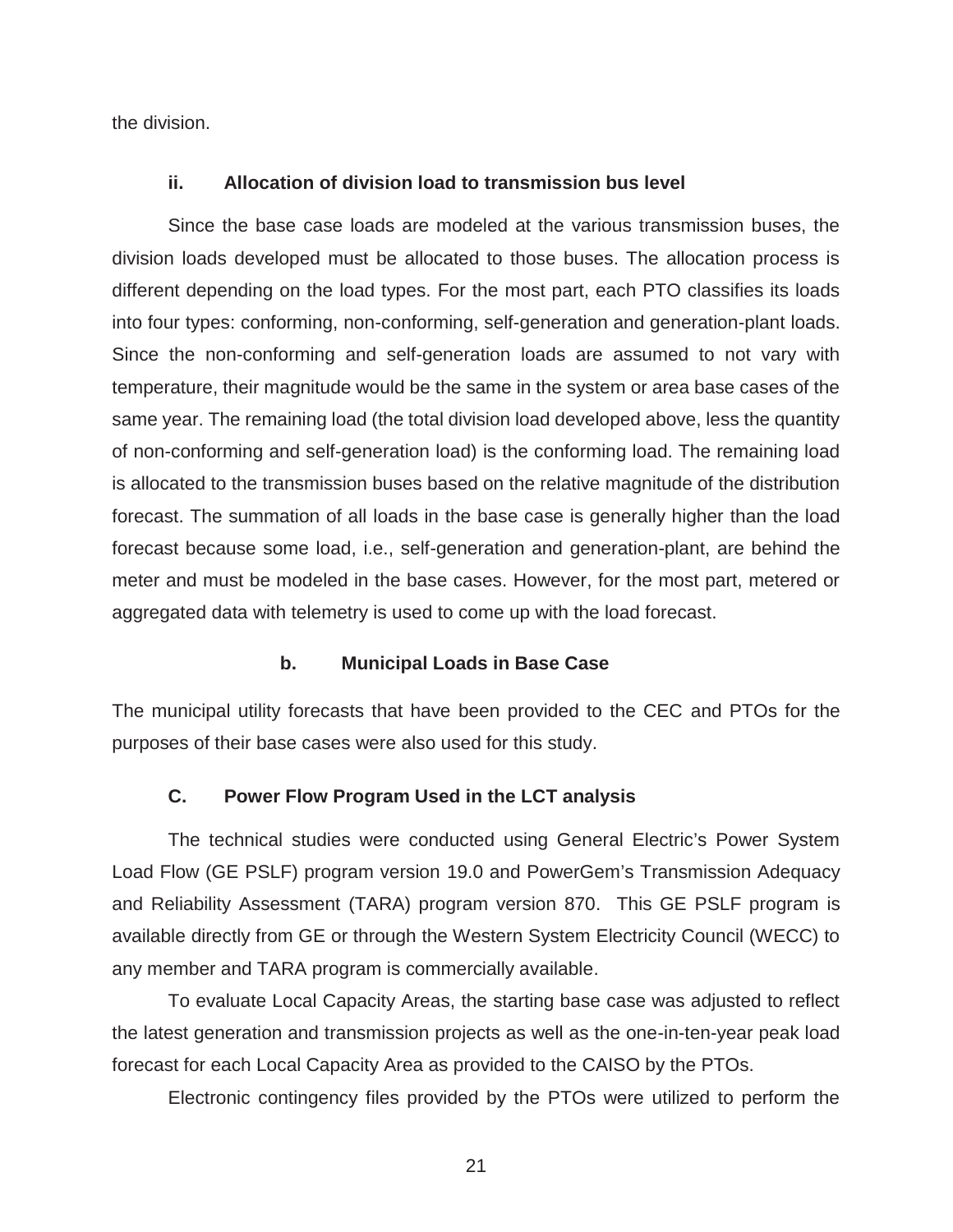the division.

#### ii. Allocation of division load to transmission bus level

Since the base case loads are modeled at the various transmission buses, the division loads developed must be allocated to those buses. The allocation process is different depending on the load types. For the most part, each PTO classifies its loads into four types: conforming, non-conforming, self-generation and generation-plant loads. Since the non-conforming and self-generation loads are assumed to not vary with temperature, their magnitude would be the same in the system or area base cases of the same year. The remaining load (the total division load developed above, less the quantity of non-conforming and self-generation load) is the conforming load. The remaining load is allocated to the transmission buses based on the relative magnitude of the distribution forecast. The summation of all loads in the base case is generally higher than the load forecast because some load, i.e., self-generation and generation-plant, are behind the meter and must be modeled in the base cases. However, for the most part, metered or aggregated data with telemetry is used to come up with the load forecast.

#### b. Municipal Loads in Base Case

The municipal utility forecasts that have been provided to the CEC and PTOs for the purposes of their base cases were also used for this study.

### C. Power Flow Program Used in the LCT analysis

The technical studies were conducted using General Electric's Power System Load Flow (GE PSLF) program version 19.0 and PowerGem's Transmission Adequacy and Reliability Assessment (TARA) program version 870. This GE PSLF program is available directly from GE or through the Western System Electricity Council (WECC) to any member and TARA program is commercially available.

To evaluate Local Capacity Areas, the starting base case was adjusted to reflect the latest generation and transmission projects as well as the one-in-ten-year peak load forecast for each Local Capacity Area as provided to the CAISO by the PTOs.

Electronic contingency files provided by the PTOs were utilized to perform the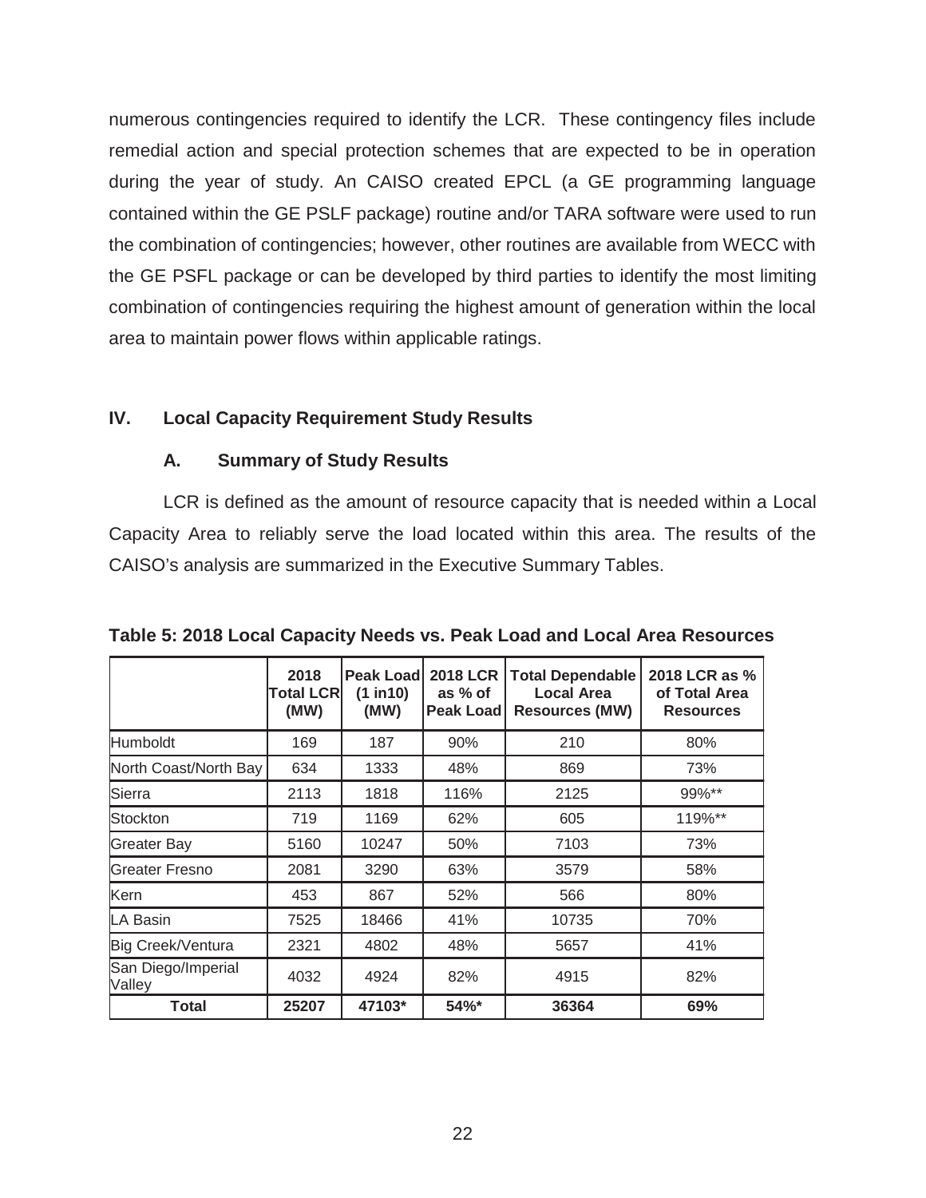numerous contingencies required to identify the LCR. These contingency files include remedial action and special protection schemes that are expected to be in operation during the year of study. An CAISO created EPCL (a GE programming language contained within the GE PSLF package) routine and/or TARA software were used to run the combination of contingencies; however, other routines are available from WECC with the GE PSFL package or can be developed by third parties to identify the most limiting combination of contingencies requiring the highest amount of generation within the local area to maintain power flows within applicable ratings.

## IV. Local Capacity Requirement Study Results

### A. Summary of Study Results

LCR is defined as the amount of resource capacity that is needed within a Local Capacity Area to reliably serve the load located within this area. The results of the CAISO's analysis are summarized in the Executive Summary Tables.

**Table 5: 2018 Local Capacity Needs vs. Peak Load and Local Area Resources**

| | 2018 Total LCR (MW) | Peak Load (1 in10) (MW) | 2018 LCR as % of Peak Load | Total Dependable Local Area Resources (MW) | 2018 LCR as % of Total Area Resources |
|---|---|---|---|---|---|
| Humboldt | 169 | 187 | 90% | 210 | 80% |
| North Coast/North Bay | 634 | 1333 | 48% | 869 | 73% |
| Sierra | 2113 | 1818 | 116% | 2125 | 99%** |
| Stockton | 719 | 1169 | 62% | 605 | 119%** |
| Greater Bay | 5160 | 10247 | 50% | 7103 | 73% |
| Greater Fresno | 2081 | 3290 | 63% | 3579 | 58% |
| Kern | 453 | 867 | 52% | 566 | 80% |
| LA Basin | 7525 | 18466 | 41% | 10735 | 70% |
| Big Creek/Ventura | 2321 | 4802 | 48% | 5657 | 41% |
| San Diego/Imperial Valley | 4032 | 4924 | 82% | 4915 | 82% |
| **Total** | **25207** | **47103*** | **54%*** | **36364** | **69%** |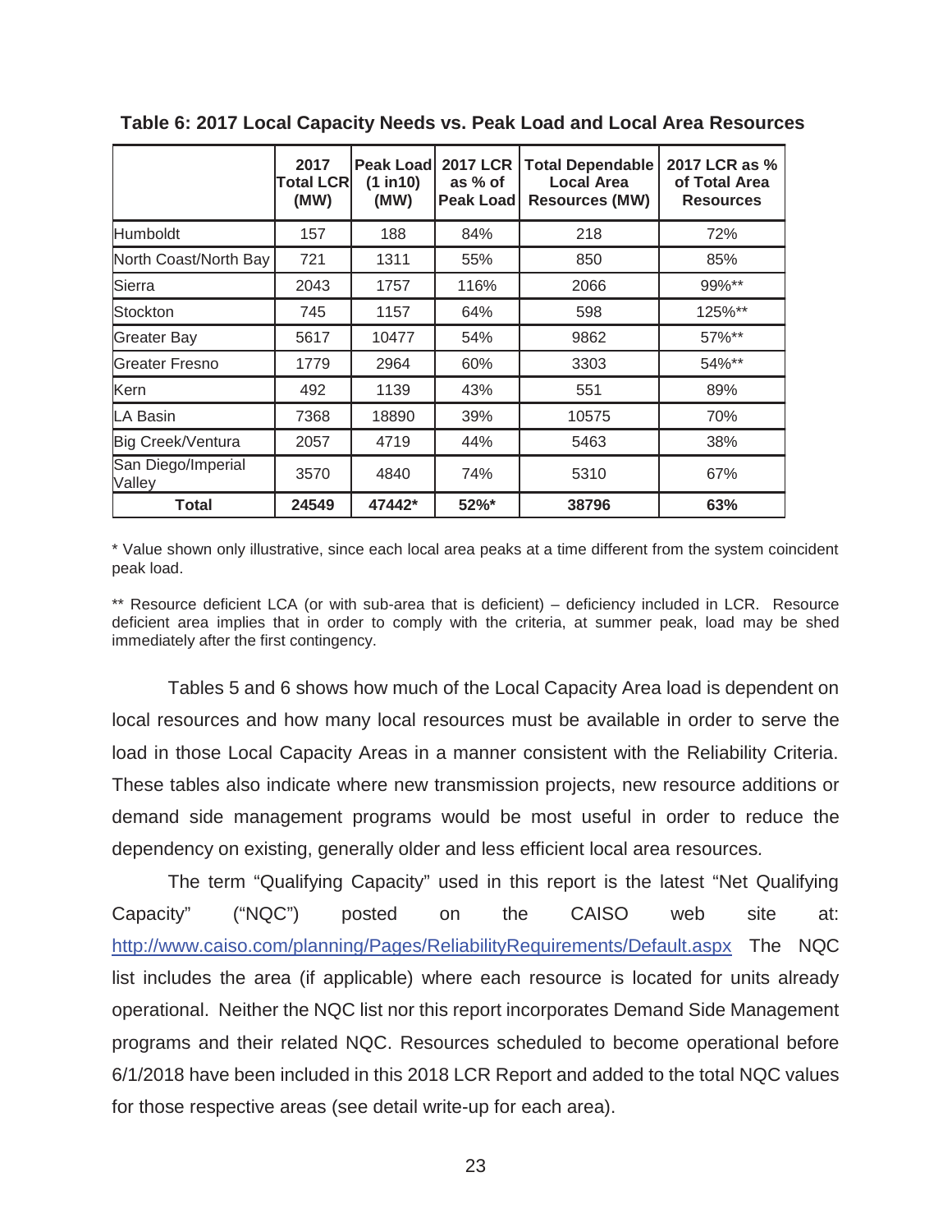**Table 6: 2017 Local Capacity Needs vs. Peak Load and Local Area Resources**

| | 2017 Total LCR (MW) | Peak Load (1 in10) (MW) | 2017 LCR as % of Peak Load | Total Dependable Local Area Resources (MW) | 2017 LCR as % of Total Area Resources |
|---|---|---|---|---|---|
| Humboldt | 157 | 188 | 84% | 218 | 72% |
| North Coast/North Bay | 721 | 1311 | 55% | 850 | 85% |
| Sierra | 2043 | 1757 | 116% | 2066 | 99%** |
| Stockton | 745 | 1157 | 64% | 598 | 125%** |
| Greater Bay | 5617 | 10477 | 54% | 9862 | 57%** |
| Greater Fresno | 1779 | 2964 | 60% | 3303 | 54%** |
| Kern | 492 | 1139 | 43% | 551 | 89% |
| LA Basin | 7368 | 18890 | 39% | 10575 | 70% |
| Big Creek/Ventura | 2057 | 4719 | 44% | 5463 | 38% |
| San Diego/Imperial Valley | 3570 | 4840 | 74% | 5310 | 67% |
| **Total** | **24549** | **47442*** | **52%*** | **38796** | **63%** |

* Value shown only illustrative, since each local area peaks at a time different from the system coincident peak load.

** Resource deficient LCA (or with sub-area that is deficient) – deficiency included in LCR. Resource deficient area implies that in order to comply with the criteria, at summer peak, load may be shed immediately after the first contingency.

Tables 5 and 6 shows how much of the Local Capacity Area load is dependent on local resources and how many local resources must be available in order to serve the load in those Local Capacity Areas in a manner consistent with the Reliability Criteria. These tables also indicate where new transmission projects, new resource additions or demand side management programs would be most useful in order to reduce the dependency on existing, generally older and less efficient local area resources.

The term "Qualifying Capacity" used in this report is the latest "Net Qualifying Capacity" ("NQC") posted on the CAISO web site at: http://www.caiso.com/planning/Pages/ReliabilityRequirements/Default.aspx The NQC list includes the area (if applicable) where each resource is located for units already operational. Neither the NQC list nor this report incorporates Demand Side Management programs and their related NQC. Resources scheduled to become operational before 6/1/2018 have been included in this 2018 LCR Report and added to the total NQC values for those respective areas (see detail write-up for each area).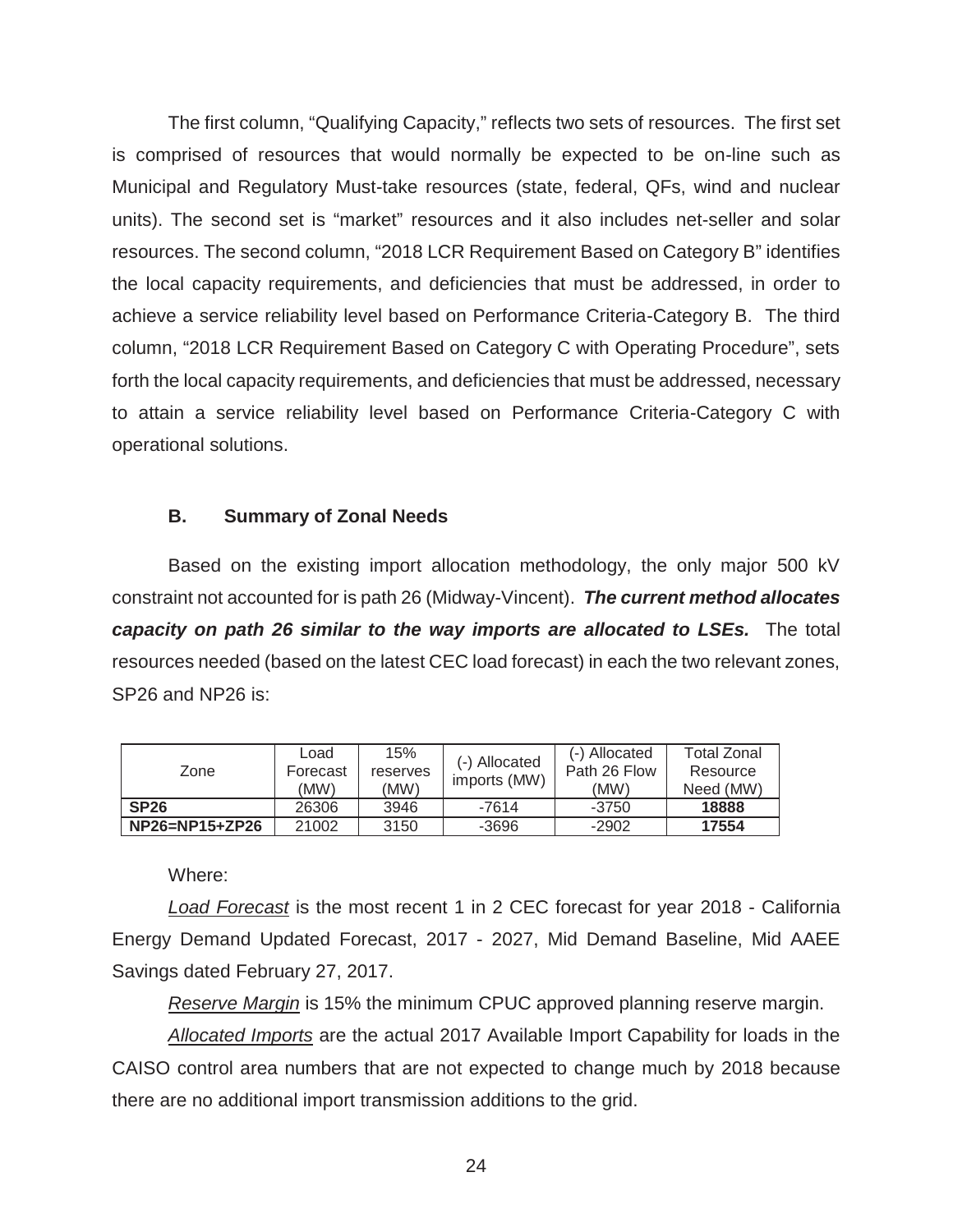The first column, "Qualifying Capacity," reflects two sets of resources. The first set is comprised of resources that would normally be expected to be on-line such as Municipal and Regulatory Must-take resources (state, federal, QFs, wind and nuclear units). The second set is "market" resources and it also includes net-seller and solar resources. The second column, "2018 LCR Requirement Based on Category B" identifies the local capacity requirements, and deficiencies that must be addressed, in order to achieve a service reliability level based on Performance Criteria-Category B. The third column, "2018 LCR Requirement Based on Category C with Operating Procedure", sets forth the local capacity requirements, and deficiencies that must be addressed, necessary to attain a service reliability level based on Performance Criteria-Category C with operational solutions.

### B. Summary of Zonal Needs

Based on the existing import allocation methodology, the only major 500 kV constraint not accounted for is path 26 (Midway-Vincent). ***The current method allocates capacity on path 26 similar to the way imports are allocated to LSEs.*** The total resources needed (based on the latest CEC load forecast) in each the two relevant zones, SP26 and NP26 is:

| Zone | Load Forecast (MW) | 15% reserves (MW) | (-) Allocated imports (MW) | (-) Allocated Path 26 Flow (MW) | Total Zonal Resource Need (MW) |
|---|---|---|---|---|---|
| **SP26** | 26306 | 3946 | -7614 | -3750 | **18888** |
| **NP26=NP15+ZP26** | 21002 | 3150 | -3696 | -2902 | **17554** |

Where:

*Load Forecast* is the most recent 1 in 2 CEC forecast for year 2018 - California Energy Demand Updated Forecast, 2017 - 2027, Mid Demand Baseline, Mid AAEE Savings dated February 27, 2017.

*Reserve Margin* is 15% the minimum CPUC approved planning reserve margin.

*Allocated Imports* are the actual 2017 Available Import Capability for loads in the CAISO control area numbers that are not expected to change much by 2018 because there are no additional import transmission additions to the grid.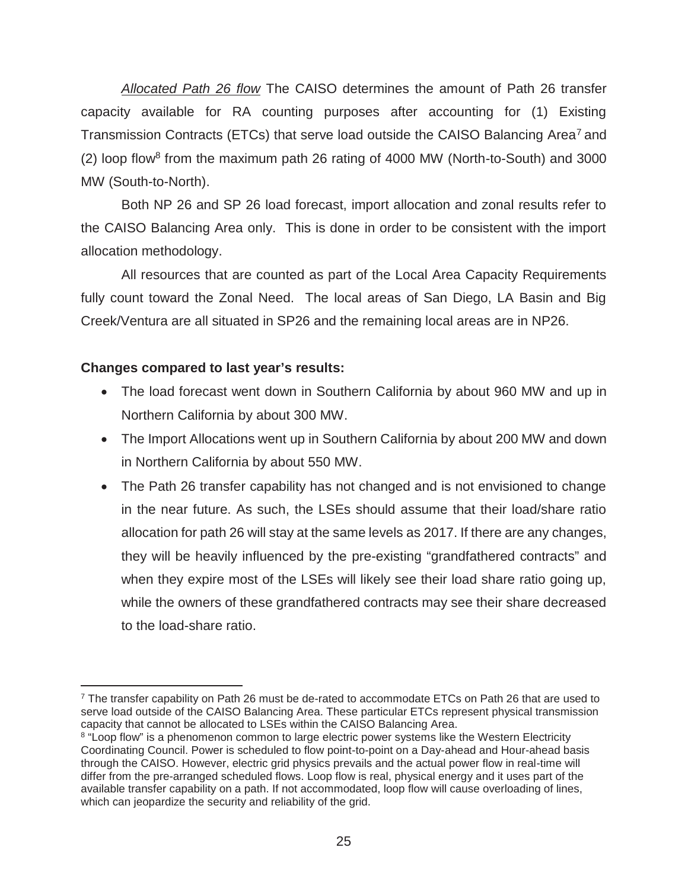*Allocated Path 26 flow* The CAISO determines the amount of Path 26 transfer capacity available for RA counting purposes after accounting for (1) Existing Transmission Contracts (ETCs) that serve load outside the CAISO Balancing Area[7] and (2) loop flow[8] from the maximum path 26 rating of 4000 MW (North-to-South) and 3000 MW (South-to-North).

Both NP 26 and SP 26 load forecast, import allocation and zonal results refer to the CAISO Balancing Area only. This is done in order to be consistent with the import allocation methodology.

All resources that are counted as part of the Local Area Capacity Requirements fully count toward the Zonal Need. The local areas of San Diego, LA Basin and Big Creek/Ventura are all situated in SP26 and the remaining local areas are in NP26.

**Changes compared to last year's results:**

- The load forecast went down in Southern California by about 960 MW and up in Northern California by about 300 MW.
- The Import Allocations went up in Southern California by about 200 MW and down in Northern California by about 550 MW.
- The Path 26 transfer capability has not changed and is not envisioned to change in the near future. As such, the LSEs should assume that their load/share ratio allocation for path 26 will stay at the same levels as 2017. If there are any changes, they will be heavily influenced by the pre-existing "grandfathered contracts" and when they expire most of the LSEs will likely see their load share ratio going up, while the owners of these grandfathered contracts may see their share decreased to the load-share ratio.

---

[7] The transfer capability on Path 26 must be de-rated to accommodate ETCs on Path 26 that are used to serve load outside of the CAISO Balancing Area. These particular ETCs represent physical transmission capacity that cannot be allocated to LSEs within the CAISO Balancing Area.

[8] "Loop flow" is a phenomenon common to large electric power systems like the Western Electricity Coordinating Council. Power is scheduled to flow point-to-point on a Day-ahead and Hour-ahead basis through the CAISO. However, electric grid physics prevails and the actual power flow in real-time will differ from the pre-arranged scheduled flows. Loop flow is real, physical energy and it uses part of the available transfer capability on a path. If not accommodated, loop flow will cause overloading of lines, which can jeopardize the security and reliability of the grid.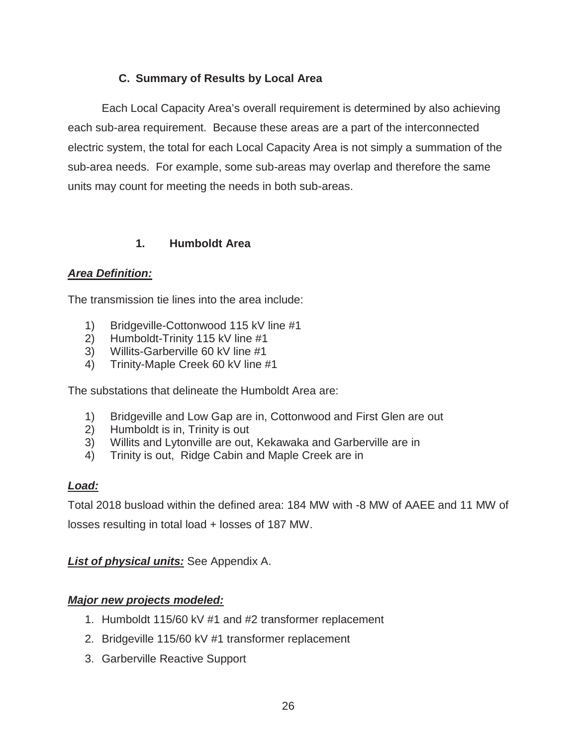### C. Summary of Results by Local Area

Each Local Capacity Area's overall requirement is determined by also achieving each sub-area requirement. Because these areas are a part of the interconnected electric system, the total for each Local Capacity Area is not simply a summation of the sub-area needs. For example, some sub-areas may overlap and therefore the same units may count for meeting the needs in both sub-areas.

#### 1. Humboldt Area

***Area Definition:***

The transmission tie lines into the area include:

1) Bridgeville-Cottonwood 115 kV line #1
2) Humboldt-Trinity 115 kV line #1
3) Willits-Garberville 60 kV line #1
4) Trinity-Maple Creek 60 kV line #1

The substations that delineate the Humboldt Area are:

1) Bridgeville and Low Gap are in, Cottonwood and First Glen are out
2) Humboldt is in, Trinity is out
3) Willits and Lytonville are out, Kekawaka and Garberville are in
4) Trinity is out, Ridge Cabin and Maple Creek are in

***Load:***

Total 2018 busload within the defined area: 184 MW with -8 MW of AAEE and 11 MW of losses resulting in total load + losses of 187 MW.

***List of physical units:*** See Appendix A.

***Major new projects modeled:***

1. Humboldt 115/60 kV #1 and #2 transformer replacement
2. Bridgeville 115/60 kV #1 transformer replacement
3. Garberville Reactive Support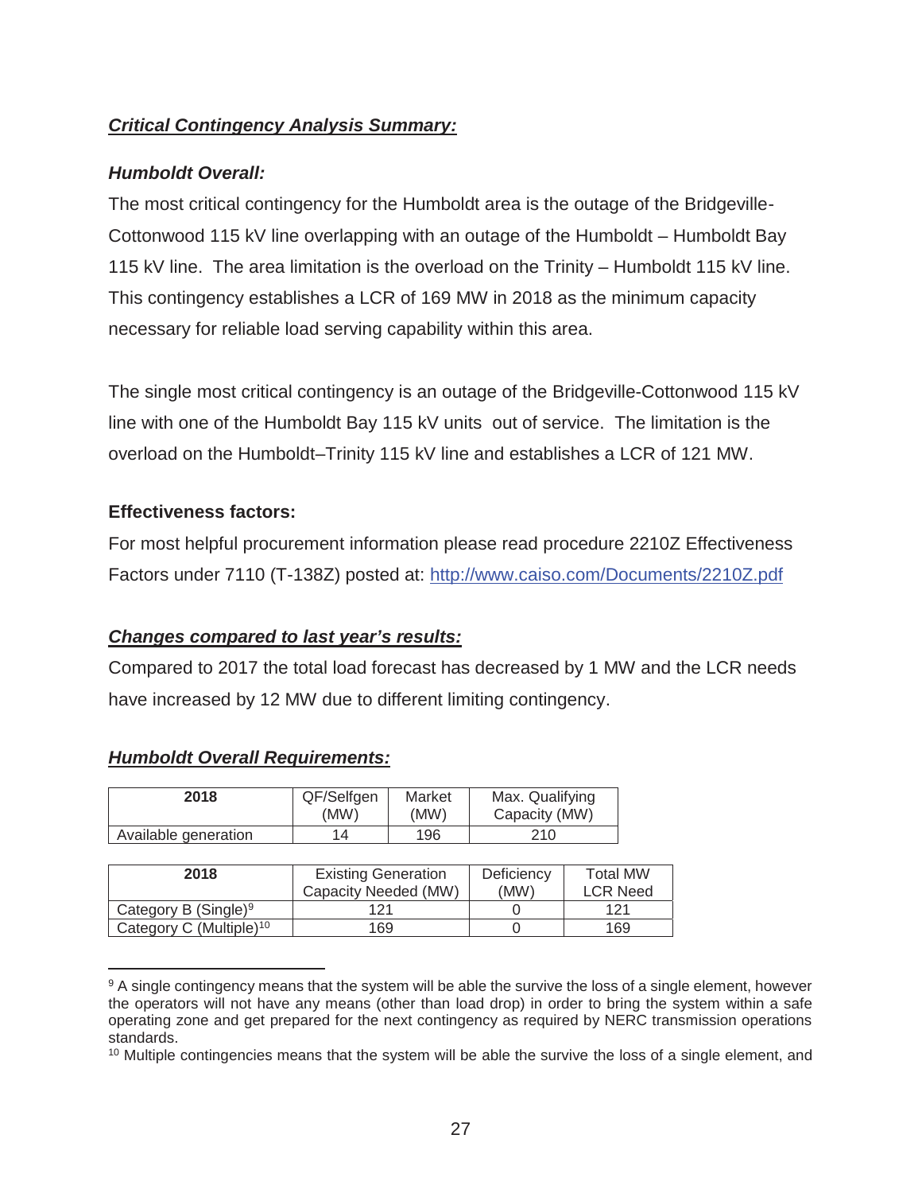### ***Critical Contingency Analysis Summary:***

#### ***Humboldt Overall:***

The most critical contingency for the Humboldt area is the outage of the Bridgeville-Cottonwood 115 kV line overlapping with an outage of the Humboldt – Humboldt Bay 115 kV line. The area limitation is the overload on the Trinity – Humboldt 115 kV line. This contingency establishes a LCR of 169 MW in 2018 as the minimum capacity necessary for reliable load serving capability within this area.

The single most critical contingency is an outage of the Bridgeville-Cottonwood 115 kV line with one of the Humboldt Bay 115 kV units out of service. The limitation is the overload on the Humboldt–Trinity 115 kV line and establishes a LCR of 121 MW.

#### **Effectiveness factors:**

For most helpful procurement information please read procedure 2210Z Effectiveness Factors under 7110 (T-138Z) posted at: http://www.caiso.com/Documents/2210Z.pdf

### ***Changes compared to last year's results:***

Compared to 2017 the total load forecast has decreased by 1 MW and the LCR needs have increased by 12 MW due to different limiting contingency.

### ***Humboldt Overall Requirements:***

| 2018 | QF/Selfgen (MW) | Market (MW) | Max. Qualifying Capacity (MW) |
|---|---|---|---|
| Available generation | 14 | 196 | 210 |

| 2018 | Existing Generation Capacity Needed (MW) | Deficiency (MW) | Total MW LCR Need |
|---|---|---|---|
| Category B (Single)[9] | 121 | 0 | 121 |
| Category C (Multiple)[10] | 169 | 0 | 169 |

[9] A single contingency means that the system will be able the survive the loss of a single element, however the operators will not have any means (other than load drop) in order to bring the system within a safe operating zone and get prepared for the next contingency as required by NERC transmission operations standards.

[10] Multiple contingencies means that the system will be able the survive the loss of a single element, and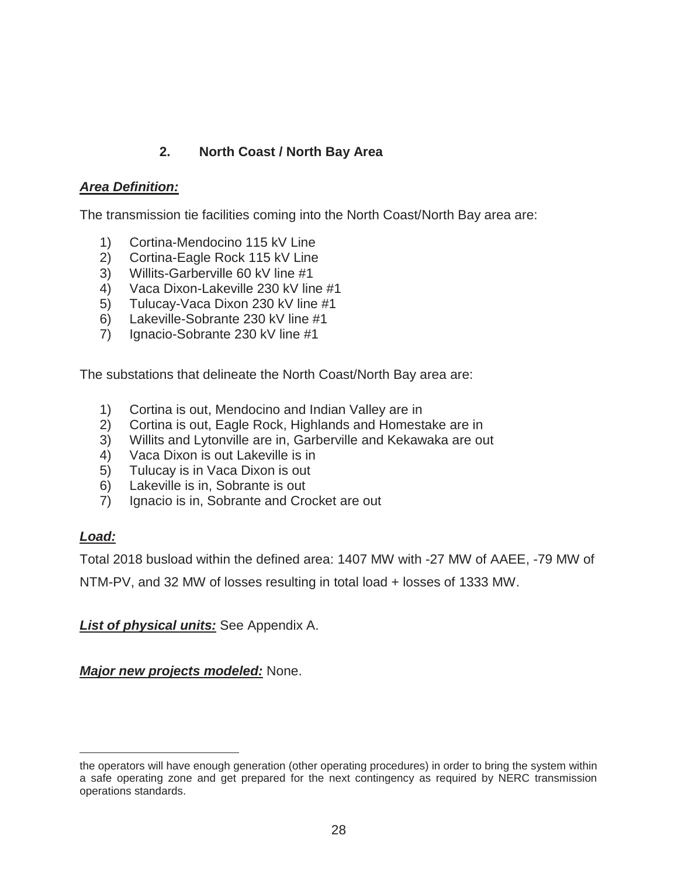## 2. North Coast / North Bay Area

***Area Definition:***

The transmission tie facilities coming into the North Coast/North Bay area are:

1) Cortina-Mendocino 115 kV Line
2) Cortina-Eagle Rock 115 kV Line
3) Willits-Garberville 60 kV line #1
4) Vaca Dixon-Lakeville 230 kV line #1
5) Tulucay-Vaca Dixon 230 kV line #1
6) Lakeville-Sobrante 230 kV line #1
7) Ignacio-Sobrante 230 kV line #1

The substations that delineate the North Coast/North Bay area are:

1) Cortina is out, Mendocino and Indian Valley are in
2) Cortina is out, Eagle Rock, Highlands and Homestake are in
3) Willits and Lytonville are in, Garberville and Kekawaka are out
4) Vaca Dixon is out Lakeville is in
5) Tulucay is in Vaca Dixon is out
6) Lakeville is in, Sobrante is out
7) Ignacio is in, Sobrante and Crocket are out

***Load:***

Total 2018 busload within the defined area: 1407 MW with -27 MW of AAEE, -79 MW of NTM-PV, and 32 MW of losses resulting in total load + losses of 1333 MW.

***List of physical units:*** See Appendix A.

***Major new projects modeled:*** None.

---

the operators will have enough generation (other operating procedures) in order to bring the system within a safe operating zone and get prepared for the next contingency as required by NERC transmission operations standards.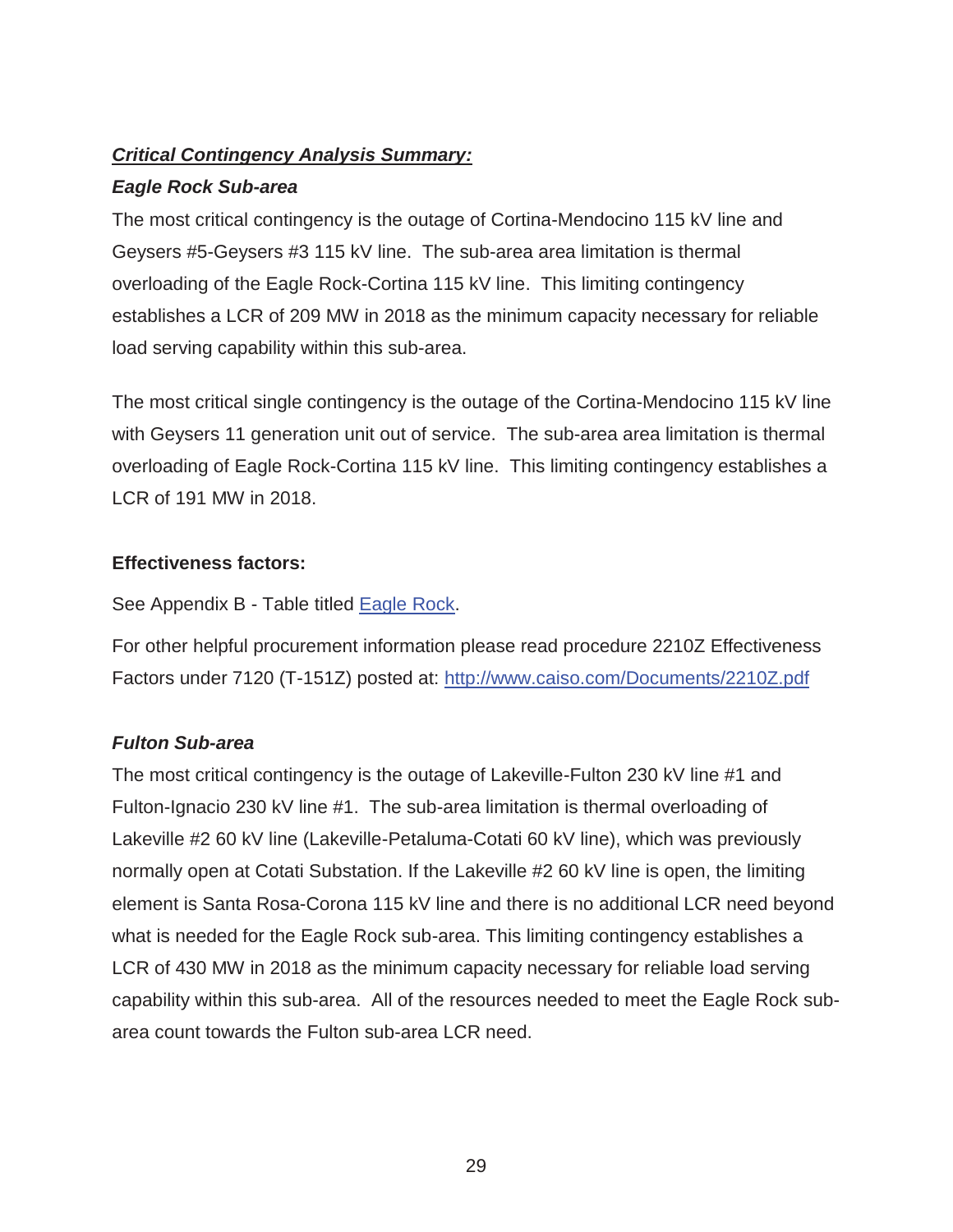***Critical Contingency Analysis Summary:***

***Eagle Rock Sub-area***

The most critical contingency is the outage of Cortina-Mendocino 115 kV line and Geysers #5-Geysers #3 115 kV line. The sub-area area limitation is thermal overloading of the Eagle Rock-Cortina 115 kV line. This limiting contingency establishes a LCR of 209 MW in 2018 as the minimum capacity necessary for reliable load serving capability within this sub-area.

The most critical single contingency is the outage of the Cortina-Mendocino 115 kV line with Geysers 11 generation unit out of service. The sub-area area limitation is thermal overloading of Eagle Rock-Cortina 115 kV line. This limiting contingency establishes a LCR of 191 MW in 2018.

**Effectiveness factors:**

See Appendix B - Table titled Eagle Rock.

For other helpful procurement information please read procedure 2210Z Effectiveness Factors under 7120 (T-151Z) posted at: http://www.caiso.com/Documents/2210Z.pdf

***Fulton Sub-area***

The most critical contingency is the outage of Lakeville-Fulton 230 kV line #1 and Fulton-Ignacio 230 kV line #1. The sub-area limitation is thermal overloading of Lakeville #2 60 kV line (Lakeville-Petaluma-Cotati 60 kV line), which was previously normally open at Cotati Substation. If the Lakeville #2 60 kV line is open, the limiting element is Santa Rosa-Corona 115 kV line and there is no additional LCR need beyond what is needed for the Eagle Rock sub-area. This limiting contingency establishes a LCR of 430 MW in 2018 as the minimum capacity necessary for reliable load serving capability within this sub-area. All of the resources needed to meet the Eagle Rock sub-area count towards the Fulton sub-area LCR need.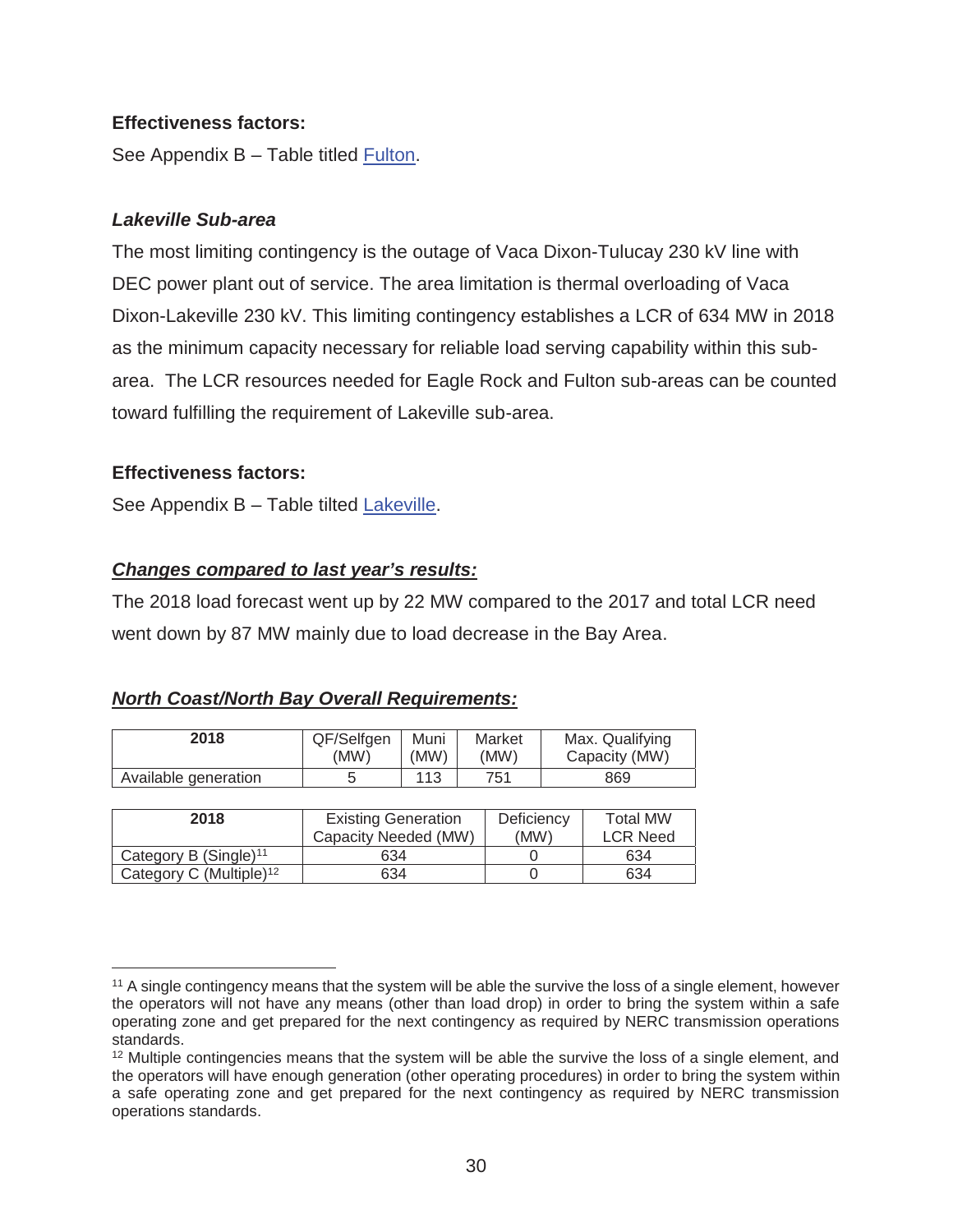**Effectiveness factors:**

See Appendix B – Table titled Fulton.

### *Lakeville Sub-area*

The most limiting contingency is the outage of Vaca Dixon-Tulucay 230 kV line with DEC power plant out of service. The area limitation is thermal overloading of Vaca Dixon-Lakeville 230 kV. This limiting contingency establishes a LCR of 634 MW in 2018 as the minimum capacity necessary for reliable load serving capability within this sub-area. The LCR resources needed for Eagle Rock and Fulton sub-areas can be counted toward fulfilling the requirement of Lakeville sub-area.

**Effectiveness factors:**

See Appendix B – Table tilted Lakeville.

### ***Changes compared to last year's results:***

The 2018 load forecast went up by 22 MW compared to the 2017 and total LCR need went down by 87 MW mainly due to load decrease in the Bay Area.

### ***North Coast/North Bay Overall Requirements:***

| 2018 | QF/Selfgen (MW) | Muni (MW) | Market (MW) | Max. Qualifying Capacity (MW) |
|---|---|---|---|---|
| Available generation | 5 | 113 | 751 | 869 |

| 2018 | Existing Generation Capacity Needed (MW) | Deficiency (MW) | Total MW LCR Need |
|---|---|---|---|
| Category B (Single)[11] | 634 | 0 | 634 |
| Category C (Multiple)[12] | 634 | 0 | 634 |

[11] A single contingency means that the system will be able the survive the loss of a single element, however the operators will not have any means (other than load drop) in order to bring the system within a safe operating zone and get prepared for the next contingency as required by NERC transmission operations standards.

[12] Multiple contingencies means that the system will be able the survive the loss of a single element, and the operators will have enough generation (other operating procedures) in order to bring the system within a safe operating zone and get prepared for the next contingency as required by NERC transmission operations standards.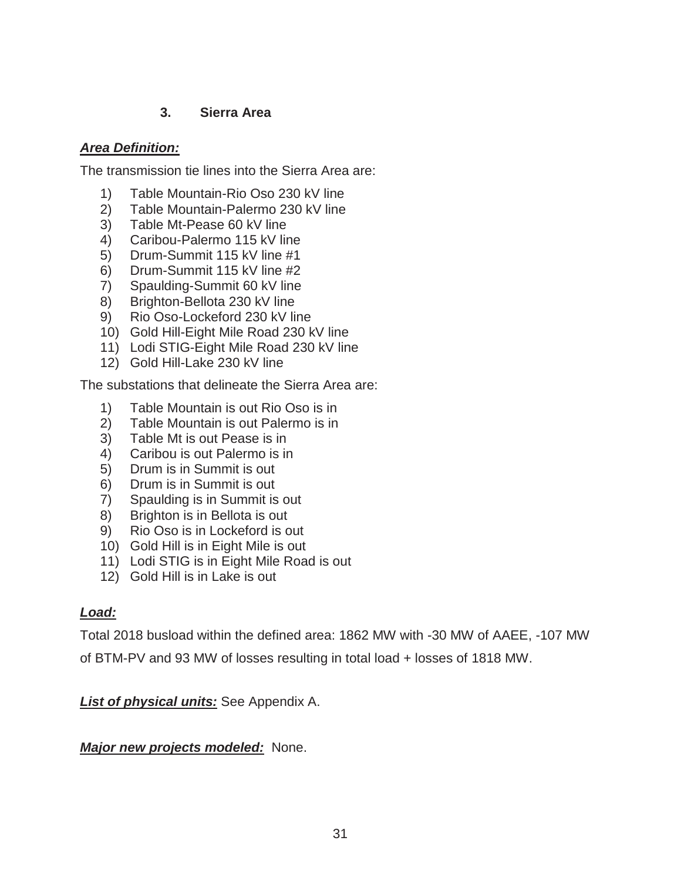### 3. Sierra Area

***Area Definition:***

The transmission tie lines into the Sierra Area are:

1) Table Mountain-Rio Oso 230 kV line
2) Table Mountain-Palermo 230 kV line
3) Table Mt-Pease 60 kV line
4) Caribou-Palermo 115 kV line
5) Drum-Summit 115 kV line #1
6) Drum-Summit 115 kV line #2
7) Spaulding-Summit 60 kV line
8) Brighton-Bellota 230 kV line
9) Rio Oso-Lockeford 230 kV line
10) Gold Hill-Eight Mile Road 230 kV line
11) Lodi STIG-Eight Mile Road 230 kV line
12) Gold Hill-Lake 230 kV line

The substations that delineate the Sierra Area are:

1) Table Mountain is out Rio Oso is in
2) Table Mountain is out Palermo is in
3) Table Mt is out Pease is in
4) Caribou is out Palermo is in
5) Drum is in Summit is out
6) Drum is in Summit is out
7) Spaulding is in Summit is out
8) Brighton is in Bellota is out
9) Rio Oso is in Lockeford is out
10) Gold Hill is in Eight Mile is out
11) Lodi STIG is in Eight Mile Road is out
12) Gold Hill is in Lake is out

***Load:***

Total 2018 busload within the defined area: 1862 MW with -30 MW of AAEE, -107 MW of BTM-PV and 93 MW of losses resulting in total load + losses of 1818 MW.

***List of physical units:*** See Appendix A.

***Major new projects modeled:*** None.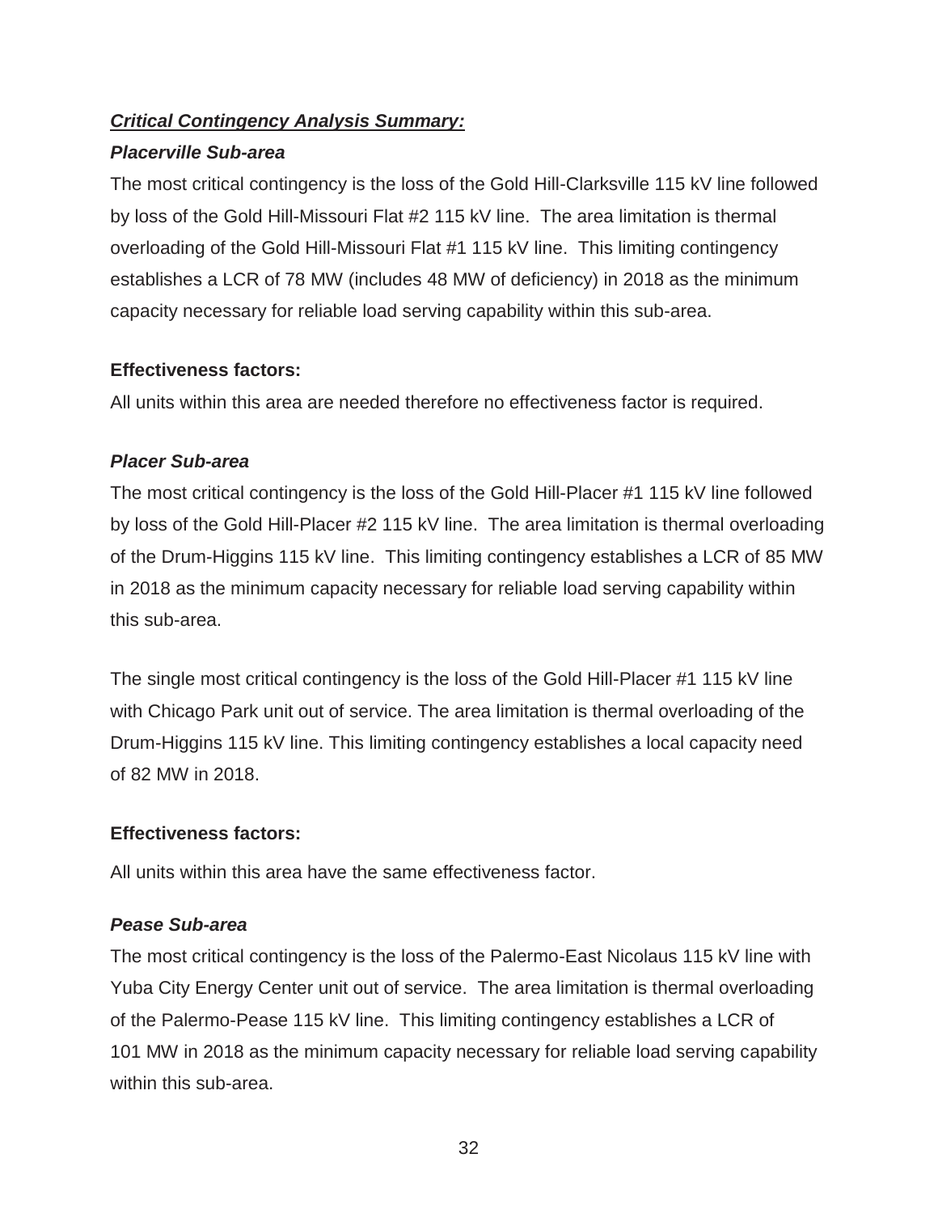***<u>Critical Contingency Analysis Summary:</u>***

***Placerville Sub-area***

The most critical contingency is the loss of the Gold Hill-Clarksville 115 kV line followed by loss of the Gold Hill-Missouri Flat #2 115 kV line. The area limitation is thermal overloading of the Gold Hill-Missouri Flat #1 115 kV line. This limiting contingency establishes a LCR of 78 MW (includes 48 MW of deficiency) in 2018 as the minimum capacity necessary for reliable load serving capability within this sub-area.

**Effectiveness factors:**

All units within this area are needed therefore no effectiveness factor is required.

***Placer Sub-area***

The most critical contingency is the loss of the Gold Hill-Placer #1 115 kV line followed by loss of the Gold Hill-Placer #2 115 kV line. The area limitation is thermal overloading of the Drum-Higgins 115 kV line. This limiting contingency establishes a LCR of 85 MW in 2018 as the minimum capacity necessary for reliable load serving capability within this sub-area.

The single most critical contingency is the loss of the Gold Hill-Placer #1 115 kV line with Chicago Park unit out of service. The area limitation is thermal overloading of the Drum-Higgins 115 kV line. This limiting contingency establishes a local capacity need of 82 MW in 2018.

**Effectiveness factors:**

All units within this area have the same effectiveness factor.

***Pease Sub-area***

The most critical contingency is the loss of the Palermo-East Nicolaus 115 kV line with Yuba City Energy Center unit out of service. The area limitation is thermal overloading of the Palermo-Pease 115 kV line. This limiting contingency establishes a LCR of 101 MW in 2018 as the minimum capacity necessary for reliable load serving capability within this sub-area.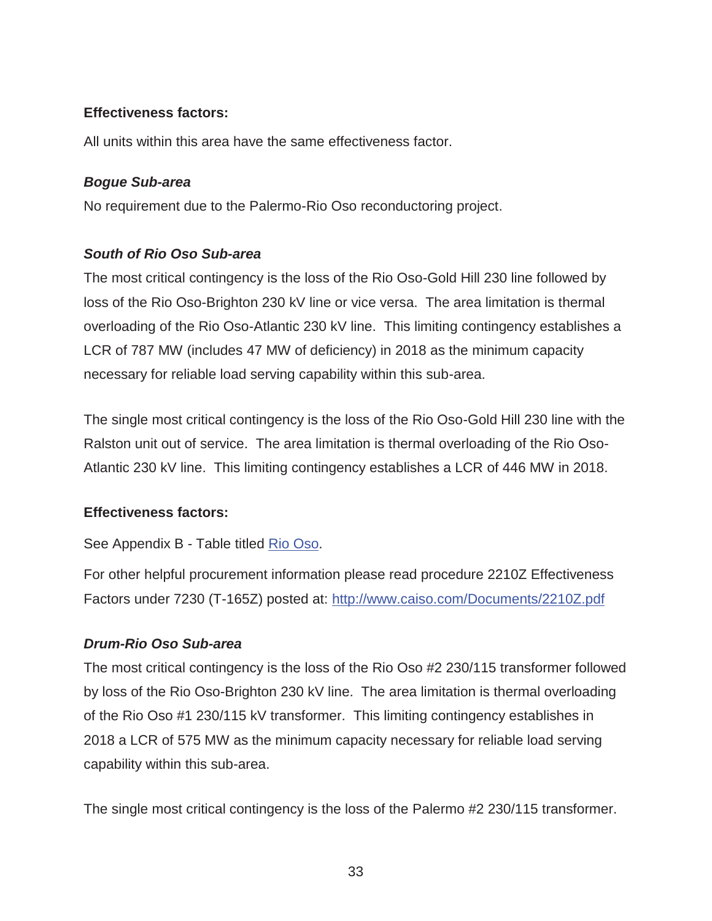**Effectiveness factors:**

All units within this area have the same effectiveness factor.

***Bogue Sub-area***

No requirement due to the Palermo-Rio Oso reconductoring project.

***South of Rio Oso Sub-area***

The most critical contingency is the loss of the Rio Oso-Gold Hill 230 line followed by loss of the Rio Oso-Brighton 230 kV line or vice versa. The area limitation is thermal overloading of the Rio Oso-Atlantic 230 kV line. This limiting contingency establishes a LCR of 787 MW (includes 47 MW of deficiency) in 2018 as the minimum capacity necessary for reliable load serving capability within this sub-area.

The single most critical contingency is the loss of the Rio Oso-Gold Hill 230 line with the Ralston unit out of service. The area limitation is thermal overloading of the Rio Oso-Atlantic 230 kV line. This limiting contingency establishes a LCR of 446 MW in 2018.

**Effectiveness factors:**

See Appendix B - Table titled [Rio Oso](#).

For other helpful procurement information please read procedure 2210Z Effectiveness Factors under 7230 (T-165Z) posted at: [http://www.caiso.com/Documents/2210Z.pdf](http://www.caiso.com/Documents/2210Z.pdf)

***Drum-Rio Oso Sub-area***

The most critical contingency is the loss of the Rio Oso #2 230/115 transformer followed by loss of the Rio Oso-Brighton 230 kV line. The area limitation is thermal overloading of the Rio Oso #1 230/115 kV transformer. This limiting contingency establishes in 2018 a LCR of 575 MW as the minimum capacity necessary for reliable load serving capability within this sub-area.

The single most critical contingency is the loss of the Palermo #2 230/115 transformer.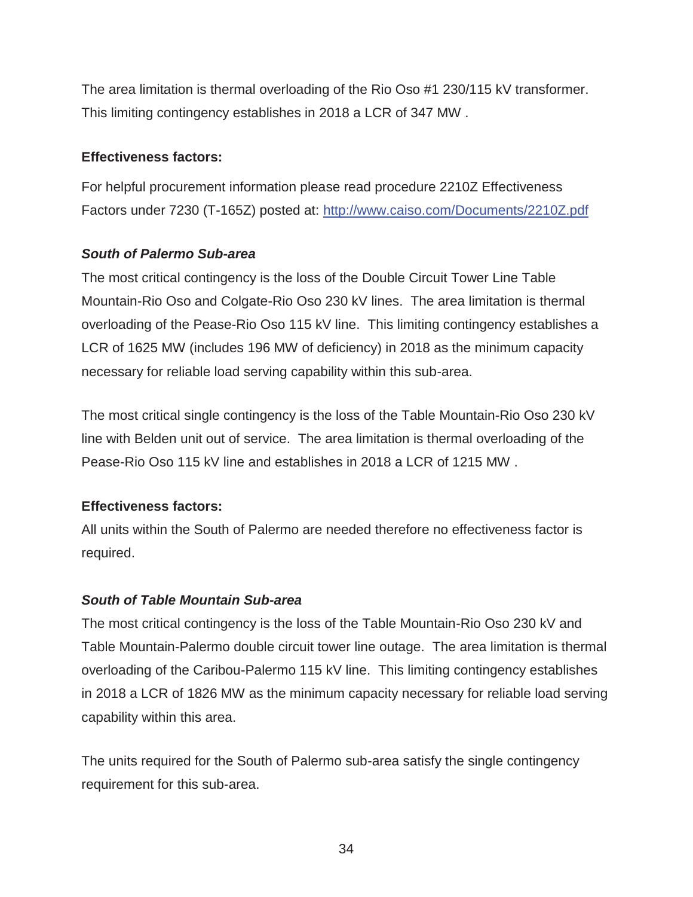The area limitation is thermal overloading of the Rio Oso #1 230/115 kV transformer. This limiting contingency establishes in 2018 a LCR of 347 MW .

**Effectiveness factors:**

For helpful procurement information please read procedure 2210Z Effectiveness Factors under 7230 (T-165Z) posted at: [http://www.caiso.com/Documents/2210Z.pdf](http://www.caiso.com/Documents/2210Z.pdf)

***South of Palermo Sub-area***

The most critical contingency is the loss of the Double Circuit Tower Line Table Mountain-Rio Oso and Colgate-Rio Oso 230 kV lines. The area limitation is thermal overloading of the Pease-Rio Oso 115 kV line. This limiting contingency establishes a LCR of 1625 MW (includes 196 MW of deficiency) in 2018 as the minimum capacity necessary for reliable load serving capability within this sub-area.

The most critical single contingency is the loss of the Table Mountain-Rio Oso 230 kV line with Belden unit out of service. The area limitation is thermal overloading of the Pease-Rio Oso 115 kV line and establishes in 2018 a LCR of 1215 MW .

**Effectiveness factors:**

All units within the South of Palermo are needed therefore no effectiveness factor is required.

***South of Table Mountain Sub-area***

The most critical contingency is the loss of the Table Mountain-Rio Oso 230 kV and Table Mountain-Palermo double circuit tower line outage. The area limitation is thermal overloading of the Caribou-Palermo 115 kV line. This limiting contingency establishes in 2018 a LCR of 1826 MW as the minimum capacity necessary for reliable load serving capability within this area.

The units required for the South of Palermo sub-area satisfy the single contingency requirement for this sub-area.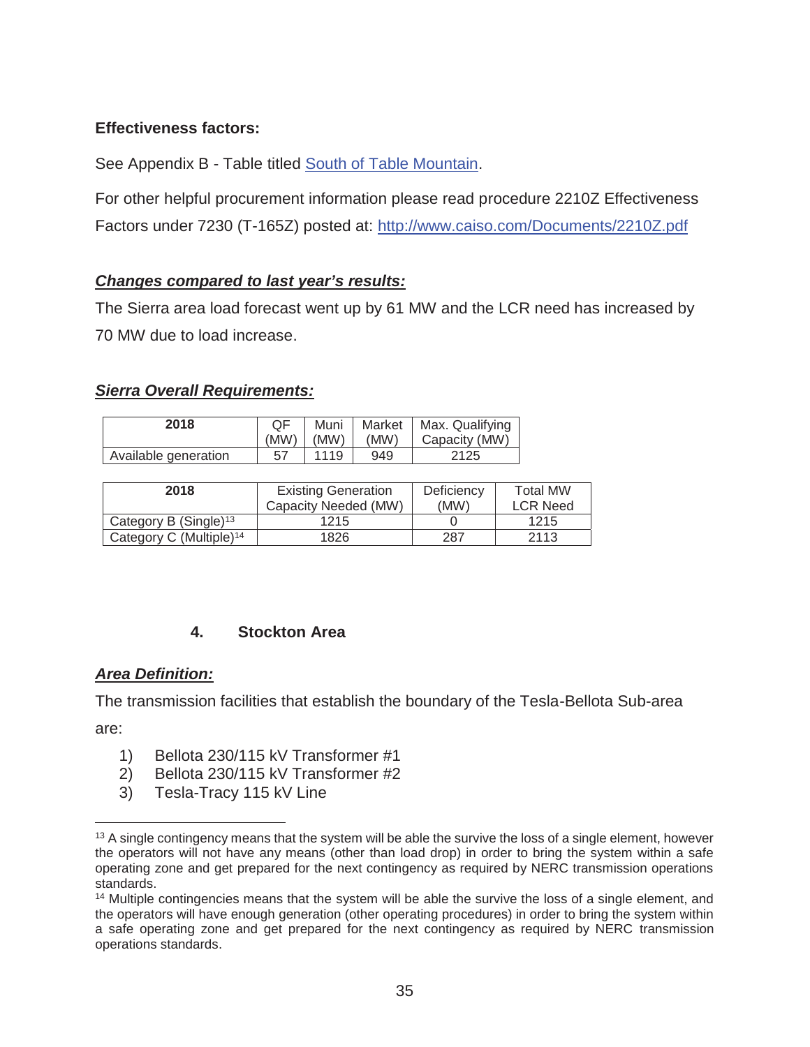**Effectiveness factors:**

See Appendix B - Table titled South of Table Mountain.

For other helpful procurement information please read procedure 2210Z Effectiveness Factors under 7230 (T-165Z) posted at: http://www.caiso.com/Documents/2210Z.pdf

***Changes compared to last year's results:***

The Sierra area load forecast went up by 61 MW and the LCR need has increased by 70 MW due to load increase.

***Sierra Overall Requirements:***

| 2018 | QF (MW) | Muni (MW) | Market (MW) | Max. Qualifying Capacity (MW) |
|---|---|---|---|---|
| Available generation | 57 | 1119 | 949 | 2125 |

| 2018 | Existing Generation Capacity Needed (MW) | Deficiency (MW) | Total MW LCR Need |
|---|---|---|---|
| Category B (Single)[13] | 1215 | 0 | 1215 |
| Category C (Multiple)[14] | 1826 | 287 | 2113 |

## 4. Stockton Area

***Area Definition:***

The transmission facilities that establish the boundary of the Tesla-Bellota Sub-area are:

1) Bellota 230/115 kV Transformer #1
2) Bellota 230/115 kV Transformer #2
3) Tesla-Tracy 115 kV Line

---

[13] A single contingency means that the system will be able the survive the loss of a single element, however the operators will not have any means (other than load drop) in order to bring the system within a safe operating zone and get prepared for the next contingency as required by NERC transmission operations standards.

[14] Multiple contingencies means that the system will be able the survive the loss of a single element, and the operators will have enough generation (other operating procedures) in order to bring the system within a safe operating zone and get prepared for the next contingency as required by NERC transmission operations standards.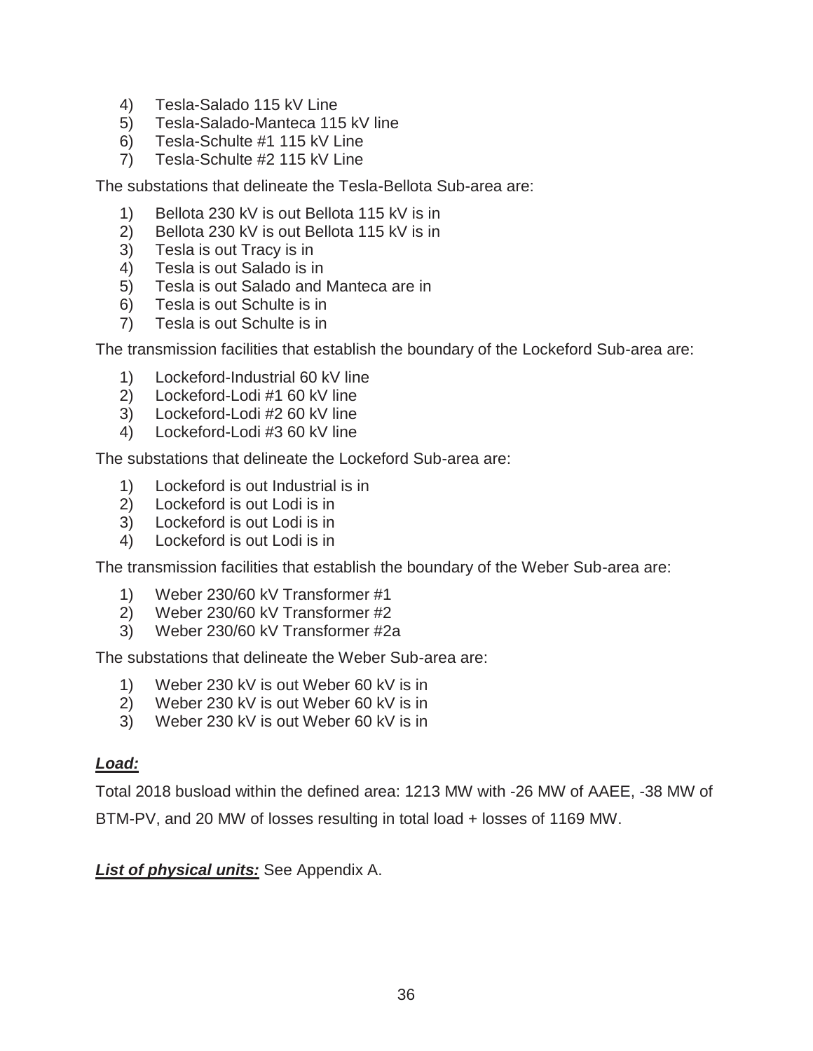4) Tesla-Salado 115 kV Line
5) Tesla-Salado-Manteca 115 kV line
6) Tesla-Schulte #1 115 kV Line
7) Tesla-Schulte #2 115 kV Line

The substations that delineate the Tesla-Bellota Sub-area are:

1) Bellota 230 kV is out Bellota 115 kV is in
2) Bellota 230 kV is out Bellota 115 kV is in
3) Tesla is out Tracy is in
4) Tesla is out Salado is in
5) Tesla is out Salado and Manteca are in
6) Tesla is out Schulte is in
7) Tesla is out Schulte is in

The transmission facilities that establish the boundary of the Lockeford Sub-area are:

1) Lockeford-Industrial 60 kV line
2) Lockeford-Lodi #1 60 kV line
3) Lockeford-Lodi #2 60 kV line
4) Lockeford-Lodi #3 60 kV line

The substations that delineate the Lockeford Sub-area are:

1) Lockeford is out Industrial is in
2) Lockeford is out Lodi is in
3) Lockeford is out Lodi is in
4) Lockeford is out Lodi is in

The transmission facilities that establish the boundary of the Weber Sub-area are:

1) Weber 230/60 kV Transformer #1
2) Weber 230/60 kV Transformer #2
3) Weber 230/60 kV Transformer #2a

The substations that delineate the Weber Sub-area are:

1) Weber 230 kV is out Weber 60 kV is in
2) Weber 230 kV is out Weber 60 kV is in
3) Weber 230 kV is out Weber 60 kV is in

***Load:***

Total 2018 busload within the defined area: 1213 MW with -26 MW of AAEE, -38 MW of BTM-PV, and 20 MW of losses resulting in total load + losses of 1169 MW.

***List of physical units:*** See Appendix A.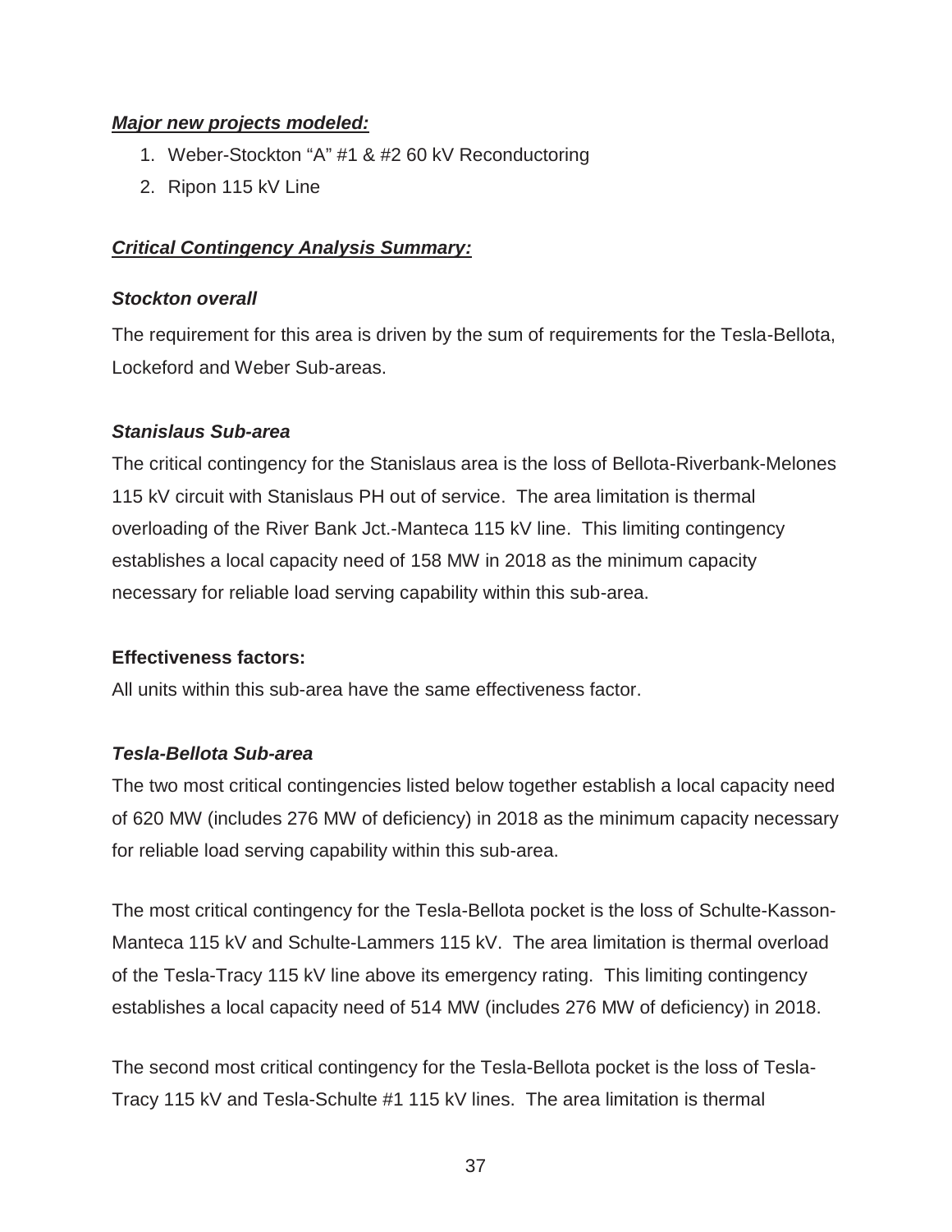***Major new projects modeled:***

1. Weber-Stockton "A" #1 & #2 60 kV Reconductoring
2. Ripon 115 kV Line

***Critical Contingency Analysis Summary:***

***Stockton overall***

The requirement for this area is driven by the sum of requirements for the Tesla-Bellota, Lockeford and Weber Sub-areas.

***Stanislaus Sub-area***

The critical contingency for the Stanislaus area is the loss of Bellota-Riverbank-Melones 115 kV circuit with Stanislaus PH out of service. The area limitation is thermal overloading of the River Bank Jct.-Manteca 115 kV line. This limiting contingency establishes a local capacity need of 158 MW in 2018 as the minimum capacity necessary for reliable load serving capability within this sub-area.

**Effectiveness factors:**

All units within this sub-area have the same effectiveness factor.

***Tesla-Bellota Sub-area***

The two most critical contingencies listed below together establish a local capacity need of 620 MW (includes 276 MW of deficiency) in 2018 as the minimum capacity necessary for reliable load serving capability within this sub-area.

The most critical contingency for the Tesla-Bellota pocket is the loss of Schulte-Kasson-Manteca 115 kV and Schulte-Lammers 115 kV. The area limitation is thermal overload of the Tesla-Tracy 115 kV line above its emergency rating. This limiting contingency establishes a local capacity need of 514 MW (includes 276 MW of deficiency) in 2018.

The second most critical contingency for the Tesla-Bellota pocket is the loss of Tesla-Tracy 115 kV and Tesla-Schulte #1 115 kV lines. The area limitation is thermal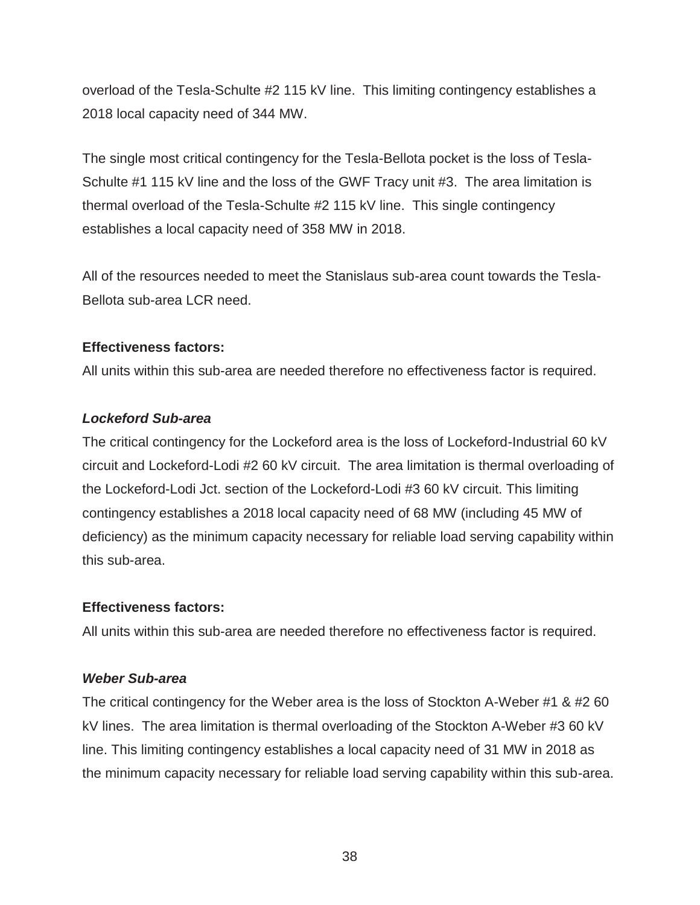overload of the Tesla-Schulte #2 115 kV line. This limiting contingency establishes a 2018 local capacity need of 344 MW.

The single most critical contingency for the Tesla-Bellota pocket is the loss of Tesla-Schulte #1 115 kV line and the loss of the GWF Tracy unit #3. The area limitation is thermal overload of the Tesla-Schulte #2 115 kV line. This single contingency establishes a local capacity need of 358 MW in 2018.

All of the resources needed to meet the Stanislaus sub-area count towards the Tesla-Bellota sub-area LCR need.

**Effectiveness factors:**

All units within this sub-area are needed therefore no effectiveness factor is required.

***Lockeford Sub-area***

The critical contingency for the Lockeford area is the loss of Lockeford-Industrial 60 kV circuit and Lockeford-Lodi #2 60 kV circuit. The area limitation is thermal overloading of the Lockeford-Lodi Jct. section of the Lockeford-Lodi #3 60 kV circuit. This limiting contingency establishes a 2018 local capacity need of 68 MW (including 45 MW of deficiency) as the minimum capacity necessary for reliable load serving capability within this sub-area.

**Effectiveness factors:**

All units within this sub-area are needed therefore no effectiveness factor is required.

***Weber Sub-area***

The critical contingency for the Weber area is the loss of Stockton A-Weber #1 & #2 60 kV lines. The area limitation is thermal overloading of the Stockton A-Weber #3 60 kV line. This limiting contingency establishes a local capacity need of 31 MW in 2018 as the minimum capacity necessary for reliable load serving capability within this sub-area.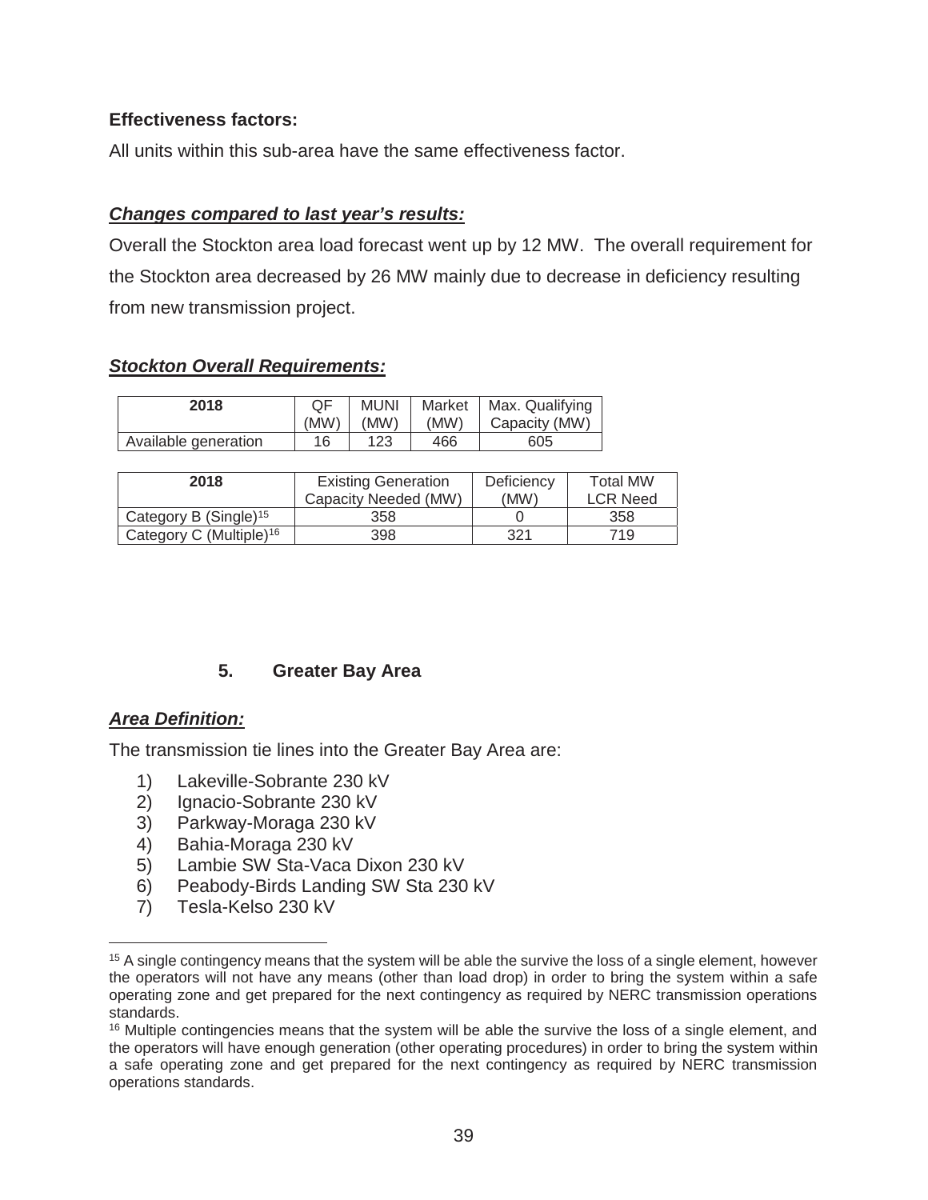**Effectiveness factors:**

All units within this sub-area have the same effectiveness factor.

***Changes compared to last year's results:***

Overall the Stockton area load forecast went up by 12 MW. The overall requirement for the Stockton area decreased by 26 MW mainly due to decrease in deficiency resulting from new transmission project.

***Stockton Overall Requirements:***

| 2018 | QF (MW) | MUNI (MW) | Market (MW) | Max. Qualifying Capacity (MW) |
|---|---|---|---|---|
| Available generation | 16 | 123 | 466 | 605 |

| 2018 | Existing Generation Capacity Needed (MW) | Deficiency (MW) | Total MW LCR Need |
|---|---|---|---|
| Category B (Single)[15] | 358 | 0 | 358 |
| Category C (Multiple)[16] | 398 | 321 | 719 |

## 5. Greater Bay Area

***Area Definition:***

The transmission tie lines into the Greater Bay Area are:

1) Lakeville-Sobrante 230 kV
2) Ignacio-Sobrante 230 kV
3) Parkway-Moraga 230 kV
4) Bahia-Moraga 230 kV
5) Lambie SW Sta-Vaca Dixon 230 kV
6) Peabody-Birds Landing SW Sta 230 kV
7) Tesla-Kelso 230 kV

[15] A single contingency means that the system will be able the survive the loss of a single element, however the operators will not have any means (other than load drop) in order to bring the system within a safe operating zone and get prepared for the next contingency as required by NERC transmission operations standards.

[16] Multiple contingencies means that the system will be able the survive the loss of a single element, and the operators will have enough generation (other operating procedures) in order to bring the system within a safe operating zone and get prepared for the next contingency as required by NERC transmission operations standards.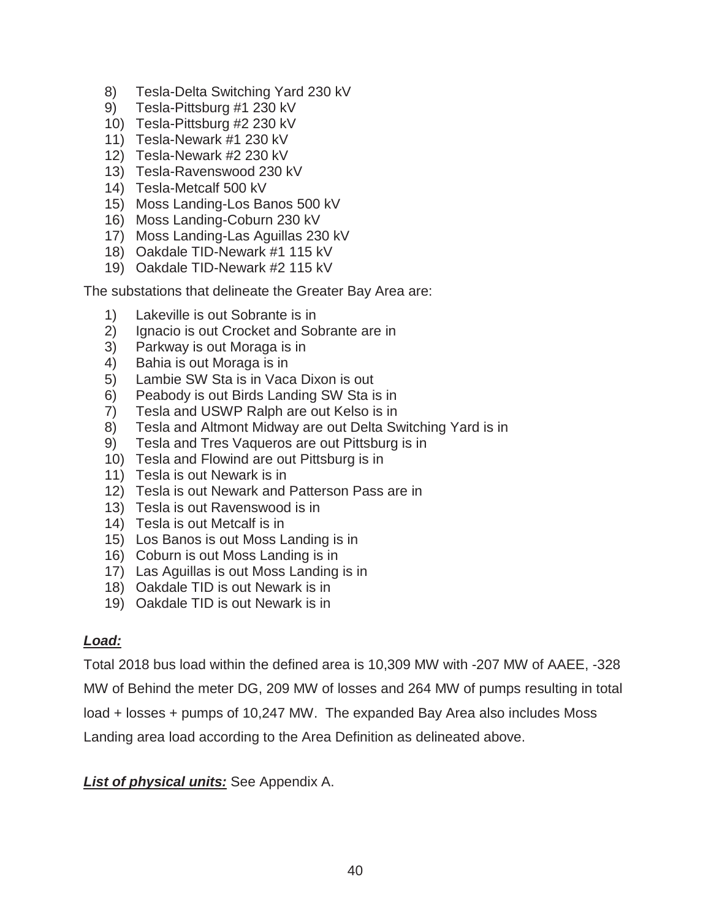8) Tesla-Delta Switching Yard 230 kV
9) Tesla-Pittsburg #1 230 kV
10) Tesla-Pittsburg #2 230 kV
11) Tesla-Newark #1 230 kV
12) Tesla-Newark #2 230 kV
13) Tesla-Ravenswood 230 kV
14) Tesla-Metcalf 500 kV
15) Moss Landing-Los Banos 500 kV
16) Moss Landing-Coburn 230 kV
17) Moss Landing-Las Aguillas 230 kV
18) Oakdale TID-Newark #1 115 kV
19) Oakdale TID-Newark #2 115 kV

The substations that delineate the Greater Bay Area are:

1) Lakeville is out Sobrante is in
2) Ignacio is out Crocket and Sobrante are in
3) Parkway is out Moraga is in
4) Bahia is out Moraga is in
5) Lambie SW Sta is in Vaca Dixon is out
6) Peabody is out Birds Landing SW Sta is in
7) Tesla and USWP Ralph are out Kelso is in
8) Tesla and Altmont Midway are out Delta Switching Yard is in
9) Tesla and Tres Vaqueros are out Pittsburg is in
10) Tesla and Flowind are out Pittsburg is in
11) Tesla is out Newark is in
12) Tesla is out Newark and Patterson Pass are in
13) Tesla is out Ravenswood is in
14) Tesla is out Metcalf is in
15) Los Banos is out Moss Landing is in
16) Coburn is out Moss Landing is in
17) Las Aguillas is out Moss Landing is in
18) Oakdale TID is out Newark is in
19) Oakdale TID is out Newark is in

***Load:***

Total 2018 bus load within the defined area is 10,309 MW with -207 MW of AAEE, -328 MW of Behind the meter DG, 209 MW of losses and 264 MW of pumps resulting in total load + losses + pumps of 10,247 MW. The expanded Bay Area also includes Moss Landing area load according to the Area Definition as delineated above.

***List of physical units:*** See Appendix A.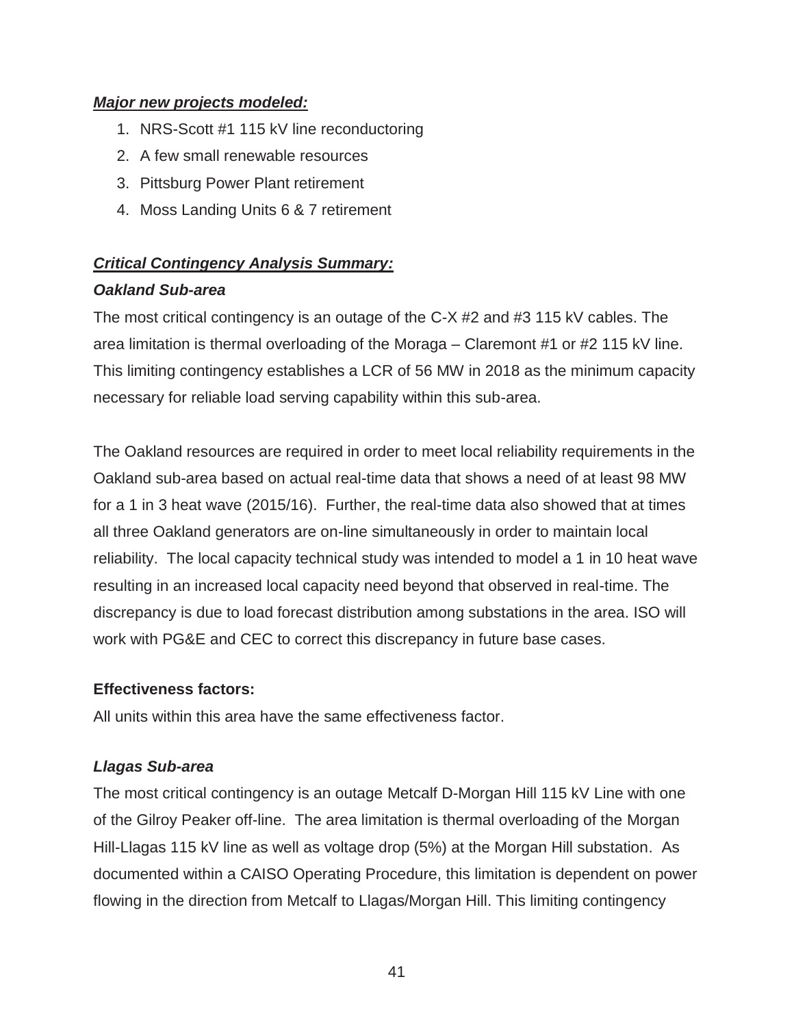***Major new projects modeled:***

1. NRS-Scott #1 115 kV line reconductoring
2. A few small renewable resources
3. Pittsburg Power Plant retirement
4. Moss Landing Units 6 & 7 retirement

***Critical Contingency Analysis Summary:***

***Oakland Sub-area***

The most critical contingency is an outage of the C-X #2 and #3 115 kV cables. The area limitation is thermal overloading of the Moraga – Claremont #1 or #2 115 kV line. This limiting contingency establishes a LCR of 56 MW in 2018 as the minimum capacity necessary for reliable load serving capability within this sub-area.

The Oakland resources are required in order to meet local reliability requirements in the Oakland sub-area based on actual real-time data that shows a need of at least 98 MW for a 1 in 3 heat wave (2015/16). Further, the real-time data also showed that at times all three Oakland generators are on-line simultaneously in order to maintain local reliability. The local capacity technical study was intended to model a 1 in 10 heat wave resulting in an increased local capacity need beyond that observed in real-time. The discrepancy is due to load forecast distribution among substations in the area. ISO will work with PG&E and CEC to correct this discrepancy in future base cases.

**Effectiveness factors:**

All units within this area have the same effectiveness factor.

***Llagas Sub-area***

The most critical contingency is an outage Metcalf D-Morgan Hill 115 kV Line with one of the Gilroy Peaker off-line. The area limitation is thermal overloading of the Morgan Hill-Llagas 115 kV line as well as voltage drop (5%) at the Morgan Hill substation. As documented within a CAISO Operating Procedure, this limitation is dependent on power flowing in the direction from Metcalf to Llagas/Morgan Hill. This limiting contingency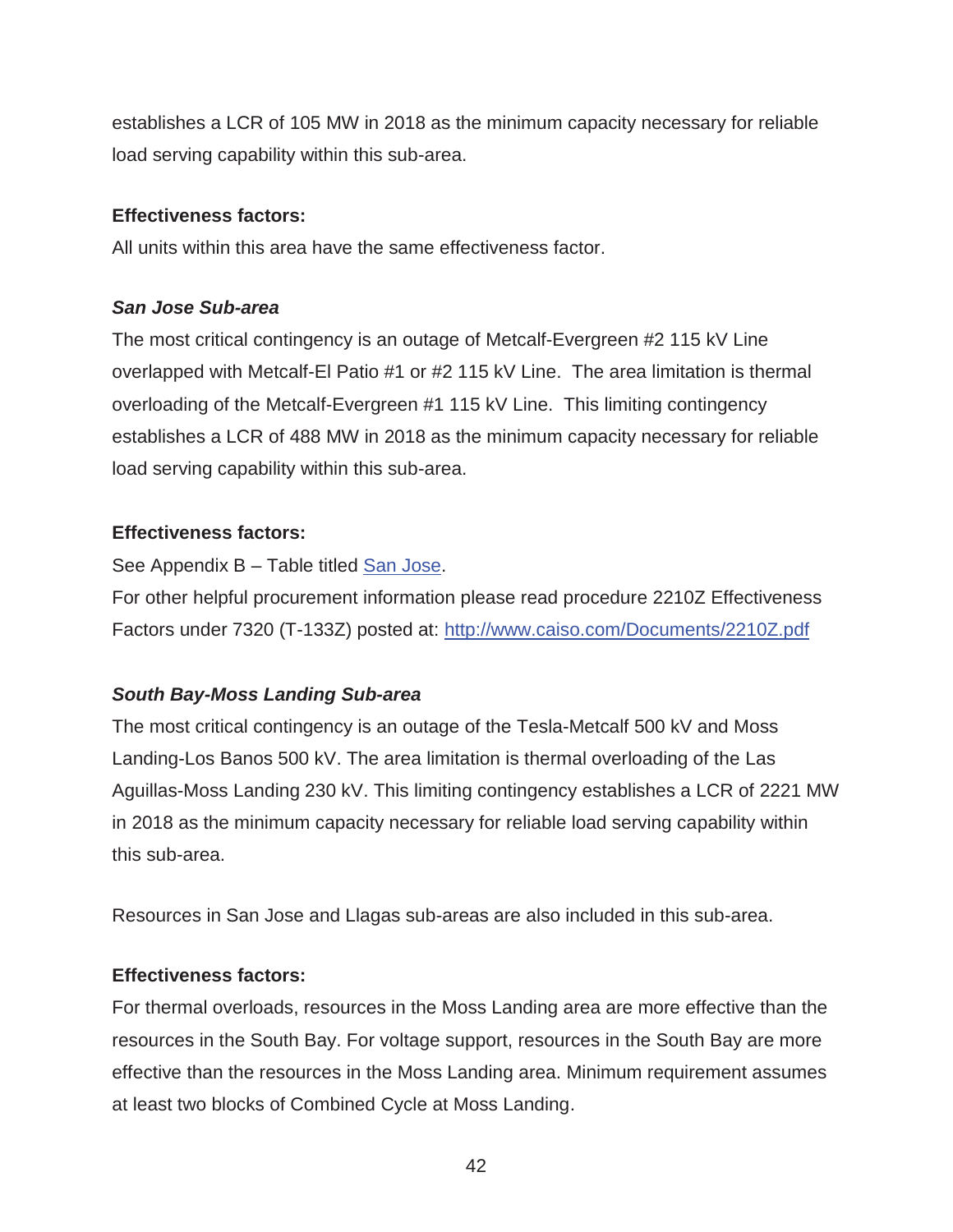establishes a LCR of 105 MW in 2018 as the minimum capacity necessary for reliable load serving capability within this sub-area.

**Effectiveness factors:**

All units within this area have the same effectiveness factor.

***San Jose Sub-area***

The most critical contingency is an outage of Metcalf-Evergreen #2 115 kV Line overlapped with Metcalf-El Patio #1 or #2 115 kV Line. The area limitation is thermal overloading of the Metcalf-Evergreen #1 115 kV Line. This limiting contingency establishes a LCR of 488 MW in 2018 as the minimum capacity necessary for reliable load serving capability within this sub-area.

**Effectiveness factors:**

See Appendix B – Table titled San Jose.

For other helpful procurement information please read procedure 2210Z Effectiveness Factors under 7320 (T-133Z) posted at: http://www.caiso.com/Documents/2210Z.pdf

***South Bay-Moss Landing Sub-area***

The most critical contingency is an outage of the Tesla-Metcalf 500 kV and Moss Landing-Los Banos 500 kV. The area limitation is thermal overloading of the Las Aguillas-Moss Landing 230 kV. This limiting contingency establishes a LCR of 2221 MW in 2018 as the minimum capacity necessary for reliable load serving capability within this sub-area.

Resources in San Jose and Llagas sub-areas are also included in this sub-area.

**Effectiveness factors:**

For thermal overloads, resources in the Moss Landing area are more effective than the resources in the South Bay. For voltage support, resources in the South Bay are more effective than the resources in the Moss Landing area. Minimum requirement assumes at least two blocks of Combined Cycle at Moss Landing.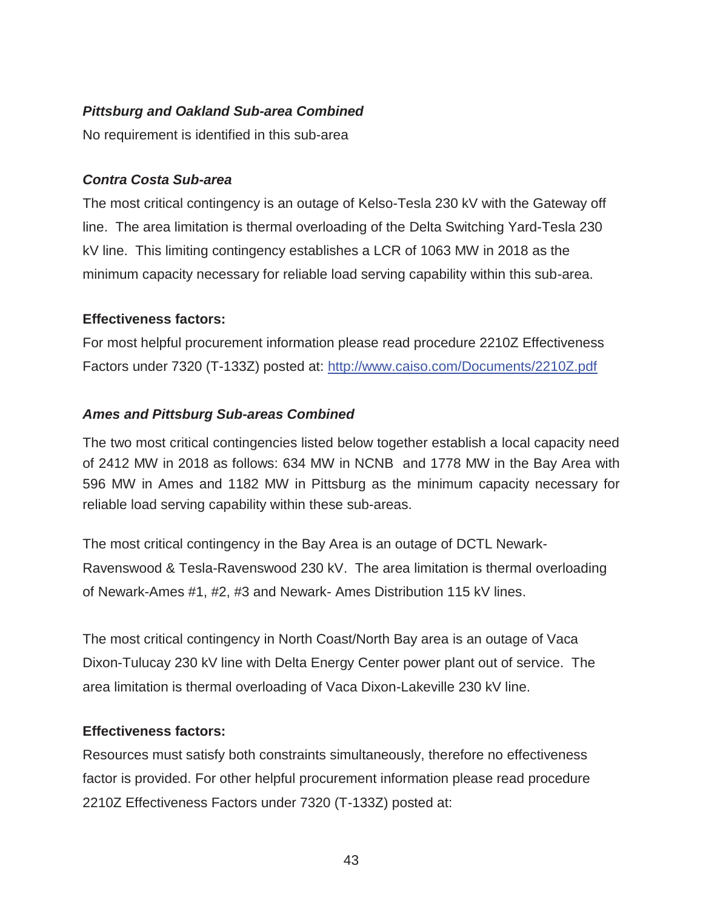#### *Pittsburg and Oakland Sub-area Combined*

No requirement is identified in this sub-area

#### *Contra Costa Sub-area*

The most critical contingency is an outage of Kelso-Tesla 230 kV with the Gateway off line. The area limitation is thermal overloading of the Delta Switching Yard-Tesla 230 kV line. This limiting contingency establishes a LCR of 1063 MW in 2018 as the minimum capacity necessary for reliable load serving capability within this sub-area.

**Effectiveness factors:**

For most helpful procurement information please read procedure 2210Z Effectiveness Factors under 7320 (T-133Z) posted at: [http://www.caiso.com/Documents/2210Z.pdf](http://www.caiso.com/Documents/2210Z.pdf)

#### *Ames and Pittsburg Sub-areas Combined*

The two most critical contingencies listed below together establish a local capacity need of 2412 MW in 2018 as follows: 634 MW in NCNB and 1778 MW in the Bay Area with 596 MW in Ames and 1182 MW in Pittsburg as the minimum capacity necessary for reliable load serving capability within these sub-areas.

The most critical contingency in the Bay Area is an outage of DCTL Newark-Ravenswood & Tesla-Ravenswood 230 kV. The area limitation is thermal overloading of Newark-Ames #1, #2, #3 and Newark- Ames Distribution 115 kV lines.

The most critical contingency in North Coast/North Bay area is an outage of Vaca Dixon-Tulucay 230 kV line with Delta Energy Center power plant out of service. The area limitation is thermal overloading of Vaca Dixon-Lakeville 230 kV line.

**Effectiveness factors:**

Resources must satisfy both constraints simultaneously, therefore no effectiveness factor is provided. For other helpful procurement information please read procedure 2210Z Effectiveness Factors under 7320 (T-133Z) posted at: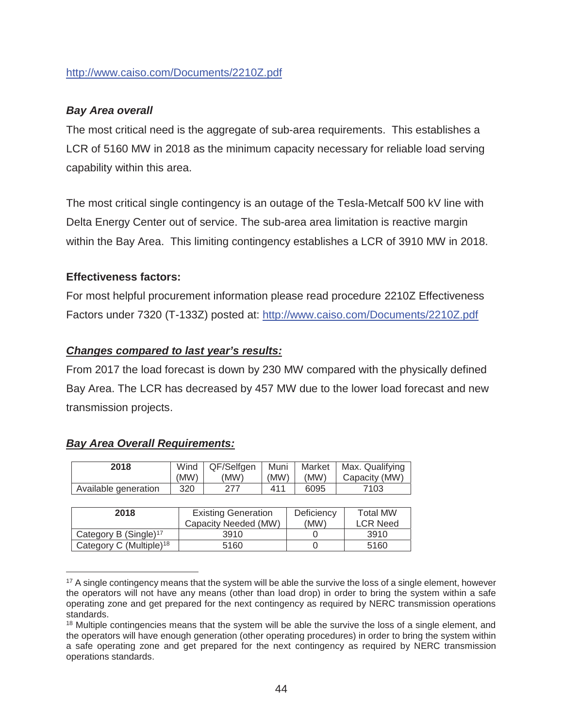[http://www.caiso.com/Documents/2210Z.pdf](http://www.caiso.com/Documents/2210Z.pdf)

***Bay Area overall***

The most critical need is the aggregate of sub-area requirements. This establishes a LCR of 5160 MW in 2018 as the minimum capacity necessary for reliable load serving capability within this area.

The most critical single contingency is an outage of the Tesla-Metcalf 500 kV line with Delta Energy Center out of service. The sub-area area limitation is reactive margin within the Bay Area. This limiting contingency establishes a LCR of 3910 MW in 2018.

**Effectiveness factors:**

For most helpful procurement information please read procedure 2210Z Effectiveness Factors under 7320 (T-133Z) posted at: [http://www.caiso.com/Documents/2210Z.pdf](http://www.caiso.com/Documents/2210Z.pdf)

***Changes compared to last year's results:***

From 2017 the load forecast is down by 230 MW compared with the physically defined Bay Area. The LCR has decreased by 457 MW due to the lower load forecast and new transmission projects.

***Bay Area Overall Requirements:***

| 2018 | Wind (MW) | QF/Selfgen (MW) | Muni (MW) | Market (MW) | Max. Qualifying Capacity (MW) |
|---|---|---|---|---|---|
| Available generation | 320 | 277 | 411 | 6095 | 7103 |

| 2018 | Existing Generation Capacity Needed (MW) | Deficiency (MW) | Total MW LCR Need |
|---|---|---|---|
| Category B (Single)[17] | 3910 | 0 | 3910 |
| Category C (Multiple)[18] | 5160 | 0 | 5160 |

[17] A single contingency means that the system will be able the survive the loss of a single element, however the operators will not have any means (other than load drop) in order to bring the system within a safe operating zone and get prepared for the next contingency as required by NERC transmission operations standards.

[18] Multiple contingencies means that the system will be able the survive the loss of a single element, and the operators will have enough generation (other operating procedures) in order to bring the system within a safe operating zone and get prepared for the next contingency as required by NERC transmission operations standards.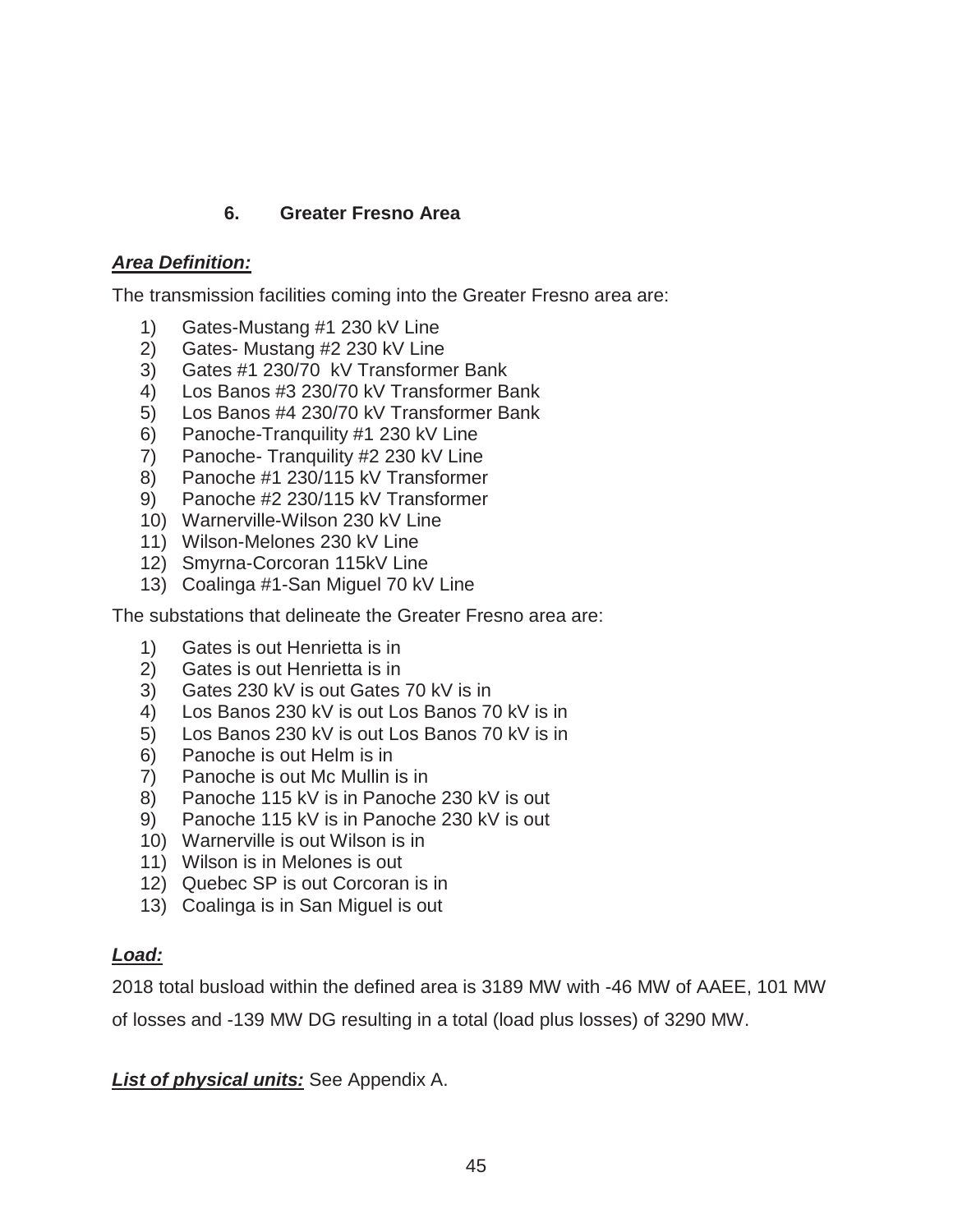## 6. Greater Fresno Area

***Area Definition:***

The transmission facilities coming into the Greater Fresno area are:

1) Gates-Mustang #1 230 kV Line
2) Gates- Mustang #2 230 kV Line
3) Gates #1 230/70 kV Transformer Bank
4) Los Banos #3 230/70 kV Transformer Bank
5) Los Banos #4 230/70 kV Transformer Bank
6) Panoche-Tranquility #1 230 kV Line
7) Panoche- Tranquility #2 230 kV Line
8) Panoche #1 230/115 kV Transformer
9) Panoche #2 230/115 kV Transformer
10) Warnerville-Wilson 230 kV Line
11) Wilson-Melones 230 kV Line
12) Smyrna-Corcoran 115kV Line
13) Coalinga #1-San Miguel 70 kV Line

The substations that delineate the Greater Fresno area are:

1) Gates is out Henrietta is in
2) Gates is out Henrietta is in
3) Gates 230 kV is out Gates 70 kV is in
4) Los Banos 230 kV is out Los Banos 70 kV is in
5) Los Banos 230 kV is out Los Banos 70 kV is in
6) Panoche is out Helm is in
7) Panoche is out Mc Mullin is in
8) Panoche 115 kV is in Panoche 230 kV is out
9) Panoche 115 kV is in Panoche 230 kV is out
10) Warnerville is out Wilson is in
11) Wilson is in Melones is out
12) Quebec SP is out Corcoran is in
13) Coalinga is in San Miguel is out

***Load:***

2018 total busload within the defined area is 3189 MW with -46 MW of AAEE, 101 MW of losses and -139 MW DG resulting in a total (load plus losses) of 3290 MW.

***List of physical units:*** See Appendix A.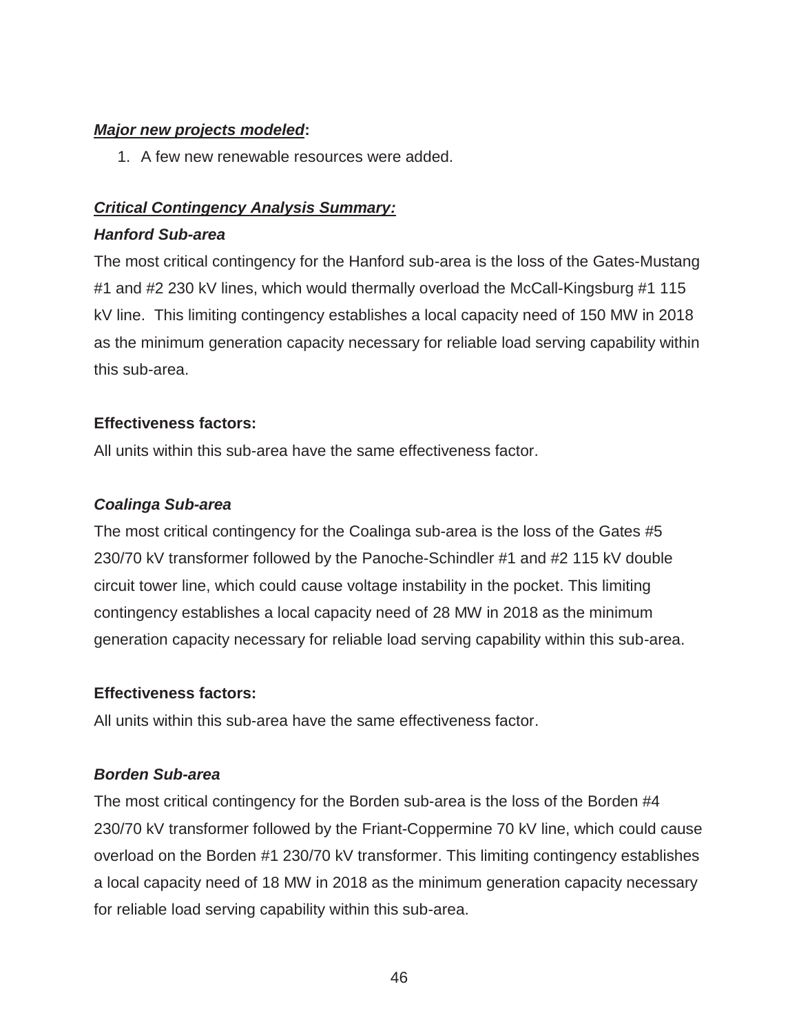***Major new projects modeled*:**

1. A few new renewable resources were added.

***Critical Contingency Analysis Summary:***

***Hanford Sub-area***

The most critical contingency for the Hanford sub-area is the loss of the Gates-Mustang #1 and #2 230 kV lines, which would thermally overload the McCall-Kingsburg #1 115 kV line. This limiting contingency establishes a local capacity need of 150 MW in 2018 as the minimum generation capacity necessary for reliable load serving capability within this sub-area.

**Effectiveness factors:**

All units within this sub-area have the same effectiveness factor.

***Coalinga Sub-area***

The most critical contingency for the Coalinga sub-area is the loss of the Gates #5 230/70 kV transformer followed by the Panoche-Schindler #1 and #2 115 kV double circuit tower line, which could cause voltage instability in the pocket. This limiting contingency establishes a local capacity need of 28 MW in 2018 as the minimum generation capacity necessary for reliable load serving capability within this sub-area.

**Effectiveness factors:**

All units within this sub-area have the same effectiveness factor.

***Borden Sub-area***

The most critical contingency for the Borden sub-area is the loss of the Borden #4 230/70 kV transformer followed by the Friant-Coppermine 70 kV line, which could cause overload on the Borden #1 230/70 kV transformer. This limiting contingency establishes a local capacity need of 18 MW in 2018 as the minimum generation capacity necessary for reliable load serving capability within this sub-area.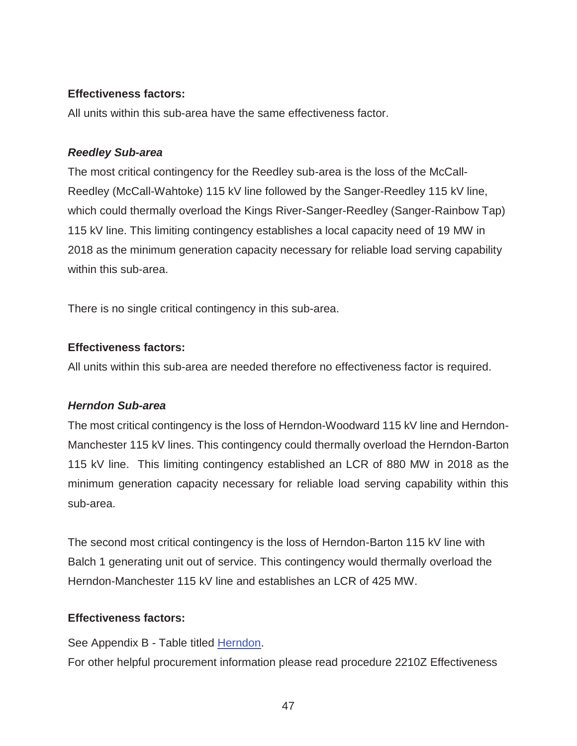**Effectiveness factors:**

All units within this sub-area have the same effectiveness factor.

***Reedley Sub-area***

The most critical contingency for the Reedley sub-area is the loss of the McCall-Reedley (McCall-Wahtoke) 115 kV line followed by the Sanger-Reedley 115 kV line, which could thermally overload the Kings River-Sanger-Reedley (Sanger-Rainbow Tap) 115 kV line. This limiting contingency establishes a local capacity need of 19 MW in 2018 as the minimum generation capacity necessary for reliable load serving capability within this sub-area.

There is no single critical contingency in this sub-area.

**Effectiveness factors:**

All units within this sub-area are needed therefore no effectiveness factor is required.

***Herndon Sub-area***

The most critical contingency is the loss of Herndon-Woodward 115 kV line and Herndon-Manchester 115 kV lines. This contingency could thermally overload the Herndon-Barton 115 kV line. This limiting contingency established an LCR of 880 MW in 2018 as the minimum generation capacity necessary for reliable load serving capability within this sub-area.

The second most critical contingency is the loss of Herndon-Barton 115 kV line with Balch 1 generating unit out of service. This contingency would thermally overload the Herndon-Manchester 115 kV line and establishes an LCR of 425 MW.

**Effectiveness factors:**

See Appendix B - Table titled Herndon.

For other helpful procurement information please read procedure 2210Z Effectiveness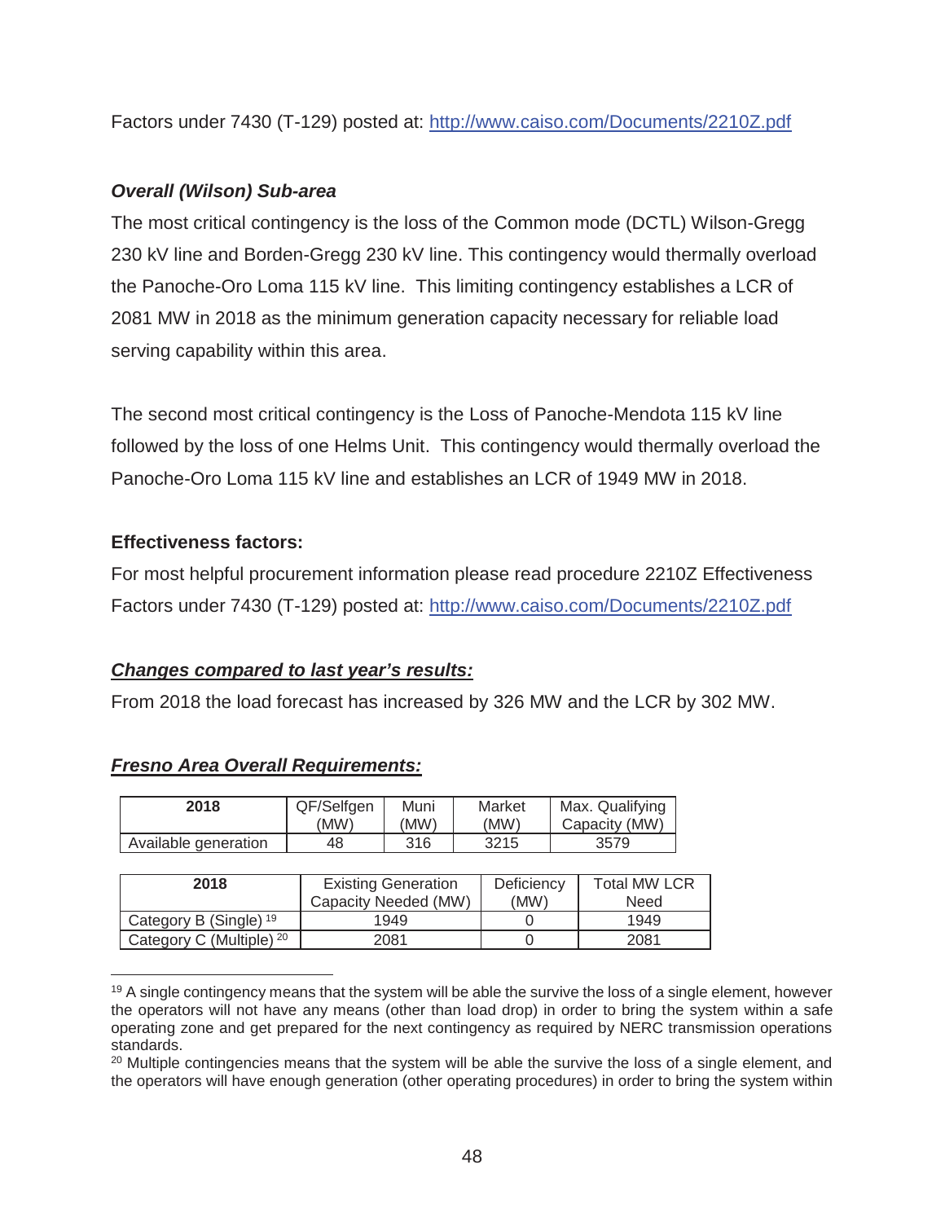Factors under 7430 (T-129) posted at: http://www.caiso.com/Documents/2210Z.pdf

#### *Overall (Wilson) Sub-area*

The most critical contingency is the loss of the Common mode (DCTL) Wilson-Gregg 230 kV line and Borden-Gregg 230 kV line. This contingency would thermally overload the Panoche-Oro Loma 115 kV line. This limiting contingency establishes a LCR of 2081 MW in 2018 as the minimum generation capacity necessary for reliable load serving capability within this area.

The second most critical contingency is the Loss of Panoche-Mendota 115 kV line followed by the loss of one Helms Unit. This contingency would thermally overload the Panoche-Oro Loma 115 kV line and establishes an LCR of 1949 MW in 2018.

**Effectiveness factors:**

For most helpful procurement information please read procedure 2210Z Effectiveness Factors under 7430 (T-129) posted at: http://www.caiso.com/Documents/2210Z.pdf

#### ***Changes compared to last year's results:***

From 2018 the load forecast has increased by 326 MW and the LCR by 302 MW.

#### ***Fresno Area Overall Requirements:***

| 2018 | QF/Selfgen (MW) | Muni (MW) | Market (MW) | Max. Qualifying Capacity (MW) |
|---|---|---|---|---|
| Available generation | 48 | 316 | 3215 | 3579 |

| 2018 | Existing Generation Capacity Needed (MW) | Deficiency (MW) | Total MW LCR Need |
|---|---|---|---|
| Category B (Single) [19] | 1949 | 0 | 1949 |
| Category C (Multiple) [20] | 2081 | 0 | 2081 |

---

[19] A single contingency means that the system will be able the survive the loss of a single element, however the operators will not have any means (other than load drop) in order to bring the system within a safe operating zone and get prepared for the next contingency as required by NERC transmission operations standards.

[20] Multiple contingencies means that the system will be able the survive the loss of a single element, and the operators will have enough generation (other operating procedures) in order to bring the system within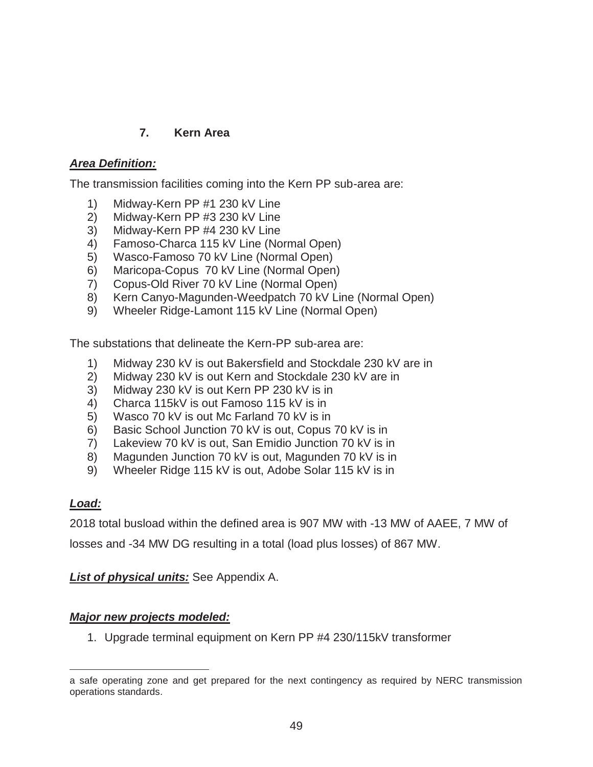## 7. Kern Area

***Area Definition:***

The transmission facilities coming into the Kern PP sub-area are:

1) Midway-Kern PP #1 230 kV Line
2) Midway-Kern PP #3 230 kV Line
3) Midway-Kern PP #4 230 kV Line
4) Famoso-Charca 115 kV Line (Normal Open)
5) Wasco-Famoso 70 kV Line (Normal Open)
6) Maricopa-Copus 70 kV Line (Normal Open)
7) Copus-Old River 70 kV Line (Normal Open)
8) Kern Canyo-Magunden-Weedpatch 70 kV Line (Normal Open)
9) Wheeler Ridge-Lamont 115 kV Line (Normal Open)

The substations that delineate the Kern-PP sub-area are:

1) Midway 230 kV is out Bakersfield and Stockdale 230 kV are in
2) Midway 230 kV is out Kern and Stockdale 230 kV are in
3) Midway 230 kV is out Kern PP 230 kV is in
4) Charca 115kV is out Famoso 115 kV is in
5) Wasco 70 kV is out Mc Farland 70 kV is in
6) Basic School Junction 70 kV is out, Copus 70 kV is in
7) Lakeview 70 kV is out, San Emidio Junction 70 kV is in
8) Magunden Junction 70 kV is out, Magunden 70 kV is in
9) Wheeler Ridge 115 kV is out, Adobe Solar 115 kV is in

***Load:***

2018 total busload within the defined area is 907 MW with -13 MW of AAEE, 7 MW of losses and -34 MW DG resulting in a total (load plus losses) of 867 MW.

***List of physical units:*** See Appendix A.

***Major new projects modeled:***

1. Upgrade terminal equipment on Kern PP #4 230/115kV transformer

---

a safe operating zone and get prepared for the next contingency as required by NERC transmission operations standards.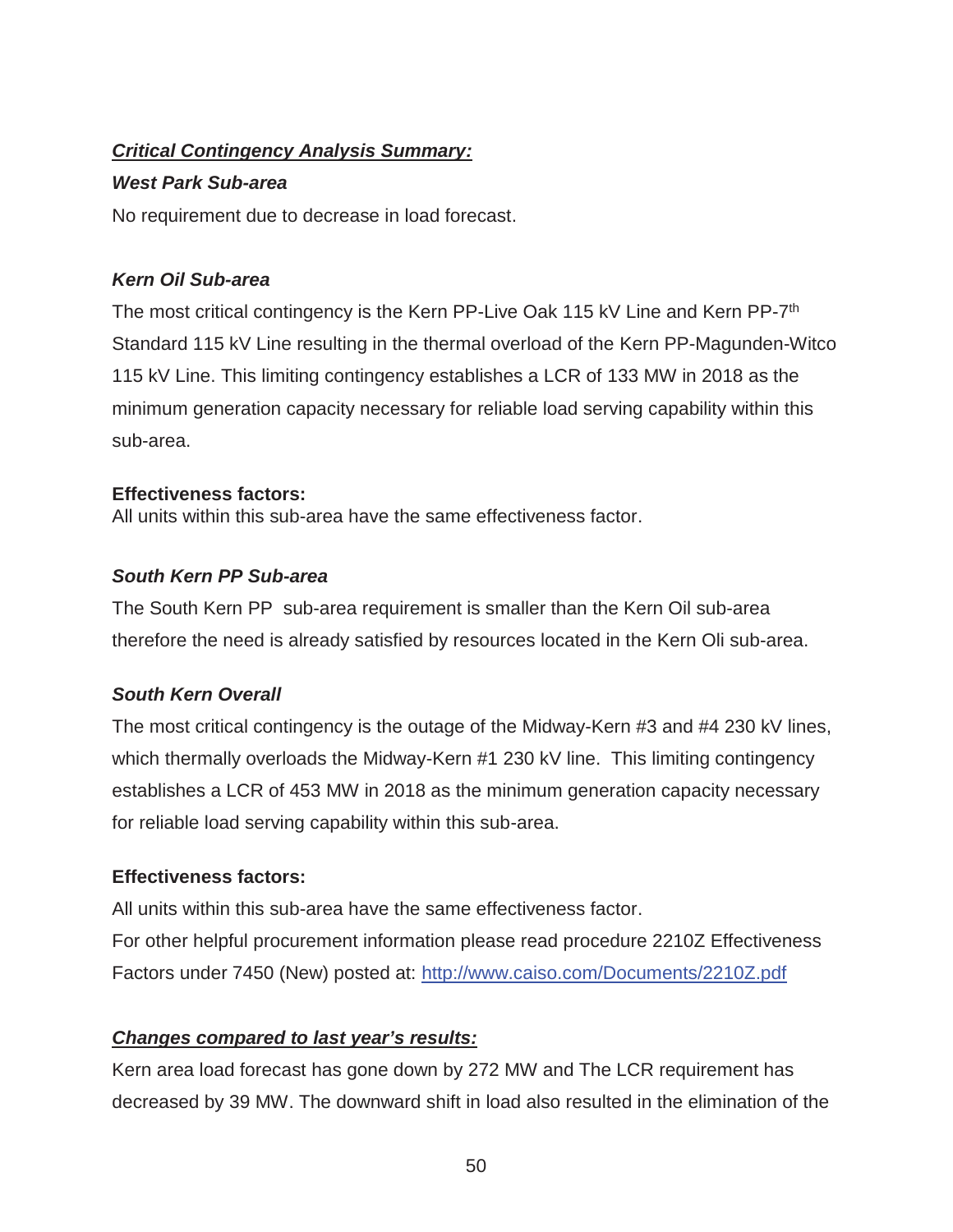***Critical Contingency Analysis Summary:***

***West Park Sub-area***

No requirement due to decrease in load forecast.

***Kern Oil Sub-area***

The most critical contingency is the Kern PP-Live Oak 115 kV Line and Kern PP-7th Standard 115 kV Line resulting in the thermal overload of the Kern PP-Magunden-Witco 115 kV Line. This limiting contingency establishes a LCR of 133 MW in 2018 as the minimum generation capacity necessary for reliable load serving capability within this sub-area.

**Effectiveness factors:**

All units within this sub-area have the same effectiveness factor.

***South Kern PP Sub-area***

The South Kern PP  sub-area requirement is smaller than the Kern Oil sub-area therefore the need is already satisfied by resources located in the Kern Oli sub-area.

***South Kern Overall***

The most critical contingency is the outage of the Midway-Kern #3 and #4 230 kV lines, which thermally overloads the Midway-Kern #1 230 kV line.  This limiting contingency establishes a LCR of 453 MW in 2018 as the minimum generation capacity necessary for reliable load serving capability within this sub-area.

**Effectiveness factors:**

All units within this sub-area have the same effectiveness factor.
For other helpful procurement information please read procedure 2210Z Effectiveness Factors under 7450 (New) posted at: http://www.caiso.com/Documents/2210Z.pdf

***Changes compared to last year's results:***

Kern area load forecast has gone down by 272 MW and The LCR requirement has decreased by 39 MW. The downward shift in load also resulted in the elimination of the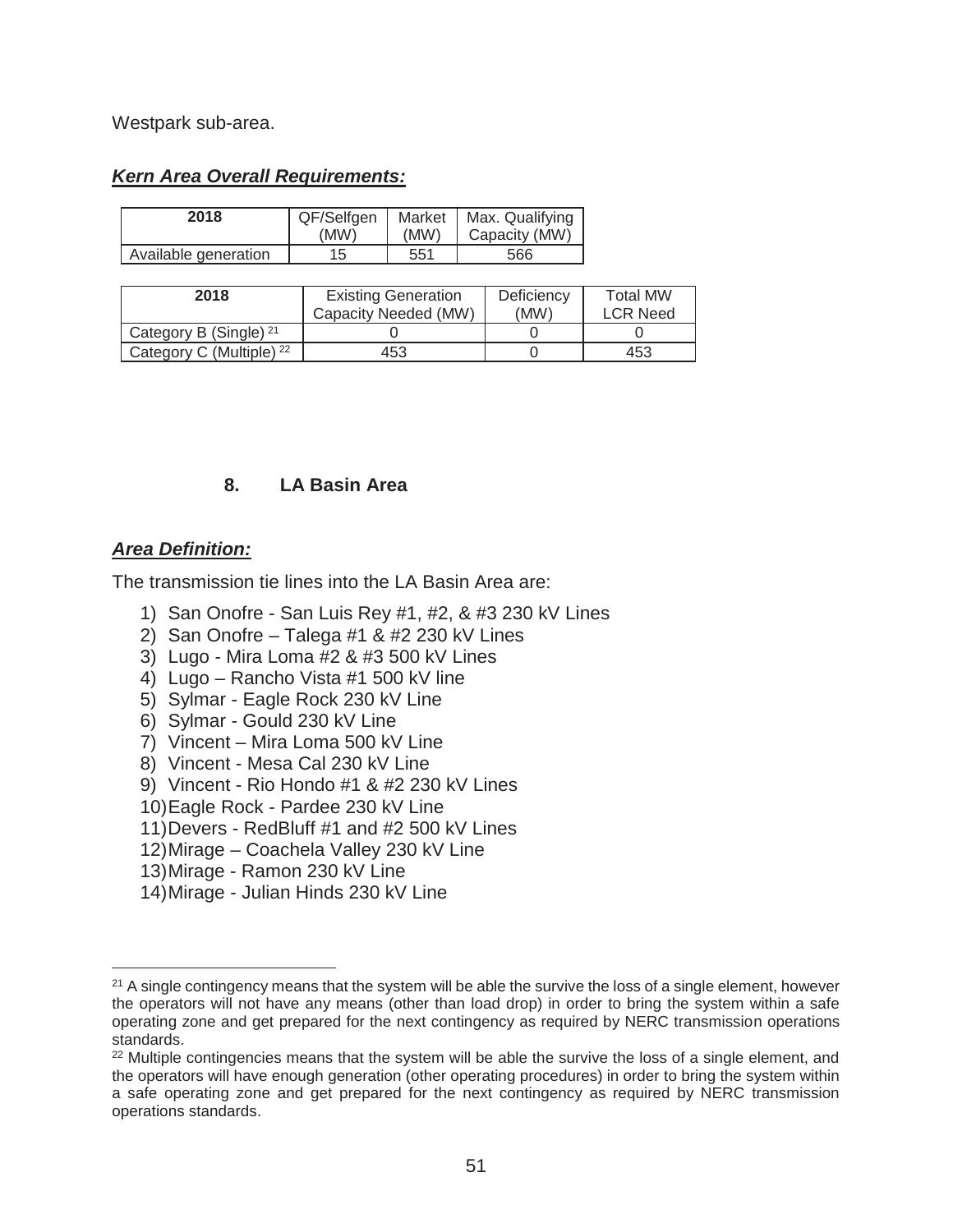Westpark sub-area.

***Kern Area Overall Requirements:***

| 2018 | QF/Selfgen (MW) | Market (MW) | Max. Qualifying Capacity (MW) |
|---|---|---|---|
| Available generation | 15 | 551 | 566 |

| 2018 | Existing Generation Capacity Needed (MW) | Deficiency (MW) | Total MW LCR Need |
|---|---|---|---|
| Category B (Single) [21] | 0 | 0 | 0 |
| Category C (Multiple) [22] | 453 | 0 | 453 |

## 8. LA Basin Area

***Area Definition:***

The transmission tie lines into the LA Basin Area are:

1) San Onofre - San Luis Rey #1, #2, & #3 230 kV Lines
2) San Onofre – Talega #1 & #2 230 kV Lines
3) Lugo - Mira Loma #2 & #3 500 kV Lines
4) Lugo – Rancho Vista #1 500 kV line
5) Sylmar - Eagle Rock 230 kV Line
6) Sylmar - Gould 230 kV Line
7) Vincent – Mira Loma 500 kV Line
8) Vincent - Mesa Cal 230 kV Line
9) Vincent - Rio Hondo #1 & #2 230 kV Lines
10) Eagle Rock - Pardee 230 kV Line
11) Devers - RedBluff #1 and #2 500 kV Lines
12) Mirage – Coachela Valley 230 kV Line
13) Mirage - Ramon 230 kV Line
14) Mirage - Julian Hinds 230 kV Line

---

[21] A single contingency means that the system will be able the survive the loss of a single element, however the operators will not have any means (other than load drop) in order to bring the system within a safe operating zone and get prepared for the next contingency as required by NERC transmission operations standards.

[22] Multiple contingencies means that the system will be able the survive the loss of a single element, and the operators will have enough generation (other operating procedures) in order to bring the system within a safe operating zone and get prepared for the next contingency as required by NERC transmission operations standards.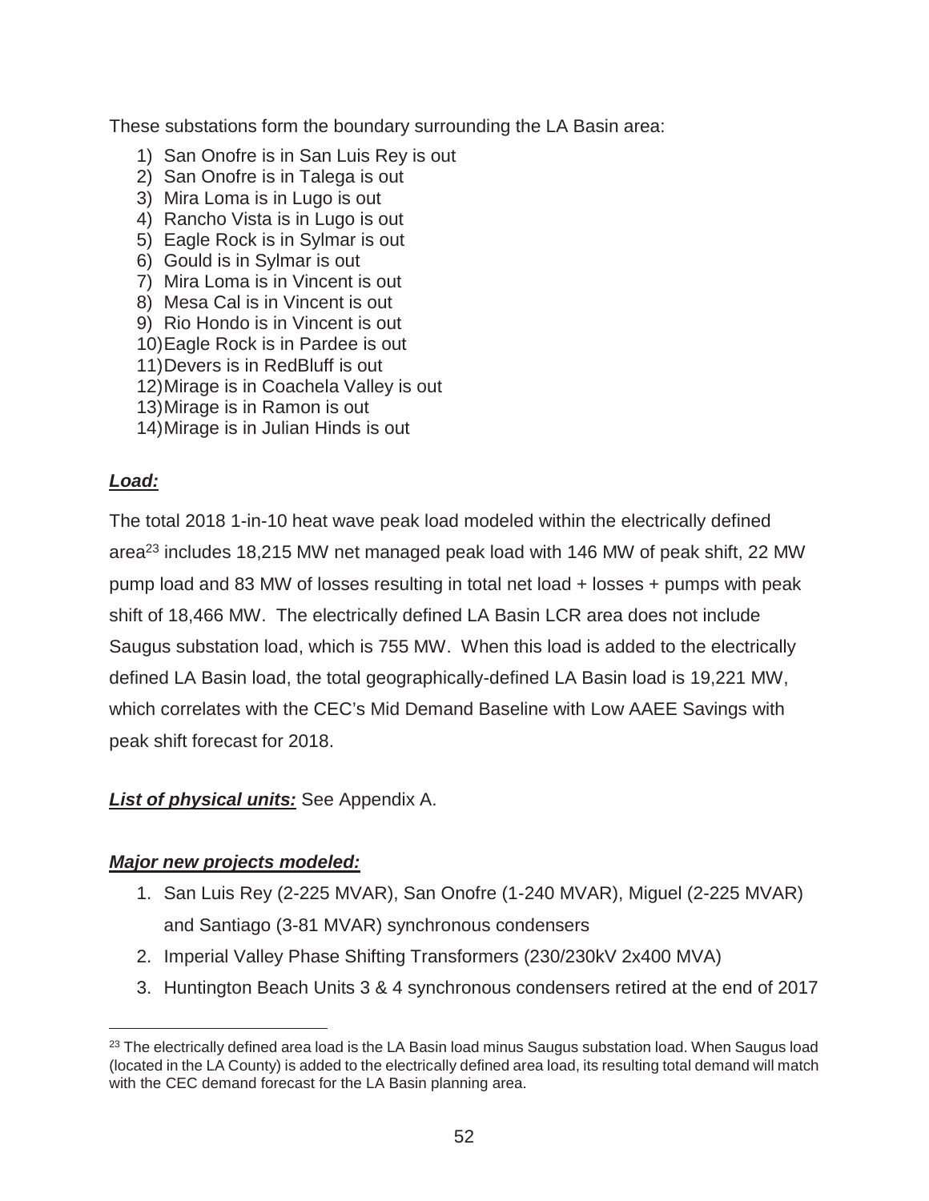These substations form the boundary surrounding the LA Basin area:

1) San Onofre is in San Luis Rey is out
2) San Onofre is in Talega is out
3) Mira Loma is in Lugo is out
4) Rancho Vista is in Lugo is out
5) Eagle Rock is in Sylmar is out
6) Gould is in Sylmar is out
7) Mira Loma is in Vincent is out
8) Mesa Cal is in Vincent is out
9) Rio Hondo is in Vincent is out
10) Eagle Rock is in Pardee is out
11) Devers is in RedBluff is out
12) Mirage is in Coachela Valley is out
13) Mirage is in Ramon is out
14) Mirage is in Julian Hinds is out

***Load:***

The total 2018 1-in-10 heat wave peak load modeled within the electrically defined area[23] includes 18,215 MW net managed peak load with 146 MW of peak shift, 22 MW pump load and 83 MW of losses resulting in total net load + losses + pumps with peak shift of 18,466 MW. The electrically defined LA Basin LCR area does not include Saugus substation load, which is 755 MW. When this load is added to the electrically defined LA Basin load, the total geographically-defined LA Basin load is 19,221 MW, which correlates with the CEC's Mid Demand Baseline with Low AAEE Savings with peak shift forecast for 2018.

***List of physical units:*** See Appendix A.

***Major new projects modeled:***

1. San Luis Rey (2-225 MVAR), San Onofre (1-240 MVAR), Miguel (2-225 MVAR) and Santiago (3-81 MVAR) synchronous condensers
2. Imperial Valley Phase Shifting Transformers (230/230kV 2x400 MVA)
3. Huntington Beach Units 3 & 4 synchronous condensers retired at the end of 2017

[23] The electrically defined area load is the LA Basin load minus Saugus substation load. When Saugus load (located in the LA County) is added to the electrically defined area load, its resulting total demand will match with the CEC demand forecast for the LA Basin planning area.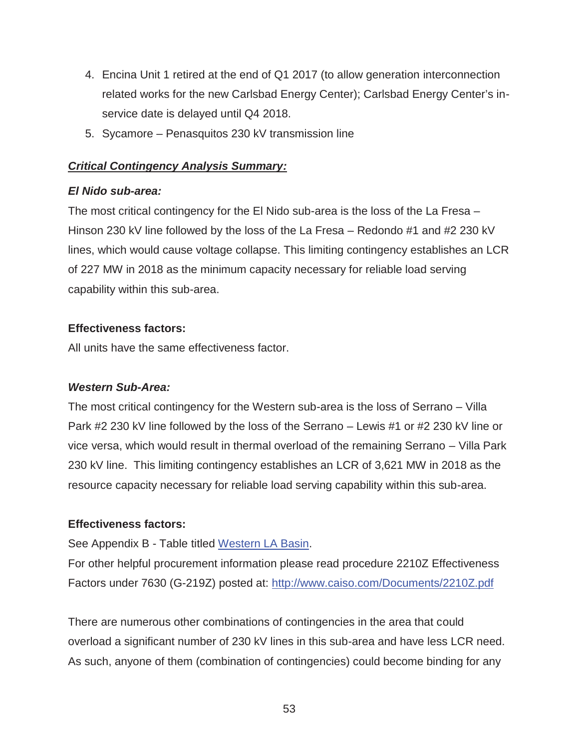4. Encina Unit 1 retired at the end of Q1 2017 (to allow generation interconnection related works for the new Carlsbad Energy Center); Carlsbad Energy Center's in-service date is delayed until Q4 2018.
5. Sycamore – Penasquitos 230 kV transmission line

***Critical Contingency Analysis Summary:***

***El Nido sub-area:***

The most critical contingency for the El Nido sub-area is the loss of the La Fresa – Hinson 230 kV line followed by the loss of the La Fresa – Redondo #1 and #2 230 kV lines, which would cause voltage collapse. This limiting contingency establishes an LCR of 227 MW in 2018 as the minimum capacity necessary for reliable load serving capability within this sub-area.

**Effectiveness factors:**

All units have the same effectiveness factor.

***Western Sub-Area:***

The most critical contingency for the Western sub-area is the loss of Serrano – Villa Park #2 230 kV line followed by the loss of the Serrano – Lewis #1 or #2 230 kV line or vice versa, which would result in thermal overload of the remaining Serrano – Villa Park 230 kV line. This limiting contingency establishes an LCR of 3,621 MW in 2018 as the resource capacity necessary for reliable load serving capability within this sub-area.

**Effectiveness factors:**

See Appendix B - Table titled [Western LA Basin](#).

For other helpful procurement information please read procedure 2210Z Effectiveness Factors under 7630 (G-219Z) posted at: http://www.caiso.com/Documents/2210Z.pdf

There are numerous other combinations of contingencies in the area that could overload a significant number of 230 kV lines in this sub-area and have less LCR need. As such, anyone of them (combination of contingencies) could become binding for any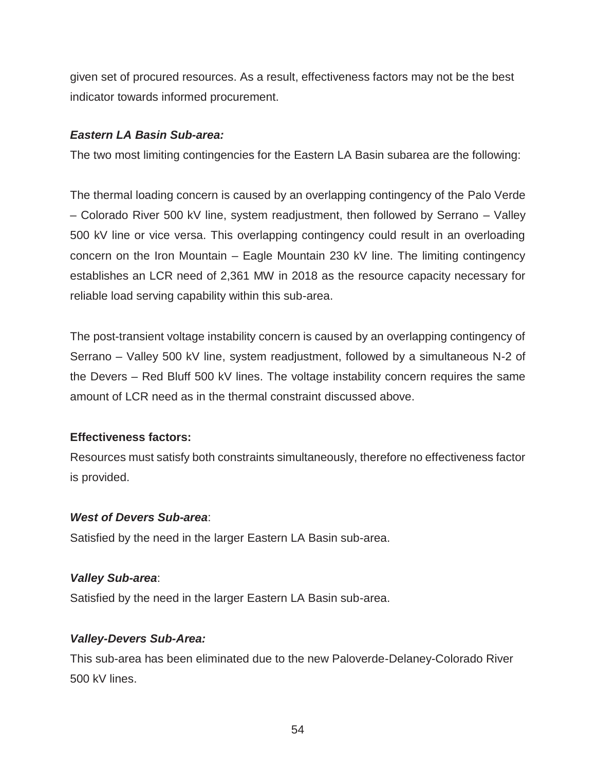given set of procured resources. As a result, effectiveness factors may not be the best indicator towards informed procurement.

***Eastern LA Basin Sub-area:***

The two most limiting contingencies for the Eastern LA Basin subarea are the following:

The thermal loading concern is caused by an overlapping contingency of the Palo Verde – Colorado River 500 kV line, system readjustment, then followed by Serrano – Valley 500 kV line or vice versa. This overlapping contingency could result in an overloading concern on the Iron Mountain – Eagle Mountain 230 kV line. The limiting contingency establishes an LCR need of 2,361 MW in 2018 as the resource capacity necessary for reliable load serving capability within this sub-area.

The post-transient voltage instability concern is caused by an overlapping contingency of Serrano – Valley 500 kV line, system readjustment, followed by a simultaneous N-2 of the Devers – Red Bluff 500 kV lines. The voltage instability concern requires the same amount of LCR need as in the thermal constraint discussed above.

**Effectiveness factors:**

Resources must satisfy both constraints simultaneously, therefore no effectiveness factor is provided.

***West of Devers Sub-area***:

Satisfied by the need in the larger Eastern LA Basin sub-area.

***Valley Sub-area***:

Satisfied by the need in the larger Eastern LA Basin sub-area.

***Valley-Devers Sub-Area:***

This sub-area has been eliminated due to the new Paloverde-Delaney-Colorado River 500 kV lines.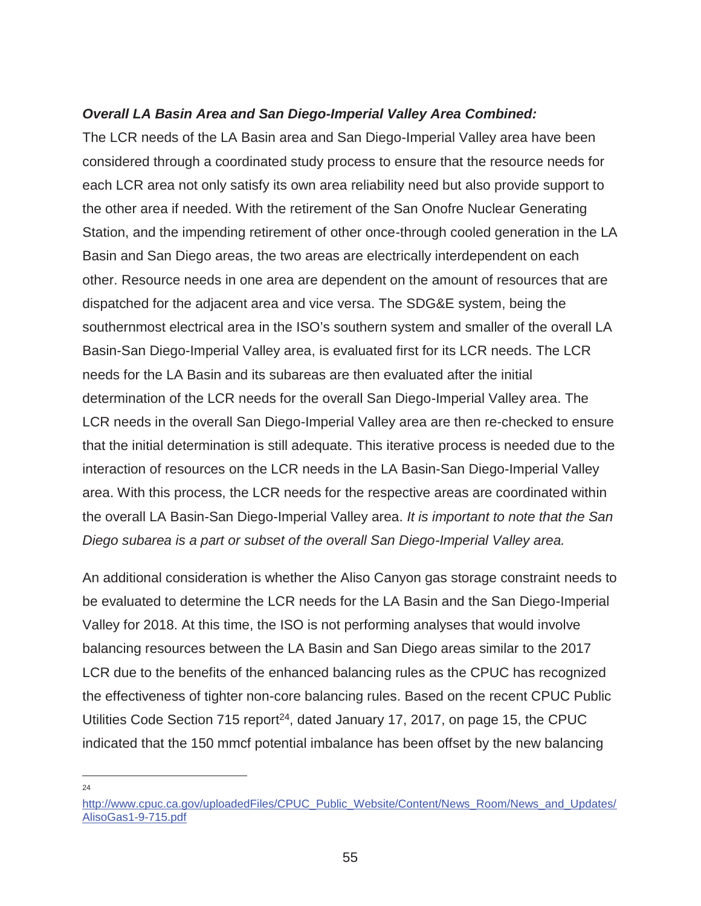***Overall LA Basin Area and San Diego-Imperial Valley Area Combined:***

The LCR needs of the LA Basin area and San Diego-Imperial Valley area have been considered through a coordinated study process to ensure that the resource needs for each LCR area not only satisfy its own area reliability need but also provide support to the other area if needed. With the retirement of the San Onofre Nuclear Generating Station, and the impending retirement of other once-through cooled generation in the LA Basin and San Diego areas, the two areas are electrically interdependent on each other. Resource needs in one area are dependent on the amount of resources that are dispatched for the adjacent area and vice versa. The SDG&E system, being the southernmost electrical area in the ISO's southern system and smaller of the overall LA Basin-San Diego-Imperial Valley area, is evaluated first for its LCR needs. The LCR needs for the LA Basin and its subareas are then evaluated after the initial determination of the LCR needs for the overall San Diego-Imperial Valley area. The LCR needs in the overall San Diego-Imperial Valley area are then re-checked to ensure that the initial determination is still adequate. This iterative process is needed due to the interaction of resources on the LCR needs in the LA Basin-San Diego-Imperial Valley area. With this process, the LCR needs for the respective areas are coordinated within the overall LA Basin-San Diego-Imperial Valley area. *It is important to note that the San Diego subarea is a part or subset of the overall San Diego-Imperial Valley area.*

An additional consideration is whether the Aliso Canyon gas storage constraint needs to be evaluated to determine the LCR needs for the LA Basin and the San Diego-Imperial Valley for 2018. At this time, the ISO is not performing analyses that would involve balancing resources between the LA Basin and San Diego areas similar to the 2017 LCR due to the benefits of the enhanced balancing rules as the CPUC has recognized the effectiveness of tighter non-core balancing rules. Based on the recent CPUC Public Utilities Code Section 715 report[24], dated January 17, 2017, on page 15, the CPUC indicated that the 150 mmcf potential imbalance has been offset by the new balancing

[24] http://www.cpuc.ca.gov/uploadedFiles/CPUC_Public_Website/Content/News_Room/News_and_Updates/AlisoGas1-9-715.pdf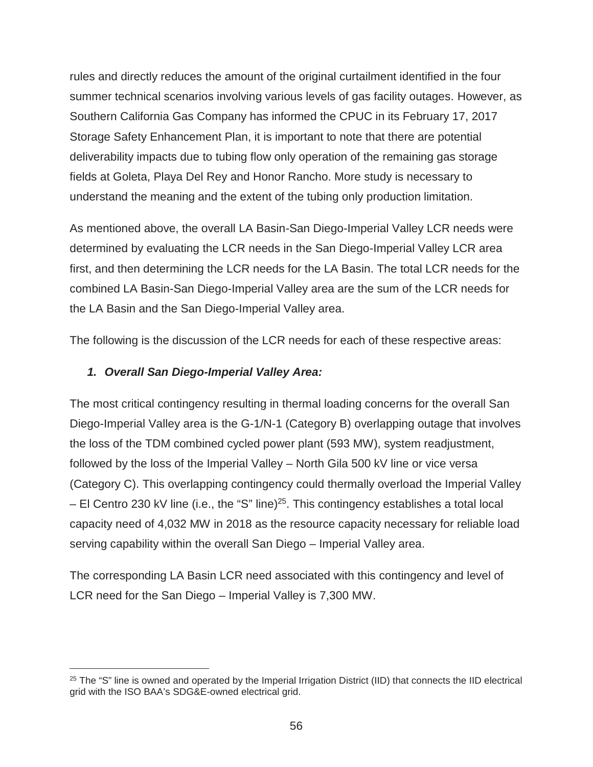rules and directly reduces the amount of the original curtailment identified in the four summer technical scenarios involving various levels of gas facility outages. However, as Southern California Gas Company has informed the CPUC in its February 17, 2017 Storage Safety Enhancement Plan, it is important to note that there are potential deliverability impacts due to tubing flow only operation of the remaining gas storage fields at Goleta, Playa Del Rey and Honor Rancho. More study is necessary to understand the meaning and the extent of the tubing only production limitation.

As mentioned above, the overall LA Basin-San Diego-Imperial Valley LCR needs were determined by evaluating the LCR needs in the San Diego-Imperial Valley LCR area first, and then determining the LCR needs for the LA Basin. The total LCR needs for the combined LA Basin-San Diego-Imperial Valley area are the sum of the LCR needs for the LA Basin and the San Diego-Imperial Valley area.

The following is the discussion of the LCR needs for each of these respective areas:

### *1. Overall San Diego-Imperial Valley Area:*

The most critical contingency resulting in thermal loading concerns for the overall San Diego-Imperial Valley area is the G-1/N-1 (Category B) overlapping outage that involves the loss of the TDM combined cycled power plant (593 MW), system readjustment, followed by the loss of the Imperial Valley – North Gila 500 kV line or vice versa (Category C). This overlapping contingency could thermally overload the Imperial Valley – El Centro 230 kV line (i.e., the "S" line)[25]. This contingency establishes a total local capacity need of 4,032 MW in 2018 as the resource capacity necessary for reliable load serving capability within the overall San Diego – Imperial Valley area.

The corresponding LA Basin LCR need associated with this contingency and level of LCR need for the San Diego – Imperial Valley is 7,300 MW.

[25] The "S" line is owned and operated by the Imperial Irrigation District (IID) that connects the IID electrical grid with the ISO BAA's SDG&E-owned electrical grid.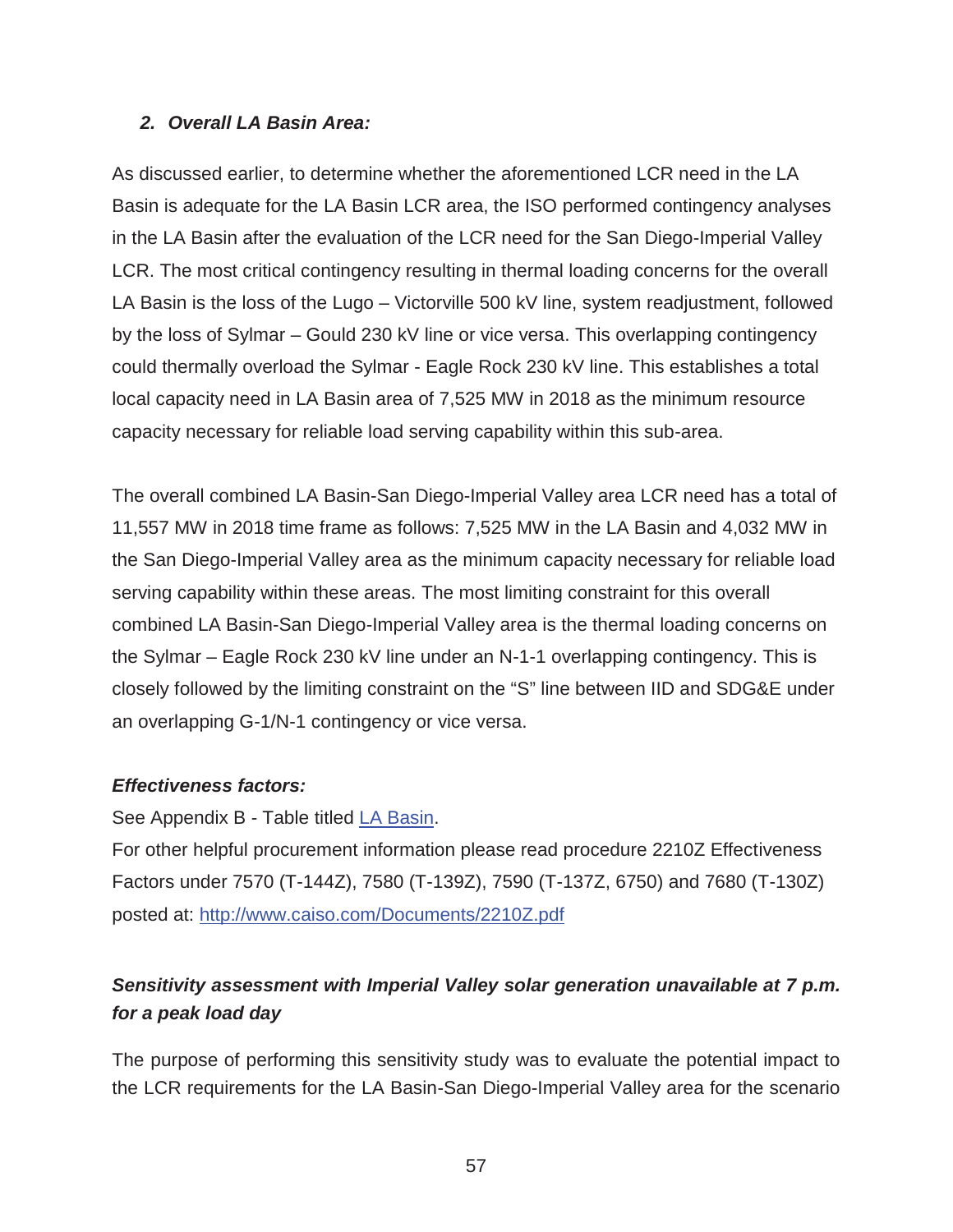#### *2. Overall LA Basin Area:*

As discussed earlier, to determine whether the aforementioned LCR need in the LA Basin is adequate for the LA Basin LCR area, the ISO performed contingency analyses in the LA Basin after the evaluation of the LCR need for the San Diego-Imperial Valley LCR. The most critical contingency resulting in thermal loading concerns for the overall LA Basin is the loss of the Lugo – Victorville 500 kV line, system readjustment, followed by the loss of Sylmar – Gould 230 kV line or vice versa. This overlapping contingency could thermally overload the Sylmar - Eagle Rock 230 kV line. This establishes a total local capacity need in LA Basin area of 7,525 MW in 2018 as the minimum resource capacity necessary for reliable load serving capability within this sub-area.

The overall combined LA Basin-San Diego-Imperial Valley area LCR need has a total of 11,557 MW in 2018 time frame as follows: 7,525 MW in the LA Basin and 4,032 MW in the San Diego-Imperial Valley area as the minimum capacity necessary for reliable load serving capability within these areas. The most limiting constraint for this overall combined LA Basin-San Diego-Imperial Valley area is the thermal loading concerns on the Sylmar – Eagle Rock 230 kV line under an N-1-1 overlapping contingency. This is closely followed by the limiting constraint on the "S" line between IID and SDG&E under an overlapping G-1/N-1 contingency or vice versa.

***Effectiveness factors:***

See Appendix B - Table titled LA Basin.
For other helpful procurement information please read procedure 2210Z Effectiveness Factors under 7570 (T-144Z), 7580 (T-139Z), 7590 (T-137Z, 6750) and 7680 (T-130Z) posted at: http://www.caiso.com/Documents/2210Z.pdf

***Sensitivity assessment with Imperial Valley solar generation unavailable at 7 p.m. for a peak load day***

The purpose of performing this sensitivity study was to evaluate the potential impact to the LCR requirements for the LA Basin-San Diego-Imperial Valley area for the scenario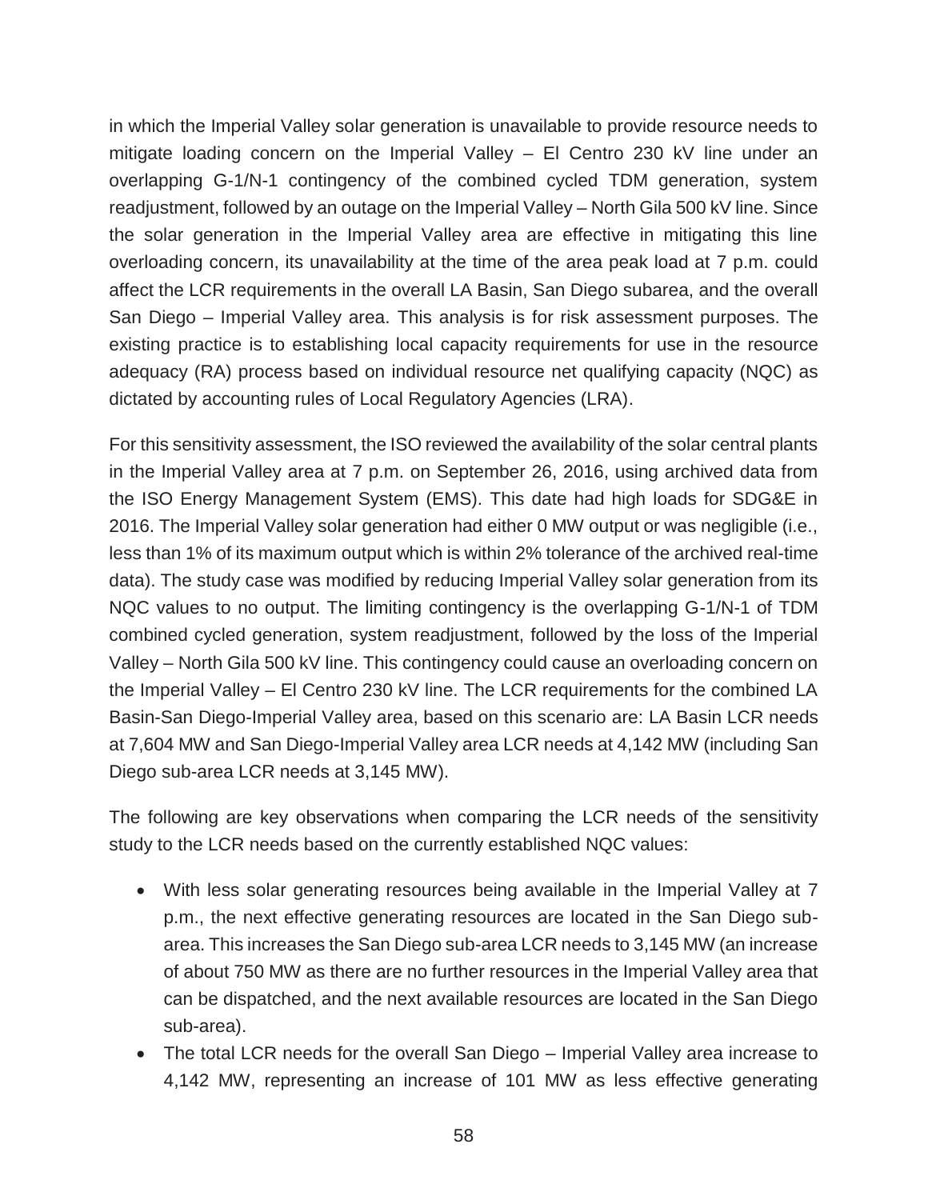in which the Imperial Valley solar generation is unavailable to provide resource needs to mitigate loading concern on the Imperial Valley – El Centro 230 kV line under an overlapping G-1/N-1 contingency of the combined cycled TDM generation, system readjustment, followed by an outage on the Imperial Valley – North Gila 500 kV line. Since the solar generation in the Imperial Valley area are effective in mitigating this line overloading concern, its unavailability at the time of the area peak load at 7 p.m. could affect the LCR requirements in the overall LA Basin, San Diego subarea, and the overall San Diego – Imperial Valley area. This analysis is for risk assessment purposes. The existing practice is to establishing local capacity requirements for use in the resource adequacy (RA) process based on individual resource net qualifying capacity (NQC) as dictated by accounting rules of Local Regulatory Agencies (LRA).

For this sensitivity assessment, the ISO reviewed the availability of the solar central plants in the Imperial Valley area at 7 p.m. on September 26, 2016, using archived data from the ISO Energy Management System (EMS). This date had high loads for SDG&E in 2016. The Imperial Valley solar generation had either 0 MW output or was negligible (i.e., less than 1% of its maximum output which is within 2% tolerance of the archived real-time data). The study case was modified by reducing Imperial Valley solar generation from its NQC values to no output. The limiting contingency is the overlapping G-1/N-1 of TDM combined cycled generation, system readjustment, followed by the loss of the Imperial Valley – North Gila 500 kV line. This contingency could cause an overloading concern on the Imperial Valley – El Centro 230 kV line. The LCR requirements for the combined LA Basin-San Diego-Imperial Valley area, based on this scenario are: LA Basin LCR needs at 7,604 MW and San Diego-Imperial Valley area LCR needs at 4,142 MW (including San Diego sub-area LCR needs at 3,145 MW).

The following are key observations when comparing the LCR needs of the sensitivity study to the LCR needs based on the currently established NQC values:

- With less solar generating resources being available in the Imperial Valley at 7 p.m., the next effective generating resources are located in the San Diego sub-area. This increases the San Diego sub-area LCR needs to 3,145 MW (an increase of about 750 MW as there are no further resources in the Imperial Valley area that can be dispatched, and the next available resources are located in the San Diego sub-area).
- The total LCR needs for the overall San Diego – Imperial Valley area increase to 4,142 MW, representing an increase of 101 MW as less effective generating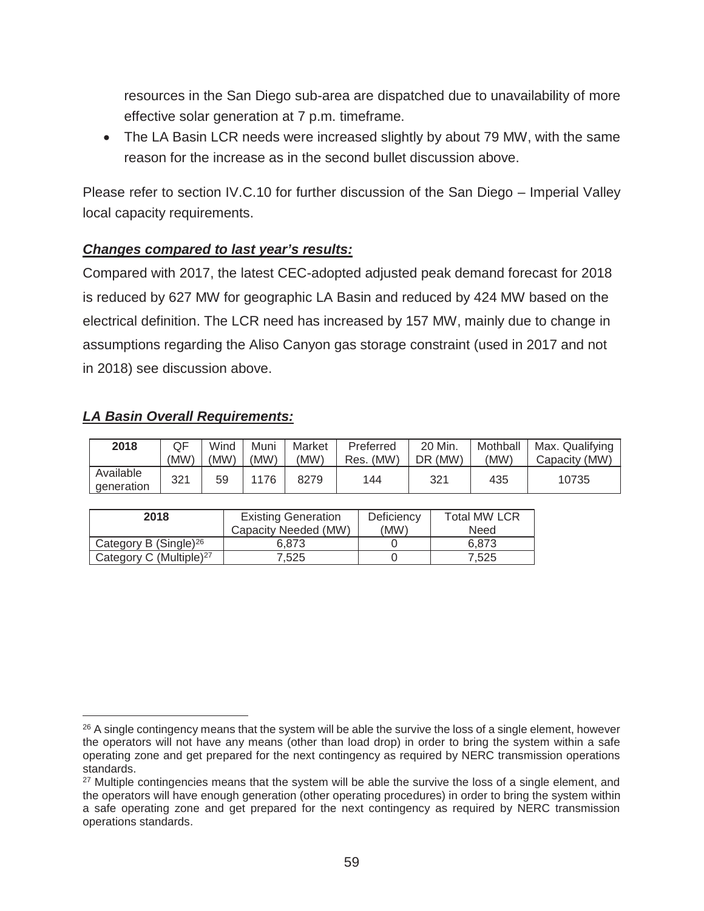resources in the San Diego sub-area are dispatched due to unavailability of more effective solar generation at 7 p.m. timeframe.

- The LA Basin LCR needs were increased slightly by about 79 MW, with the same reason for the increase as in the second bullet discussion above.

Please refer to section IV.C.10 for further discussion of the San Diego – Imperial Valley local capacity requirements.

***Changes compared to last year's results:***

Compared with 2017, the latest CEC-adopted adjusted peak demand forecast for 2018 is reduced by 627 MW for geographic LA Basin and reduced by 424 MW based on the electrical definition. The LCR need has increased by 157 MW, mainly due to change in assumptions regarding the Aliso Canyon gas storage constraint (used in 2017 and not in 2018) see discussion above.

***LA Basin Overall Requirements:***

| 2018 | QF (MW) | Wind (MW) | Muni (MW) | Market (MW) | Preferred Res. (MW) | 20 Min. DR (MW) | Mothball (MW) | Max. Qualifying Capacity (MW) |
|---|---|---|---|---|---|---|---|---|
| Available generation | 321 | 59 | 1176 | 8279 | 144 | 321 | 435 | 10735 |

| 2018 | Existing Generation Capacity Needed (MW) | Deficiency (MW) | Total MW LCR Need |
|---|---|---|---|
| Category B (Single)[26] | 6,873 | 0 | 6,873 |
| Category C (Multiple)[27] | 7,525 | 0 | 7,525 |

[26] A single contingency means that the system will be able the survive the loss of a single element, however the operators will not have any means (other than load drop) in order to bring the system within a safe operating zone and get prepared for the next contingency as required by NERC transmission operations standards.

[27] Multiple contingencies means that the system will be able the survive the loss of a single element, and the operators will have enough generation (other operating procedures) in order to bring the system within a safe operating zone and get prepared for the next contingency as required by NERC transmission operations standards.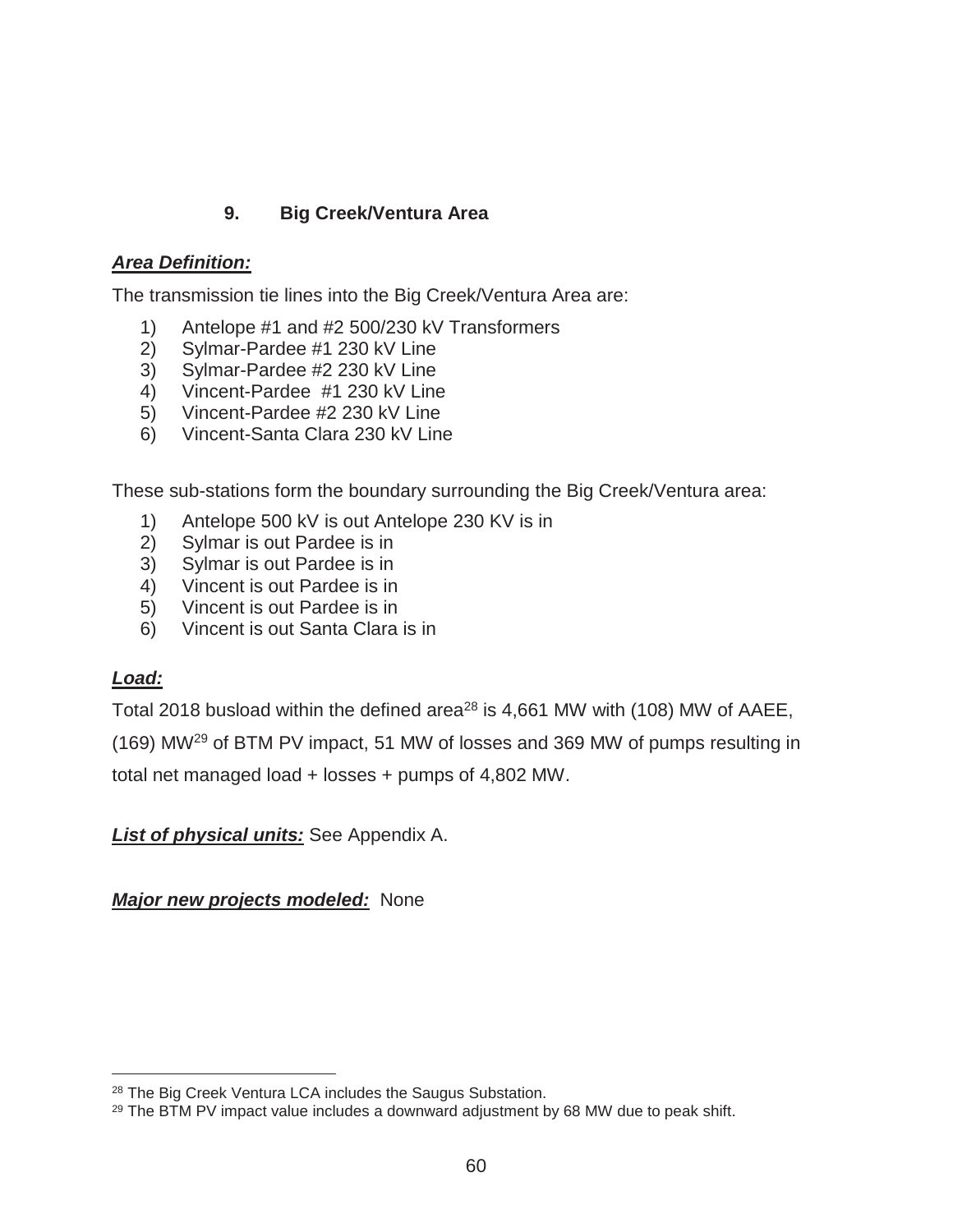### 9. Big Creek/Ventura Area

***Area Definition:***

The transmission tie lines into the Big Creek/Ventura Area are:

1) Antelope #1 and #2 500/230 kV Transformers
2) Sylmar-Pardee #1 230 kV Line
3) Sylmar-Pardee #2 230 kV Line
4) Vincent-Pardee #1 230 kV Line
5) Vincent-Pardee #2 230 kV Line
6) Vincent-Santa Clara 230 kV Line

These sub-stations form the boundary surrounding the Big Creek/Ventura area:

1) Antelope 500 kV is out Antelope 230 KV is in
2) Sylmar is out Pardee is in
3) Sylmar is out Pardee is in
4) Vincent is out Pardee is in
5) Vincent is out Pardee is in
6) Vincent is out Santa Clara is in

***Load:***

Total 2018 busload within the defined area[28] is 4,661 MW with (108) MW of AAEE, (169) MW[29] of BTM PV impact, 51 MW of losses and 369 MW of pumps resulting in total net managed load + losses + pumps of 4,802 MW.

***List of physical units:*** See Appendix A.

***Major new projects modeled:*** None

[28] The Big Creek Ventura LCA includes the Saugus Substation.

[29] The BTM PV impact value includes a downward adjustment by 68 MW due to peak shift.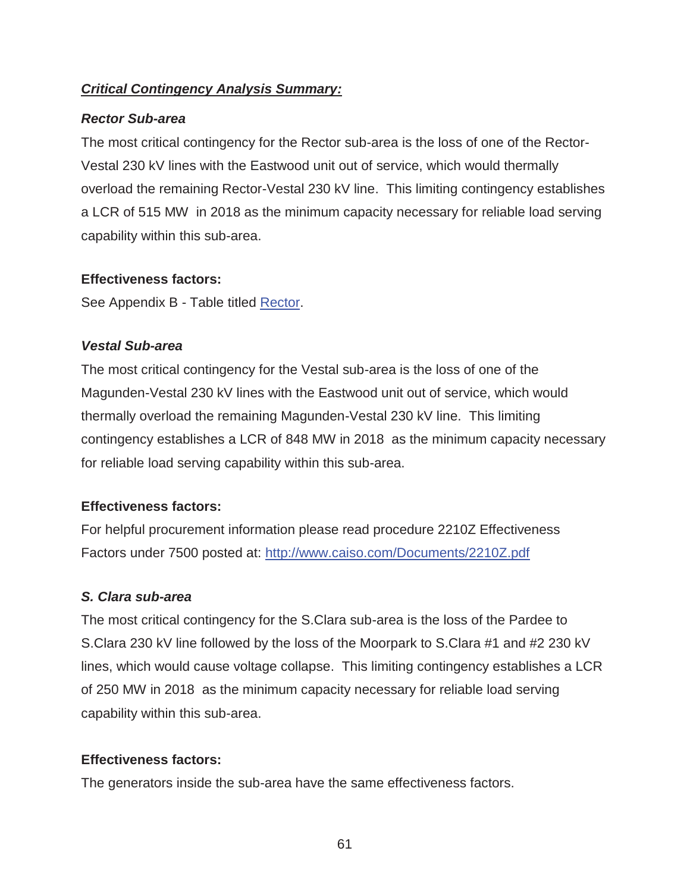***Critical Contingency Analysis Summary:***

***Rector Sub-area***

The most critical contingency for the Rector sub-area is the loss of one of the Rector-Vestal 230 kV lines with the Eastwood unit out of service, which would thermally overload the remaining Rector-Vestal 230 kV line. This limiting contingency establishes a LCR of 515 MW in 2018 as the minimum capacity necessary for reliable load serving capability within this sub-area.

**Effectiveness factors:**

See Appendix B - Table titled Rector.

***Vestal Sub-area***

The most critical contingency for the Vestal sub-area is the loss of one of the Magunden-Vestal 230 kV lines with the Eastwood unit out of service, which would thermally overload the remaining Magunden-Vestal 230 kV line. This limiting contingency establishes a LCR of 848 MW in 2018 as the minimum capacity necessary for reliable load serving capability within this sub-area.

**Effectiveness factors:**

For helpful procurement information please read procedure 2210Z Effectiveness Factors under 7500 posted at: http://www.caiso.com/Documents/2210Z.pdf

***S. Clara sub-area***

The most critical contingency for the S.Clara sub-area is the loss of the Pardee to S.Clara 230 kV line followed by the loss of the Moorpark to S.Clara #1 and #2 230 kV lines, which would cause voltage collapse. This limiting contingency establishes a LCR of 250 MW in 2018 as the minimum capacity necessary for reliable load serving capability within this sub-area.

**Effectiveness factors:**

The generators inside the sub-area have the same effectiveness factors.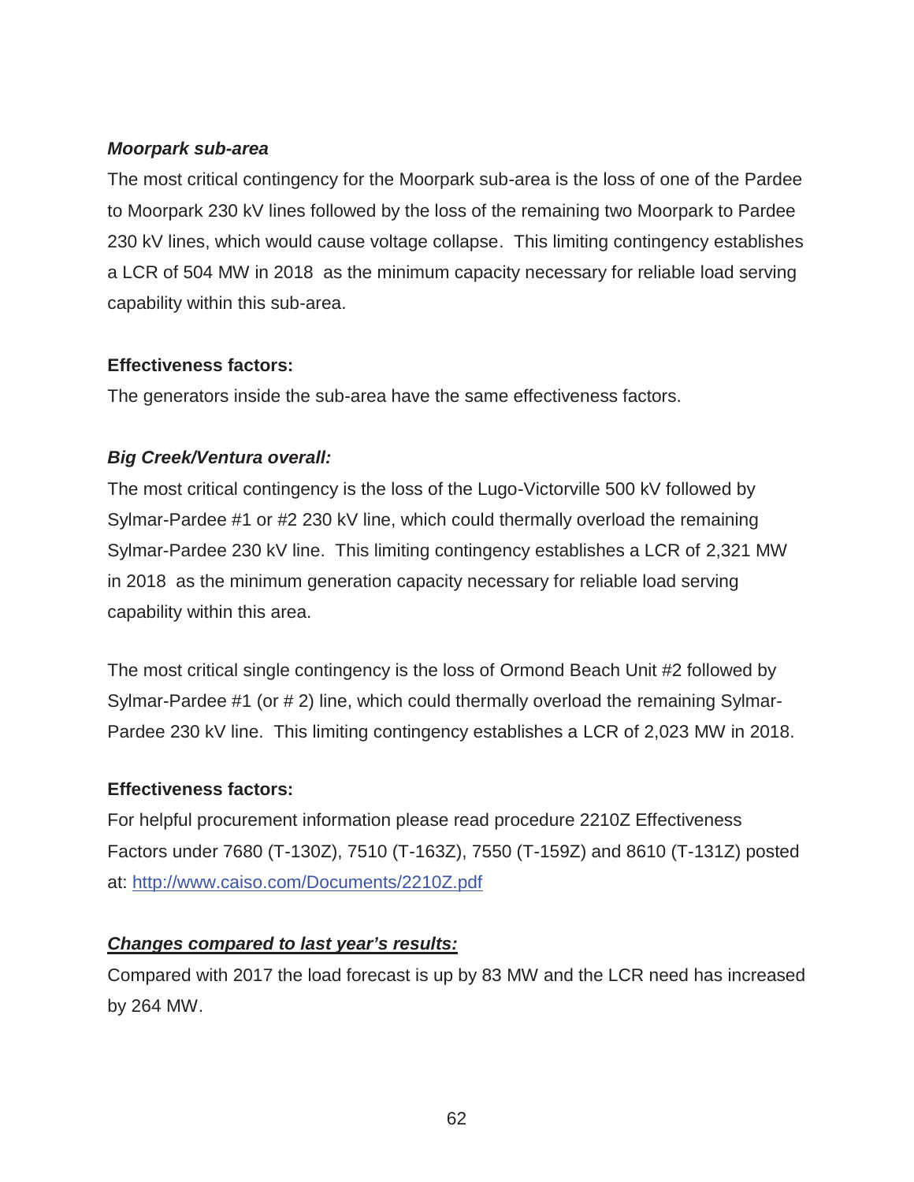***Moorpark sub-area***

The most critical contingency for the Moorpark sub-area is the loss of one of the Pardee to Moorpark 230 kV lines followed by the loss of the remaining two Moorpark to Pardee 230 kV lines, which would cause voltage collapse. This limiting contingency establishes a LCR of 504 MW in 2018 as the minimum capacity necessary for reliable load serving capability within this sub-area.

**Effectiveness factors:**

The generators inside the sub-area have the same effectiveness factors.

***Big Creek/Ventura overall:***

The most critical contingency is the loss of the Lugo-Victorville 500 kV followed by Sylmar-Pardee #1 or #2 230 kV line, which could thermally overload the remaining Sylmar-Pardee 230 kV line. This limiting contingency establishes a LCR of 2,321 MW in 2018 as the minimum generation capacity necessary for reliable load serving capability within this area.

The most critical single contingency is the loss of Ormond Beach Unit #2 followed by Sylmar-Pardee #1 (or # 2) line, which could thermally overload the remaining Sylmar-Pardee 230 kV line. This limiting contingency establishes a LCR of 2,023 MW in 2018.

**Effectiveness factors:**

For helpful procurement information please read procedure 2210Z Effectiveness Factors under 7680 (T-130Z), 7510 (T-163Z), 7550 (T-159Z) and 8610 (T-131Z) posted at: [http://www.caiso.com/Documents/2210Z.pdf](http://www.caiso.com/Documents/2210Z.pdf)

***Changes compared to last year's results:***

Compared with 2017 the load forecast is up by 83 MW and the LCR need has increased by 264 MW.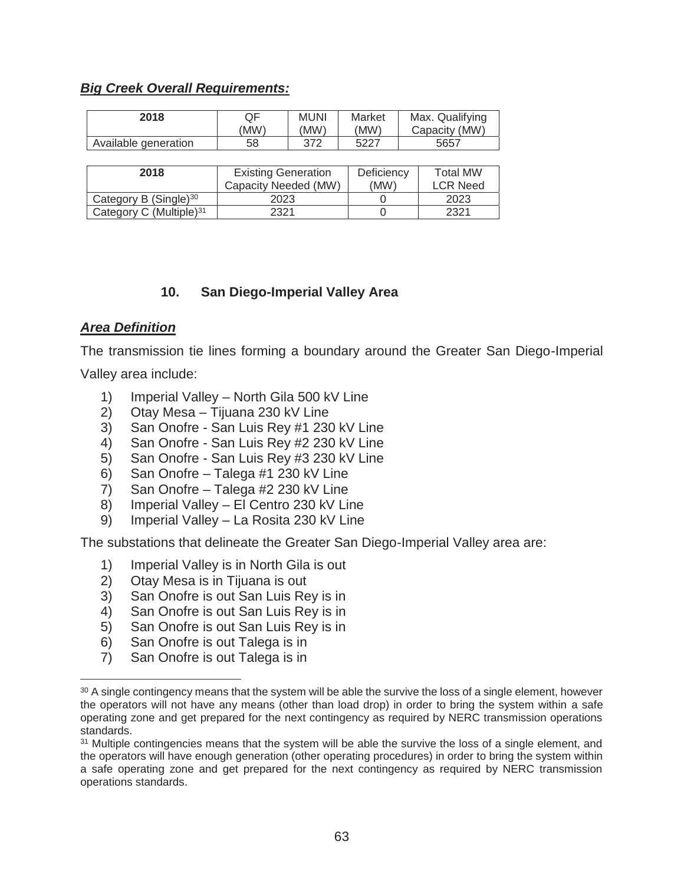***Big Creek Overall Requirements:***

| 2018 | QF (MW) | MUNI (MW) | Market (MW) | Max. Qualifying Capacity (MW) |
|---|---|---|---|---|
| Available generation | 58 | 372 | 5227 | 5657 |

| 2018 | Existing Generation Capacity Needed (MW) | Deficiency (MW) | Total MW LCR Need |
|---|---|---|---|
| Category B (Single)[30] | 2023 | 0 | 2023 |
| Category C (Multiple)[31] | 2321 | 0 | 2321 |

### 10. San Diego-Imperial Valley Area

***Area Definition***

The transmission tie lines forming a boundary around the Greater San Diego-Imperial Valley area include:

1) Imperial Valley – North Gila 500 kV Line
2) Otay Mesa – Tijuana 230 kV Line
3) San Onofre - San Luis Rey #1 230 kV Line
4) San Onofre - San Luis Rey #2 230 kV Line
5) San Onofre - San Luis Rey #3 230 kV Line
6) San Onofre – Talega #1 230 kV Line
7) San Onofre – Talega #2 230 kV Line
8) Imperial Valley – El Centro 230 kV Line
9) Imperial Valley – La Rosita 230 kV Line

The substations that delineate the Greater San Diego-Imperial Valley area are:

1) Imperial Valley is in North Gila is out
2) Otay Mesa is in Tijuana is out
3) San Onofre is out San Luis Rey is in
4) San Onofre is out San Luis Rey is in
5) San Onofre is out San Luis Rey is in
6) San Onofre is out Talega is in
7) San Onofre is out Talega is in

[30] A single contingency means that the system will be able the survive the loss of a single element, however the operators will not have any means (other than load drop) in order to bring the system within a safe operating zone and get prepared for the next contingency as required by NERC transmission operations standards.

[31] Multiple contingencies means that the system will be able the survive the loss of a single element, and the operators will have enough generation (other operating procedures) in order to bring the system within a safe operating zone and get prepared for the next contingency as required by NERC transmission operations standards.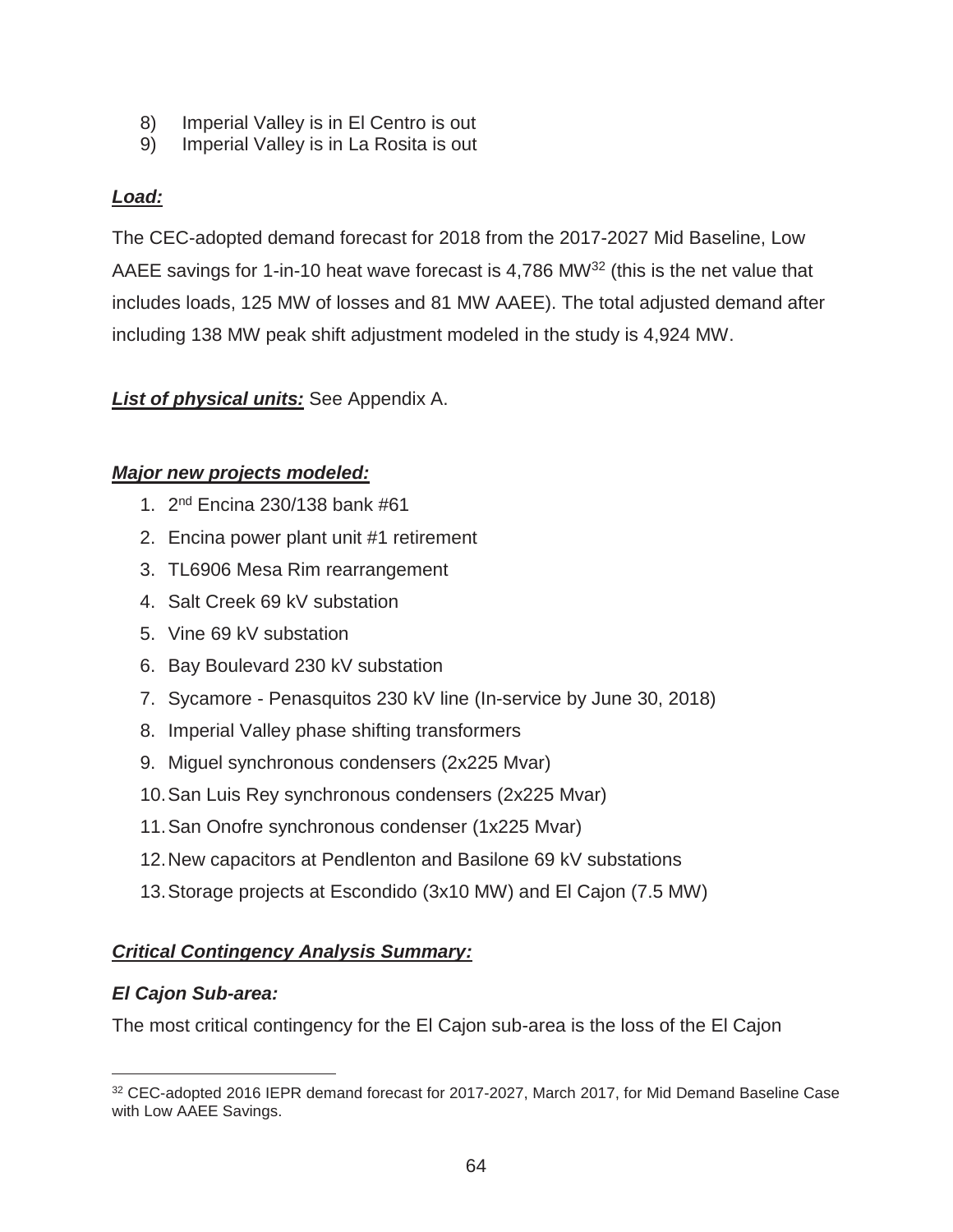8) Imperial Valley is in El Centro is out
9) Imperial Valley is in La Rosita is out

***Load:***

The CEC-adopted demand forecast for 2018 from the 2017-2027 Mid Baseline, Low AAEE savings for 1-in-10 heat wave forecast is 4,786 MW[32] (this is the net value that includes loads, 125 MW of losses and 81 MW AAEE). The total adjusted demand after including 138 MW peak shift adjustment modeled in the study is 4,924 MW.

***List of physical units:*** See Appendix A.

***Major new projects modeled:***

1. 2nd Encina 230/138 bank #61
2. Encina power plant unit #1 retirement
3. TL6906 Mesa Rim rearrangement
4. Salt Creek 69 kV substation
5. Vine 69 kV substation
6. Bay Boulevard 230 kV substation
7. Sycamore - Penasquitos 230 kV line (In-service by June 30, 2018)
8. Imperial Valley phase shifting transformers
9. Miguel synchronous condensers (2x225 Mvar)
10. San Luis Rey synchronous condensers (2x225 Mvar)
11. San Onofre synchronous condenser (1x225 Mvar)
12. New capacitors at Pendlenton and Basilone 69 kV substations
13. Storage projects at Escondido (3x10 MW) and El Cajon (7.5 MW)

***Critical Contingency Analysis Summary:***

***El Cajon Sub-area:***

The most critical contingency for the El Cajon sub-area is the loss of the El Cajon

[32] CEC-adopted 2016 IEPR demand forecast for 2017-2027, March 2017, for Mid Demand Baseline Case with Low AAEE Savings.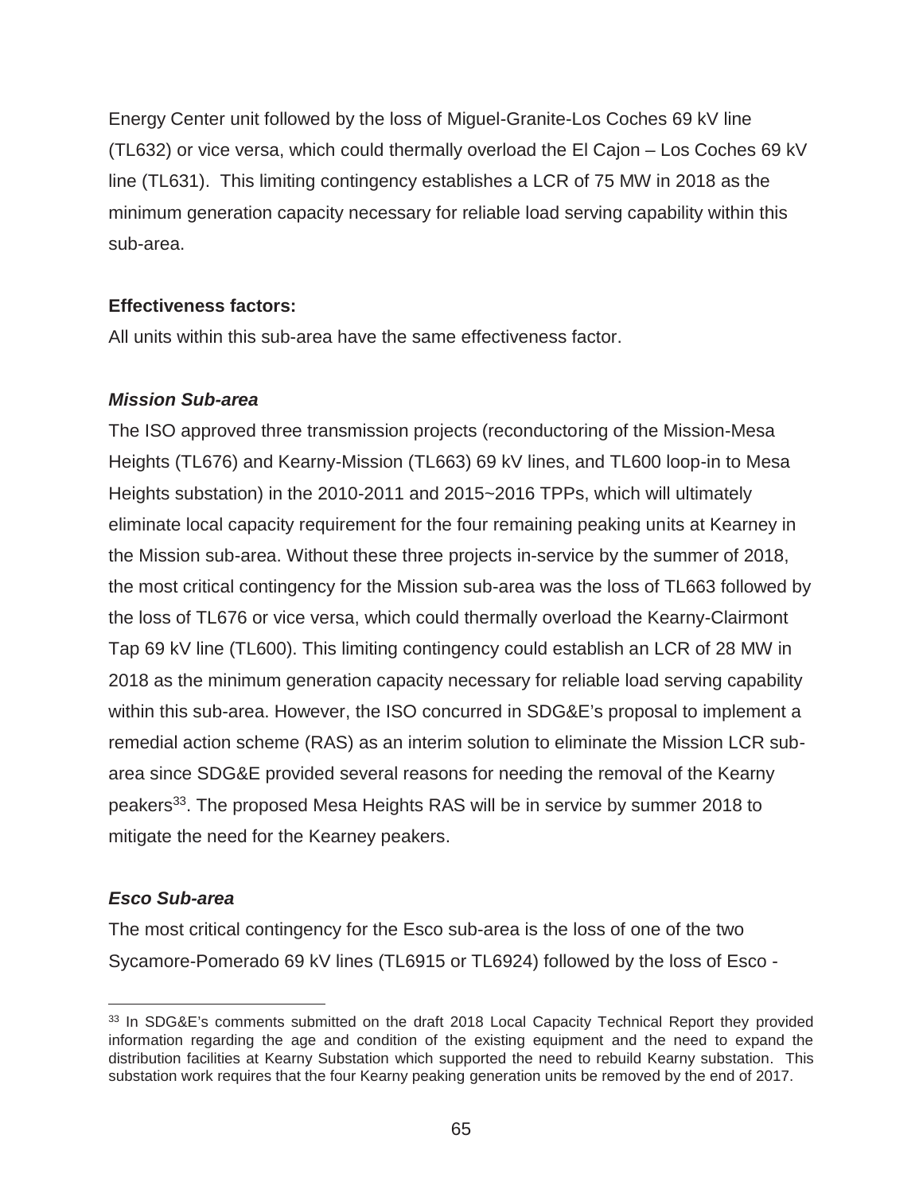Energy Center unit followed by the loss of Miguel-Granite-Los Coches 69 kV line (TL632) or vice versa, which could thermally overload the El Cajon – Los Coches 69 kV line (TL631). This limiting contingency establishes a LCR of 75 MW in 2018 as the minimum generation capacity necessary for reliable load serving capability within this sub-area.

**Effectiveness factors:**

All units within this sub-area have the same effectiveness factor.

***Mission Sub-area***

The ISO approved three transmission projects (reconductoring of the Mission-Mesa Heights (TL676) and Kearny-Mission (TL663) 69 kV lines, and TL600 loop-in to Mesa Heights substation) in the 2010-2011 and 2015~2016 TPPs, which will ultimately eliminate local capacity requirement for the four remaining peaking units at Kearney in the Mission sub-area. Without these three projects in-service by the summer of 2018, the most critical contingency for the Mission sub-area was the loss of TL663 followed by the loss of TL676 or vice versa, which could thermally overload the Kearny-Clairmont Tap 69 kV line (TL600). This limiting contingency could establish an LCR of 28 MW in 2018 as the minimum generation capacity necessary for reliable load serving capability within this sub-area. However, the ISO concurred in SDG&E's proposal to implement a remedial action scheme (RAS) as an interim solution to eliminate the Mission LCR sub-area since SDG&E provided several reasons for needing the removal of the Kearny peakers[33]. The proposed Mesa Heights RAS will be in service by summer 2018 to mitigate the need for the Kearney peakers.

***Esco Sub-area***

The most critical contingency for the Esco sub-area is the loss of one of the two Sycamore-Pomerado 69 kV lines (TL6915 or TL6924) followed by the loss of Esco -

[33] In SDG&E's comments submitted on the draft 2018 Local Capacity Technical Report they provided information regarding the age and condition of the existing equipment and the need to expand the distribution facilities at Kearny Substation which supported the need to rebuild Kearny substation. This substation work requires that the four Kearny peaking generation units be removed by the end of 2017.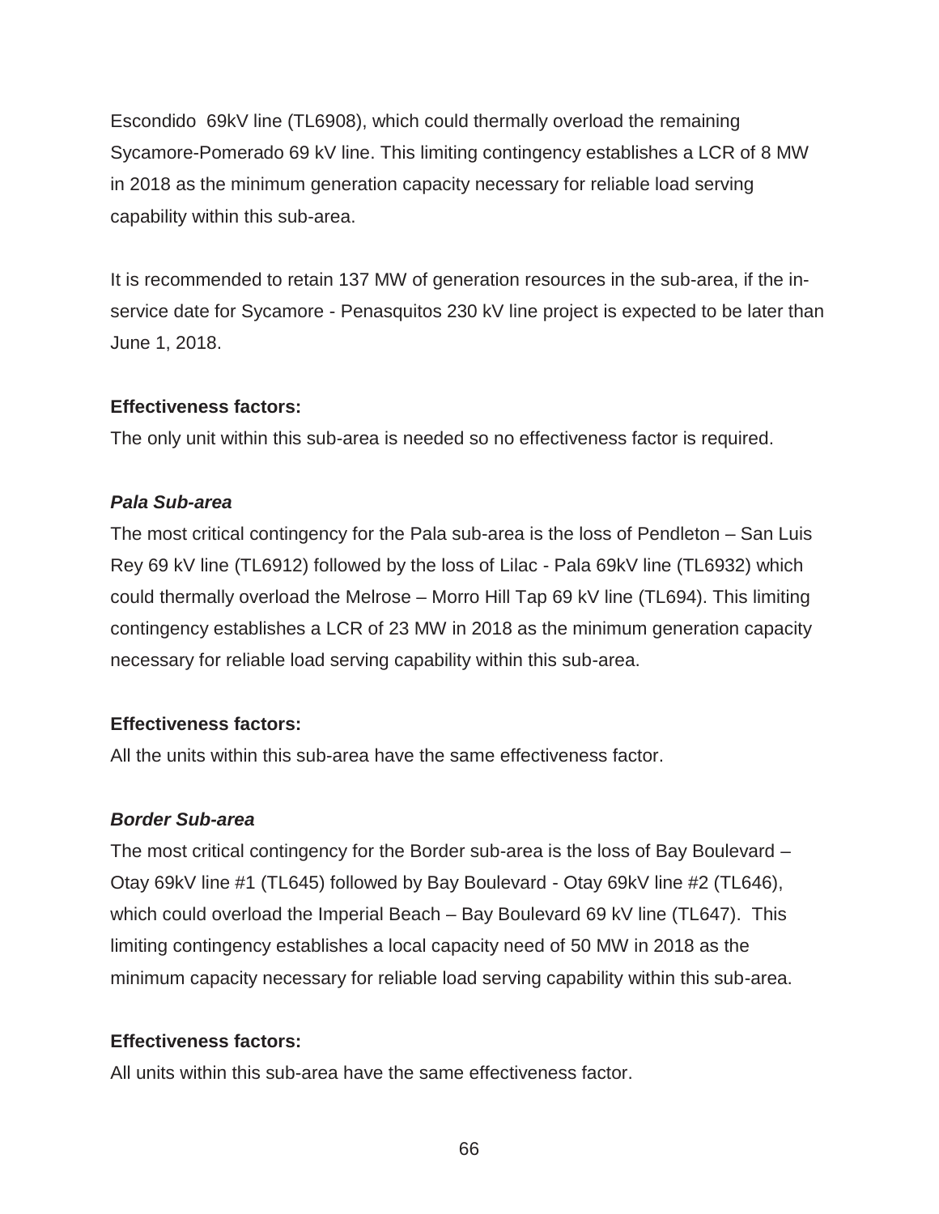Escondido 69kV line (TL6908), which could thermally overload the remaining Sycamore-Pomerado 69 kV line. This limiting contingency establishes a LCR of 8 MW in 2018 as the minimum generation capacity necessary for reliable load serving capability within this sub-area.

It is recommended to retain 137 MW of generation resources in the sub-area, if the in-service date for Sycamore - Penasquitos 230 kV line project is expected to be later than June 1, 2018.

**Effectiveness factors:**

The only unit within this sub-area is needed so no effectiveness factor is required.

***Pala Sub-area***

The most critical contingency for the Pala sub-area is the loss of Pendleton – San Luis Rey 69 kV line (TL6912) followed by the loss of Lilac - Pala 69kV line (TL6932) which could thermally overload the Melrose – Morro Hill Tap 69 kV line (TL694). This limiting contingency establishes a LCR of 23 MW in 2018 as the minimum generation capacity necessary for reliable load serving capability within this sub-area.

**Effectiveness factors:**

All the units within this sub-area have the same effectiveness factor.

***Border Sub-area***

The most critical contingency for the Border sub-area is the loss of Bay Boulevard – Otay 69kV line #1 (TL645) followed by Bay Boulevard - Otay 69kV line #2 (TL646), which could overload the Imperial Beach – Bay Boulevard 69 kV line (TL647). This limiting contingency establishes a local capacity need of 50 MW in 2018 as the minimum capacity necessary for reliable load serving capability within this sub-area.

**Effectiveness factors:**

All units within this sub-area have the same effectiveness factor.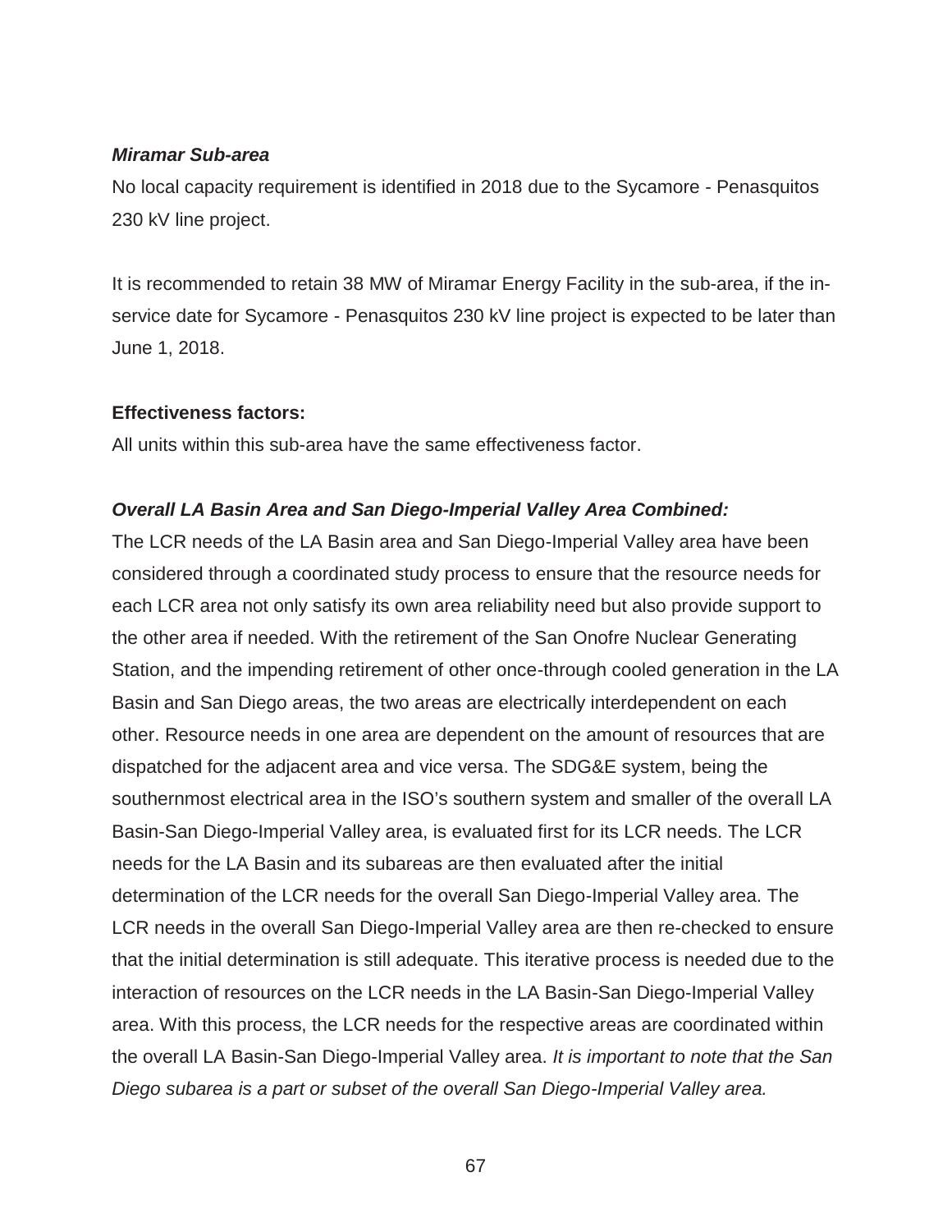***Miramar Sub-area***

No local capacity requirement is identified in 2018 due to the Sycamore - Penasquitos 230 kV line project.

It is recommended to retain 38 MW of Miramar Energy Facility in the sub-area, if the in-service date for Sycamore - Penasquitos 230 kV line project is expected to be later than June 1, 2018.

**Effectiveness factors:**

All units within this sub-area have the same effectiveness factor.

***Overall LA Basin Area and San Diego-Imperial Valley Area Combined:***

The LCR needs of the LA Basin area and San Diego-Imperial Valley area have been considered through a coordinated study process to ensure that the resource needs for each LCR area not only satisfy its own area reliability need but also provide support to the other area if needed. With the retirement of the San Onofre Nuclear Generating Station, and the impending retirement of other once-through cooled generation in the LA Basin and San Diego areas, the two areas are electrically interdependent on each other. Resource needs in one area are dependent on the amount of resources that are dispatched for the adjacent area and vice versa. The SDG&E system, being the southernmost electrical area in the ISO's southern system and smaller of the overall LA Basin-San Diego-Imperial Valley area, is evaluated first for its LCR needs. The LCR needs for the LA Basin and its subareas are then evaluated after the initial determination of the LCR needs for the overall San Diego-Imperial Valley area. The LCR needs in the overall San Diego-Imperial Valley area are then re-checked to ensure that the initial determination is still adequate. This iterative process is needed due to the interaction of resources on the LCR needs in the LA Basin-San Diego-Imperial Valley area. With this process, the LCR needs for the respective areas are coordinated within the overall LA Basin-San Diego-Imperial Valley area. *It is important to note that the San Diego subarea is a part or subset of the overall San Diego-Imperial Valley area.*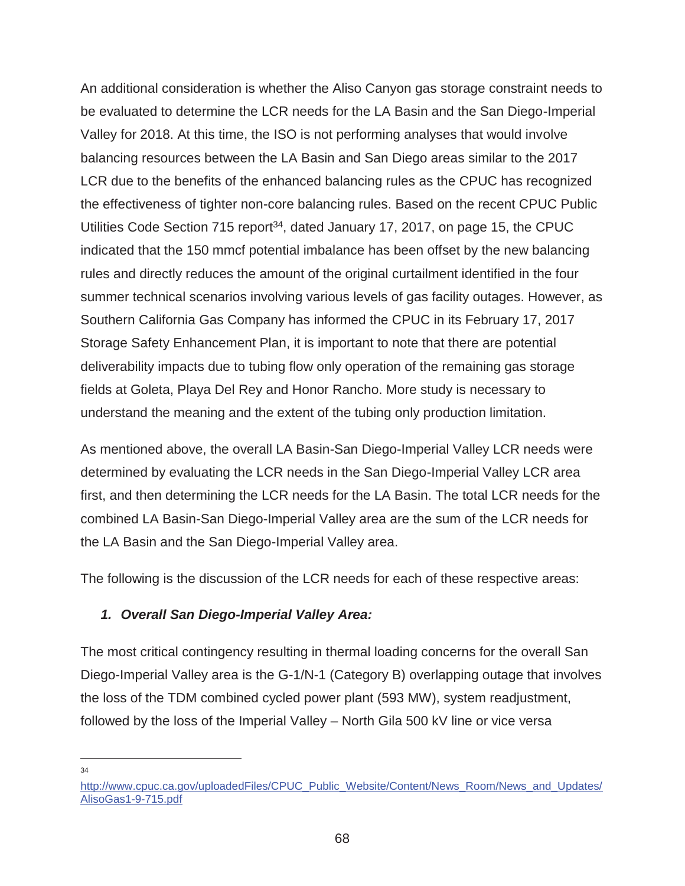An additional consideration is whether the Aliso Canyon gas storage constraint needs to be evaluated to determine the LCR needs for the LA Basin and the San Diego-Imperial Valley for 2018. At this time, the ISO is not performing analyses that would involve balancing resources between the LA Basin and San Diego areas similar to the 2017 LCR due to the benefits of the enhanced balancing rules as the CPUC has recognized the effectiveness of tighter non-core balancing rules. Based on the recent CPUC Public Utilities Code Section 715 report[34], dated January 17, 2017, on page 15, the CPUC indicated that the 150 mmcf potential imbalance has been offset by the new balancing rules and directly reduces the amount of the original curtailment identified in the four summer technical scenarios involving various levels of gas facility outages. However, as Southern California Gas Company has informed the CPUC in its February 17, 2017 Storage Safety Enhancement Plan, it is important to note that there are potential deliverability impacts due to tubing flow only operation of the remaining gas storage fields at Goleta, Playa Del Rey and Honor Rancho. More study is necessary to understand the meaning and the extent of the tubing only production limitation.

As mentioned above, the overall LA Basin-San Diego-Imperial Valley LCR needs were determined by evaluating the LCR needs in the San Diego-Imperial Valley LCR area first, and then determining the LCR needs for the LA Basin. The total LCR needs for the combined LA Basin-San Diego-Imperial Valley area are the sum of the LCR needs for the LA Basin and the San Diego-Imperial Valley area.

The following is the discussion of the LCR needs for each of these respective areas:

### *1. Overall San Diego-Imperial Valley Area:*

The most critical contingency resulting in thermal loading concerns for the overall San Diego-Imperial Valley area is the G-1/N-1 (Category B) overlapping outage that involves the loss of the TDM combined cycled power plant (593 MW), system readjustment, followed by the loss of the Imperial Valley – North Gila 500 kV line or vice versa

---

[34] http://www.cpuc.ca.gov/uploadedFiles/CPUC_Public_Website/Content/News_Room/News_and_Updates/AlisoGas1-9-715.pdf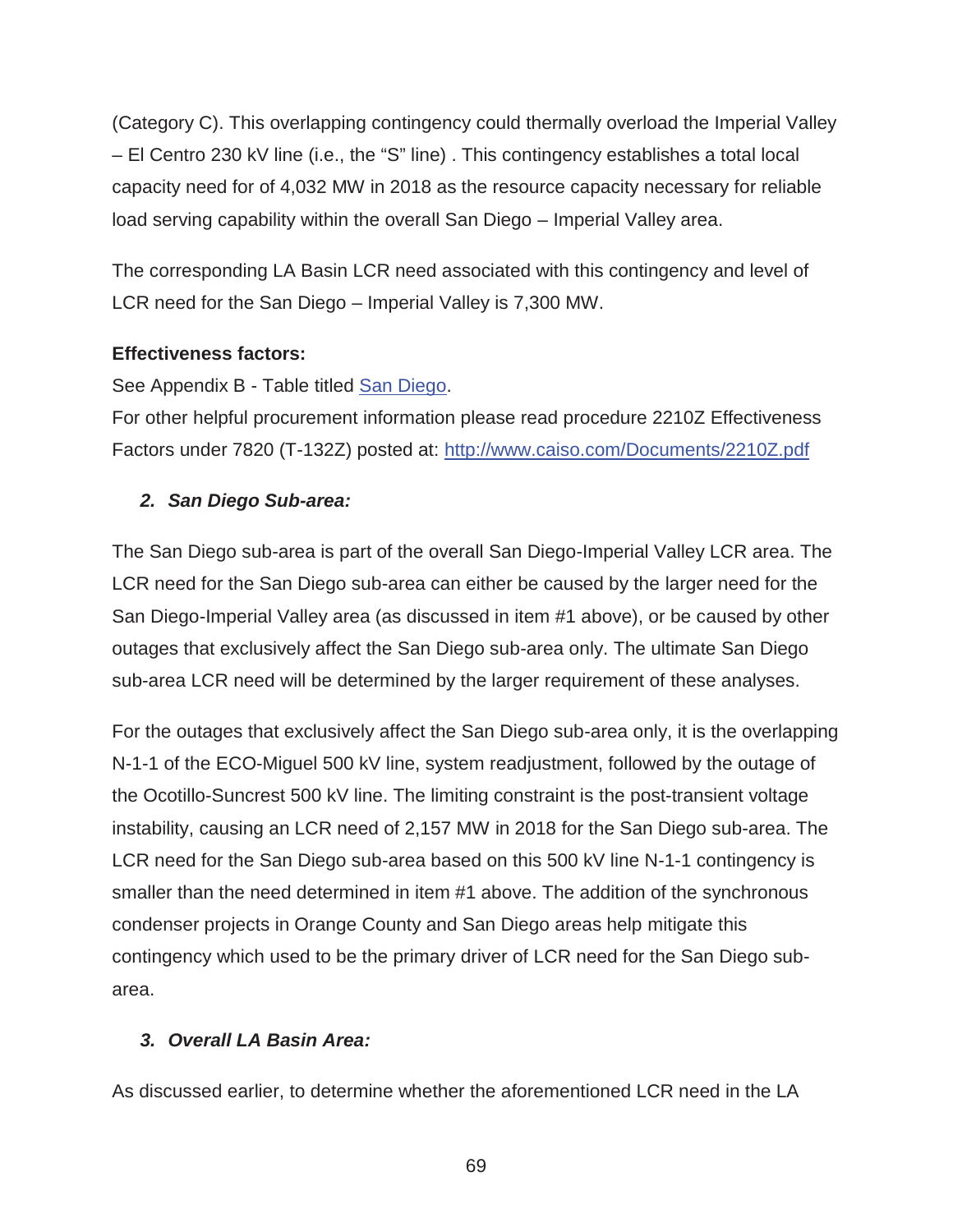(Category C). This overlapping contingency could thermally overload the Imperial Valley – El Centro 230 kV line (i.e., the "S" line) . This contingency establishes a total local capacity need for of 4,032 MW in 2018 as the resource capacity necessary for reliable load serving capability within the overall San Diego – Imperial Valley area.

The corresponding LA Basin LCR need associated with this contingency and level of LCR need for the San Diego – Imperial Valley is 7,300 MW.

**Effectiveness factors:**

See Appendix B - Table titled San Diego.
For other helpful procurement information please read procedure 2210Z Effectiveness Factors under 7820 (T-132Z) posted at: http://www.caiso.com/Documents/2210Z.pdf

### *2. San Diego Sub-area:*

The San Diego sub-area is part of the overall San Diego-Imperial Valley LCR area. The LCR need for the San Diego sub-area can either be caused by the larger need for the San Diego-Imperial Valley area (as discussed in item #1 above), or be caused by other outages that exclusively affect the San Diego sub-area only. The ultimate San Diego sub-area LCR need will be determined by the larger requirement of these analyses.

For the outages that exclusively affect the San Diego sub-area only, it is the overlapping N-1-1 of the ECO-Miguel 500 kV line, system readjustment, followed by the outage of the Ocotillo-Suncrest 500 kV line. The limiting constraint is the post-transient voltage instability, causing an LCR need of 2,157 MW in 2018 for the San Diego sub-area. The LCR need for the San Diego sub-area based on this 500 kV line N-1-1 contingency is smaller than the need determined in item #1 above. The addition of the synchronous condenser projects in Orange County and San Diego areas help mitigate this contingency which used to be the primary driver of LCR need for the San Diego sub-area.

### *3. Overall LA Basin Area:*

As discussed earlier, to determine whether the aforementioned LCR need in the LA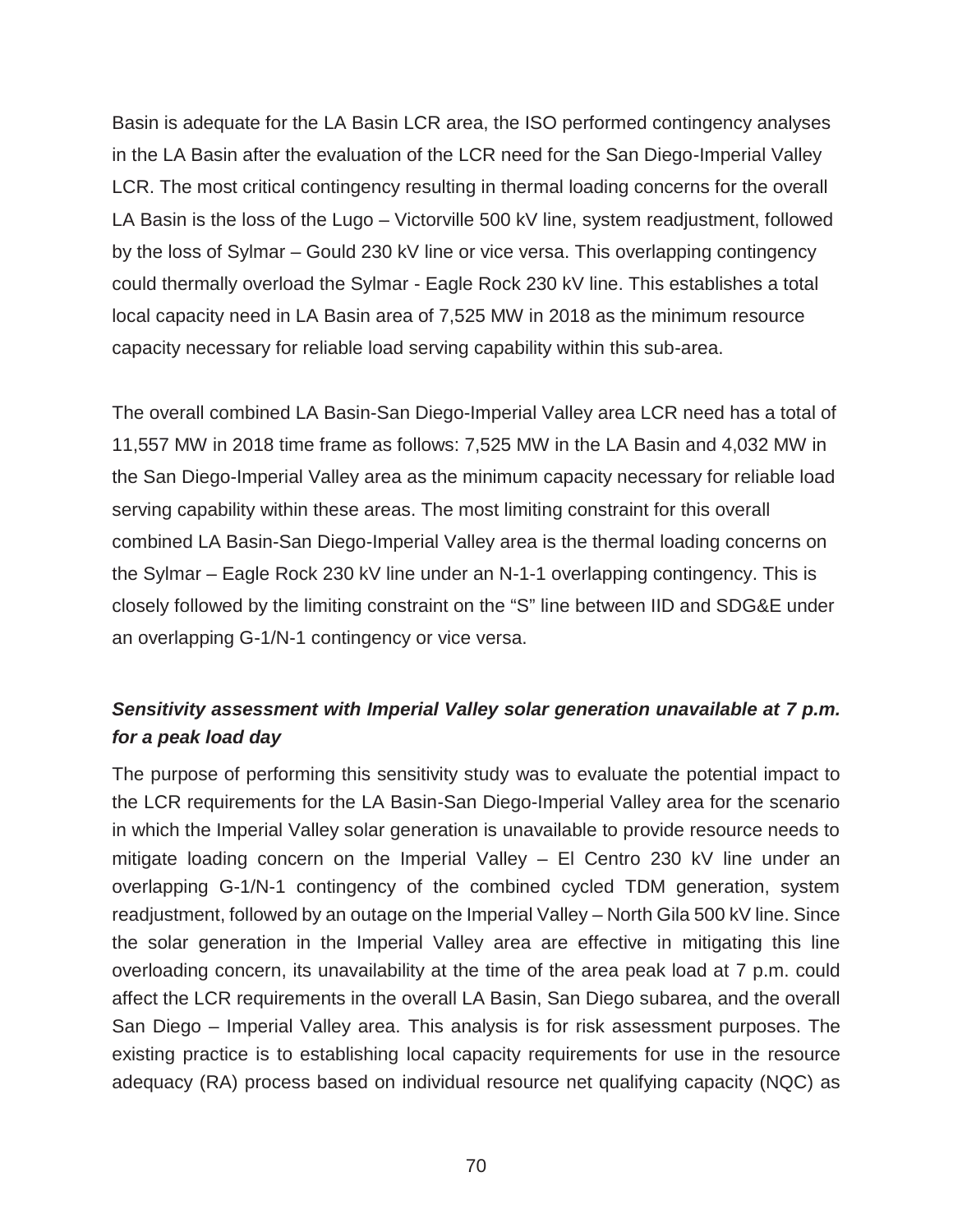Basin is adequate for the LA Basin LCR area, the ISO performed contingency analyses in the LA Basin after the evaluation of the LCR need for the San Diego-Imperial Valley LCR. The most critical contingency resulting in thermal loading concerns for the overall LA Basin is the loss of the Lugo – Victorville 500 kV line, system readjustment, followed by the loss of Sylmar – Gould 230 kV line or vice versa. This overlapping contingency could thermally overload the Sylmar - Eagle Rock 230 kV line. This establishes a total local capacity need in LA Basin area of 7,525 MW in 2018 as the minimum resource capacity necessary for reliable load serving capability within this sub-area.

The overall combined LA Basin-San Diego-Imperial Valley area LCR need has a total of 11,557 MW in 2018 time frame as follows: 7,525 MW in the LA Basin and 4,032 MW in the San Diego-Imperial Valley area as the minimum capacity necessary for reliable load serving capability within these areas. The most limiting constraint for this overall combined LA Basin-San Diego-Imperial Valley area is the thermal loading concerns on the Sylmar – Eagle Rock 230 kV line under an N-1-1 overlapping contingency. This is closely followed by the limiting constraint on the "S" line between IID and SDG&E under an overlapping G-1/N-1 contingency or vice versa.

### *Sensitivity assessment with Imperial Valley solar generation unavailable at 7 p.m. for a peak load day*

The purpose of performing this sensitivity study was to evaluate the potential impact to the LCR requirements for the LA Basin-San Diego-Imperial Valley area for the scenario in which the Imperial Valley solar generation is unavailable to provide resource needs to mitigate loading concern on the Imperial Valley – El Centro 230 kV line under an overlapping G-1/N-1 contingency of the combined cycled TDM generation, system readjustment, followed by an outage on the Imperial Valley – North Gila 500 kV line. Since the solar generation in the Imperial Valley area are effective in mitigating this line overloading concern, its unavailability at the time of the area peak load at 7 p.m. could affect the LCR requirements in the overall LA Basin, San Diego subarea, and the overall San Diego – Imperial Valley area. This analysis is for risk assessment purposes. The existing practice is to establishing local capacity requirements for use in the resource adequacy (RA) process based on individual resource net qualifying capacity (NQC) as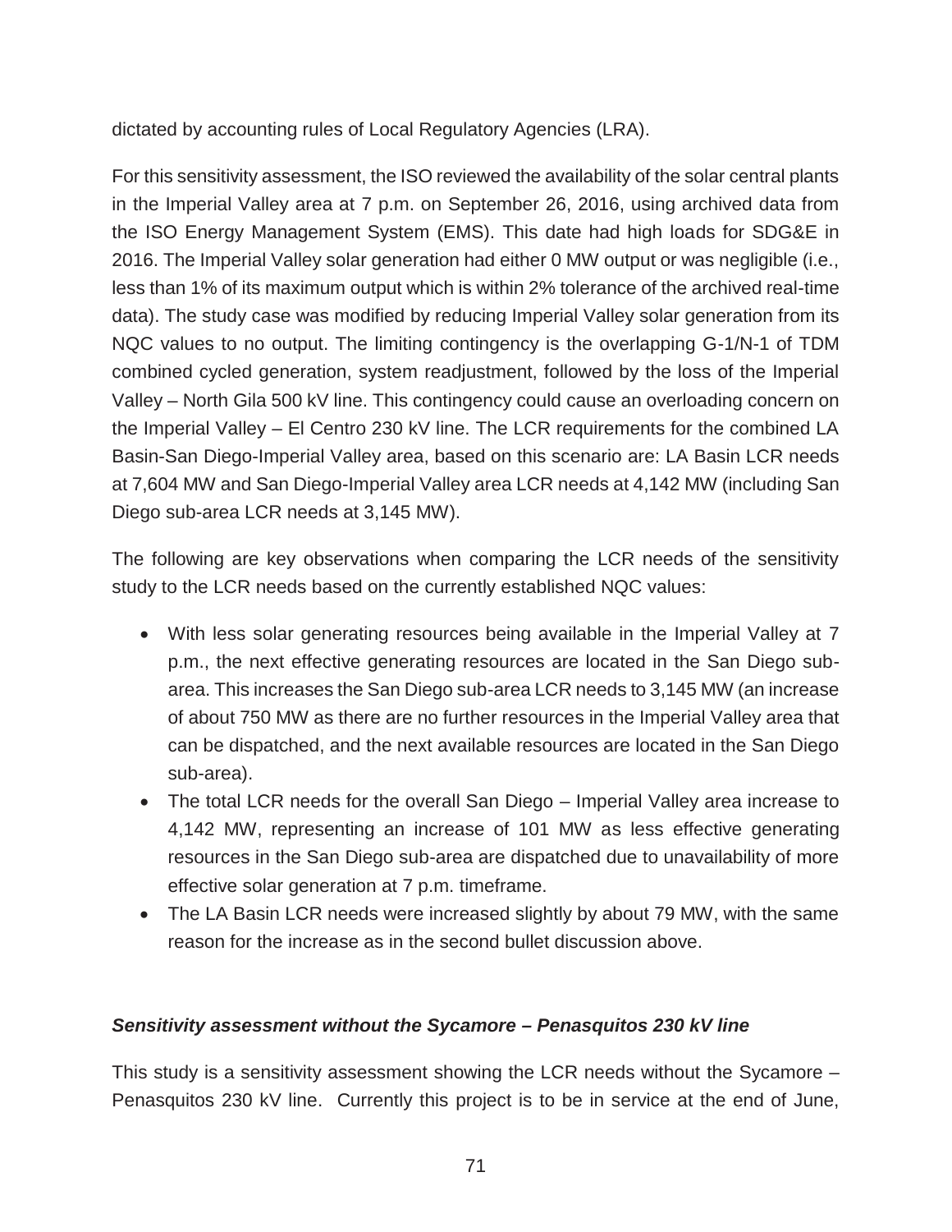dictated by accounting rules of Local Regulatory Agencies (LRA).

For this sensitivity assessment, the ISO reviewed the availability of the solar central plants in the Imperial Valley area at 7 p.m. on September 26, 2016, using archived data from the ISO Energy Management System (EMS). This date had high loads for SDG&E in 2016. The Imperial Valley solar generation had either 0 MW output or was negligible (i.e., less than 1% of its maximum output which is within 2% tolerance of the archived real-time data). The study case was modified by reducing Imperial Valley solar generation from its NQC values to no output. The limiting contingency is the overlapping G-1/N-1 of TDM combined cycled generation, system readjustment, followed by the loss of the Imperial Valley – North Gila 500 kV line. This contingency could cause an overloading concern on the Imperial Valley – El Centro 230 kV line. The LCR requirements for the combined LA Basin-San Diego-Imperial Valley area, based on this scenario are: LA Basin LCR needs at 7,604 MW and San Diego-Imperial Valley area LCR needs at 4,142 MW (including San Diego sub-area LCR needs at 3,145 MW).

The following are key observations when comparing the LCR needs of the sensitivity study to the LCR needs based on the currently established NQC values:

- With less solar generating resources being available in the Imperial Valley at 7 p.m., the next effective generating resources are located in the San Diego sub-area. This increases the San Diego sub-area LCR needs to 3,145 MW (an increase of about 750 MW as there are no further resources in the Imperial Valley area that can be dispatched, and the next available resources are located in the San Diego sub-area).
- The total LCR needs for the overall San Diego – Imperial Valley area increase to 4,142 MW, representing an increase of 101 MW as less effective generating resources in the San Diego sub-area are dispatched due to unavailability of more effective solar generation at 7 p.m. timeframe.
- The LA Basin LCR needs were increased slightly by about 79 MW, with the same reason for the increase as in the second bullet discussion above.

***Sensitivity assessment without the Sycamore – Penasquitos 230 kV line***

This study is a sensitivity assessment showing the LCR needs without the Sycamore – Penasquitos 230 kV line. Currently this project is to be in service at the end of June,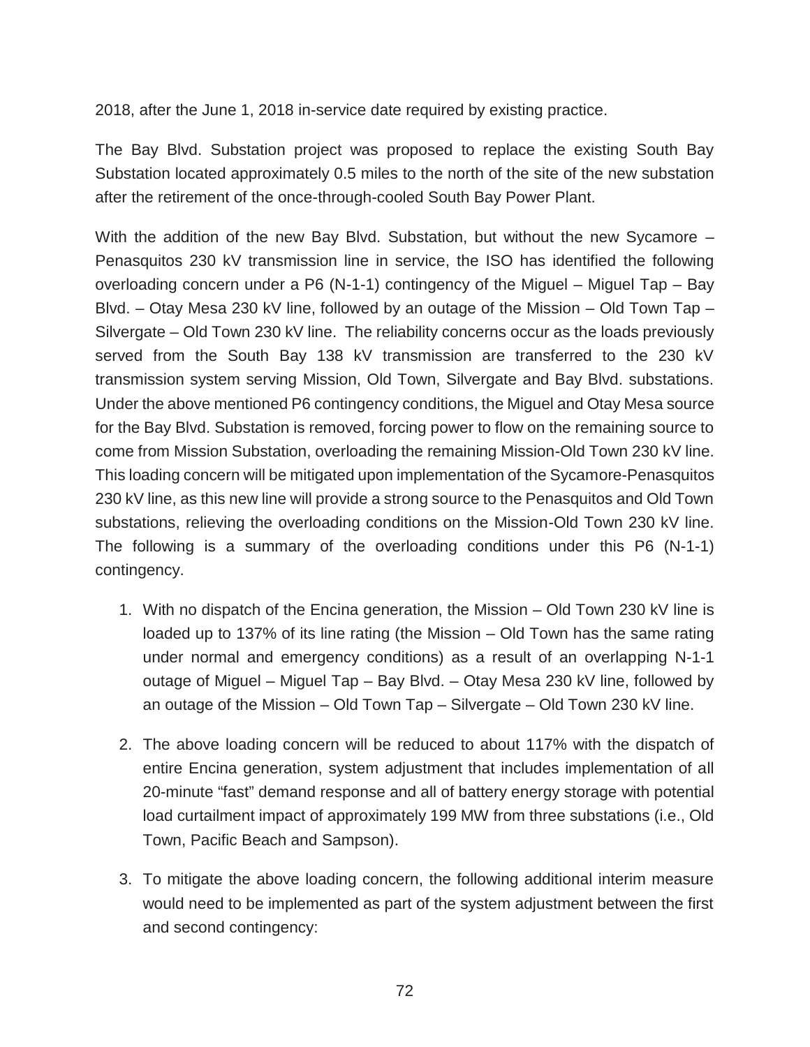2018, after the June 1, 2018 in-service date required by existing practice.

The Bay Blvd. Substation project was proposed to replace the existing South Bay Substation located approximately 0.5 miles to the north of the site of the new substation after the retirement of the once-through-cooled South Bay Power Plant.

With the addition of the new Bay Blvd. Substation, but without the new Sycamore – Penasquitos 230 kV transmission line in service, the ISO has identified the following overloading concern under a P6 (N-1-1) contingency of the Miguel – Miguel Tap – Bay Blvd. – Otay Mesa 230 kV line, followed by an outage of the Mission – Old Town Tap – Silvergate – Old Town 230 kV line. The reliability concerns occur as the loads previously served from the South Bay 138 kV transmission are transferred to the 230 kV transmission system serving Mission, Old Town, Silvergate and Bay Blvd. substations. Under the above mentioned P6 contingency conditions, the Miguel and Otay Mesa source for the Bay Blvd. Substation is removed, forcing power to flow on the remaining source to come from Mission Substation, overloading the remaining Mission-Old Town 230 kV line. This loading concern will be mitigated upon implementation of the Sycamore-Penasquitos 230 kV line, as this new line will provide a strong source to the Penasquitos and Old Town substations, relieving the overloading conditions on the Mission-Old Town 230 kV line. The following is a summary of the overloading conditions under this P6 (N-1-1) contingency.

1. With no dispatch of the Encina generation, the Mission – Old Town 230 kV line is loaded up to 137% of its line rating (the Mission – Old Town has the same rating under normal and emergency conditions) as a result of an overlapping N-1-1 outage of Miguel – Miguel Tap – Bay Blvd. – Otay Mesa 230 kV line, followed by an outage of the Mission – Old Town Tap – Silvergate – Old Town 230 kV line.
2. The above loading concern will be reduced to about 117% with the dispatch of entire Encina generation, system adjustment that includes implementation of all 20-minute "fast" demand response and all of battery energy storage with potential load curtailment impact of approximately 199 MW from three substations (i.e., Old Town, Pacific Beach and Sampson).
3. To mitigate the above loading concern, the following additional interim measure would need to be implemented as part of the system adjustment between the first and second contingency: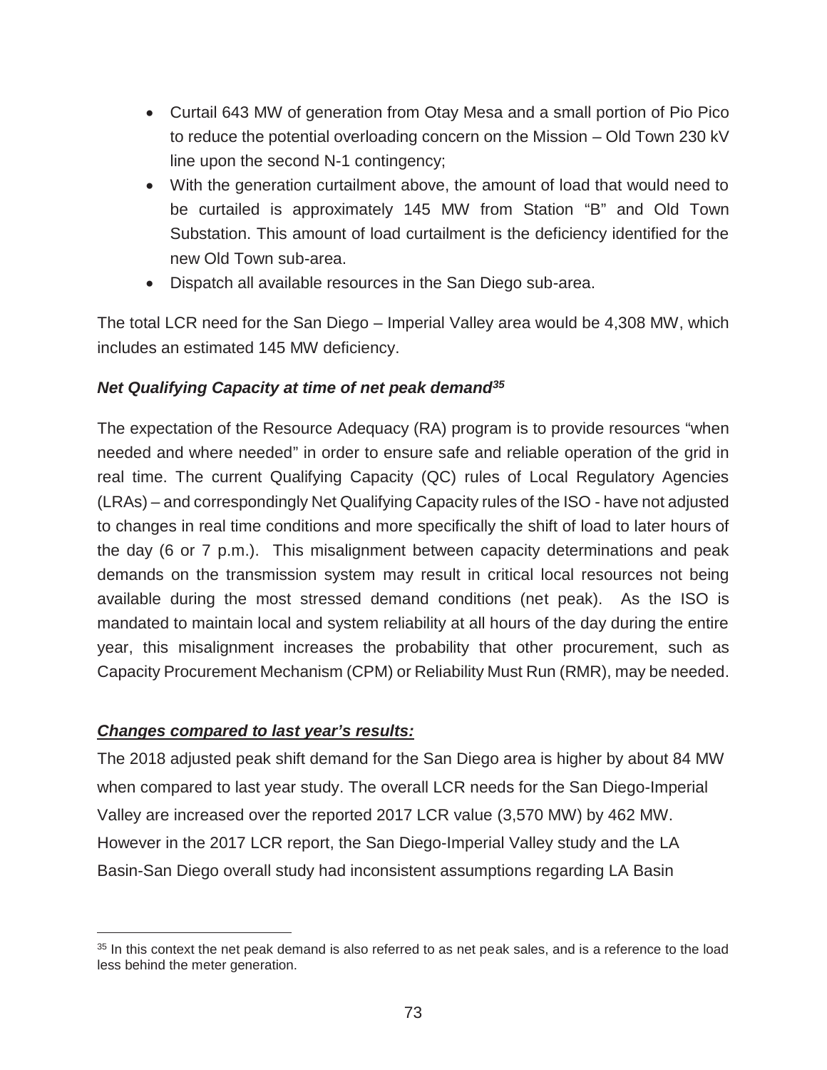- Curtail 643 MW of generation from Otay Mesa and a small portion of Pio Pico to reduce the potential overloading concern on the Mission – Old Town 230 kV line upon the second N-1 contingency;
- With the generation curtailment above, the amount of load that would need to be curtailed is approximately 145 MW from Station "B" and Old Town Substation. This amount of load curtailment is the deficiency identified for the new Old Town sub-area.
- Dispatch all available resources in the San Diego sub-area.

The total LCR need for the San Diego – Imperial Valley area would be 4,308 MW, which includes an estimated 145 MW deficiency.

***Net Qualifying Capacity at time of net peak demand[35]***

The expectation of the Resource Adequacy (RA) program is to provide resources "when needed and where needed" in order to ensure safe and reliable operation of the grid in real time. The current Qualifying Capacity (QC) rules of Local Regulatory Agencies (LRAs) – and correspondingly Net Qualifying Capacity rules of the ISO - have not adjusted to changes in real time conditions and more specifically the shift of load to later hours of the day (6 or 7 p.m.). This misalignment between capacity determinations and peak demands on the transmission system may result in critical local resources not being available during the most stressed demand conditions (net peak). As the ISO is mandated to maintain local and system reliability at all hours of the day during the entire year, this misalignment increases the probability that other procurement, such as Capacity Procurement Mechanism (CPM) or Reliability Must Run (RMR), may be needed.

***Changes compared to last year's results:***

The 2018 adjusted peak shift demand for the San Diego area is higher by about 84 MW when compared to last year study. The overall LCR needs for the San Diego-Imperial Valley are increased over the reported 2017 LCR value (3,570 MW) by 462 MW. However in the 2017 LCR report, the San Diego-Imperial Valley study and the LA Basin-San Diego overall study had inconsistent assumptions regarding LA Basin

[35] In this context the net peak demand is also referred to as net peak sales, and is a reference to the load less behind the meter generation.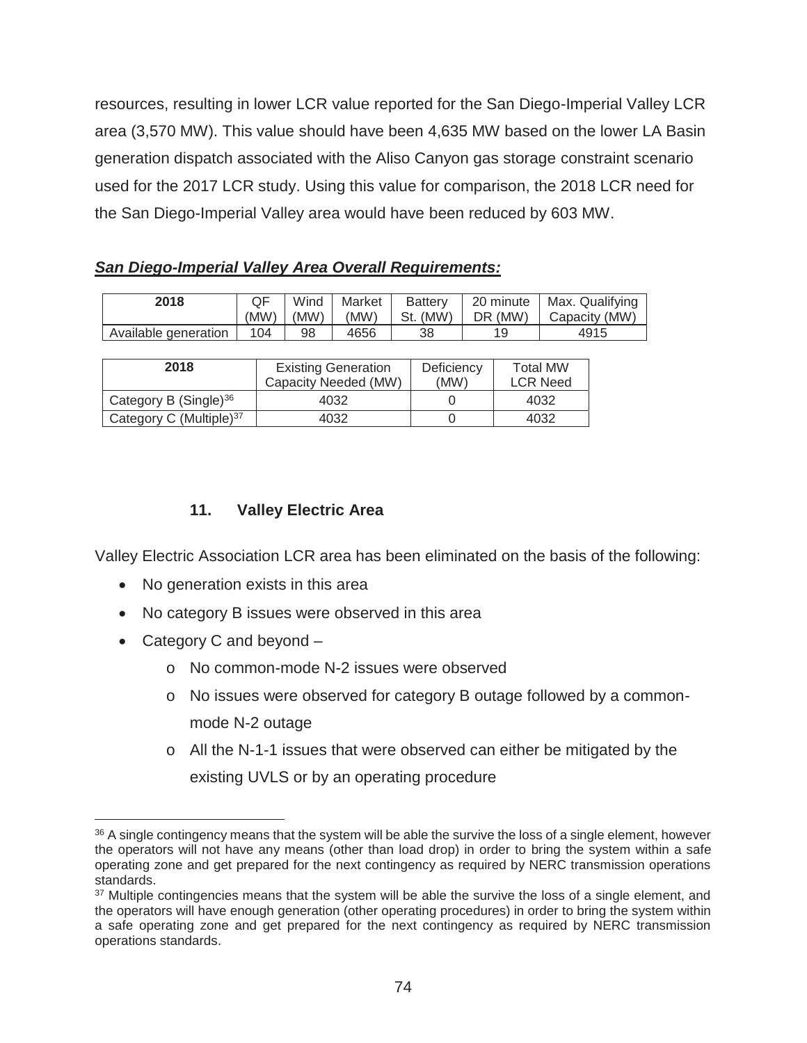resources, resulting in lower LCR value reported for the San Diego-Imperial Valley LCR area (3,570 MW). This value should have been 4,635 MW based on the lower LA Basin generation dispatch associated with the Aliso Canyon gas storage constraint scenario used for the 2017 LCR study. Using this value for comparison, the 2018 LCR need for the San Diego-Imperial Valley area would have been reduced by 603 MW.

***San Diego-Imperial Valley Area Overall Requirements:***

| 2018 | QF (MW) | Wind (MW) | Market (MW) | Battery St. (MW) | 20 minute DR (MW) | Max. Qualifying Capacity (MW) |
|---|---|---|---|---|---|---|
| Available generation | 104 | 98 | 4656 | 38 | 19 | 4915 |

| 2018 | Existing Generation Capacity Needed (MW) | Deficiency (MW) | Total MW LCR Need |
|---|---|---|---|
| Category B (Single)[36] | 4032 | 0 | 4032 |
| Category C (Multiple)[37] | 4032 | 0 | 4032 |

### 11. Valley Electric Area

Valley Electric Association LCR area has been eliminated on the basis of the following:

- No generation exists in this area
- No category B issues were observed in this area
- Category C and beyond –
  - No common-mode N-2 issues were observed
  - No issues were observed for category B outage followed by a common-mode N-2 outage
  - All the N-1-1 issues that were observed can either be mitigated by the existing UVLS or by an operating procedure

---

[36] A single contingency means that the system will be able the survive the loss of a single element, however the operators will not have any means (other than load drop) in order to bring the system within a safe operating zone and get prepared for the next contingency as required by NERC transmission operations standards.

[37] Multiple contingencies means that the system will be able the survive the loss of a single element, and the operators will have enough generation (other operating procedures) in order to bring the system within a safe operating zone and get prepared for the next contingency as required by NERC transmission operations standards.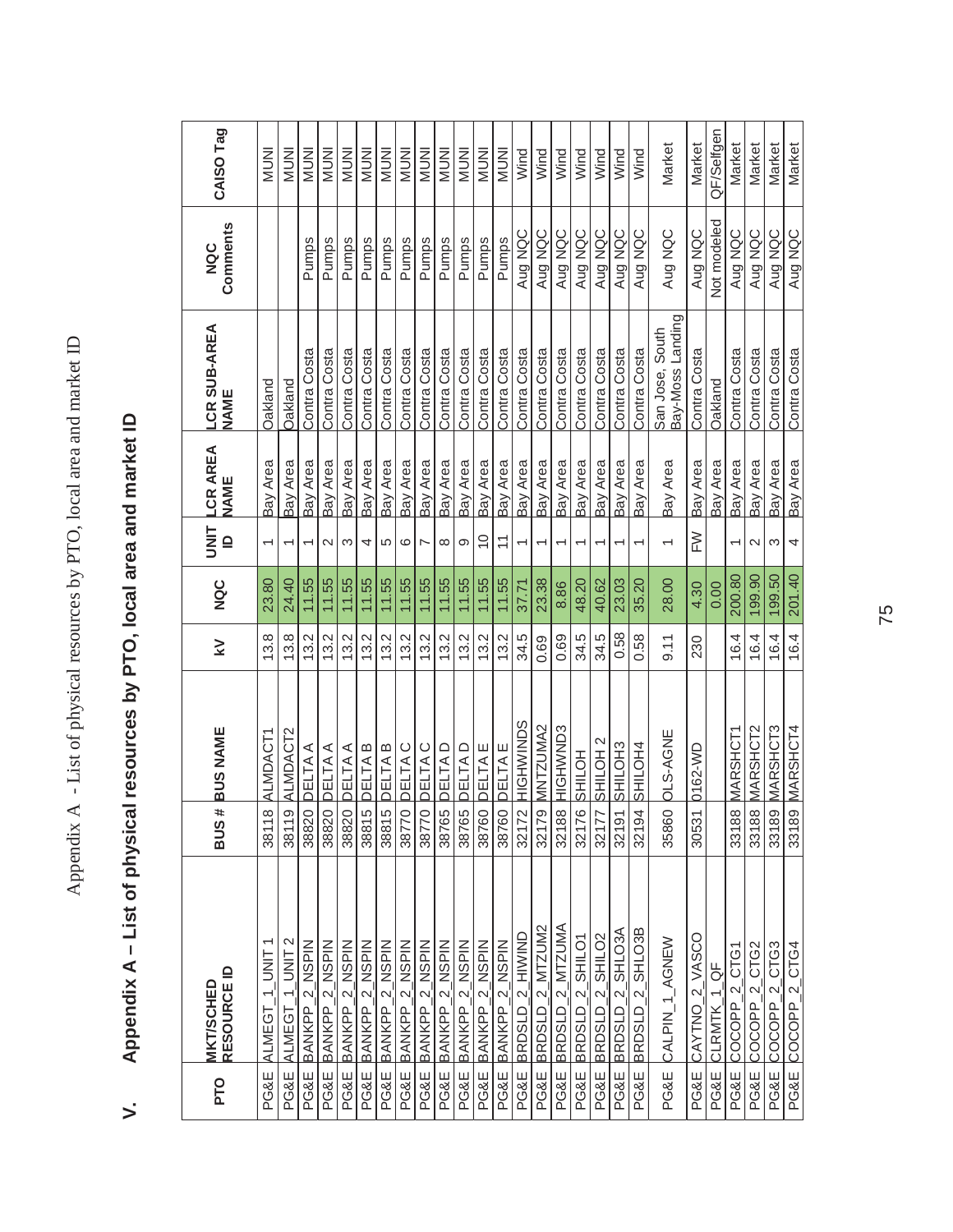# V. Appendix A – List of physical resources by PTO, local area and market ID

| PTO | MKT/SCHED RESOURCE ID | BUS # | BUS NAME | kV | NQC | UNIT ID | LCR AREA NAME | LCR SUB-AREA NAME | NQC Comments | CAISO Tag |
|---|---|---|---|---|---|---|---|---|---|---|
| PG&E | ALMEGT_1_UNIT 1 | 38118 | ALMDACT1 | 13.8 | 23.80 | 1 | Bay Area | Oakland | | MUNI |
| PG&E | ALMEGT_1_UNIT 2 | 38119 | ALMDACT2 | 13.8 | 24.40 | 1 | Bay Area | Oakland | | MUNI |
| PG&E | BANKPP_2_NSPIN | 38820 | DELTA A | 13.2 | 11.55 | 1 | Bay Area | Contra Costa | Pumps | MUNI |
| PG&E | BANKPP_2_NSPIN | 38820 | DELTA A | 13.2 | 11.55 | 2 | Bay Area | Contra Costa | Pumps | MUNI |
| PG&E | BANKPP_2_NSPIN | 38820 | DELTA A | 13.2 | 11.55 | 3 | Bay Area | Contra Costa | Pumps | MUNI |
| PG&E | BANKPP_2_NSPIN | 38815 | DELTA B | 13.2 | 11.55 | 4 | Bay Area | Contra Costa | Pumps | MUNI |
| PG&E | BANKPP_2_NSPIN | 38815 | DELTA B | 13.2 | 11.55 | 5 | Bay Area | Contra Costa | Pumps | MUNI |
| PG&E | BANKPP_2_NSPIN | 38770 | DELTA C | 13.2 | 11.55 | 6 | Bay Area | Contra Costa | Pumps | MUNI |
| PG&E | BANKPP_2_NSPIN | 38770 | DELTA C | 13.2 | 11.55 | 7 | Bay Area | Contra Costa | Pumps | MUNI |
| PG&E | BANKPP_2_NSPIN | 38765 | DELTA D | 13.2 | 11.55 | 8 | Bay Area | Contra Costa | Pumps | MUNI |
| PG&E | BANKPP_2_NSPIN | 38765 | DELTA D | 13.2 | 11.55 | 9 | Bay Area | Contra Costa | Pumps | MUNI |
| PG&E | BANKPP_2_NSPIN | 38760 | DELTA E | 13.2 | 11.55 | 10 | Bay Area | Contra Costa | Pumps | MUNI |
| PG&E | BANKPP_2_NSPIN | 38760 | DELTA E | 13.2 | 11.55 | 11 | Bay Area | Contra Costa | Pumps | MUNI |
| PG&E | BRDSLD_2_HIWIND | 32172 | HIGHWINDS | 34.5 | 37.71 | 1 | Bay Area | Contra Costa | Aug NQC | Wind |
| PG&E | BRDSLD_2_MTZUM2 | 32179 | MNTZUMA2 | 0.69 | 23.38 | 1 | Bay Area | Contra Costa | Aug NQC | Wind |
| PG&E | BRDSLD_2_MTZUMA | 32188 | HIGHWND3 | 0.69 | 8.86 | 1 | Bay Area | Contra Costa | Aug NQC | Wind |
| PG&E | BRDSLD_2_SHILO1 | 32176 | SHILOH | 34.5 | 48.20 | 1 | Bay Area | Contra Costa | Aug NQC | Wind |
| PG&E | BRDSLD_2_SHILO2 | 32177 | SHILOH 2 | 34.5 | 40.62 | 1 | Bay Area | Contra Costa | Aug NQC | Wind |
| PG&E | BRDSLD_2_SHLO3A | 32191 | SHILOH3 | 0.58 | 23.03 | 1 | Bay Area | Contra Costa | Aug NQC | Wind |
| PG&E | BRDSLD_2_SHLO3B | 32194 | SHILOH4 | 0.58 | 35.20 | 1 | Bay Area | Contra Costa | Aug NQC | Wind |
| PG&E | CALPIN_1_AGNEW | 35860 | OLS-AGNE | 9.11 | 28.00 | 1 | Bay Area | San Jose, South Bay-Moss Landing | Aug NQC | Market |
| PG&E | CAYTNO_2_VASCO | 30531 | 0162-WD | 230 | 4.30 | FW | Bay Area | Contra Costa | Aug NQC | Market |
| PG&E | CLRMTK_1_QF | | | | 0.00 | | Bay Area | Oakland | Not modeled | QF/Selfgen |
| PG&E | COCOPP_2_CTG1 | 33188 | MARSHCT1 | 16.4 | 200.80 | 1 | Bay Area | Contra Costa | Aug NQC | Market |
| PG&E | COCOPP_2_CTG2 | 33188 | MARSHCT2 | 16.4 | 199.90 | 2 | Bay Area | Contra Costa | Aug NQC | Market |
| PG&E | COCOPP_2_CTG3 | 33189 | MARSHCT3 | 16.4 | 199.50 | 3 | Bay Area | Contra Costa | Aug NQC | Market |
| PG&E | COCOPP_2_CTG4 | 33189 | MARSHCT4 | 16.4 | 201.40 | 4 | Bay Area | Contra Costa | Aug NQC | Market |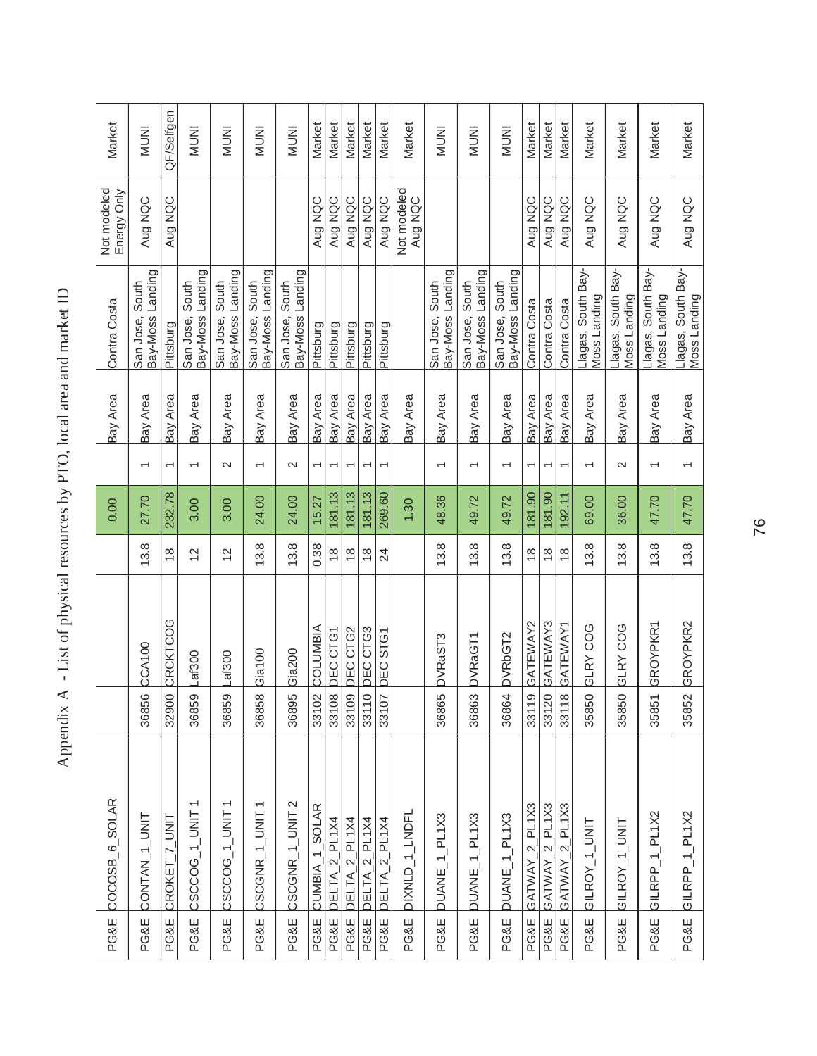# Appendix A - List of physical resources by PTO, local area and market ID

| PTO | Market ID | Bus # | Bus name | kV | NQC | Unit ID | LCR Area | LCR Sub-Area | Not modeled Energy Only | Market |
|---|---|---|---|---|---|---|---|---|---|---|
| PG&E | COCOSB_6_SOLAR | | | | 0.00 | | Bay Area | Contra Costa | Not modeled Energy Only | Market |
| PG&E | CONTAN_1_UNIT | 36856 | CCA100 | 13.8 | 27.70 | 1 | Bay Area | San Jose, South Bay-Moss Landing | Aug NQC | MUNI |
| PG&E | CROKET_7_UNIT | 32900 | CRCKTCOG | 18 | 232.78 | 1 | Bay Area | Pittsburg | Aug NQC | QF/Selfgen |
| PG&E | CSCCOG_1_UNIT 1 | 36859 | Laf300 | 12 | 3.00 | 1 | Bay Area | San Jose, South Bay-Moss Landing | | MUNI |
| PG&E | CSCCOG_1_UNIT 1 | 36859 | Laf300 | 12 | 3.00 | 2 | Bay Area | San Jose, South Bay-Moss Landing | | MUNI |
| PG&E | CSCGNR_1_UNIT 1 | 36858 | Gia100 | 13.8 | 24.00 | 1 | Bay Area | San Jose, South Bay-Moss Landing | | MUNI |
| PG&E | CSCGNR_1_UNIT 2 | 36895 | Gia200 | 13.8 | 24.00 | 2 | Bay Area | San Jose, South Bay-Moss Landing | | MUNI |
| PG&E | CUMBIA_1_SOLAR | 33102 | COLUMBIA | 0.38 | 15.27 | 1 | Bay Area | Pittsburg | Aug NQC | Market |
| PG&E | DELTA_2_PL1X4 | 33108 | DEC CTG1 | 18 | 181.13 | 1 | Bay Area | Pittsburg | Aug NQC | Market |
| PG&E | DELTA_2_PL1X4 | 33109 | DEC CTG2 | 18 | 181.13 | 1 | Bay Area | Pittsburg | Aug NQC | Market |
| PG&E | DELTA_2_PL1X4 | 33110 | DEC CTG3 | 18 | 181.13 | 1 | Bay Area | Pittsburg | Aug NQC | Market |
| PG&E | DELTA_2_PL1X4 | 33107 | DEC STG1 | 24 | 269.60 | 1 | Bay Area | Pittsburg | Aug NQC | Market |
| PG&E | DIXNLD_1_LNDFL | | | | 1.30 | | Bay Area | | Not modeled Aug NQC | Market |
| PG&E | DUANE_1_PL1X3 | 36865 | DVRaST3 | 13.8 | 48.36 | 1 | Bay Area | San Jose, South Bay-Moss Landing | | MUNI |
| PG&E | DUANE_1_PL1X3 | 36863 | DVRaGT1 | 13.8 | 49.72 | 1 | Bay Area | San Jose, South Bay-Moss Landing | | MUNI |
| PG&E | DUANE_1_PL1X3 | 36864 | DVRbGT2 | 13.8 | 49.72 | 1 | Bay Area | San Jose, South Bay-Moss Landing | | MUNI |
| PG&E | GATWAY_2_PL1X3 | 33119 | GATEWAY2 | 18 | 181.90 | 1 | Bay Area | Contra Costa | Aug NQC | Market |
| PG&E | GATWAY_2_PL1X3 | 33120 | GATEWAY3 | 18 | 181.90 | 1 | Bay Area | Contra Costa | Aug NQC | Market |
| PG&E | GATWAY_2_PL1X3 | 33118 | GATEWAY1 | 18 | 192.11 | 1 | Bay Area | Contra Costa | Aug NQC | Market |
| PG&E | GILROY_1_UNIT | 35850 | GLRY COG | 13.8 | 69.00 | 1 | Bay Area | Llagas, South Bay-Moss Landing | Aug NQC | Market |
| PG&E | GILROY_1_UNIT | 35850 | GLRY COG | 13.8 | 36.00 | 2 | Bay Area | Llagas, South Bay-Moss Landing | Aug NQC | Market |
| PG&E | GILRPP_1_PL1X2 | 35851 | GROYPKR1 | 13.8 | 47.70 | 1 | Bay Area | Llagas, South Bay-Moss Landing | Aug NQC | Market |
| PG&E | GILRPP_1_PL1X2 | 35852 | GROYPKR2 | 13.8 | 47.70 | 1 | Bay Area | Llagas, South Bay-Moss Landing | Aug NQC | Market |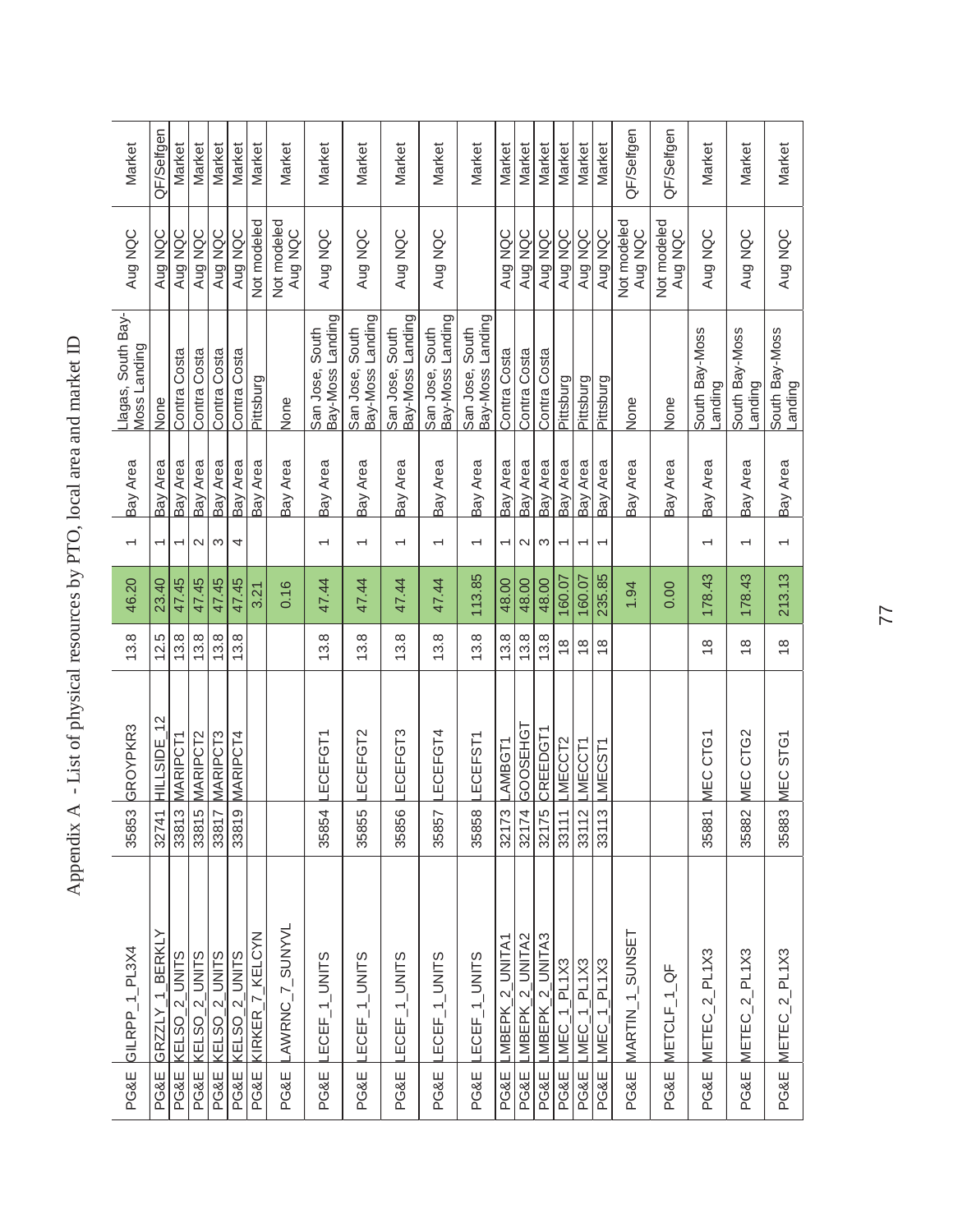# Appendix A - List of physical resources by PTO, local area and market ID

| | | | | | | | | | | |
|---|---|---|---|---|---|---|---|---|---|---|
| PG&E | GILRPP_1_PL3X4 | 35853 | GROYPKR3 | 13.8 | 46.20 | 1 | Bay Area | Llagas, South Bay-Moss Landing | Aug NQC | Market |
| PG&E | GRZZLY_1_BERKLY | 32741 | HILLSIDE_12 | 12.5 | 23.40 | 1 | Bay Area | None | Aug NQC | QF/Selfgen |
| PG&E | KELSO_2_UNITS | 33813 | MARIPCT1 | 13.8 | 47.45 | 1 | Bay Area | Contra Costa | Aug NQC | Market |
| PG&E | KELSO_2_UNITS | 33815 | MARIPCT2 | 13.8 | 47.45 | 2 | Bay Area | Contra Costa | Aug NQC | Market |
| PG&E | KELSO_2_UNITS | 33817 | MARIPCT3 | 13.8 | 47.45 | 3 | Bay Area | Contra Costa | Aug NQC | Market |
| PG&E | KELSO_2_UNITS | 33819 | MARIPCT4 | 13.8 | 47.45 | 4 | Bay Area | Contra Costa | Aug NQC | Market |
| PG&E | KIRKER_7_KELCYN | | | | 3.21 | | Bay Area | Pittsburg | Not modeled | Market |
| PG&E | LAWRNC_7_SUNYVL | | | | 0.16 | | Bay Area | None | Not modeled Aug NQC | Market |
| PG&E | LECEF_1_UNITS | 35854 | LECEFGT1 | 13.8 | 47.44 | 1 | Bay Area | San Jose, South Bay-Moss Landing | Aug NQC | Market |
| PG&E | LECEF_1_UNITS | 35855 | LECEFGT2 | 13.8 | 47.44 | 1 | Bay Area | San Jose, South Bay-Moss Landing | Aug NQC | Market |
| PG&E | LECEF_1_UNITS | 35856 | LECEFGT3 | 13.8 | 47.44 | 1 | Bay Area | San Jose, South Bay-Moss Landing | Aug NQC | Market |
| PG&E | LECEF_1_UNITS | 35857 | LECEFGT4 | 13.8 | 47.44 | 1 | Bay Area | San Jose, South Bay-Moss Landing | Aug NQC | Market |
| PG&E | LECEF_1_UNITS | 35858 | LECEFST1 | 13.8 | 113.85 | 1 | Bay Area | San Jose, South Bay-Moss Landing | | Market |
| PG&E | LMBEPK_2_UNITA1 | 32173 | LAMBGT1 | 13.8 | 48.00 | 1 | Bay Area | Contra Costa | Aug NQC | Market |
| PG&E | LMBEPK_2_UNITA2 | 32174 | GOOSEHGT | 13.8 | 48.00 | 2 | Bay Area | Contra Costa | Aug NQC | Market |
| PG&E | LMBEPK_2_UNITA3 | 32175 | CREEDGT1 | 13.8 | 48.00 | 3 | Bay Area | Contra Costa | Aug NQC | Market |
| PG&E | LMEC_1_PL1X3 | 33111 | LMECCT2 | 18 | 160.07 | 1 | Bay Area | Pittsburg | Aug NQC | Market |
| PG&E | LMEC_1_PL1X3 | 33112 | LMECCT1 | 18 | 160.07 | 1 | Bay Area | Pittsburg | Aug NQC | Market |
| PG&E | LMEC_1_PL1X3 | 33113 | LMECST1 | 18 | 235.85 | 1 | Bay Area | Pittsburg | Aug NQC | Market |
| PG&E | MARTIN_1_SUNSET | | | | 1.94 | | Bay Area | None | Not modeled Aug NQC | QF/Selfgen |
| PG&E | METCLF_1_QF | | | | 0.00 | | Bay Area | None | Not modeled Aug NQC | QF/Selfgen |
| PG&E | METEC_2_PL1X3 | 35881 | MEC CTG1 | 18 | 178.43 | 1 | Bay Area | South Bay-Moss Landing | Aug NQC | Market |
| PG&E | METEC_2_PL1X3 | 35882 | MEC CTG2 | 18 | 178.43 | 1 | Bay Area | South Bay-Moss Landing | Aug NQC | Market |
| PG&E | METEC_2_PL1X3 | 35883 | MEC STG1 | 18 | 213.13 | 1 | Bay Area | South Bay-Moss Landing | Aug NQC | Market |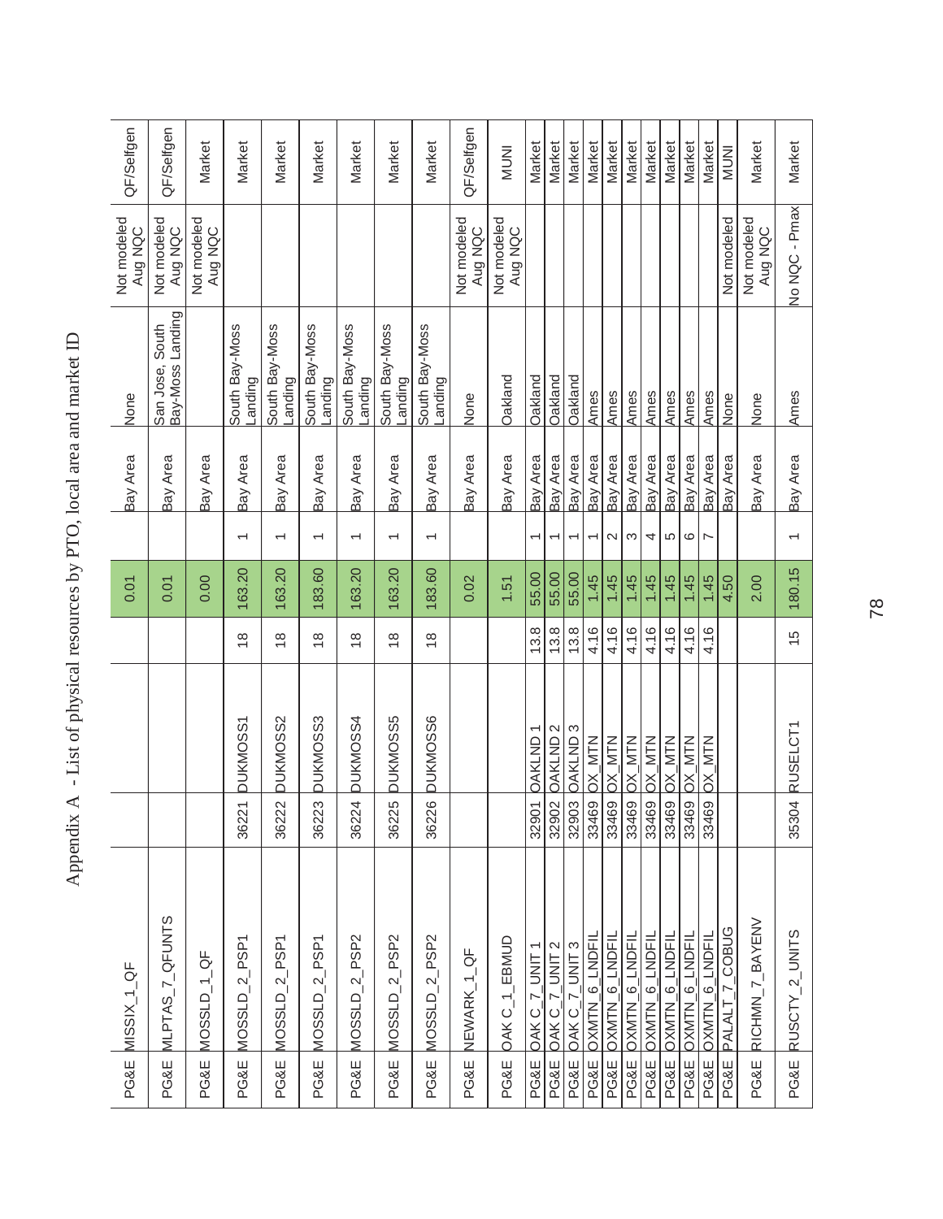# Appendix A - List of physical resources by PTO, local area and market ID

| PTO | Market ID | Bus # | Bus Name | kV | NQC | Unit ID | LCR Area | LCR Sub-Area | NQC Comments | CAISO Tag |
|---|---|---|---|---|---|---|---|---|---|---|
| PG&E | MISSIX_1_QF | | | | 0.01 | | Bay Area | None | Not modeled Aug NQC | QF/Selfgen |
| PG&E | MLPTAS_7_QFUNTS | | | | 0.01 | | Bay Area | San Jose, South Bay-Moss Landing | Not modeled Aug NQC | QF/Selfgen |
| PG&E | MOSSLD_1_QF | | | | 0.00 | | Bay Area | | Not modeled Aug NQC | Market |
| PG&E | MOSSLD_2_PSP1 | 36221 | DUKMOSS1 | 18 | 163.20 | 1 | Bay Area | South Bay-Moss Landing | | Market |
| PG&E | MOSSLD_2_PSP1 | 36222 | DUKMOSS2 | 18 | 163.20 | 1 | Bay Area | South Bay-Moss Landing | | Market |
| PG&E | MOSSLD_2_PSP1 | 36223 | DUKMOSS3 | 18 | 183.60 | 1 | Bay Area | South Bay-Moss Landing | | Market |
| PG&E | MOSSLD_2_PSP2 | 36224 | DUKMOSS4 | 18 | 163.20 | 1 | Bay Area | South Bay-Moss Landing | | Market |
| PG&E | MOSSLD_2_PSP2 | 36225 | DUKMOSS5 | 18 | 163.20 | 1 | Bay Area | South Bay-Moss Landing | | Market |
| PG&E | MOSSLD_2_PSP2 | 36226 | DUKMOSS6 | 18 | 183.60 | 1 | Bay Area | South Bay-Moss Landing | | Market |
| PG&E | NEWARK_1_QF | | | | 0.02 | | Bay Area | None | Not modeled Aug NQC | QF/Selfgen |
| PG&E | OAK C_1_EBMUD | | | | 1.51 | | Bay Area | Oakland | Not modeled Aug NQC | MUNI |
| PG&E | OAK C_7_UNIT 1 | 32901 | OAKLND 1 | 13.8 | 55.00 | 1 | Bay Area | Oakland | | Market |
| PG&E | OAK C_7_UNIT 2 | 32902 | OAKLND 2 | 13.8 | 55.00 | 1 | Bay Area | Oakland | | Market |
| PG&E | OAK C_7_UNIT 3 | 32903 | OAKLND 3 | 13.8 | 55.00 | 1 | Bay Area | Oakland | | Market |
| PG&E | OXMTN_6_LNDFIL | 33469 | OX_MTN | 4.16 | 1.45 | 1 | Bay Area | Ames | | Market |
| PG&E | OXMTN_6_LNDFIL | 33469 | OX_MTN | 4.16 | 1.45 | 2 | Bay Area | Ames | | Market |
| PG&E | OXMTN_6_LNDFIL | 33469 | OX_MTN | 4.16 | 1.45 | 3 | Bay Area | Ames | | Market |
| PG&E | OXMTN_6_LNDFIL | 33469 | OX_MTN | 4.16 | 1.45 | 4 | Bay Area | Ames | | Market |
| PG&E | OXMTN_6_LNDFIL | 33469 | OX_MTN | 4.16 | 1.45 | 5 | Bay Area | Ames | | Market |
| PG&E | OXMTN_6_LNDFIL | 33469 | OX_MTN | 4.16 | 1.45 | 6 | Bay Area | Ames | | Market |
| PG&E | OXMTN_6_LNDFIL | 33469 | OX_MTN | 4.16 | 1.45 | 7 | Bay Area | Ames | | Market |
| PG&E | PALALT_7_COBUG | | | | 4.50 | | Bay Area | None | Not modeled | MUNI |
| PG&E | RICHMN_7_BAYENV | | | | 2.00 | | Bay Area | None | Not modeled Aug NQC | Market |
| PG&E | RUSCTY_2_UNITS | 35304 | RUSELCT1 | 15 | 180.15 | 1 | Bay Area | Ames | No NQC - Pmax | Market |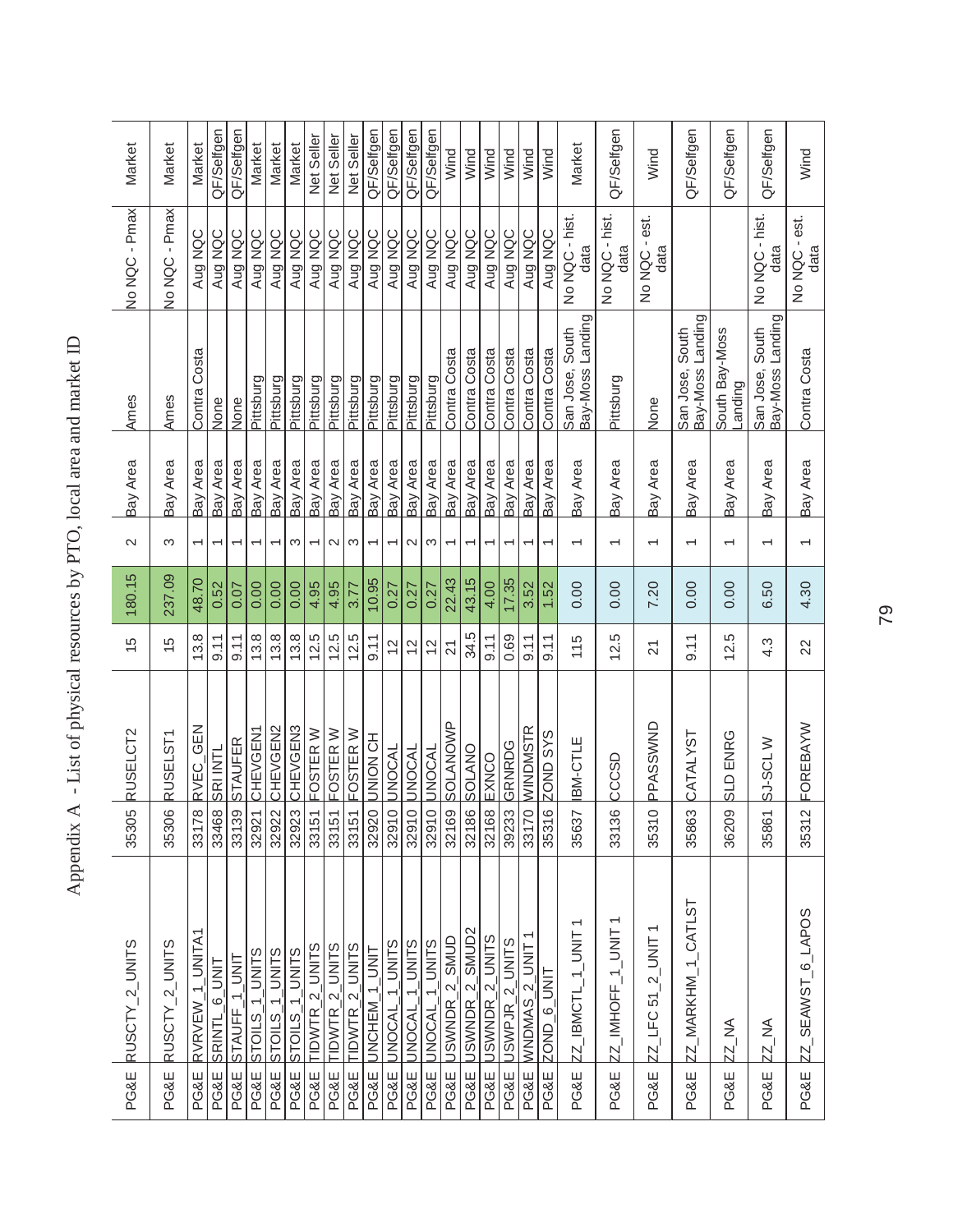# Appendix A - List of physical resources by PTO, local area and market ID

| | | | | | | | | | | |
|---|---|---|---|---|---|---|---|---|---|---|
| PG&E | RUSCTY_2_UNITS | 35305 | RUSELCT2 | 15 | 180.15 | 2 | Bay Area | Ames | No NQC - Pmax | Market |
| PG&E | RUSCTY_2_UNITS | 35306 | RUSELST1 | 15 | 237.09 | 3 | Bay Area | Ames | No NQC - Pmax | Market |
| PG&E | RVRVEW_1_UNITA1 | 33178 | RVEC_GEN | 13.8 | 48.70 | 1 | Bay Area | Contra Costa | Aug NQC | Market |
| PG&E | SRINTL_6_UNIT | 33468 | SRI INTL | 9.11 | 0.52 | 1 | Bay Area | None | Aug NQC | QF/Selfgen |
| PG&E | STAUFF_1_UNIT | 33139 | STAUFER | 9.11 | 0.07 | 1 | Bay Area | None | Aug NQC | QF/Selfgen |
| PG&E | STOILS_1_UNITS | 32921 | CHEVGEN1 | 13.8 | 0.00 | 1 | Bay Area | Pittsburg | Aug NQC | Market |
| PG&E | STOILS_1_UNITS | 32922 | CHEVGEN2 | 13.8 | 0.00 | 1 | Bay Area | Pittsburg | Aug NQC | Market |
| PG&E | STOILS_1_UNITS | 32923 | CHEVGEN3 | 13.8 | 0.00 | 3 | Bay Area | Pittsburg | Aug NQC | Market |
| PG&E | TIDWTR_2_UNITS | 33151 | FOSTER W | 12.5 | 4.95 | 1 | Bay Area | Pittsburg | Aug NQC | Net Seller |
| PG&E | TIDWTR_2_UNITS | 33151 | FOSTER W | 12.5 | 4.95 | 2 | Bay Area | Pittsburg | Aug NQC | Net Seller |
| PG&E | TIDWTR_2_UNITS | 33151 | FOSTER W | 12.5 | 3.77 | 3 | Bay Area | Pittsburg | Aug NQC | Net Seller |
| PG&E | UNCHEM_1_UNIT | 32920 | UNION CH | 9.11 | 10.95 | 1 | Bay Area | Pittsburg | Aug NQC | QF/Selfgen |
| PG&E | UNOCAL_1_UNITS | 32910 | UNOCAL | 12 | 0.27 | 1 | Bay Area | Pittsburg | Aug NQC | QF/Selfgen |
| PG&E | UNOCAL_1_UNITS | 32910 | UNOCAL | 12 | 0.27 | 2 | Bay Area | Pittsburg | Aug NQC | QF/Selfgen |
| PG&E | UNOCAL_1_UNITS | 32910 | UNOCAL | 12 | 0.27 | 3 | Bay Area | Pittsburg | Aug NQC | QF/Selfgen |
| PG&E | USWNDR_2_SMUD | 32169 | SOLANOWP | 21 | 22.43 | 1 | Bay Area | Contra Costa | Aug NQC | Wind |
| PG&E | USWNDR_2_SMUD2 | 32186 | SOLANO | 34.5 | 43.15 | 1 | Bay Area | Contra Costa | Aug NQC | Wind |
| PG&E | USWNDR_2_UNITS | 32168 | EXNCO | 9.11 | 4.00 | 1 | Bay Area | Contra Costa | Aug NQC | Wind |
| PG&E | USWPJR_2_UNITS | 39233 | GRNRDG | 0.69 | 17.35 | 1 | Bay Area | Contra Costa | Aug NQC | Wind |
| PG&E | WNDMAS_2_UNIT 1 | 33170 | WINDMSTR | 9.11 | 3.52 | 1 | Bay Area | Contra Costa | Aug NQC | Wind |
| PG&E | ZOND_6_UNIT | 35316 | ZOND SYS | 9.11 | 1.52 | 1 | Bay Area | Contra Costa | Aug NQC | Wind |
| PG&E | ZZ_IBMCTL_1_UNIT 1 | 35637 | IBM-CTLE | 115 | 0.00 | 1 | Bay Area | San Jose, South Bay-Moss Landing | No NQC - hist. data | Market |
| PG&E | ZZ_IMHOFF_1_UNIT 1 | 33136 | CCCSD | 12.5 | 0.00 | 1 | Bay Area | Pittsburg | No NQC - hist. data | QF/Selfgen |
| PG&E | ZZ_LFC 51_2_UNIT 1 | 35310 | PPASSWND | 21 | 7.20 | 1 | Bay Area | None | No NQC - est. data | Wind |
| PG&E | ZZ_MARKHM_1_CATLST | 35863 | CATALYST | 9.11 | 0.00 | 1 | Bay Area | San Jose, South Bay-Moss Landing | | QF/Selfgen |
| PG&E | ZZ_NA | 36209 | SLD ENRG | 12.5 | 0.00 | 1 | Bay Area | South Bay-Moss Landing | | QF/Selfgen |
| PG&E | ZZ_NA | 35861 | SJ-SCL W | 4.3 | 6.50 | 1 | Bay Area | San Jose, South Bay-Moss Landing | No NQC - hist. data | QF/Selfgen |
| PG&E | ZZ_SEAWST_6_LAPOS | 35312 | FOREBAYW | 22 | 4.30 | 1 | Bay Area | Contra Costa | No NQC - est. data | Wind |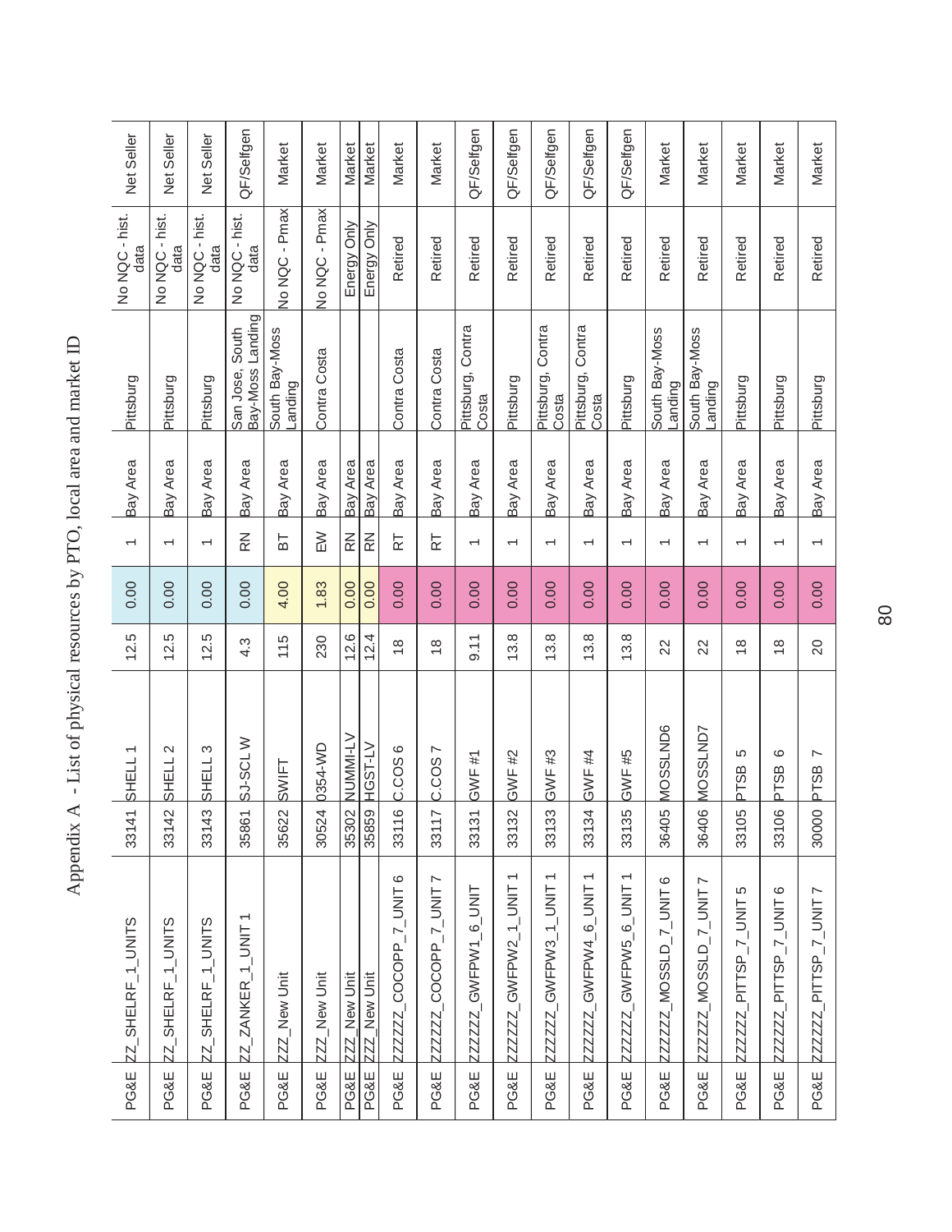# Appendix A - List of physical resources by PTO, local area and market ID

| PTO | Market ID | Bus # | Bus Name | kV | NQC | Unit ID | LCR Area | LCR Sub-Area | NQC Comments | CAISO Tag |
|---|---|---|---|---|---|---|---|---|---|---|
| PG&E | ZZ_SHELRF_1_UNITS | 33141 | SHELL 1 | 12.5 | 0.00 | 1 | Bay Area | Pittsburg | No NQC - hist. data | Net Seller |
| PG&E | ZZ_SHELRF_1_UNITS | 33142 | SHELL 2 | 12.5 | 0.00 | 1 | Bay Area | Pittsburg | No NQC - hist. data | Net Seller |
| PG&E | ZZ_SHELRF_1_UNITS | 33143 | SHELL 3 | 12.5 | 0.00 | 1 | Bay Area | Pittsburg | No NQC - hist. data | Net Seller |
| PG&E | ZZ_ZANKER_1_UNIT 1 | 35861 | SJ-SCL W | 4.3 | 0.00 | RN | Bay Area | San Jose, South Bay-Moss Landing | No NQC - hist. data | QF/Selfgen |
| PG&E | ZZZ_New Unit | 35622 | SWIFT | 115 | 4.00 | BT | Bay Area | South Bay-Moss Landing | No NQC - Pmax | Market |
| PG&E | ZZZ_New Unit | 30524 | 0354-WD | 230 | 1.83 | EW | Bay Area | Contra Costa | No NQC - Pmax | Market |
| PG&E | ZZZ_New Unit | 35302 | NUMMI-LV | 12.6 | 0.00 | RN | Bay Area | | Energy Only | Market |
| PG&E | ZZZ_New Unit | 35859 | HGST-LV | 12.4 | 0.00 | RN | Bay Area | | Energy Only | Market |
| PG&E | ZZZZZ_COCOPP_7_UNIT 6 | 33116 | C.COS 6 | 18 | 0.00 | RT | Bay Area | Contra Costa | Retired | Market |
| PG&E | ZZZZZ_COCOPP_7_UNIT 7 | 33117 | C.COS 7 | 18 | 0.00 | RT | Bay Area | Contra Costa | Retired | Market |
| PG&E | ZZZZZ_GWFPW1_6_UNIT | 33131 | GWF #1 | 9.11 | 0.00 | 1 | Bay Area | Pittsburg, Contra Costa | Retired | QF/Selfgen |
| PG&E | ZZZZZ_GWFPW2_1_UNIT 1 | 33132 | GWF #2 | 13.8 | 0.00 | 1 | Bay Area | Pittsburg | Retired | QF/Selfgen |
| PG&E | ZZZZZ_GWFPW3_1_UNIT 1 | 33133 | GWF #3 | 13.8 | 0.00 | 1 | Bay Area | Pittsburg, Contra Costa | Retired | QF/Selfgen |
| PG&E | ZZZZZ_GWFPW4_6_UNIT 1 | 33134 | GWF #4 | 13.8 | 0.00 | 1 | Bay Area | Pittsburg, Contra Costa | Retired | QF/Selfgen |
| PG&E | ZZZZZ_GWFPW5_6_UNIT 1 | 33135 | GWF #5 | 13.8 | 0.00 | 1 | Bay Area | Pittsburg | Retired | QF/Selfgen |
| PG&E | ZZZZZ_MOSSLD_7_UNIT 6 | 36405 | MOSSLND6 | 22 | 0.00 | 1 | Bay Area | South Bay-Moss Landing | Retired | Market |
| PG&E | ZZZZZ_MOSSLD_7_UNIT 7 | 36406 | MOSSLND7 | 22 | 0.00 | 1 | Bay Area | South Bay-Moss Landing | Retired | Market |
| PG&E | ZZZZZ_PITTSP_7_UNIT 5 | 33105 | PTSB 5 | 18 | 0.00 | 1 | Bay Area | Pittsburg | Retired | Market |
| PG&E | ZZZZZ_PITTSP_7_UNIT 6 | 33106 | PTSB 6 | 18 | 0.00 | 1 | Bay Area | Pittsburg | Retired | Market |
| PG&E | ZZZZZ_PITTSP_7_UNIT 7 | 30000 | PTSB 7 | 20 | 0.00 | 1 | Bay Area | Pittsburg | Retired | Market |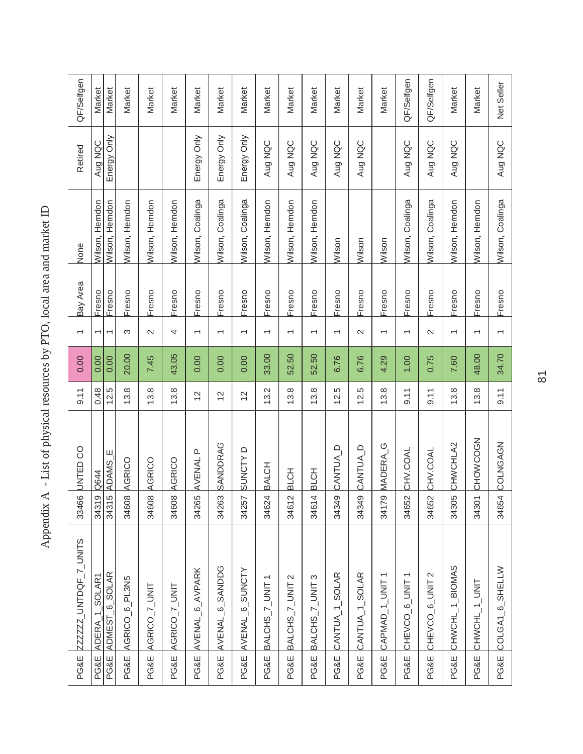# Appendix A - List of physical resources by PTO, local area and market ID

| | | | | | | | | | | |
|---|---|---|---|---|---|---|---|---|---|---|
| PG&E | ZZZZZZ_UNTDQF_7_UNITS | 33466 | UNTED CO | 9.11 | 0.00 | 1 | Bay Area | None | Retired | QF/Selfgen |
| PG&E | ADERA_1_SOLAR1 | 34319 | Q644 | 0.48 | 0.00 | 1 | Fresno | Wilson, Herndon | Aug NQC | Market |
| PG&E | ADMEST_6_SOLAR | 34315 | ADAMS_E | 12.5 | 0.00 | 1 | Fresno | Wilson, Herndon | Energy Only | Market |
| PG&E | AGRICO_6_PL3N5 | 34608 | AGRICO | 13.8 | 20.00 | 3 | Fresno | Wilson, Herndon | | Market |
| PG&E | AGRICO_7_UNIT | 34608 | AGRICO | 13.8 | 7.45 | 2 | Fresno | Wilson, Herndon | | Market |
| PG&E | AGRICO_7_UNIT | 34608 | AGRICO | 13.8 | 43.05 | 4 | Fresno | Wilson, Herndon | | Market |
| PG&E | AVENAL_6_AVPARK | 34265 | AVENAL P | 12 | 0.00 | 1 | Fresno | Wilson, Coalinga | Energy Only | Market |
| PG&E | AVENAL_6_SANDDG | 34263 | SANDDRAG | 12 | 0.00 | 1 | Fresno | Wilson, Coalinga | Energy Only | Market |
| PG&E | AVENAL_6_SUNCTY | 34257 | SUNCTY D | 12 | 0.00 | 1 | Fresno | Wilson, Coalinga | Energy Only | Market |
| PG&E | BALCHS_7_UNIT 1 | 34624 | BALCH | 13.2 | 33.00 | 1 | Fresno | Wilson, Herndon | Aug NQC | Market |
| PG&E | BALCHS_7_UNIT 2 | 34612 | BLCH | 13.8 | 52.50 | 1 | Fresno | Wilson, Herndon | Aug NQC | Market |
| PG&E | BALCHS_7_UNIT 3 | 34614 | BLCH | 13.8 | 52.50 | 1 | Fresno | Wilson, Herndon | Aug NQC | Market |
| PG&E | CANTUA_1_SOLAR | 34349 | CANTUA_D | 12.5 | 6.76 | 1 | Fresno | Wilson | Aug NQC | Market |
| PG&E | CANTUA_1_SOLAR | 34349 | CANTUA_D | 12.5 | 6.76 | 2 | Fresno | Wilson | Aug NQC | Market |
| PG&E | CAPMAD_1_UNIT 1 | 34179 | MADERA_G | 13.8 | 4.29 | 1 | Fresno | Wilson | | Market |
| PG&E | CHEVCO_6_UNIT 1 | 34652 | CHV.COAL | 9.11 | 1.00 | 1 | Fresno | Wilson, Coalinga | Aug NQC | QF/Selfgen |
| PG&E | CHEVCO_6_UNIT 2 | 34652 | CHV.COAL | 9.11 | 0.75 | 2 | Fresno | Wilson, Coalinga | Aug NQC | QF/Selfgen |
| PG&E | CHWCHL_1_BIOMAS | 34305 | CHWCHLA2 | 13.8 | 7.60 | 1 | Fresno | Wilson, Herndon | Aug NQC | Market |
| PG&E | CHWCHL_1_UNIT | 34301 | CHOWCOGN | 13.8 | 48.00 | 1 | Fresno | Wilson, Herndon | | Market |
| PG&E | COLGA1_6_SHELLW | 34654 | COLNGAGN | 9.11 | 34.70 | 1 | Fresno | Wilson, Coalinga | Aug NQC | Net Seller |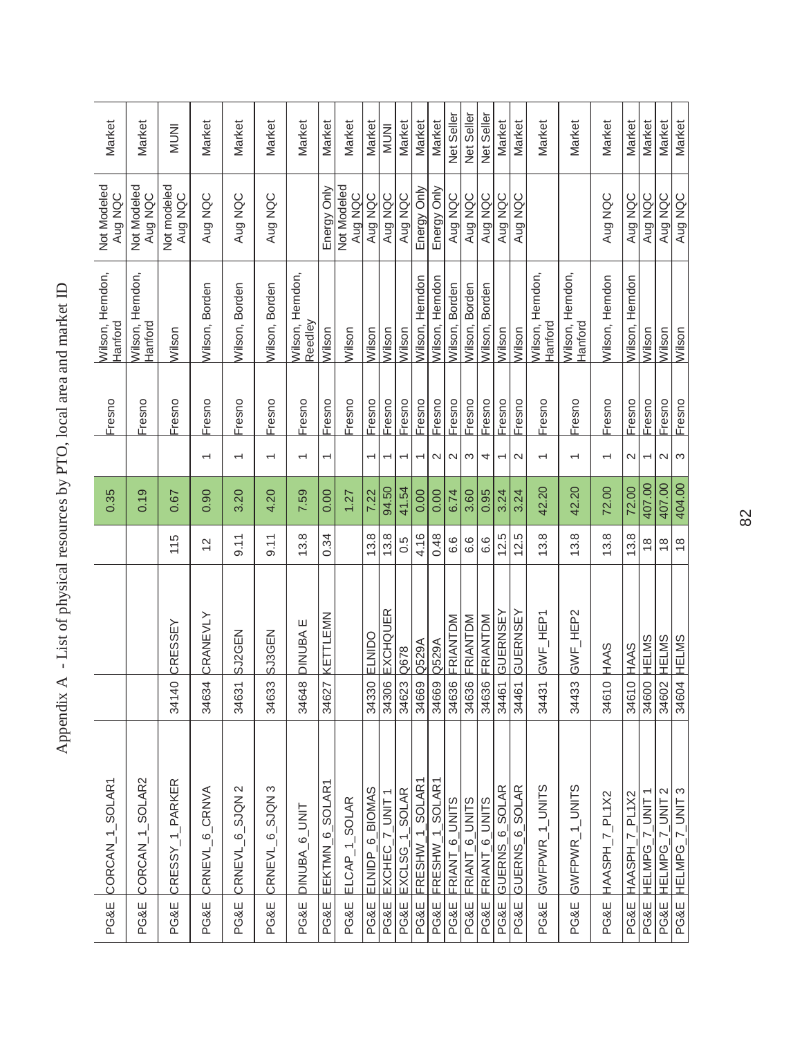# Appendix A - List of physical resources by PTO, local area and market ID

| PTO | Resource ID | Bus Number | Bus Name | kV | NQC | Unit ID | Local Area | Sub-Area | NQC Comments | Market/Non-Market |
|---|---|---|---|---|---|---|---|---|---|---|
| PG&E | CORCAN_1_SOLAR1 | | | | 0.35 | | Fresno | Wilson, Herndon, Hanford | Not Modeled Aug NQC | Market |
| PG&E | CORCAN_1_SOLAR2 | | | | 0.19 | | Fresno | Wilson, Herndon, Hanford | Not Modeled Aug NQC | Market |
| PG&E | CRESSY_1_PARKER | 34140 | CRESSEY | 115 | 0.67 | | Fresno | Wilson | Not modeled Aug NQC | MUNI |
| PG&E | CRNEVL_6_CRNVA | 34634 | CRANEVLY | 12 | 0.90 | 1 | Fresno | Wilson, Borden | Aug NQC | Market |
| PG&E | CRNEVL_6_SJQN 2 | 34631 | SJ2GEN | 9.11 | 3.20 | 1 | Fresno | Wilson, Borden | Aug NQC | Market |
| PG&E | CRNEVL_6_SJQN 3 | 34633 | SJ3GEN | 9.11 | 4.20 | 1 | Fresno | Wilson, Borden | Aug NQC | Market |
| PG&E | DINUBA_6_UNIT | 34648 | DINUBA E | 13.8 | 7.59 | 1 | Fresno | Wilson, Herndon, Reedley | | Market |
| PG&E | EEKTMN_6_SOLAR1 | 34627 | KETTLEMN | 0.34 | 0.00 | 1 | Fresno | Wilson | Energy Only | Market |
| PG&E | ELCAP_1_SOLAR | | | | 1.27 | | Fresno | Wilson | Not Modeled Aug NQC | Market |
| PG&E | ELNIDP_6_BIOMAS | 34330 | ELNIDO | 13.8 | 7.22 | 1 | Fresno | Wilson | Aug NQC | Market |
| PG&E | EXCHEC_7_UNIT 1 | 34306 | EXCHQUER | 13.8 | 94.50 | 1 | Fresno | Wilson | Aug NQC | MUNI |
| PG&E | EXCLSG_1_SOLAR | 34623 | Q678 | 0.5 | 41.54 | 1 | Fresno | Wilson | Aug NQC | Market |
| PG&E | FRESHW_1_SOLAR1 | 34669 | Q529A | 4.16 | 0.00 | 1 | Fresno | Wilson, Herndon | Energy Only | Market |
| PG&E | FRESHW_1_SOLAR1 | 34669 | Q529A | 0.48 | 0.00 | 2 | Fresno | Wilson, Herndon | Energy Only | Market |
| PG&E | FRIANT_6_UNITS | 34636 | FRIANTDM | 6.6 | 6.74 | 2 | Fresno | Wilson, Borden | Aug NQC | Net Seller |
| PG&E | FRIANT_6_UNITS | 34636 | FRIANTDM | 6.6 | 3.60 | 3 | Fresno | Wilson, Borden | Aug NQC | Net Seller |
| PG&E | FRIANT_6_UNITS | 34636 | FRIANTDM | 6.6 | 0.95 | 4 | Fresno | Wilson, Borden | Aug NQC | Net Seller |
| PG&E | GUERNS_6_SOLAR | 34461 | GUERNSEY | 12.5 | 3.24 | 1 | Fresno | Wilson | Aug NQC | Market |
| PG&E | GUERNS_6_SOLAR | 34461 | GUERNSEY | 12.5 | 3.24 | 2 | Fresno | Wilson | Aug NQC | Market |
| PG&E | GWFPWR_1_UNITS | 34431 | GWF_HEP1 | 13.8 | 42.20 | 1 | Fresno | Wilson, Herndon, Hanford | | Market |
| PG&E | GWFPWR_1_UNITS | 34433 | GWF_HEP2 | 13.8 | 42.20 | 1 | Fresno | Wilson, Herndon, Hanford | | Market |
| PG&E | HAASPH_7_PL1X2 | 34610 | HAAS | 13.8 | 72.00 | 1 | Fresno | Wilson, Herndon | Aug NQC | Market |
| PG&E | HAASPH_7_PL1X2 | 34610 | HAAS | 13.8 | 72.00 | 2 | Fresno | Wilson, Herndon | Aug NQC | Market |
| PG&E | HELMPG_7_UNIT 1 | 34600 | HELMS | 18 | 407.00 | 1 | Fresno | Wilson | Aug NQC | Market |
| PG&E | HELMPG_7_UNIT 2 | 34602 | HELMS | 18 | 407.00 | 2 | Fresno | Wilson | Aug NQC | Market |
| PG&E | HELMPG_7_UNIT 3 | 34604 | HELMS | 18 | 404.00 | 3 | Fresno | Wilson | Aug NQC | Market |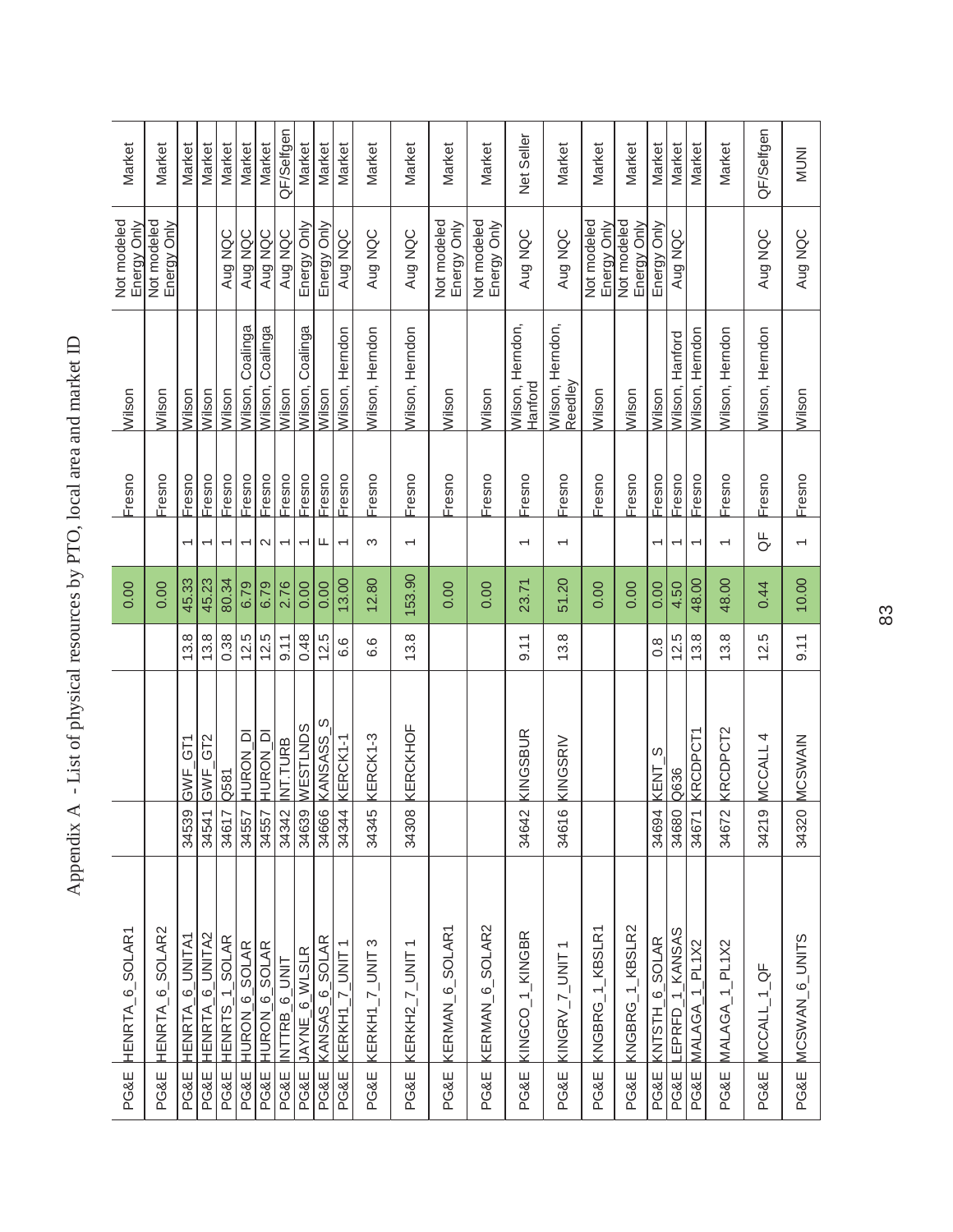# Appendix A - List of physical resources by PTO, local area and market ID

| PG&E | HENRTA_6_SOLAR1 | | | | 0.00 | | Fresno | Wilson | Not modeled Energy Only | Market |
|---|---|---|---|---|---|---|---|---|---|---|
| PG&E | HENRTA_6_SOLAR2 | | | | 0.00 | | Fresno | Wilson | Not modeled Energy Only | Market |
| PG&E | HENRTA_6_UNITA1 | 34539 | GWF_GT1 | 13.8 | 45.33 | 1 | Fresno | Wilson | | Market |
| PG&E | HENRTA_6_UNITA2 | 34541 | GWF_GT2 | 13.8 | 45.23 | 1 | Fresno | Wilson | | Market |
| PG&E | HENRTS_1_SOLAR | 34617 | Q581 | 0.38 | 80.34 | 1 | Fresno | Wilson | Aug NQC | Market |
| PG&E | HURON_6_SOLAR | 34557 | HURON_DI | 12.5 | 6.79 | 1 | Fresno | Wilson, Coalinga | Aug NQC | Market |
| PG&E | HURON_6_SOLAR | 34557 | HURON_DI | 12.5 | 6.79 | 2 | Fresno | Wilson, Coalinga | Aug NQC | Market |
| PG&E | INTTRB_6_UNIT | 34342 | INT.TURB | 9.11 | 2.76 | 1 | Fresno | Wilson | Aug NQC | QF/Selfgen |
| PG&E | JAYNE_6_WLSLR | 34639 | WESTLNDS | 0.48 | 0.00 | 1 | Fresno | Wilson, Coalinga | Energy Only | Market |
| PG&E | KANSAS_6_SOLAR | 34666 | KANSASS_S | 12.5 | 0.00 | F | Fresno | Wilson | Energy Only | Market |
| PG&E | KERKH1_7_UNIT 1 | 34344 | KERCK1-1 | 6.6 | 13.00 | 1 | Fresno | Wilson, Herndon | Aug NQC | Market |
| PG&E | KERKH1_7_UNIT 3 | 34345 | KERCK1-3 | 6.6 | 12.80 | 3 | Fresno | Wilson, Herndon | Aug NQC | Market |
| PG&E | KERKH2_7_UNIT 1 | 34308 | KERCKHOF | 13.8 | 153.90 | 1 | Fresno | Wilson, Herndon | Aug NQC | Market |
| PG&E | KERMAN_6_SOLAR1 | | | | 0.00 | | Fresno | Wilson | Not modeled Energy Only | Market |
| PG&E | KERMAN_6_SOLAR2 | | | | 0.00 | | Fresno | Wilson | Not modeled Energy Only | Market |
| PG&E | KINGCO_1_KINGBR | 34642 | KINGSBUR | 9.11 | 23.71 | 1 | Fresno | Wilson, Herndon, Hanford | Aug NQC | Net Seller |
| PG&E | KINGRV_7_UNIT 1 | 34616 | KINGSRIV | 13.8 | 51.20 | 1 | Fresno | Wilson, Herndon, Reedley | Aug NQC | Market |
| PG&E | KNGBRG_1_KBSLR1 | | | | 0.00 | | Fresno | Wilson | Not modeled Energy Only | Market |
| PG&E | KNGBRG_1_KBSLR2 | | | | 0.00 | | Fresno | Wilson | Not modeled Energy Only | Market |
| PG&E | KNTSTH_6_SOLAR | 34694 | KENT_S | 0.8 | 0.00 | 1 | Fresno | Wilson | Energy Only | Market |
| PG&E | LEPRFD_1_KANSAS | 34680 | Q636 | 12.5 | 4.50 | 1 | Fresno | Wilson, Hanford | Aug NQC | Market |
| PG&E | MALAGA_1_PL1X2 | 34671 | KRCDPCT1 | 13.8 | 48.00 | 1 | Fresno | Wilson, Herndon | | Market |
| PG&E | MALAGA_1_PL1X2 | 34672 | KRCDPCT2 | 13.8 | 48.00 | 1 | Fresno | Wilson, Herndon | | Market |
| PG&E | MCCALL_1_QF | 34219 | MCCALL 4 | 12.5 | 0.44 | QF | Fresno | Wilson, Herndon | Aug NQC | QF/Selfgen |
| PG&E | MCSWAN_6_UNITS | 34320 | MCSWAIN | 9.11 | 10.00 | 1 | Fresno | Wilson | Aug NQC | MUNI |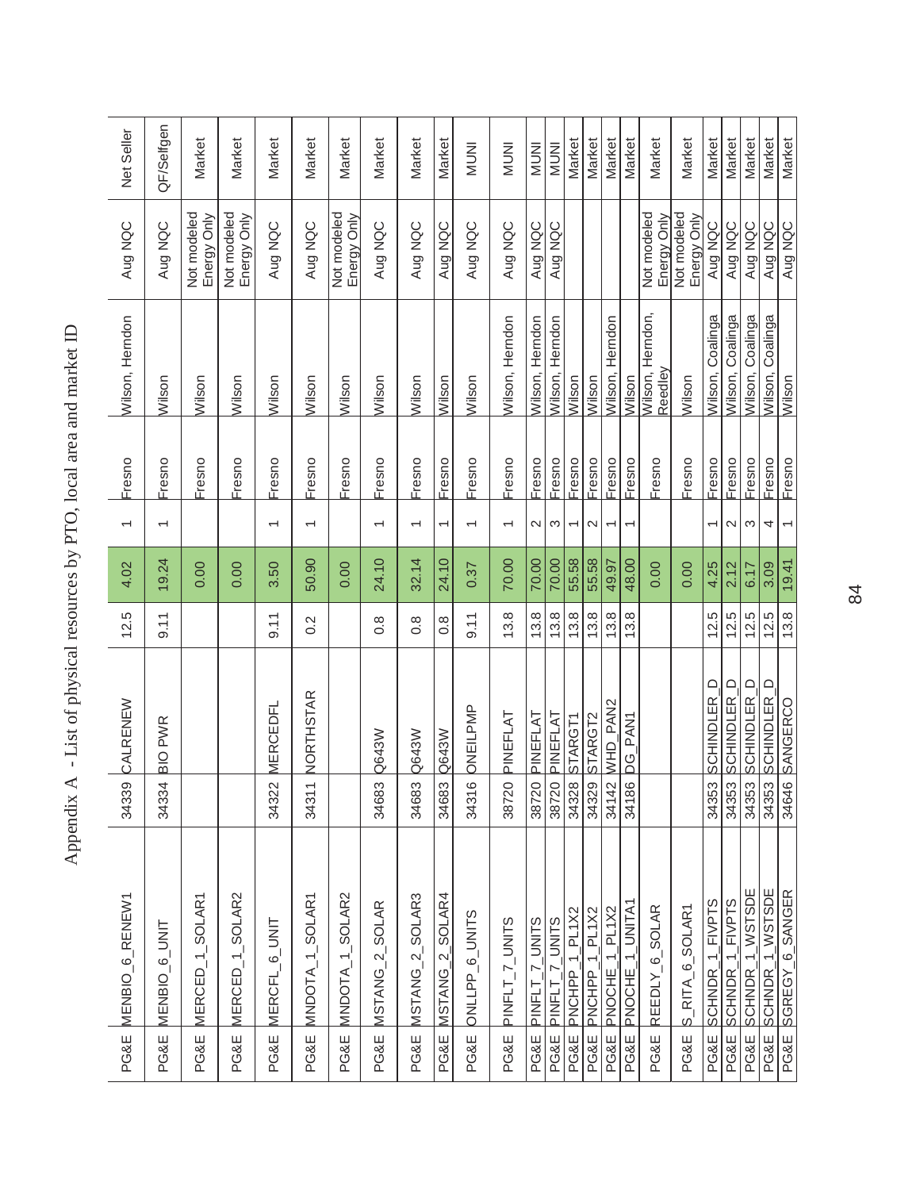# Appendix A - List of physical resources by PTO, local area and market ID

| | | | | | | | | | | |
|---|---|---|---|---|---|---|---|---|---|---|
| PG&E | MENBIO_6_RENEW1 | 34339 | CALRENEW | 12.5 | 4.02 | 1 | Fresno | Wilson, Herndon | Aug NQC | Net Seller |
| PG&E | MENBIO_6_UNIT | 34334 | BIO PWR | 9.11 | 19.24 | 1 | Fresno | Wilson | Aug NQC | QF/Selfgen |
| PG&E | MERCED_1_SOLAR1 | | | | 0.00 | | Fresno | Wilson | Not modeled Energy Only | Market |
| PG&E | MERCED_1_SOLAR2 | | | | 0.00 | | Fresno | Wilson | Not modeled Energy Only | Market |
| PG&E | MERCFL_6_UNIT | 34322 | MERCEDFL | 9.11 | 3.50 | 1 | Fresno | Wilson | Aug NQC | Market |
| PG&E | MNDOTA_1_SOLAR1 | 34311 | NORTHSTAR | 0.2 | 50.90 | 1 | Fresno | Wilson | Aug NQC | Market |
| PG&E | MNDOTA_1_SOLAR2 | | | | 0.00 | | Fresno | Wilson | Not modeled Energy Only | Market |
| PG&E | MSTANG_2_SOLAR | 34683 | Q643W | 0.8 | 24.10 | 1 | Fresno | Wilson | Aug NQC | Market |
| PG&E | MSTANG_2_SOLAR3 | 34683 | Q643W | 0.8 | 32.14 | 1 | Fresno | Wilson | Aug NQC | Market |
| PG&E | MSTANG_2_SOLAR4 | 34683 | Q643W | 0.8 | 24.10 | 1 | Fresno | Wilson | Aug NQC | Market |
| PG&E | ONLLPP_6_UNITS | 34316 | ONEILPMP | 9.11 | 0.37 | 1 | Fresno | Wilson | Aug NQC | MUNI |
| PG&E | PINFLT_7_UNITS | 38720 | PINEFLAT | 13.8 | 70.00 | 1 | Fresno | Wilson, Herndon | Aug NQC | MUNI |
| PG&E | PINFLT_7_UNITS | 38720 | PINEFLAT | 13.8 | 70.00 | 2 | Fresno | Wilson, Herndon | Aug NQC | MUNI |
| PG&E | PINFLT_7_UNITS | 38720 | PINEFLAT | 13.8 | 70.00 | 3 | Fresno | Wilson, Herndon | Aug NQC | MUNI |
| PG&E | PNCHPP_1_PL1X2 | 34328 | STARGT1 | 13.8 | 55.58 | 1 | Fresno | Wilson | | Market |
| PG&E | PNCHPP_1_PL1X2 | 34329 | STARGT2 | 13.8 | 55.58 | 2 | Fresno | Wilson | | Market |
| PG&E | PNOCHE_1_PL1X2 | 34142 | WHD_PAN2 | 13.8 | 49.97 | 1 | Fresno | Wilson, Herndon | | Market |
| PG&E | PNOCHE_1_UNITA1 | 34186 | DG_PAN1 | 13.8 | 48.00 | 1 | Fresno | Wilson | | Market |
| PG&E | REEDLY_6_SOLAR | | | | 0.00 | | Fresno | Wilson, Herndon, Reedley | Not modeled Energy Only | Market |
| PG&E | S_RITA_6_SOLAR1 | | | | 0.00 | | Fresno | Wilson | Not modeled Energy Only | Market |
| PG&E | SCHNDR_1_FIVPTS | 34353 | SCHINDLER_D | 12.5 | 4.25 | 1 | Fresno | Wilson, Coalinga | Aug NQC | Market |
| PG&E | SCHNDR_1_FIVPTS | 34353 | SCHINDLER_D | 12.5 | 2.12 | 2 | Fresno | Wilson, Coalinga | Aug NQC | Market |
| PG&E | SCHNDR_1_WSTSDE | 34353 | SCHINDLER_D | 12.5 | 6.17 | 3 | Fresno | Wilson, Coalinga | Aug NQC | Market |
| PG&E | SCHNDR_1_WSTSDE | 34353 | SCHINDLER_D | 12.5 | 3.09 | 4 | Fresno | Wilson, Coalinga | Aug NQC | Market |
| PG&E | SGREGY_6_SANGER | 34646 | SANGERCO | 13.8 | 19.41 | 1 | Fresno | Wilson | Aug NQC | Market |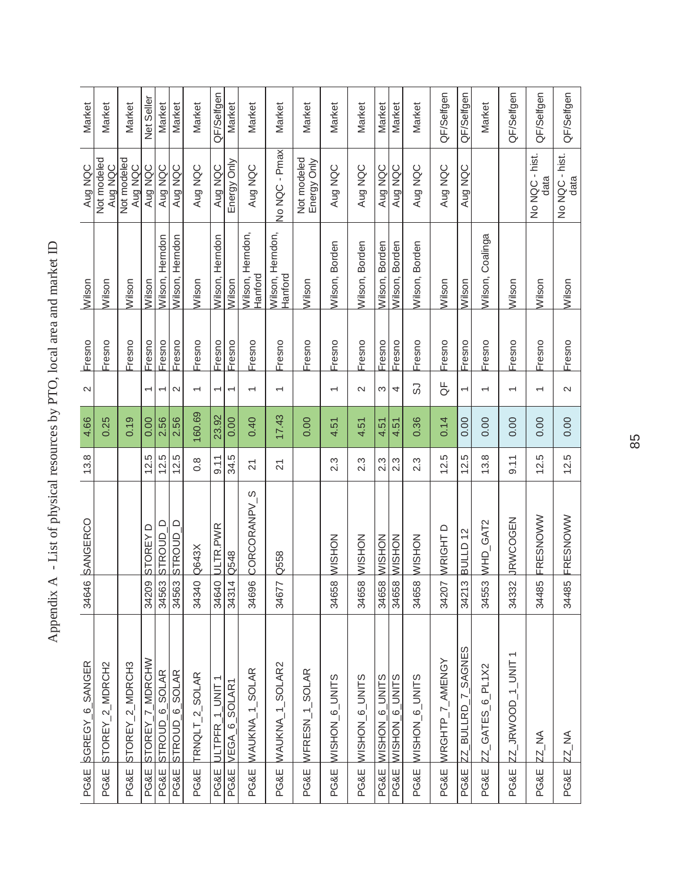# Appendix A - List of physical resources by PTO, local area and market ID

| | | | | | | | | | | | |
|---|---|---|---|---|---|---|---|---|---|---|---|
| PG&E | SGREGY_6_SANGER | 34646 | SANGERCO | 13.8 | 4.66 | 2 | Fresno | Wilson | Aug NQC | Market |
| PG&E | STOREY_2_MDRCH2 | | | | 0.25 | | Fresno | Wilson | Not modeled Aug NQC | Market |
| PG&E | STOREY_2_MDRCH3 | | | | 0.19 | | Fresno | Wilson | Not modeled Aug NQC | Market |
| PG&E | STOREY_7_MDRCHW | 34209 | STOREY D | 12.5 | 0.00 | 1 | Fresno | Wilson | Aug NQC | Net Seller |
| PG&E | STROUD_6_SOLAR | 34563 | STROUD_D | 12.5 | 2.56 | 1 | Fresno | Wilson, Herndon | Aug NQC | Market |
| PG&E | STROUD_6_SOLAR | 34563 | STROUD_D | 12.5 | 2.56 | 2 | Fresno | Wilson, Herndon | Aug NQC | Market |
| PG&E | TRNQLT_2_SOLAR | 34340 | Q643X | 0.8 | 160.69 | 1 | Fresno | Wilson | Aug NQC | Market |
| PG&E | ULTPFR_1_UNIT 1 | 34640 | ULTR.PWR | 9.11 | 23.92 | 1 | Fresno | Wilson, Herndon | Aug NQC | QF/Selfgen |
| PG&E | VEGA_6_SOLAR1 | 34314 | Q548 | 34.5 | 0.00 | 1 | Fresno | Wilson | Energy Only | Market |
| PG&E | WAUKNA_1_SOLAR | 34696 | CORCORANPV_S | 21 | 0.40 | 1 | Fresno | Wilson, Herndon, Hanford | Aug NQC | Market |
| PG&E | WAUKNA_1_SOLAR2 | 34677 | Q558 | 21 | 17.43 | 1 | Fresno | Wilson, Herndon, Hanford | No NQC - Pmax | Market |
| PG&E | WFRESN_1_SOLAR | | | | 0.00 | | Fresno | Wilson | Not modeled Energy Only | Market |
| PG&E | WISHON_6_UNITS | 34658 | WISHON | 2.3 | 4.51 | 1 | Fresno | Wilson, Borden | Aug NQC | Market |
| PG&E | WISHON_6_UNITS | 34658 | WISHON | 2.3 | 4.51 | 2 | Fresno | Wilson, Borden | Aug NQC | Market |
| PG&E | WISHON_6_UNITS | 34658 | WISHON | 2.3 | 4.51 | 3 | Fresno | Wilson, Borden | Aug NQC | Market |
| PG&E | WISHON_6_UNITS | 34658 | WISHON | 2.3 | 4.51 | 4 | Fresno | Wilson, Borden | Aug NQC | Market |
| PG&E | WISHON_6_UNITS | 34658 | WISHON | 2.3 | 0.36 | SJ | Fresno | Wilson, Borden | Aug NQC | Market |
| PG&E | WRGHTP_7_AMENGY | 34207 | WRIGHT D | 12.5 | 0.14 | QF | Fresno | Wilson | Aug NQC | QF/Selfgen |
| PG&E | ZZ_BULLRD_7_SAGNES | 34213 | BULLD 12 | 12.5 | 0.00 | 1 | Fresno | Wilson | Aug NQC | QF/Selfgen |
| PG&E | ZZ_GATES_6_PL1X2 | 34553 | WHD_GAT2 | 13.8 | 0.00 | 1 | Fresno | Wilson, Coalinga | | Market |
| PG&E | ZZ_JRWOOD_1_UNIT 1 | 34332 | JRWCOGEN | 9.11 | 0.00 | 1 | Fresno | Wilson | | QF/Selfgen |
| PG&E | ZZ_NA | 34485 | FRESNOWW | 12.5 | 0.00 | 1 | Fresno | Wilson | No NQC - hist. data | QF/Selfgen |
| PG&E | ZZ_NA | 34485 | FRESNOWW | 12.5 | 0.00 | 2 | Fresno | Wilson | No NQC - hist. data | QF/Selfgen |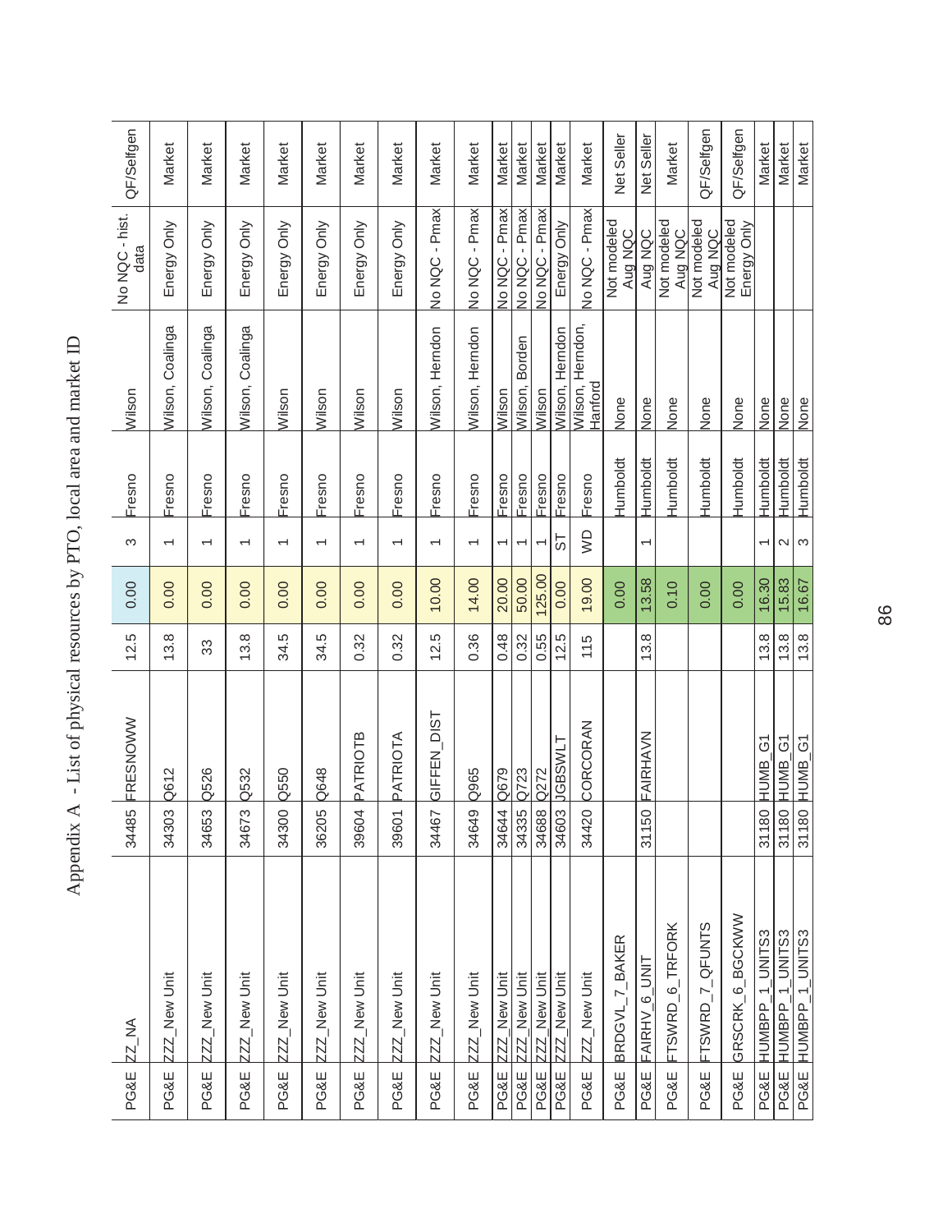Appendix A - List of physical resources by PTO, local area and market ID

| | | | | | | | | | | | |
|---|---|---|---|---|---|---|---|---|---|---|---|
| PG&E | ZZ_NA | 34485 | FRESNOWW | 12.5 | 0.00 | 3 | Fresno | Wilson | | No NQC - hist. data | QF/Selfgen |
| PG&E | ZZZ_New Unit | 34303 | Q612 | 13.8 | 0.00 | 1 | Fresno | Wilson, Coalinga | | Energy Only | Market |
| PG&E | ZZZ_New Unit | 34653 | Q526 | 33 | 0.00 | 1 | Fresno | Wilson, Coalinga | | Energy Only | Market |
| PG&E | ZZZ_New Unit | 34673 | Q532 | 13.8 | 0.00 | 1 | Fresno | Wilson, Coalinga | | Energy Only | Market |
| PG&E | ZZZ_New Unit | 34300 | Q550 | 34.5 | 0.00 | 1 | Fresno | Wilson | | Energy Only | Market |
| PG&E | ZZZ_New Unit | 36205 | Q648 | 34.5 | 0.00 | 1 | Fresno | Wilson | | Energy Only | Market |
| PG&E | ZZZ_New Unit | 39604 | PATRIOTB | 0.32 | 0.00 | 1 | Fresno | Wilson | | Energy Only | Market |
| PG&E | ZZZ_New Unit | 39601 | PATRIOTA | 0.32 | 0.00 | 1 | Fresno | Wilson | | Energy Only | Market |
| PG&E | ZZZ_New Unit | 34467 | GIFFEN_DIST | 12.5 | 10.00 | 1 | Fresno | Wilson, Herndon | | No NQC - Pmax | Market |
| PG&E | ZZZ_New Unit | 34649 | Q965 | 0.36 | 14.00 | 1 | Fresno | Wilson, Herndon | | No NQC - Pmax | Market |
| PG&E | ZZZ_New Unit | 34644 | Q679 | 0.48 | 20.00 | 1 | Fresno | Wilson | | No NQC - Pmax | Market |
| PG&E | ZZZ_New Unit | 34335 | Q723 | 0.32 | 50.00 | 1 | Fresno | Wilson, Borden | | No NQC - Pmax | Market |
| PG&E | ZZZ_New Unit | 34688 | Q272 | 0.55 | 125.00 | 1 | Fresno | Wilson | | No NQC - Pmax | Market |
| PG&E | ZZZ_New Unit | 34603 | JGBSWLT | 12.5 | 0.00 | ST | Fresno | Wilson, Herndon | | Energy Only | Market |
| PG&E | ZZZ_New Unit | 34420 | CORCORAN | 115 | 19.00 | WD | Fresno | Wilson, Herndon, Hanford | | No NQC - Pmax | Market |
| PG&E | BRDGVL_7_BAKER | | | | 0.00 | | Humboldt | None | | Not modeled Aug NQC | Net Seller |
| PG&E | FAIRHV_6_UNIT | 31150 | FAIRHAVN | 13.8 | 13.58 | 1 | Humboldt | None | | Aug NQC | Net Seller |
| PG&E | FTSWRD_6_TRFORK | | | | 0.10 | | Humboldt | None | | Not modeled Aug NQC | Market |
| PG&E | FTSWRD_7_QFUNTS | | | | 0.00 | | Humboldt | None | | Not modeled Aug NQC | QF/Selfgen |
| PG&E | GRSCRK_6_BGCKWW | | | | 0.00 | | Humboldt | None | | Not modeled Energy Only | QF/Selfgen |
| PG&E | HUMBPP_1_UNITS3 | 31180 | HUMB_G1 | 13.8 | 16.30 | 1 | Humboldt | None | | | Market |
| PG&E | HUMBPP_1_UNITS3 | 31180 | HUMB_G1 | 13.8 | 15.83 | 2 | Humboldt | None | | | Market |
| PG&E | HUMBPP_1_UNITS3 | 31180 | HUMB_G1 | 13.8 | 16.67 | 3 | Humboldt | None | | | Market |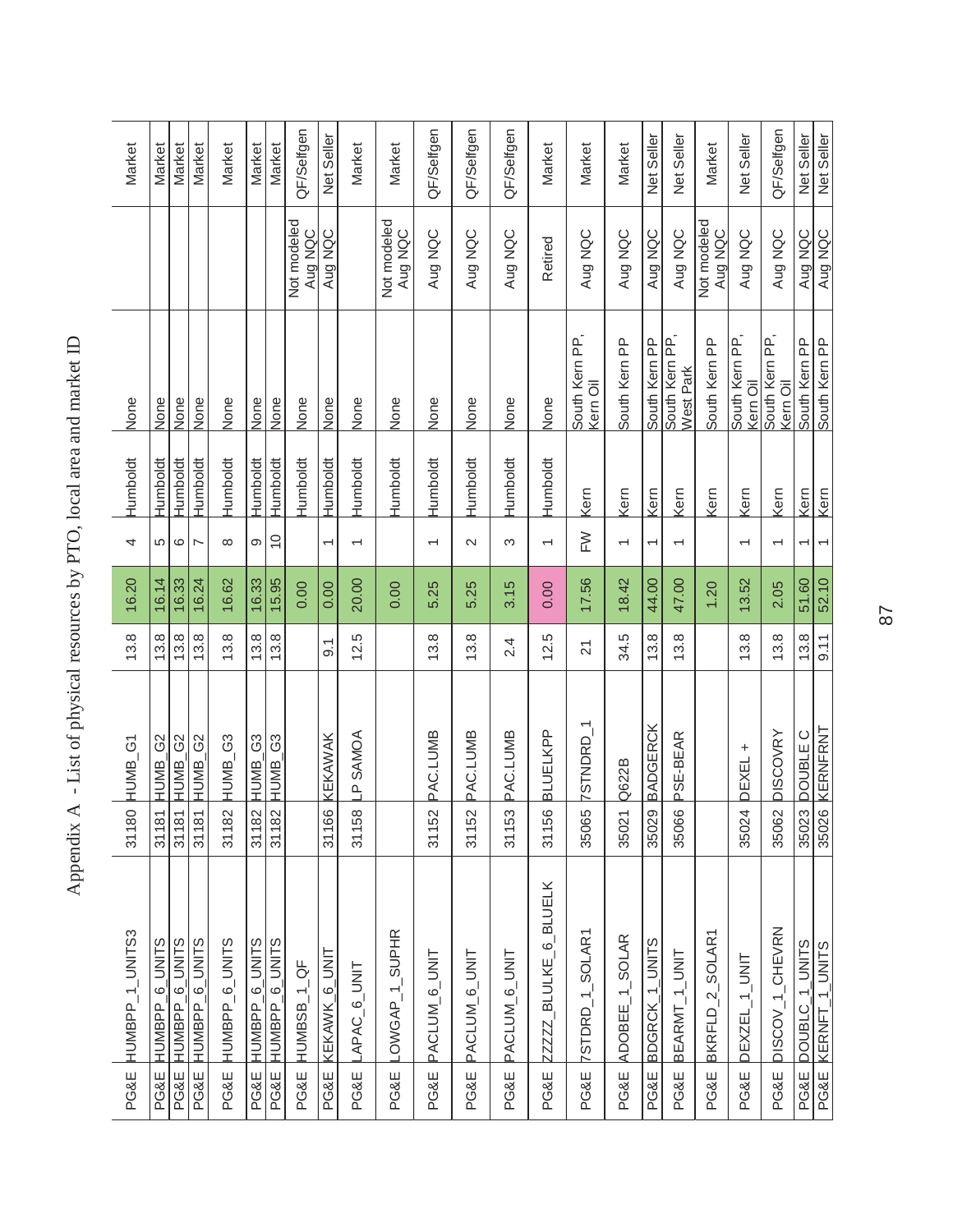# Appendix A - List of physical resources by PTO, local area and market ID

| | | | | | | | | | | |
|---|---|---|---|---|---|---|---|---|---|---|
| PG&E | HUMBPP_1_UNITS3 | 31180 | HUMB_G1 | 13.8 | 16.20 | 4 | Humboldt | None | | Market |
| PG&E | HUMBPP_6_UNITS | 31181 | HUMB_G2 | 13.8 | 16.14 | 5 | Humboldt | None | | Market |
| PG&E | HUMBPP_6_UNITS | 31181 | HUMB_G2 | 13.8 | 16.33 | 6 | Humboldt | None | | Market |
| PG&E | HUMBPP_6_UNITS | 31181 | HUMB_G2 | 13.8 | 16.24 | 7 | Humboldt | None | | Market |
| PG&E | HUMBPP_6_UNITS | 31182 | HUMB_G3 | 13.8 | 16.62 | 8 | Humboldt | None | | Market |
| PG&E | HUMBPP_6_UNITS | 31182 | HUMB_G3 | 13.8 | 16.33 | 9 | Humboldt | None | | Market |
| PG&E | HUMBPP_6_UNITS | 31182 | HUMB_G3 | 13.8 | 15.95 | 10 | Humboldt | None | | Market |
| PG&E | HUMBSB_1_QF | | | | 0.00 | | Humboldt | None | Not modeled Aug NQC | QF/Selfgen |
| PG&E | KEKAWK_6_UNIT | 31166 | KEKAWAK | 9.1 | 0.00 | 1 | Humboldt | None | Aug NQC | Net Seller |
| PG&E | LAPAC_6_UNIT | 31158 | LP SAMOA | 12.5 | 20.00 | 1 | Humboldt | None | | Market |
| PG&E | LOWGAP_1_SUPHR | | | | 0.00 | | Humboldt | None | Not modeled Aug NQC | Market |
| PG&E | PACLUM_6_UNIT | 31152 | PAC.LUMB | 13.8 | 5.25 | 1 | Humboldt | None | Aug NQC | QF/Selfgen |
| PG&E | PACLUM_6_UNIT | 31152 | PAC.LUMB | 13.8 | 5.25 | 2 | Humboldt | None | Aug NQC | QF/Selfgen |
| PG&E | PACLUM_6_UNIT | 31153 | PAC.LUMB | 2.4 | 3.15 | 3 | Humboldt | None | Aug NQC | QF/Selfgen |
| PG&E | ZZZZZ_BLULKE_6_BLUELK | 31156 | BLUELKPP | 12.5 | 0.00 | 1 | Humboldt | None | Retired | Market |
| PG&E | 7STDRD_1_SOLAR1 | 35065 | 7STNDRD_1 | 21 | 17.56 | FW | Kern | South Kern PP, Kern Oil | Aug NQC | Market |
| PG&E | ADOBEE_1_SOLAR | 35021 | Q622B | 34.5 | 18.42 | 1 | Kern | South Kern PP | Aug NQC | Market |
| PG&E | BDGRCK_1_UNITS | 35029 | BADGERCK | 13.8 | 44.00 | 1 | Kern | South Kern PP | Aug NQC | Net Seller |
| PG&E | BEARMT_1_UNIT | 35066 | PSE-BEAR | 13.8 | 47.00 | 1 | Kern | South Kern PP, West Park | Aug NQC | Net Seller |
| PG&E | BKRFLD_2_SOLAR1 | | | | 1.20 | | Kern | South Kern PP | Not modeled Aug NQC | Market |
| PG&E | DEXZEL_1_UNIT | 35024 | DEXEL + | 13.8 | 13.52 | 1 | Kern | South Kern PP, Kern Oil | Aug NQC | Net Seller |
| PG&E | DISCOV_1_CHEVRN | 35062 | DISCOVRY | 13.8 | 2.05 | 1 | Kern | South Kern PP, Kern Oil | Aug NQC | QF/Selfgen |
| PG&E | DOUBLC_1_UNITS | 35023 | DOUBLE C | 13.8 | 51.60 | 1 | Kern | South Kern PP | Aug NQC | Net Seller |
| PG&E | KERNFT_1_UNITS | 35026 | KERNFRNT | 9.11 | 52.10 | 1 | Kern | South Kern PP | Aug NQC | Net Seller |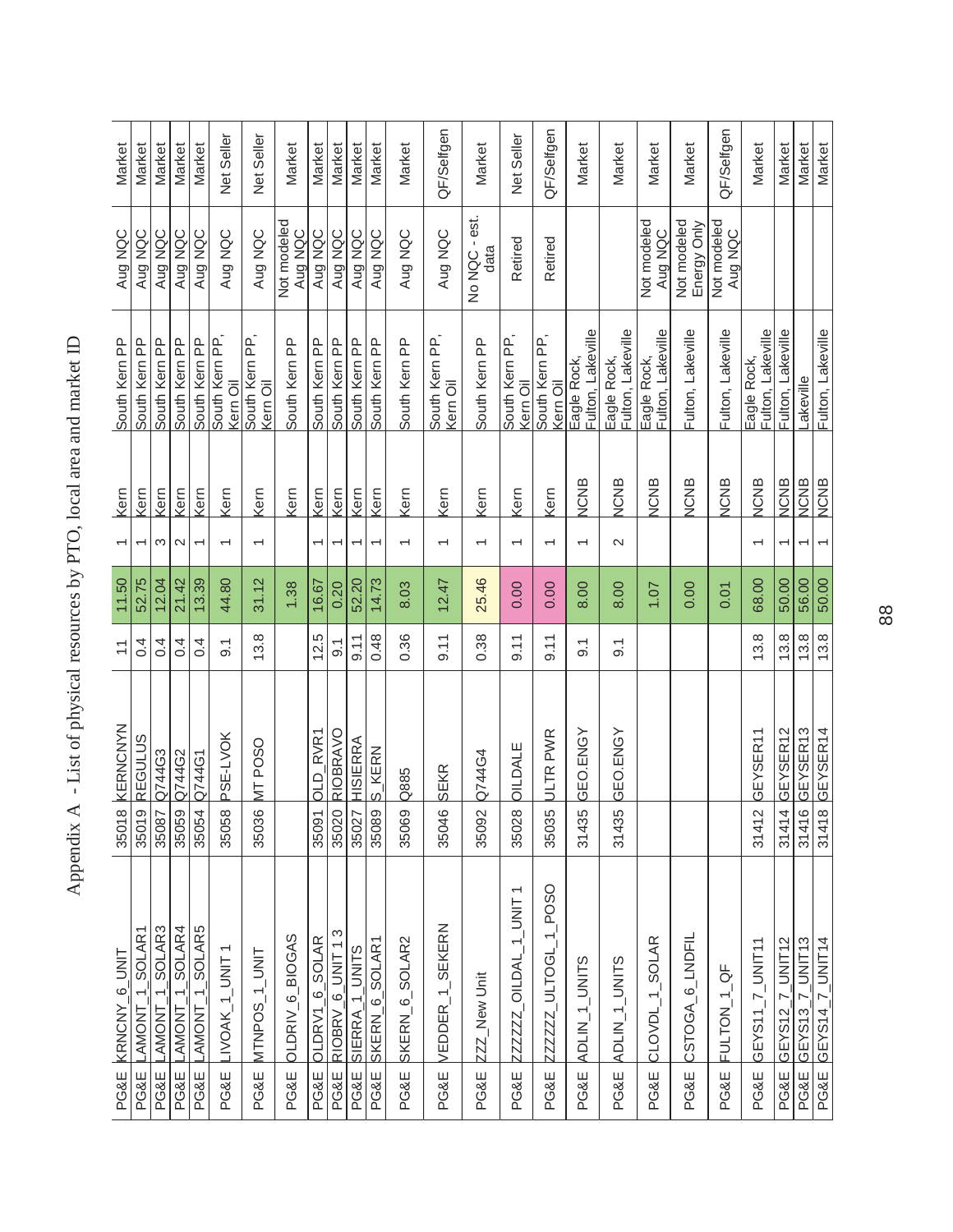# Appendix A - List of physical resources by PTO, local area and market ID

| | | | | | | | | | | |
|---|---|---|---|---|---|---|---|---|---|---|
| PG&E | KRNCNY_6_UNIT | 35018 | KERNCNYN | 11 | 11.50 | 1 | Kern | South Kern PP | Aug NQC | Market |
| PG&E | LAMONT_1_SOLAR1 | 35019 | REGULUS | 0.4 | 52.75 | 1 | Kern | South Kern PP | Aug NQC | Market |
| PG&E | LAMONT_1_SOLAR3 | 35087 | Q744G3 | 0.4 | 12.04 | 3 | Kern | South Kern PP | Aug NQC | Market |
| PG&E | LAMONT_1_SOLAR4 | 35059 | Q744G2 | 0.4 | 21.42 | 2 | Kern | South Kern PP | Aug NQC | Market |
| PG&E | LAMONT_1_SOLAR5 | 35054 | Q744G1 | 0.4 | 13.39 | 1 | Kern | South Kern PP | Aug NQC | Market |
| PG&E | LIVOAK_1_UNIT 1 | 35058 | PSE-LVOK | 9.1 | 44.80 | 1 | Kern | South Kern PP, Kern Oil | Aug NQC | Net Seller |
| PG&E | MTNPOS_1_UNIT | 35036 | MT POSO | 13.8 | 31.12 | 1 | Kern | South Kern PP, Kern Oil | Aug NQC | Net Seller |
| PG&E | OLDRIV_6_BIOGAS | | | | 1.38 | | Kern | South Kern PP | Not modeled Aug NQC | Market |
| PG&E | OLDRV1_6_SOLAR | 35091 | OLD_RVR1 | 12.5 | 16.67 | 1 | Kern | South Kern PP | Aug NQC | Market |
| PG&E | RIOBRV_6_UNIT 1 3 | 35020 | RIOBRAVO | 9.1 | 0.20 | 1 | Kern | South Kern PP | Aug NQC | Market |
| PG&E | SIERRA_1_UNITS | 35027 | HISIERRA | 9.11 | 52.20 | 1 | Kern | South Kern PP | Aug NQC | Market |
| PG&E | SKERN_6_SOLAR1 | 35089 | S_KERN | 0.48 | 14.73 | 1 | Kern | South Kern PP | Aug NQC | Market |
| PG&E | SKERN_6_SOLAR2 | 35069 | Q885 | 0.36 | 8.03 | 1 | Kern | South Kern PP | Aug NQC | Market |
| PG&E | VEDDER_1_SEKERN | 35046 | SEKR | 9.11 | 12.47 | 1 | Kern | South Kern PP, Kern Oil | Aug NQC | QF/Selfgen |
| PG&E | ZZZ_New Unit | 35092 | Q744G4 | 0.38 | 25.46 | 1 | Kern | South Kern PP | No NQC - est. data | Market |
| PG&E | ZZZZZ_OILDAL_1_UNIT 1 | 35028 | OILDALE | 9.11 | 0.00 | 1 | Kern | South Kern PP, Kern Oil | Retired | Net Seller |
| PG&E | ZZZZZ_ULTOGL_1_POSO | 35035 | ULTR PWR | 9.11 | 0.00 | 1 | Kern | South Kern PP, Kern Oil | Retired | QF/Selfgen |
| PG&E | ADLIN_1_UNITS | 31435 | GEO.ENGY | 9.1 | 8.00 | 1 | NCNB | Eagle Rock, Fulton, Lakeville | | Market |
| PG&E | ADLIN_1_UNITS | 31435 | GEO.ENGY | 9.1 | 8.00 | 2 | NCNB | Eagle Rock, Fulton, Lakeville | | Market |
| PG&E | CLOVDL_1_SOLAR | | | | 1.07 | | NCNB | Eagle Rock, Fulton, Lakeville | Not modeled Aug NQC | Market |
| PG&E | CSTOGA_6_LNDFIL | | | | 0.00 | | NCNB | Fulton, Lakeville | Not modeled Energy Only | Market |
| PG&E | FULTON_1_QF | | | | 0.01 | | NCNB | Fulton, Lakeville | Not modeled Aug NQC | QF/Selfgen |
| PG&E | GEYS11_7_UNIT11 | 31412 | GEYSER11 | 13.8 | 68.00 | 1 | NCNB | Eagle Rock, Fulton, Lakeville | | Market |
| PG&E | GEYS12_7_UNIT12 | 31414 | GEYSER12 | 13.8 | 50.00 | 1 | NCNB | Fulton, Lakeville | | Market |
| PG&E | GEYS13_7_UNIT13 | 31416 | GEYSER13 | 13.8 | 56.00 | 1 | NCNB | Lakeville | | Market |
| PG&E | GEYS14_7_UNIT14 | 31418 | GEYSER14 | 13.8 | 50.00 | 1 | NCNB | Fulton, Lakeville | | Market |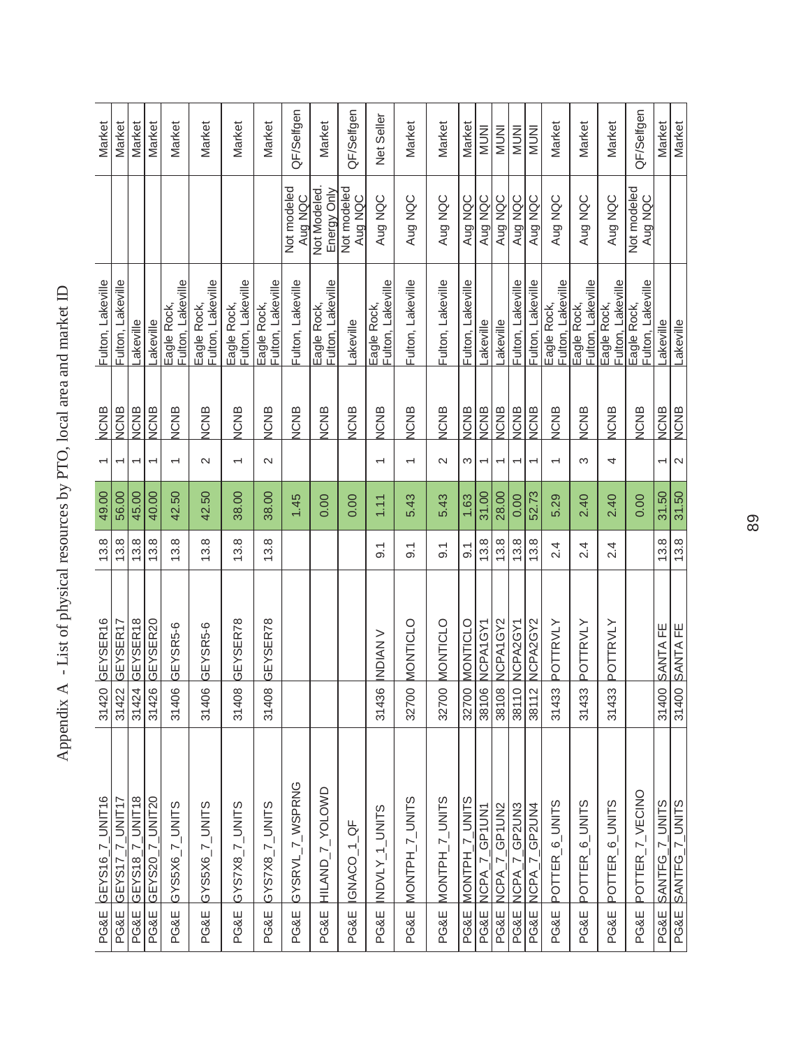# Appendix A - List of physical resources by PTO, local area and market ID

| | | | | | | | | | | |
|---|---|---|---|---|---|---|---|---|---|---|
| PG&E | GEYS16_7_UNIT16 | 31420 | GEYSER16 | 13.8 | 49.00 | 1 | NCNB | Fulton, Lakeville | | Market |
| PG&E | GEYS17_7_UNIT17 | 31422 | GEYSER17 | 13.8 | 56.00 | 1 | NCNB | Fulton, Lakeville | | Market |
| PG&E | GEYS18_7_UNIT18 | 31424 | GEYSER18 | 13.8 | 45.00 | 1 | NCNB | Lakeville | | Market |
| PG&E | GEYS20_7_UNIT20 | 31426 | GEYSER20 | 13.8 | 40.00 | 1 | NCNB | Lakeville | | Market |
| PG&E | GYS5X6_7_UNITS | 31406 | GEYSR5-6 | 13.8 | 42.50 | 1 | NCNB | Eagle Rock, Fulton, Lakeville | | Market |
| PG&E | GYS5X6_7_UNITS | 31406 | GEYSR5-6 | 13.8 | 42.50 | 2 | NCNB | Eagle Rock, Fulton, Lakeville | | Market |
| PG&E | GYS7X8_7_UNITS | 31408 | GEYSER78 | 13.8 | 38.00 | 1 | NCNB | Eagle Rock, Fulton, Lakeville | | Market |
| PG&E | GYS7X8_7_UNITS | 31408 | GEYSER78 | 13.8 | 38.00 | 2 | NCNB | Eagle Rock, Fulton, Lakeville | | Market |
| PG&E | GYSRVL_7_WSPRNG | | | | 1.45 | | NCNB | Fulton, Lakeville | Not modeled Aug NQC | QF/Selfgen |
| PG&E | HILAND_7_YOLOWD | | | | 0.00 | | NCNB | Eagle Rock, Fulton, Lakeville | Not Modeled. Energy Only | Market |
| PG&E | IGNACO_1_QF | | | | 0.00 | | NCNB | Lakeville | Not modeled Aug NQC | QF/Selfgen |
| PG&E | INDVLY_1_UNITS | 31436 | INDIAN V | 9.1 | 1.11 | 1 | NCNB | Eagle Rock, Fulton, Lakeville | Aug NQC | Net Seller |
| PG&E | MONTPH_7_UNITS | 32700 | MONTICLO | 9.1 | 5.43 | 1 | NCNB | Fulton, Lakeville | Aug NQC | Market |
| PG&E | MONTPH_7_UNITS | 32700 | MONTICLO | 9.1 | 5.43 | 2 | NCNB | Fulton, Lakeville | Aug NQC | Market |
| PG&E | MONTPH_7_UNITS | 32700 | MONTICLO | 9.1 | 1.63 | 3 | NCNB | Fulton, Lakeville | Aug NQC | Market |
| PG&E | NCPA_7_GP1UN1 | 38106 | NCPA1GY1 | 13.8 | 31.00 | 1 | NCNB | Lakeville | Aug NQC | MUNI |
| PG&E | NCPA_7_GP1UN2 | 38108 | NCPA1GY2 | 13.8 | 28.00 | 1 | NCNB | Lakeville | Aug NQC | MUNI |
| PG&E | NCPA_7_GP2UN3 | 38110 | NCPA2GY1 | 13.8 | 0.00 | 1 | NCNB | Fulton, Lakeville | Aug NQC | MUNI |
| PG&E | NCPA_7_GP2UN4 | 38112 | NCPA2GY2 | 13.8 | 52.73 | 1 | NCNB | Fulton, Lakeville | Aug NQC | MUNI |
| PG&E | POTTER_6_UNITS | 31433 | POTTRVLY | 2.4 | 5.29 | 1 | NCNB | Eagle Rock, Fulton, Lakeville | Aug NQC | Market |
| PG&E | POTTER_6_UNITS | 31433 | POTTRVLY | 2.4 | 2.40 | 3 | NCNB | Eagle Rock, Fulton, Lakeville | Aug NQC | Market |
| PG&E | POTTER_6_UNITS | 31433 | POTTRVLY | 2.4 | 2.40 | 4 | NCNB | Eagle Rock, Fulton, Lakeville | Aug NQC | Market |
| PG&E | POTTER_7_VECINO | | | | 0.00 | | NCNB | Eagle Rock, Fulton, Lakeville | Not modeled Aug NQC | QF/Selfgen |
| PG&E | SANTFG_7_UNITS | 31400 | SANTA FE | 13.8 | 31.50 | 1 | NCNB | Lakeville | | Market |
| PG&E | SANTFG_7_UNITS | 31400 | SANTA FE | 13.8 | 31.50 | 2 | NCNB | Lakeville | | Market |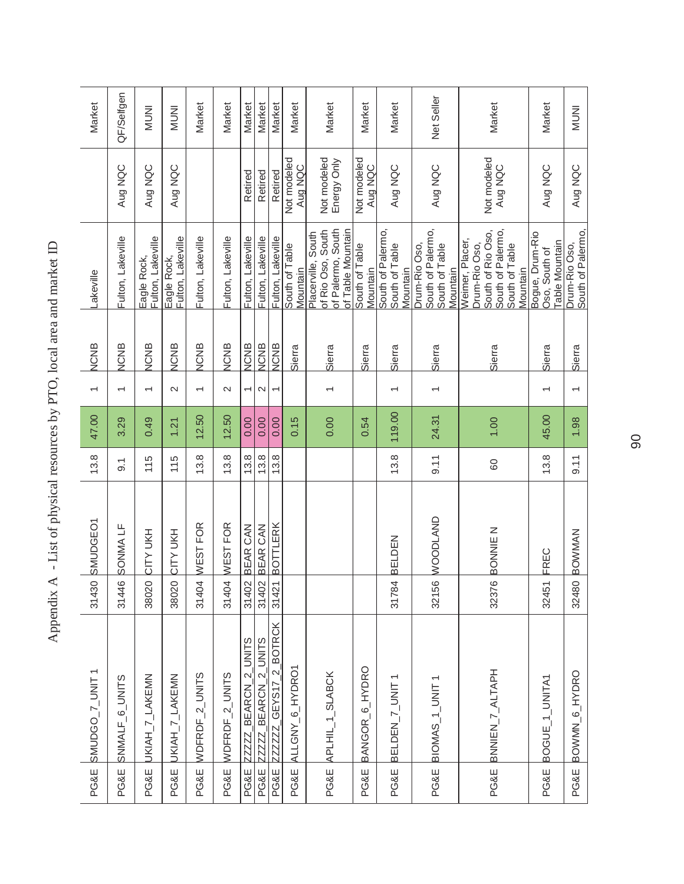# Appendix A - List of physical resources by PTO, local area and market ID

| | | | | | | | | | | |
|---|---|---|---|---|---|---|---|---|---|---|
| PG&E | SMUDGO_7_UNIT 1 | 31430 | SMUDGEO1 | 13.8 | 47.00 | 1 | NCNB | Lakeville | | Market |
| PG&E | SNMALF_6_UNITS | 31446 | SONMA LF | 9.1 | 3.29 | 1 | NCNB | Fulton, Lakeville | Aug NQC | QF/Selfgen |
| PG&E | UKIAH_7_LAKEMN | 38020 | CITY UKH | 115 | 0.49 | 1 | NCNB | Eagle Rock, Fulton, Lakeville | Aug NQC | MUNI |
| PG&E | UKIAH_7_LAKEMN | 38020 | CITY UKH | 115 | 1.21 | 2 | NCNB | Eagle Rock, Fulton, Lakeville | Aug NQC | MUNI |
| PG&E | WDFRDF_2_UNITS | 31404 | WEST FOR | 13.8 | 12.50 | 1 | NCNB | Fulton, Lakeville | | Market |
| PG&E | WDFRDF_2_UNITS | 31404 | WEST FOR | 13.8 | 12.50 | 2 | NCNB | Fulton, Lakeville | | Market |
| PG&E | ZZZZZ_BEARCN_2_UNITS | 31402 | BEAR CAN | 13.8 | 0.00 | 1 | NCNB | Fulton, Lakeville | Retired | Market |
| PG&E | ZZZZZ_BEARCN_2_UNITS | 31402 | BEAR CAN | 13.8 | 0.00 | 2 | NCNB | Fulton, Lakeville | Retired | Market |
| PG&E | ZZZZZZ_GEYS17_2_BOTRCK | 31421 | BOTTLERK | 13.8 | 0.00 | 1 | NCNB | Fulton, Lakeville | Retired | Market |
| PG&E | ALLGNY_6_HYDRO1 | | | | 0.15 | | Sierra | South of Table Mountain | Not modeled Aug NQC | Market |
| PG&E | APLHIL_1_SLABCK | | | | 0.00 | 1 | Sierra | Placerville, South of Rio Oso, South of Palermo, South of Table Mountain | Not modeled Energy Only | Market |
| PG&E | BANGOR_6_HYDRO | | | | 0.54 | | Sierra | South of Table Mountain | Not modeled Aug NQC | Market |
| PG&E | BELDEN_7_UNIT 1 | 31784 | BELDEN | 13.8 | 119.00 | 1 | Sierra | South of Palermo, South of Table Mountain | Aug NQC | Market |
| PG&E | BIOMAS_1_UNIT 1 | 32156 | WOODLAND | 9.11 | 24.31 | 1 | Sierra | Drum-Rio Oso, South of Palermo, South of Table Mountain | Aug NQC | Net Seller |
| PG&E | BNNIEN_7_ALTAPH | 32376 | BONNIE N | 60 | 1.00 | | Sierra | Weimer, Placer, Drum-Rio Oso, South of Rio Oso, South of Palermo, South of Table Mountain | Not modeled Aug NQC | Market |
| PG&E | BOGUE_1_UNITA1 | 32451 | FREC | 13.8 | 45.00 | 1 | Sierra | Bogue, Drum-Rio Oso, South of Table Mountain | Aug NQC | Market |
| PG&E | BOWMN_6_HYDRO | 32480 | BOWMAN | 9.11 | 1.98 | 1 | Sierra | Drum-Rio Oso, South of Palermo, | Aug NQC | MUNI |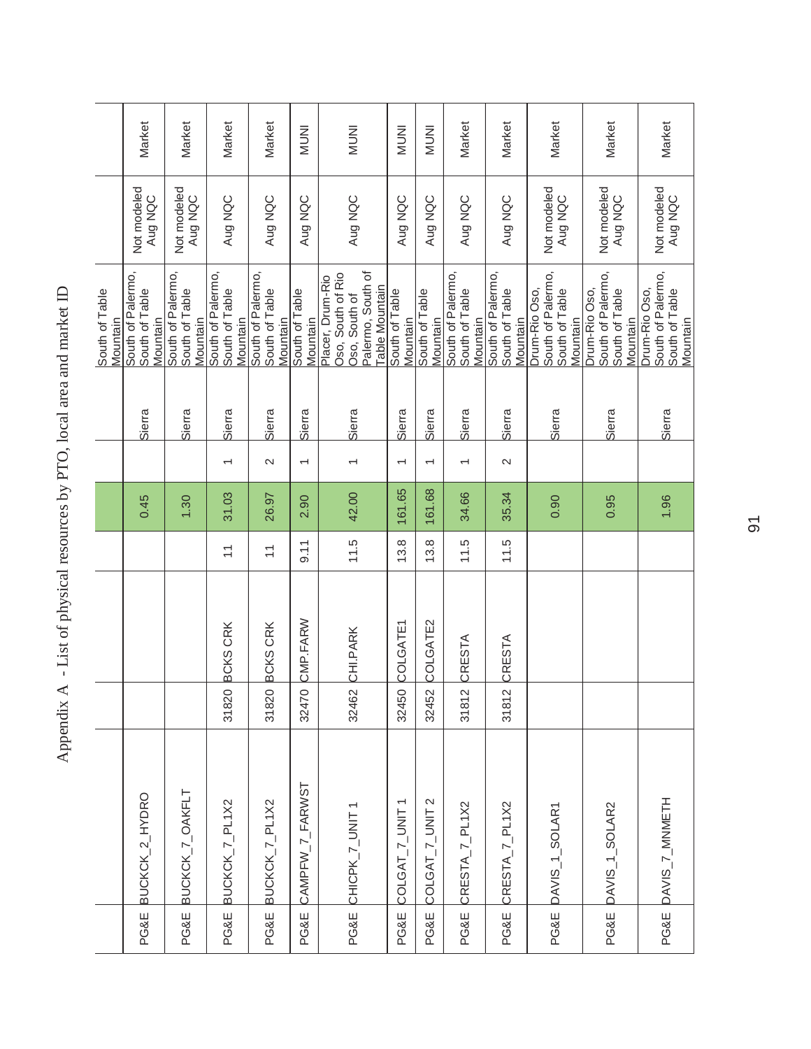# Appendix A - List of physical resources by PTO, local area and market ID

| | | | | | | | | | | |
|---|---|---|---|---|---|---|---|---|---|---|
| | | | | | | | | South of Table Mountain | | |
| PG&E | BUCKCK_2_HYDRO | | | | 0.45 | | Sierra | South of Palermo, South of Table Mountain | Not modeled Aug NQC | Market |
| PG&E | BUCKCK_7_OAKFLT | | | | 1.30 | | Sierra | South of Palermo, South of Table Mountain | Not modeled Aug NQC | Market |
| PG&E | BUCKCK_7_PL1X2 | 31820 | BCKS CRK | 11 | 31.03 | 1 | Sierra | South of Palermo, South of Table Mountain | Aug NQC | Market |
| PG&E | BUCKCK_7_PL1X2 | 31820 | BCKS CRK | 11 | 26.97 | 2 | Sierra | South of Palermo, South of Table Mountain | Aug NQC | Market |
| PG&E | CAMPFW_7_FARWST | 32470 | CMP.FARW | 9.11 | 2.90 | 1 | Sierra | South of Table Mountain | Aug NQC | MUNI |
| PG&E | CHICPK_7_UNIT 1 | 32462 | CHI.PARK | 11.5 | 42.00 | 1 | Sierra | Placer, Drum-Rio Oso, South of Rio Oso, South of Palermo, South of Table Mountain | Aug NQC | MUNI |
| PG&E | COLGAT_7_UNIT 1 | 32450 | COLGATE1 | 13.8 | 161.65 | 1 | Sierra | South of Table Mountain | Aug NQC | MUNI |
| PG&E | COLGAT_7_UNIT 2 | 32452 | COLGATE2 | 13.8 | 161.68 | 1 | Sierra | South of Table Mountain | Aug NQC | MUNI |
| PG&E | CRESTA_7_PL1X2 | 31812 | CRESTA | 11.5 | 34.66 | 1 | Sierra | South of Palermo, South of Table Mountain | Aug NQC | Market |
| PG&E | CRESTA_7_PL1X2 | 31812 | CRESTA | 11.5 | 35.34 | 2 | Sierra | South of Palermo, South of Table Mountain | Aug NQC | Market |
| PG&E | DAVIS_1_SOLAR1 | | | | 0.90 | | Sierra | Drum-Rio Oso, South of Palermo, South of Table Mountain | Not modeled Aug NQC | Market |
| PG&E | DAVIS_1_SOLAR2 | | | | 0.95 | | Sierra | Drum-Rio Oso, South of Palermo, South of Table Mountain | Not modeled Aug NQC | Market |
| PG&E | DAVIS_7_MNMETH | | | | 1.96 | | Sierra | Drum-Rio Oso, South of Palermo, South of Table Mountain | Not modeled Aug NQC | Market |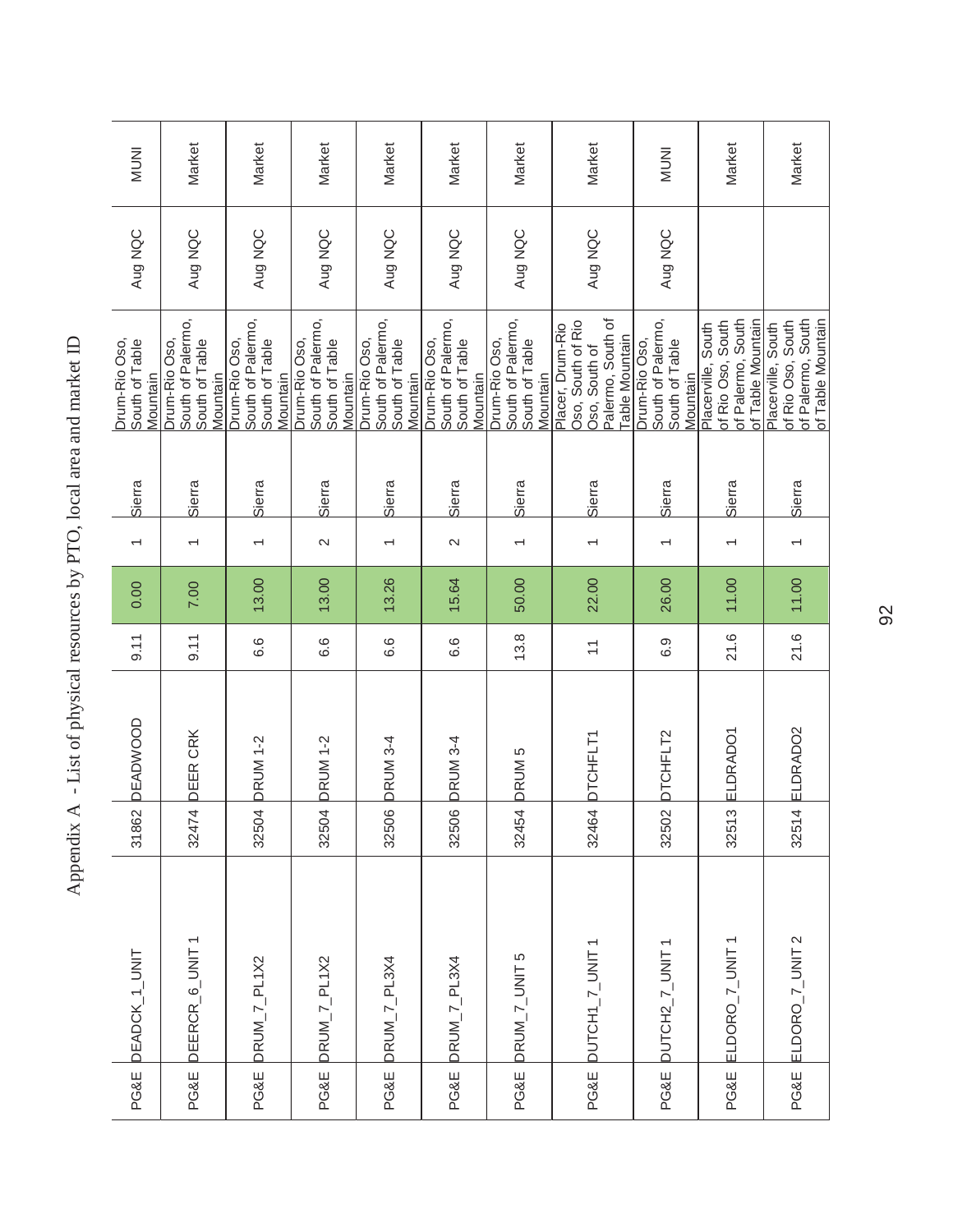# Appendix A - List of physical resources by PTO, local area and market ID

| | | | | | | | | | | |
|---|---|---|---|---|---|---|---|---|---|---|
| PG&E | DEADCK_1_UNIT | 31862 | DEADWOOD | 9.11 | 0.00 | 1 | Sierra | Drum-Rio Oso, South of Table Mountain | Aug NQC | MUNI |
| PG&E | DEERCR_6_UNIT 1 | 32474 | DEER CRK | 9.11 | 7.00 | 1 | Sierra | Drum-Rio Oso, South of Palermo, South of Table Mountain | Aug NQC | Market |
| PG&E | DRUM_7_PL1X2 | 32504 | DRUM 1-2 | 6.6 | 13.00 | 1 | Sierra | Drum-Rio Oso, South of Palermo, South of Table Mountain | Aug NQC | Market |
| PG&E | DRUM_7_PL1X2 | 32504 | DRUM 1-2 | 6.6 | 13.00 | 2 | Sierra | Drum-Rio Oso, South of Palermo, South of Table Mountain | Aug NQC | Market |
| PG&E | DRUM_7_PL3X4 | 32506 | DRUM 3-4 | 6.6 | 13.26 | 1 | Sierra | Drum-Rio Oso, South of Palermo, South of Table Mountain | Aug NQC | Market |
| PG&E | DRUM_7_PL3X4 | 32506 | DRUM 3-4 | 6.6 | 15.64 | 2 | Sierra | Drum-Rio Oso, South of Palermo, South of Table Mountain | Aug NQC | Market |
| PG&E | DRUM_7_UNIT 5 | 32454 | DRUM 5 | 13.8 | 50.00 | 1 | Sierra | Drum-Rio Oso, South of Palermo, South of Table Mountain | Aug NQC | Market |
| PG&E | DUTCH1_7_UNIT 1 | 32464 | DTCHFLT1 | 11 | 22.00 | 1 | Sierra | Placer, Drum-Rio Oso, South of Rio Oso, South of Palermo, South of Table Mountain | Aug NQC | Market |
| PG&E | DUTCH2_7_UNIT 1 | 32502 | DTCHFLT2 | 6.9 | 26.00 | 1 | Sierra | Drum-Rio Oso, South of Palermo, South of Table Mountain | Aug NQC | MUNI |
| PG&E | ELDORO_7_UNIT 1 | 32513 | ELDRADO1 | 21.6 | 11.00 | 1 | Sierra | Placerville, South of Rio Oso, South of Palermo, South of Table Mountain | | Market |
| PG&E | ELDORO_7_UNIT 2 | 32514 | ELDRADO2 | 21.6 | 11.00 | 1 | Sierra | Placerville, South of Rio Oso, South of Palermo, South of Table Mountain | | Market |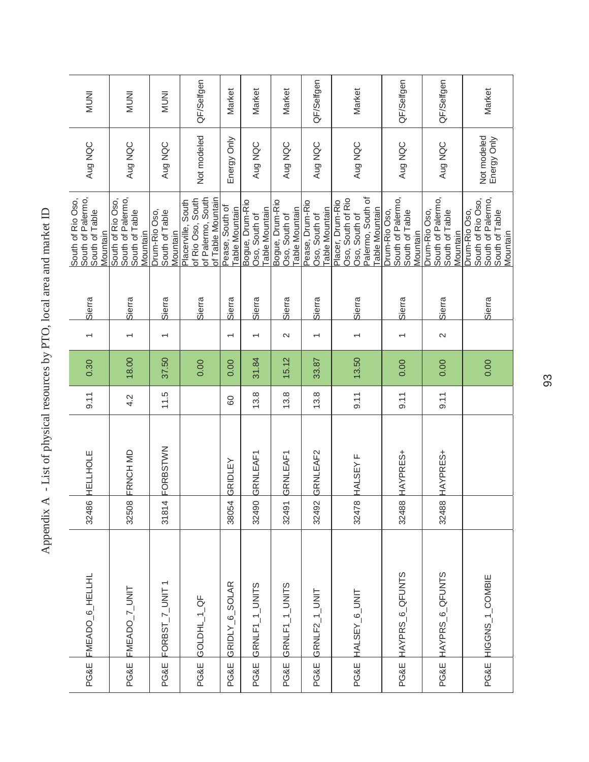# Appendix A - List of physical resources by PTO, local area and market ID

| PTO | Resource ID | Bus # | Bus Name | kV | NQC (MW) | Unit ID | LCR Area | LCR Sub-Area | NQC Comments | CAISO Tag |
|---|---|---|---|---|---|---|---|---|---|---|
| PG&E | FMEADO_6_HELLHL | 32486 | HELLHOLE | 9.11 | 0.30 | 1 | Sierra | South of Rio Oso, South of Palermo, South of Table Mountain | Aug NQC | MUNI |
| PG&E | FMEADO_7_UNIT | 32508 | FRNCH MD | 4.2 | 18.00 | 1 | Sierra | South of Rio Oso, South of Palermo, South of Table Mountain | Aug NQC | MUNI |
| PG&E | FORBST_7_UNIT 1 | 31814 | FORBSTWN | 11.5 | 37.50 | 1 | Sierra | Drum-Rio Oso, South of Table Mountain | Aug NQC | MUNI |
| PG&E | GOLDHL_1_QF | | | | 0.00 | | Sierra | Placerville, South of Rio Oso, South of Palermo, South of Table Mountain | Not modeled | QF/Selfgen |
| PG&E | GRIDLY_6_SOLAR | 38054 | GRIDLEY | 60 | 0.00 | 1 | Sierra | Pease, South of Table Mountain | Energy Only | Market |
| PG&E | GRNLF1_1_UNITS | 32490 | GRNLEAF1 | 13.8 | 31.84 | 1 | Sierra | Bogue, Drum-Rio Oso, South of Table Mountain | Aug NQC | Market |
| PG&E | GRNLF1_1_UNITS | 32491 | GRNLEAF1 | 13.8 | 15.12 | 2 | Sierra | Bogue, Drum-Rio Oso, South of Table Mountain | Aug NQC | Market |
| PG&E | GRNLF2_1_UNIT | 32492 | GRNLEAF2 | 13.8 | 33.87 | 1 | Sierra | Pease, Drum-Rio Oso, South of Table Mountain | Aug NQC | QF/Selfgen |
| PG&E | HALSEY_6_UNIT | 32478 | HALSEY F | 9.11 | 13.50 | 1 | Sierra | Placer, Drum-Rio Oso, South of Rio Oso, South of Palermo, South of Table Mountain | Aug NQC | Market |
| PG&E | HAYPRS_6_QFUNTS | 32488 | HAYPRES+ | 9.11 | 0.00 | 1 | Sierra | Drum-Rio Oso, South of Palermo, South of Table Mountain | Aug NQC | QF/Selfgen |
| PG&E | HAYPRS_6_QFUNTS | 32488 | HAYPRES+ | 9.11 | 0.00 | 2 | Sierra | Drum-Rio Oso, South of Palermo, South of Table Mountain | Aug NQC | QF/Selfgen |
| PG&E | HIGGNS_1_COMBIE | | | | 0.00 | | Sierra | Drum-Rio Oso, South of Rio Oso, South of Palermo, South of Table Mountain | Not modeled Energy Only | Market |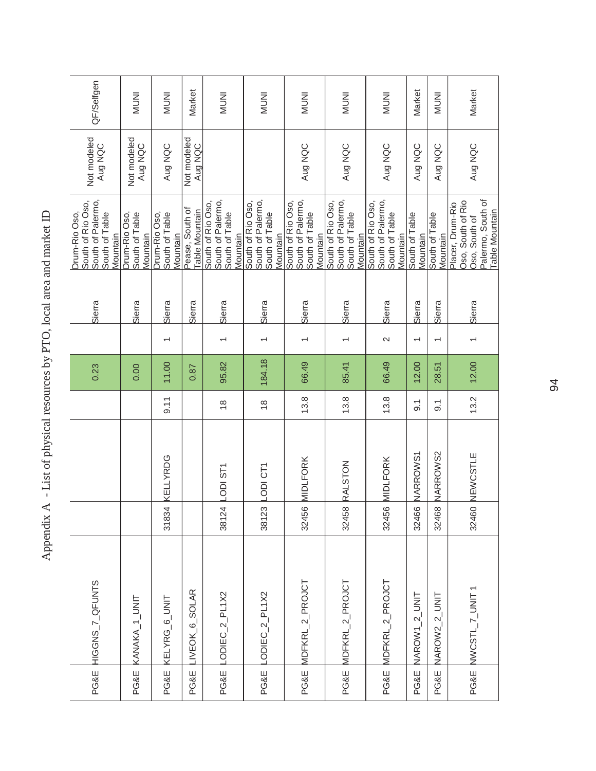# Appendix A - List of physical resources by PTO, local area and market ID

| PTO | Market ID | Bus # | Bus Name | kV | NQC | Unit ID | LCR Area | LCR Sub-Area | Comment | QF/Selfgen |
|---|---|---|---|---|---|---|---|---|---|---|
| PG&E | HIGGNS_7_QFUNTS | | | | 0.23 | | Sierra | Drum-Rio Oso, South of Rio Oso, South of Palermo, South of Table Mountain | Not modeled Aug NQC | QF/Selfgen |
| PG&E | KANAKA_1_UNIT | | | | 0.00 | | Sierra | Drum-Rio Oso, South of Table Mountain | Not modeled Aug NQC | MUNI |
| PG&E | KELYRG_6_UNIT | 31834 | KELLYRDG | 9.11 | 11.00 | 1 | Sierra | Drum-Rio Oso, South of Table Mountain | Aug NQC | MUNI |
| PG&E | LIVEOK_6_SOLAR | | | | 0.87 | | Sierra | Pease, South of Table Mountain | Not modeled Aug NQC | Market |
| PG&E | LODIEC_2_PL1X2 | 38124 | LODI ST1 | 18 | 95.82 | 1 | Sierra | South of Rio Oso, South of Palermo, South of Table Mountain | | MUNI |
| PG&E | LODIEC_2_PL1X2 | 38123 | LODI CT1 | 18 | 184.18 | 1 | Sierra | South of Rio Oso, South of Palermo, South of Table Mountain | | MUNI |
| PG&E | MDFKRL_2_PROJCT | 32456 | MIDLFORK | 13.8 | 66.49 | 1 | Sierra | South of Rio Oso, South of Palermo, South of Table Mountain | Aug NQC | MUNI |
| PG&E | MDFKRL_2_PROJCT | 32458 | RALSTON | 13.8 | 85.41 | 1 | Sierra | South of Rio Oso, South of Palermo, South of Table Mountain | Aug NQC | MUNI |
| PG&E | MDFKRL_2_PROJCT | 32456 | MIDLFORK | 13.8 | 66.49 | 2 | Sierra | South of Rio Oso, South of Palermo, South of Table Mountain | Aug NQC | MUNI |
| PG&E | NAROW1_2_UNIT | 32466 | NARROWS1 | 9.1 | 12.00 | 1 | Sierra | South of Table Mountain | Aug NQC | Market |
| PG&E | NAROW2_2_UNIT | 32468 | NARROWS2 | 9.1 | 28.51 | 1 | Sierra | South of Table Mountain | Aug NQC | MUNI |
| PG&E | NWCSTL_7_UNIT 1 | 32460 | NEWCSTLE | 13.2 | 12.00 | 1 | Sierra | Placer, Drum-Rio Oso, South of Rio Oso, South of Palermo, South of Table Mountain | Aug NQC | Market |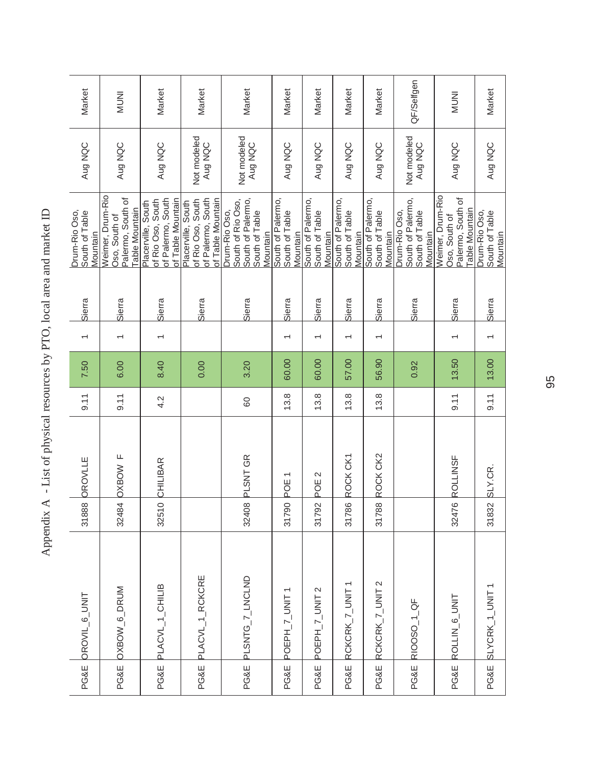Appendix A - List of physical resources by PTO, local area and market ID

| | | | | | | | | | | |
|---|---|---|---|---|---|---|---|---|---|---|
| PG&E | OROVIL_6_UNIT | 31888 | OROVLLE | 9.11 | 7.50 | 1 | Sierra | Drum-Rio Oso, South of Table Mountain | Aug NQC | Market |
| PG&E | OXBOW_6_DRUM | 32484 | OXBOW F | 9.11 | 6.00 | 1 | Sierra | Weimer, Drum-Rio Oso, South of Palermo, South of Table Mountain | Aug NQC | MUNI |
| PG&E | PLACVL_1_CHILIB | 32510 | CHILIBAR | 4.2 | 8.40 | 1 | Sierra | Placerville, South of Rio Oso, South of Palermo, South of Table Mountain | Aug NQC | Market |
| PG&E | PLACVL_1_RCKCRE | | | | 0.00 | | Sierra | Placerville, South of Rio Oso, South of Palermo, South of Table Mountain | Not modeled Aug NQC | Market |
| PG&E | PLSNTG_7_LNCLND | 32408 | PLSNT GR | 60 | 3.20 | | Sierra | Drum-Rio Oso, South of Rio Oso, South of Palermo, South of Table Mountain | Not modeled Aug NQC | Market |
| PG&E | POEPH_7_UNIT 1 | 31790 | POE 1 | 13.8 | 60.00 | 1 | Sierra | South of Palermo, South of Table Mountain | Aug NQC | Market |
| PG&E | POEPH_7_UNIT 2 | 31792 | POE 2 | 13.8 | 60.00 | 1 | Sierra | South of Palermo, South of Table Mountain | Aug NQC | Market |
| PG&E | RCKCRK_7_UNIT 1 | 31786 | ROCK CK1 | 13.8 | 57.00 | 1 | Sierra | South of Palermo, South of Table Mountain | Aug NQC | Market |
| PG&E | RCKCRK_7_UNIT 2 | 31788 | ROCK CK2 | 13.8 | 56.90 | 1 | Sierra | South of Palermo, South of Table Mountain | Aug NQC | Market |
| PG&E | RIOOSO_1_QF | | | | 0.92 | | Sierra | Drum-Rio Oso, South of Palermo, South of Table Mountain | Not modeled Aug NQC | QF/Selfgen |
| PG&E | ROLLIN_6_UNIT | 32476 | ROLLINSF | 9.11 | 13.50 | 1 | Sierra | Weimer, Drum-Rio Oso, South of Palermo, South of Table Mountain | Aug NQC | MUNI |
| PG&E | SLYCRK_1_UNIT 1 | 31832 | SLY.CR. | 9.11 | 13.00 | 1 | Sierra | Drum-Rio Oso, South of Table Mountain | Aug NQC | Market |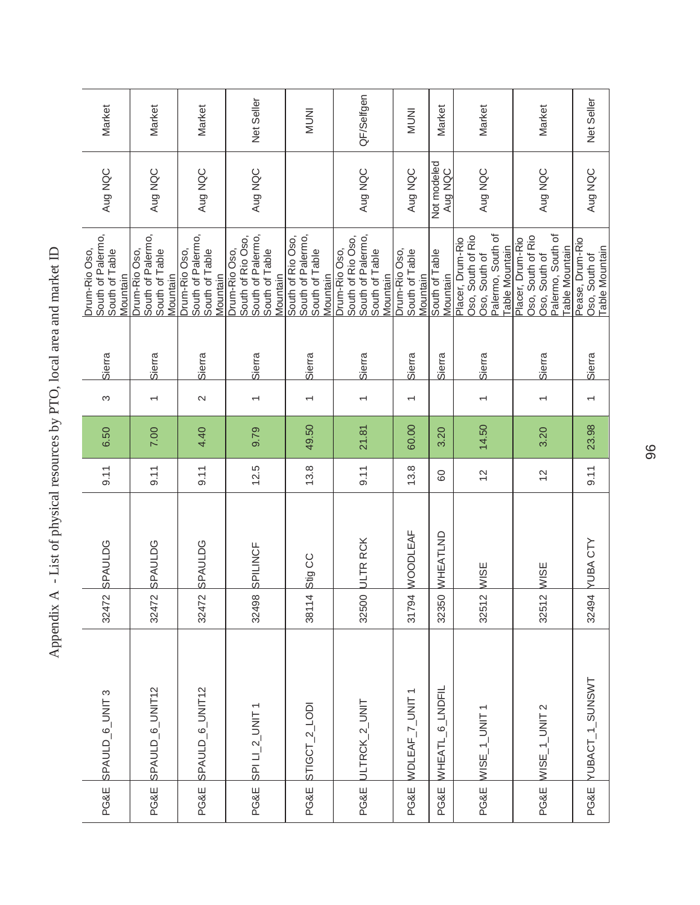# Appendix A - List of physical resources by PTO, local area and market ID

| | | | | | | | | | | |
|---|---|---|---|---|---|---|---|---|---|---|
| PG&E | SPAULD_6_UNIT 3 | 32472 | SPAULDG | 9.11 | 6.50 | 3 | Sierra | Drum-Rio Oso, South of Palermo, South of Table Mountain | Aug NQC | Market |
| PG&E | SPAULD_6_UNIT12 | 32472 | SPAULDG | 9.11 | 7.00 | 1 | Sierra | Drum-Rio Oso, South of Palermo, South of Table Mountain | Aug NQC | Market |
| PG&E | SPAULD_6_UNIT12 | 32472 | SPAULDG | 9.11 | 4.40 | 2 | Sierra | Drum-Rio Oso, South of Palermo, South of Table Mountain | Aug NQC | Market |
| PG&E | SPI LI_2_UNIT 1 | 32498 | SPILINCF | 12.5 | 9.79 | 1 | Sierra | Drum-Rio Oso, South of Rio Oso, South of Palermo, South of Table Mountain | Aug NQC | Net Seller |
| PG&E | STIGCT_2_LODI | 38114 | Stig CC | 13.8 | 49.50 | 1 | Sierra | South of Rio Oso, South of Palermo, South of Table Mountain | | MUNI |
| PG&E | ULTRCK_2_UNIT | 32500 | ULTR RCK | 9.11 | 21.81 | 1 | Sierra | Drum-Rio Oso, South of Rio Oso, South of Palermo, South of Table Mountain | Aug NQC | QF/Selfgen |
| PG&E | WDLEAF_7_UNIT 1 | 31794 | WOODLEAF | 13.8 | 60.00 | 1 | Sierra | Drum-Rio Oso, South of Table Mountain | Aug NQC | MUNI |
| PG&E | WHEATL_6_LNDFIL | 32350 | WHEATLND | 60 | 3.20 | | Sierra | South of Table Mountain | Not modeled Aug NQC | Market |
| PG&E | WISE_1_UNIT 1 | 32512 | WISE | 12 | 14.50 | 1 | Sierra | Placer, Drum-Rio Oso, South of Rio Oso, South of Palermo, South of Table Mountain | Aug NQC | Market |
| PG&E | WISE_1_UNIT 2 | 32512 | WISE | 12 | 3.20 | 1 | Sierra | Placer, Drum-Rio Oso, South of Rio Oso, South of Palermo, South of Table Mountain | Aug NQC | Market |
| PG&E | YUBACT_1_SUNSWT | 32494 | YUBA CTY | 9.11 | 23.98 | 1 | Sierra | Pease, Drum-Rio Oso, South of Table Mountain | Aug NQC | Net Seller |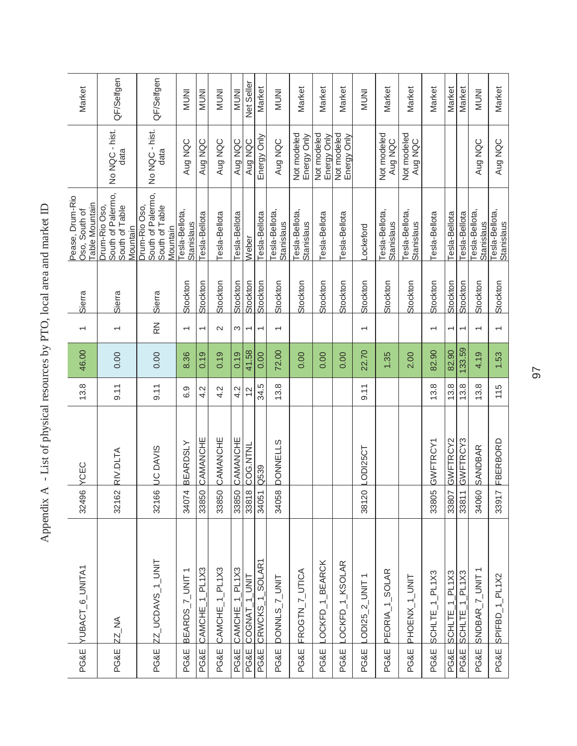# Appendix A - List of physical resources by PTO, local area and market ID

| | | | | | | | | | | |
|---|---|---|---|---|---|---|---|---|---|---|
| PG&E | YUBACT_6_UNITA1 | 32496 | YCEC | 13.8 | 46.00 | 1 | Sierra | Pease, Drum-Rio Oso, South of Table Mountain | | Market |
| PG&E | ZZ_NA | 32162 | RIV.DLTA | 9.11 | 0.00 | 1 | Sierra | Drum-Rio Oso, South of Palermo, South of Table Mountain | No NQC - hist. data | QF/Selfgen |
| PG&E | ZZ_UCDAVS_1_UNIT | 32166 | UC DAVIS | 9.11 | 0.00 | RN | Sierra | Drum-Rio Oso, South of Palermo, South of Table Mountain | No NQC - hist. data | QF/Selfgen |
| PG&E | BEARDS_7_UNIT 1 | 34074 | BEARDSLY | 6.9 | 8.36 | 1 | Stockton | Tesla-Bellota, Stanislaus | Aug NQC | MUNI |
| PG&E | CAMCHE_1_PL1X3 | 33850 | CAMANCHE | 4.2 | 0.19 | 1 | Stockton | Tesla-Bellota | Aug NQC | MUNI |
| PG&E | CAMCHE_1_PL1X3 | 33850 | CAMANCHE | 4.2 | 0.19 | 2 | Stockton | Tesla-Bellota | Aug NQC | MUNI |
| PG&E | CAMCHE_1_PL1X3 | 33850 | CAMANCHE | 4.2 | 0.19 | 3 | Stockton | Tesla-Bellota | Aug NQC | MUNI |
| PG&E | COGNAT_1_UNIT | 33818 | COG.NTNL | 12 | 41.58 | 1 | Stockton | Weber | Aug NQC | Net Seller |
| PG&E | CRWCKS_1_SOLAR1 | 34051 | Q539 | 34.5 | 0.00 | 1 | Stockton | Tesla-Bellota | Energy Only | Market |
| PG&E | DONNLS_7_UNIT | 34058 | DONNELLS | 13.8 | 72.00 | 1 | Stockton | Tesla-Bellota, Stanislaus | Aug NQC | MUNI |
| PG&E | FROGTN_7_UTICA | | | | 0.00 | | Stockton | Tesla-Bellota, Stanislaus | Not modeled Energy Only | Market |
| PG&E | LOCKFD_1_BEARCK | | | | 0.00 | | Stockton | Tesla-Bellota | Not modeled Energy Only | Market |
| PG&E | LOCKFD_1_KSOLAR | | | | 0.00 | | Stockton | Tesla-Bellota | Not modeled Energy Only | Market |
| PG&E | LODI25_2_UNIT 1 | 38120 | LODI25CT | 9.11 | 22.70 | 1 | Stockton | Lockeford | | MUNI |
| PG&E | PEORIA_1_SOLAR | | | | 1.35 | | Stockton | Tesla-Bellota, Stanislaus | Not modeled Aug NQC | Market |
| PG&E | PHOENX_1_UNIT | | | | 2.00 | | Stockton | Tesla-Bellota, Stanislaus | Not modeled Aug NQC | Market |
| PG&E | SCHLTE_1_PL1X3 | 33805 | GWFTRCY1 | 13.8 | 82.90 | 1 | Stockton | Tesla-Bellota | | Market |
| PG&E | SCHLTE_1_PL1X3 | 33807 | GWFTRCY2 | 13.8 | 82.90 | 1 | Stockton | Tesla-Bellota | | Market |
| PG&E | SCHLTE_1_PL1X3 | 33811 | GWFTRCY3 | 13.8 | 133.59 | 1 | Stockton | Tesla-Bellota | | Market |
| PG&E | SNDBAR_7_UNIT 1 | 34060 | SANDBAR | 13.8 | 4.19 | 1 | Stockton | Tesla-Bellota, Stanislaus | Aug NQC | MUNI |
| PG&E | SPIFBD_1_PL1X2 | 33917 | FBERBORD | 115 | 1.53 | 1 | Stockton | Tesla-Bellota, Stanislaus | Aug NQC | Market |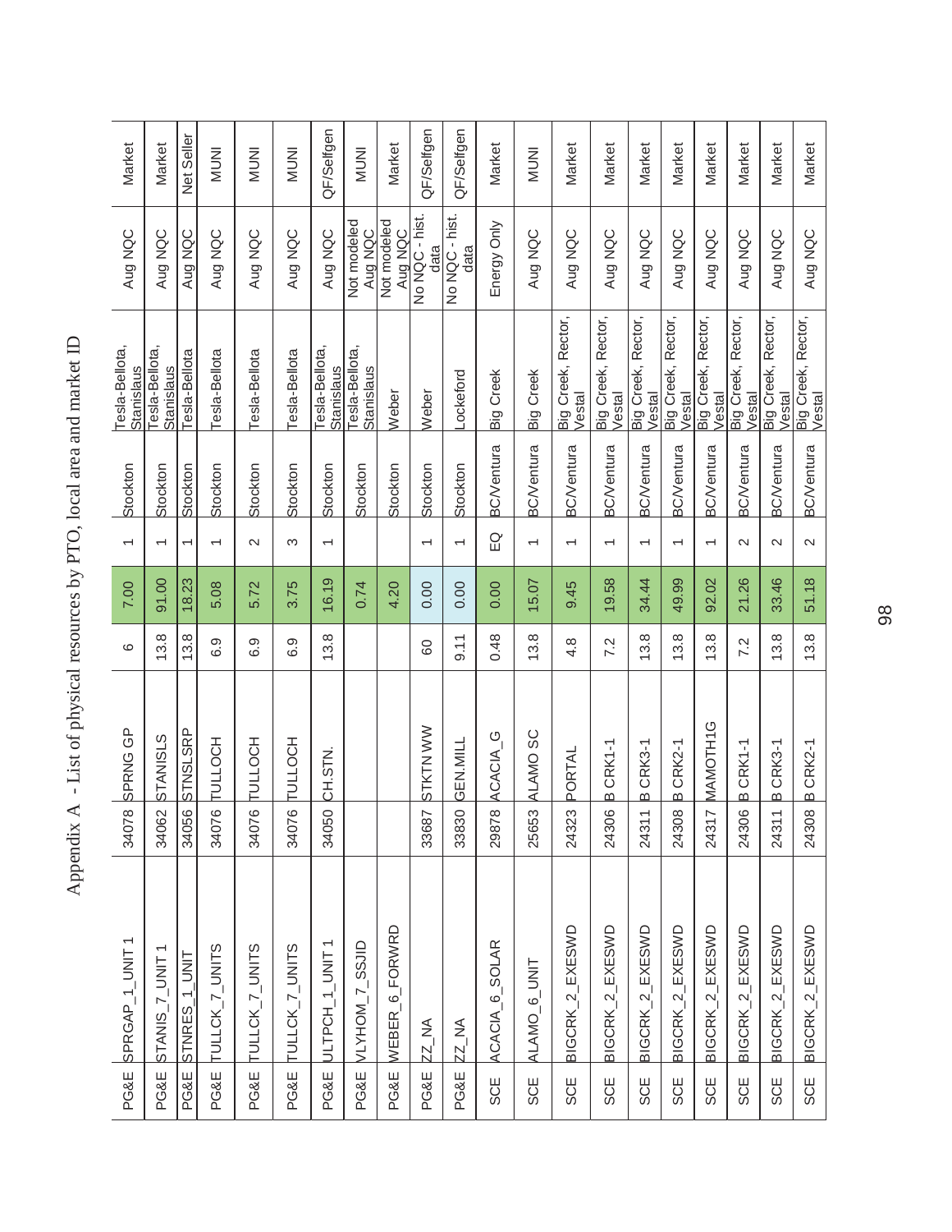# Appendix A - List of physical resources by PTO, local area and market ID

| | | | | | | | | | | |
|---|---|---|---|---|---|---|---|---|---|---|
| PG&E | SPRGAP_1_UNIT 1 | 34078 | SPRNG GP | 6 | 7.00 | 1 | Stockton | Tesla-Bellota, Stanislaus | Aug NQC | Market |
| PG&E | STANIS_7_UNIT 1 | 34062 | STANISLS | 13.8 | 91.00 | 1 | Stockton | Tesla-Bellota, Stanislaus | Aug NQC | Market |
| PG&E | STNRES_1_UNIT | 34056 | STNSLSRP | 13.8 | 18.23 | 1 | Stockton | Tesla-Bellota | Aug NQC | Net Seller |
| PG&E | TULLCK_7_UNITS | 34076 | TULLOCH | 6.9 | 5.08 | 1 | Stockton | Tesla-Bellota | Aug NQC | MUNI |
| PG&E | TULLCK_7_UNITS | 34076 | TULLOCH | 6.9 | 5.72 | 2 | Stockton | Tesla-Bellota | Aug NQC | MUNI |
| PG&E | TULLCK_7_UNITS | 34076 | TULLOCH | 6.9 | 3.75 | 3 | Stockton | Tesla-Bellota | Aug NQC | MUNI |
| PG&E | ULTPCH_1_UNIT 1 | 34050 | CH.STN. | 13.8 | 16.19 | 1 | Stockton | Tesla-Bellota, Stanislaus | Aug NQC | QF/Selfgen |
| PG&E | VLYHOM_7_SSJID | | | | 0.74 | | Stockton | Tesla-Bellota, Stanislaus | Not modeled Aug NQC | MUNI |
| PG&E | WEBER_6_FORWRD | | | | 4.20 | | Stockton | Weber | Not modeled Aug NQC | Market |
| PG&E | ZZ_NA | 33687 | STKTN WW | 60 | 0.00 | 1 | Stockton | Weber | No NQC - hist. data | QF/Selfgen |
| PG&E | ZZ_NA | 33830 | GEN.MILL | 9.11 | 0.00 | 1 | Stockton | Lockeford | No NQC - hist. data | QF/Selfgen |
| SCE | ACACIA_6_SOLAR | 29878 | ACACIA_G | 0.48 | 0.00 | EQ | BC/Ventura | Big Creek | Energy Only | Market |
| SCE | ALAMO_6_UNIT | 25653 | ALAMO SC | 13.8 | 15.07 | 1 | BC/Ventura | Big Creek | Aug NQC | MUNI |
| SCE | BIGCRK_2_EXESWD | 24323 | PORTAL | 4.8 | 9.45 | 1 | BC/Ventura | Big Creek, Rector, Vestal | Aug NQC | Market |
| SCE | BIGCRK_2_EXESWD | 24306 | B CRK1-1 | 7.2 | 19.58 | 1 | BC/Ventura | Big Creek, Rector, Vestal | Aug NQC | Market |
| SCE | BIGCRK_2_EXESWD | 24311 | B CRK3-1 | 13.8 | 34.44 | 1 | BC/Ventura | Big Creek, Rector, Vestal | Aug NQC | Market |
| SCE | BIGCRK_2_EXESWD | 24308 | B CRK2-1 | 13.8 | 49.99 | 1 | BC/Ventura | Big Creek, Rector, Vestal | Aug NQC | Market |
| SCE | BIGCRK_2_EXESWD | 24317 | MAMOTH1G | 13.8 | 92.02 | 1 | BC/Ventura | Big Creek, Rector, Vestal | Aug NQC | Market |
| SCE | BIGCRK_2_EXESWD | 24306 | B CRK1-1 | 7.2 | 21.26 | 2 | BC/Ventura | Big Creek, Rector, Vestal | Aug NQC | Market |
| SCE | BIGCRK_2_EXESWD | 24311 | B CRK3-1 | 13.8 | 33.46 | 2 | BC/Ventura | Big Creek, Rector, Vestal | Aug NQC | Market |
| SCE | BIGCRK_2_EXESWD | 24308 | B CRK2-1 | 13.8 | 51.18 | 2 | BC/Ventura | Big Creek, Rector, Vestal | Aug NQC | Market |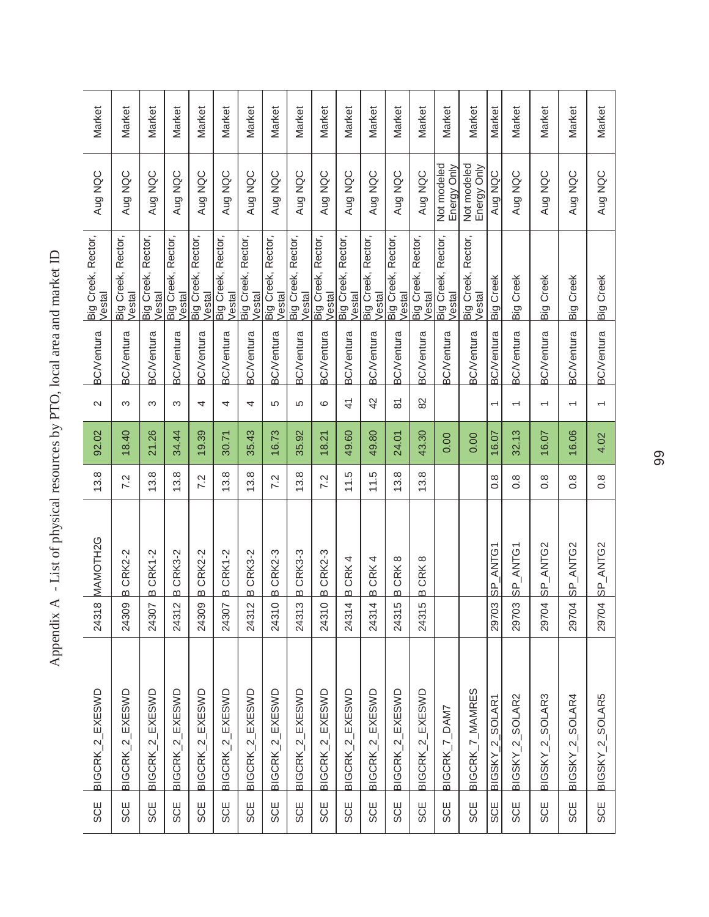# Appendix A - List of physical resources by PTO, local area and market ID

| | | | | | | | | | | |
|---|---|---|---|---|---|---|---|---|---|---|
| SCE | BIGCRK_2_EXESWD | 24318 | MAMOTH2G | 13.8 | 92.02 | 2 | BC/Ventura | Big Creek, Rector, Vestal | Aug NQC | Market |
| SCE | BIGCRK_2_EXESWD | 24309 | B CRK2-2 | 7.2 | 18.40 | 3 | BC/Ventura | Big Creek, Rector, Vestal | Aug NQC | Market |
| SCE | BIGCRK_2_EXESWD | 24307 | B CRK1-2 | 13.8 | 21.26 | 3 | BC/Ventura | Big Creek, Rector, Vestal | Aug NQC | Market |
| SCE | BIGCRK_2_EXESWD | 24312 | B CRK3-2 | 13.8 | 34.44 | 3 | BC/Ventura | Big Creek, Rector, Vestal | Aug NQC | Market |
| SCE | BIGCRK_2_EXESWD | 24309 | B CRK2-2 | 7.2 | 19.39 | 4 | BC/Ventura | Big Creek, Rector, Vestal | Aug NQC | Market |
| SCE | BIGCRK_2_EXESWD | 24307 | B CRK1-2 | 13.8 | 30.71 | 4 | BC/Ventura | Big Creek, Rector, Vestal | Aug NQC | Market |
| SCE | BIGCRK_2_EXESWD | 24312 | B CRK3-2 | 13.8 | 35.43 | 4 | BC/Ventura | Big Creek, Rector, Vestal | Aug NQC | Market |
| SCE | BIGCRK_2_EXESWD | 24310 | B CRK2-3 | 7.2 | 16.73 | 5 | BC/Ventura | Big Creek, Rector, Vestal | Aug NQC | Market |
| SCE | BIGCRK_2_EXESWD | 24313 | B CRK3-3 | 13.8 | 35.92 | 5 | BC/Ventura | Big Creek, Rector, Vestal | Aug NQC | Market |
| SCE | BIGCRK_2_EXESWD | 24310 | B CRK2-3 | 7.2 | 18.21 | 6 | BC/Ventura | Big Creek, Rector, Vestal | Aug NQC | Market |
| SCE | BIGCRK_2_EXESWD | 24314 | B CRK 4 | 11.5 | 49.60 | 41 | BC/Ventura | Big Creek, Rector, Vestal | Aug NQC | Market |
| SCE | BIGCRK_2_EXESWD | 24314 | B CRK 4 | 11.5 | 49.80 | 42 | BC/Ventura | Big Creek, Rector, Vestal | Aug NQC | Market |
| SCE | BIGCRK_2_EXESWD | 24315 | B CRK 8 | 13.8 | 24.01 | 81 | BC/Ventura | Big Creek, Rector, Vestal | Aug NQC | Market |
| SCE | BIGCRK_2_EXESWD | 24315 | B CRK 8 | 13.8 | 43.30 | 82 | BC/Ventura | Big Creek, Rector, Vestal | Aug NQC | Market |
| SCE | BIGCRK_7_DAM7 | | | | 0.00 | | BC/Ventura | Big Creek, Rector, Vestal | Not modeled Energy Only | Market |
| SCE | BIGCRK_7_MAMRES | | | | 0.00 | | BC/Ventura | Big Creek, Rector, Vestal | Not modeled Energy Only | Market |
| SCE | BIGSKY_2_SOLAR1 | 29703 | SP_ANTG1 | 0.8 | 16.07 | 1 | BC/Ventura | Big Creek | Aug NQC | Market |
| SCE | BIGSKY_2_SOLAR2 | 29703 | SP_ANTG1 | 0.8 | 32.13 | 1 | BC/Ventura | Big Creek | Aug NQC | Market |
| SCE | BIGSKY_2_SOLAR3 | 29704 | SP_ANTG2 | 0.8 | 16.07 | 1 | BC/Ventura | Big Creek | Aug NQC | Market |
| SCE | BIGSKY_2_SOLAR4 | 29704 | SP_ANTG2 | 0.8 | 16.06 | 1 | BC/Ventura | Big Creek | Aug NQC | Market |
| SCE | BIGSKY_2_SOLAR5 | 29704 | SP_ANTG2 | 0.8 | 4.02 | 1 | BC/Ventura | Big Creek | Aug NQC | Market |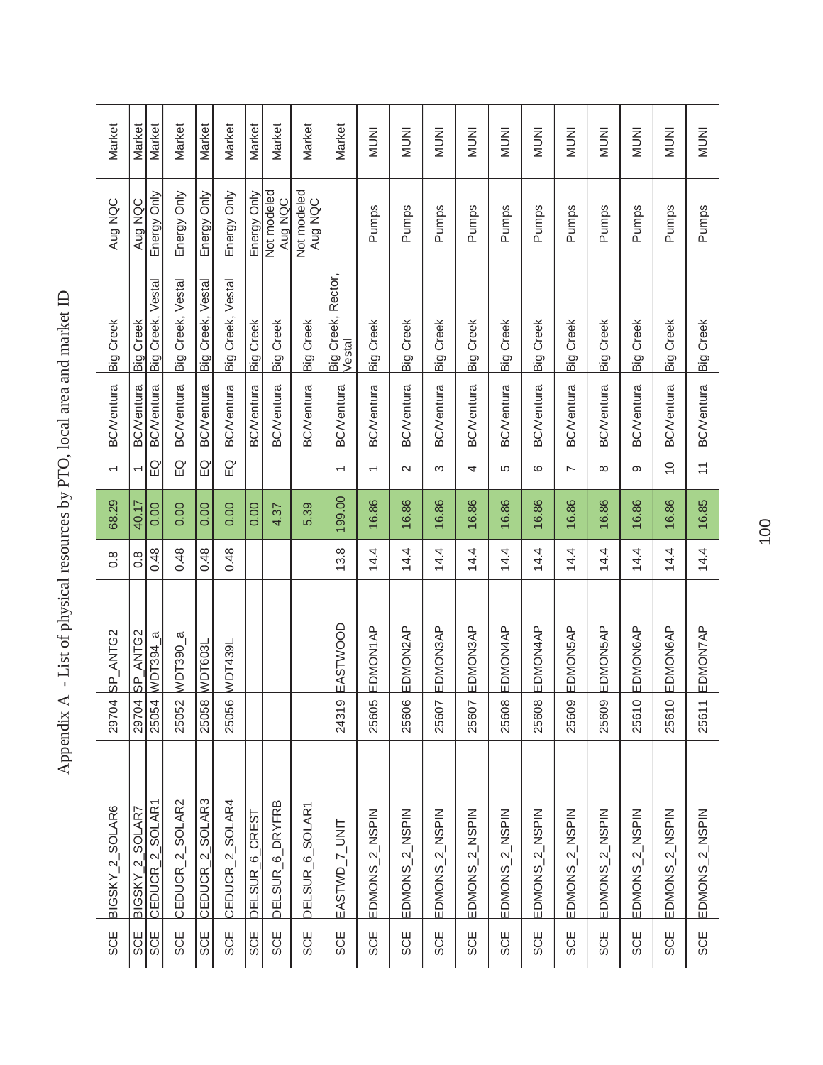# Appendix A - List of physical resources by PTO, local area and market ID

| | | | | | | | | | | | |
|---|---|---|---|---|---|---|---|---|---|---|---|
| SCE | BIGSKY_2_SOLAR6 | 29704 | SP_ANTG2 | 0.8 | 68.29 | 1 | BC/Ventura | Big Creek | Aug NQC | Market |
| SCE | BIGSKY_2_SOLAR7 | 29704 | SP_ANTG2 | 0.8 | 40.17 | 1 | BC/Ventura | Big Creek | Aug NQC | Market |
| SCE | CEDUCR_2_SOLAR1 | 25054 | WDT394_a | 0.48 | 0.00 | EQ | BC/Ventura | Big Creek, Vestal | Energy Only | Market |
| SCE | CEDUCR_2_SOLAR2 | 25052 | WDT390_a | 0.48 | 0.00 | EQ | BC/Ventura | Big Creek, Vestal | Energy Only | Market |
| SCE | CEDUCR_2_SOLAR3 | 25058 | WDT603L | 0.48 | 0.00 | EQ | BC/Ventura | Big Creek, Vestal | Energy Only | Market |
| SCE | CEDUCR_2_SOLAR4 | 25056 | WDT439L | 0.48 | 0.00 | EQ | BC/Ventura | Big Creek, Vestal | Energy Only | Market |
| SCE | DELSUR_6_CREST | | | | 0.00 | | BC/Ventura | Big Creek | Energy Only | Market |
| SCE | DELSUR_6_DRYFRB | | | | 4.37 | | BC/Ventura | Big Creek | Not modeled Aug NQC | Market |
| SCE | DELSUR_6_SOLAR1 | | | | 5.39 | | BC/Ventura | Big Creek | Not modeled Aug NQC | Market |
| SCE | EASTWD_7_UNIT | 24319 | EASTWOOD | 13.8 | 199.00 | 1 | BC/Ventura | Big Creek, Rector, Vestal | | Market |
| SCE | EDMONS_2_NSPIN | 25605 | EDMON1AP | 14.4 | 16.86 | 1 | BC/Ventura | Big Creek | Pumps | MUNI |
| SCE | EDMONS_2_NSPIN | 25606 | EDMON2AP | 14.4 | 16.86 | 2 | BC/Ventura | Big Creek | Pumps | MUNI |
| SCE | EDMONS_2_NSPIN | 25607 | EDMON3AP | 14.4 | 16.86 | 3 | BC/Ventura | Big Creek | Pumps | MUNI |
| SCE | EDMONS_2_NSPIN | 25607 | EDMON3AP | 14.4 | 16.86 | 4 | BC/Ventura | Big Creek | Pumps | MUNI |
| SCE | EDMONS_2_NSPIN | 25608 | EDMON4AP | 14.4 | 16.86 | 5 | BC/Ventura | Big Creek | Pumps | MUNI |
| SCE | EDMONS_2_NSPIN | 25608 | EDMON4AP | 14.4 | 16.86 | 6 | BC/Ventura | Big Creek | Pumps | MUNI |
| SCE | EDMONS_2_NSPIN | 25609 | EDMON5AP | 14.4 | 16.86 | 7 | BC/Ventura | Big Creek | Pumps | MUNI |
| SCE | EDMONS_2_NSPIN | 25609 | EDMON5AP | 14.4 | 16.86 | 8 | BC/Ventura | Big Creek | Pumps | MUNI |
| SCE | EDMONS_2_NSPIN | 25610 | EDMON6AP | 14.4 | 16.86 | 9 | BC/Ventura | Big Creek | Pumps | MUNI |
| SCE | EDMONS_2_NSPIN | 25610 | EDMON6AP | 14.4 | 16.86 | 10 | BC/Ventura | Big Creek | Pumps | MUNI |
| SCE | EDMONS_2_NSPIN | 25611 | EDMON7AP | 14.4 | 16.85 | 11 | BC/Ventura | Big Creek | Pumps | MUNI |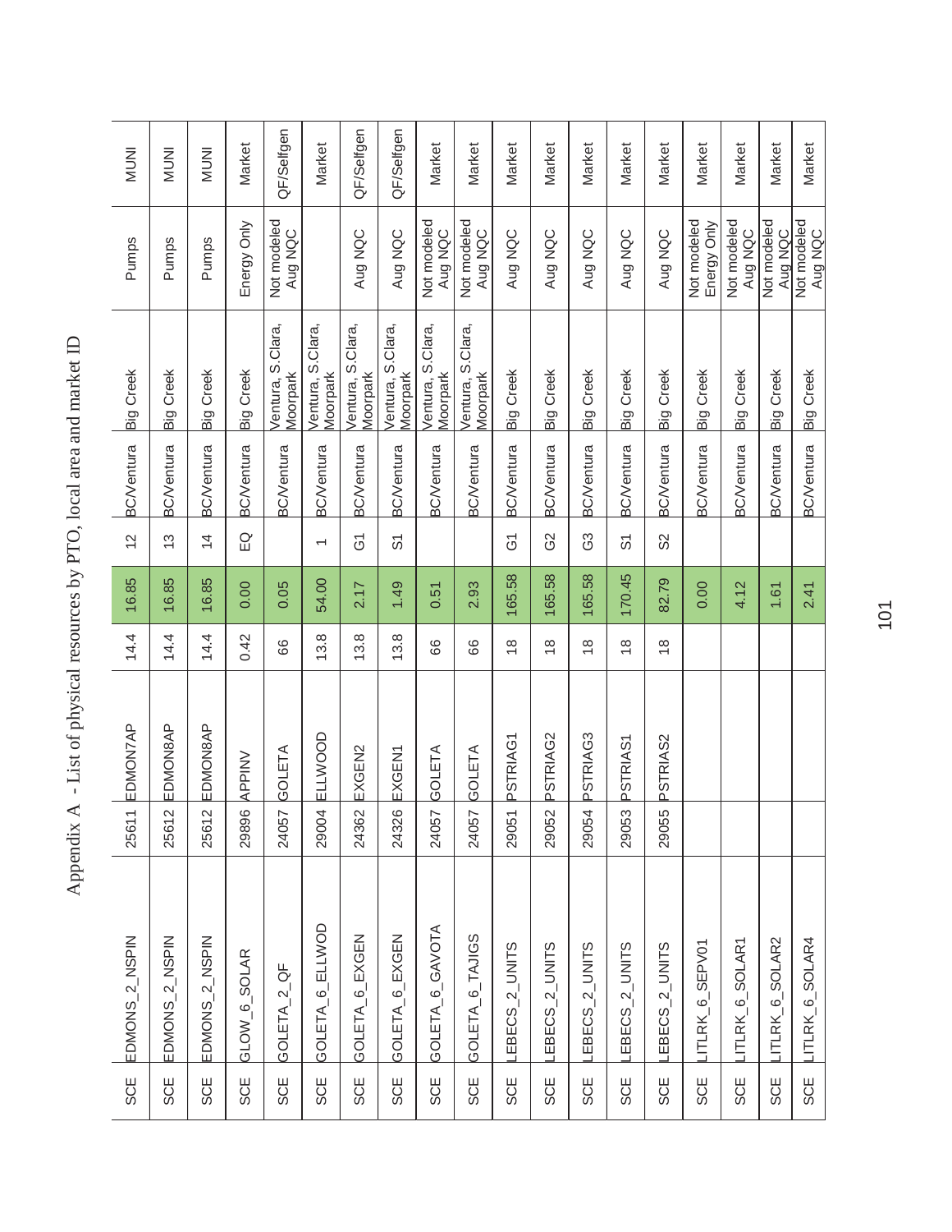# Appendix A - List of physical resources by PTO, local area and market ID

| | | | | | | | | | | | |
|---|---|---|---|---|---|---|---|---|---|---|---|
| SCE | EDMONS_2_NSPIN | 25611 | EDMON7AP | 14.4 | 16.85 | 12 | BC/Ventura | Big Creek | Pumps | MUNI |
| SCE | EDMONS_2_NSPIN | 25612 | EDMON8AP | 14.4 | 16.85 | 13 | BC/Ventura | Big Creek | Pumps | MUNI |
| SCE | EDMONS_2_NSPIN | 25612 | EDMON8AP | 14.4 | 16.85 | 14 | BC/Ventura | Big Creek | Pumps | MUNI |
| SCE | GLOW_6_SOLAR | 29896 | APPINV | 0.42 | 0.00 | EQ | BC/Ventura | Big Creek | Energy Only | Market |
| SCE | GOLETA_2_QF | 24057 | GOLETA | 66 | 0.05 | | BC/Ventura | Ventura, S.Clara, Moorpark | Not modeled Aug NQC | QF/Selfgen |
| SCE | GOLETA_6_ELLWOD | 29004 | ELLWOOD | 13.8 | 54.00 | 1 | BC/Ventura | Ventura, S.Clara, Moorpark | | Market |
| SCE | GOLETA_6_EXGEN | 24362 | EXGEN2 | 13.8 | 2.17 | G1 | BC/Ventura | Ventura, S.Clara, Moorpark | Aug NQC | QF/Selfgen |
| SCE | GOLETA_6_EXGEN | 24326 | EXGEN1 | 13.8 | 1.49 | S1 | BC/Ventura | Ventura, S.Clara, Moorpark | Aug NQC | QF/Selfgen |
| SCE | GOLETA_6_GAVOTA | 24057 | GOLETA | 66 | 0.51 | | BC/Ventura | Ventura, S.Clara, Moorpark | Not modeled Aug NQC | Market |
| SCE | GOLETA_6_TAJIGS | 24057 | GOLETA | 66 | 2.93 | | BC/Ventura | Ventura, S.Clara, Moorpark | Not modeled Aug NQC | Market |
| SCE | LEBECS_2_UNITS | 29051 | PSTRIAG1 | 18 | 165.58 | G1 | BC/Ventura | Big Creek | Aug NQC | Market |
| SCE | LEBECS_2_UNITS | 29052 | PSTRIAG2 | 18 | 165.58 | G2 | BC/Ventura | Big Creek | Aug NQC | Market |
| SCE | LEBECS_2_UNITS | 29054 | PSTRIAG3 | 18 | 165.58 | G3 | BC/Ventura | Big Creek | Aug NQC | Market |
| SCE | LEBECS_2_UNITS | 29053 | PSTRIAS1 | 18 | 170.45 | S1 | BC/Ventura | Big Creek | Aug NQC | Market |
| SCE | LEBECS_2_UNITS | 29055 | PSTRIAS2 | 18 | 82.79 | S2 | BC/Ventura | Big Creek | Aug NQC | Market |
| SCE | LITLRK_6_SEPV01 | | | | 0.00 | | BC/Ventura | Big Creek | Not modeled Energy Only | Market |
| SCE | LITLRK_6_SOLAR1 | | | | 4.12 | | BC/Ventura | Big Creek | Not modeled Aug NQC | Market |
| SCE | LITLRK_6_SOLAR2 | | | | 1.61 | | BC/Ventura | Big Creek | Not modeled Aug NQC | Market |
| SCE | LITLRK_6_SOLAR4 | | | | 2.41 | | BC/Ventura | Big Creek | Not modeled Aug NQC | Market |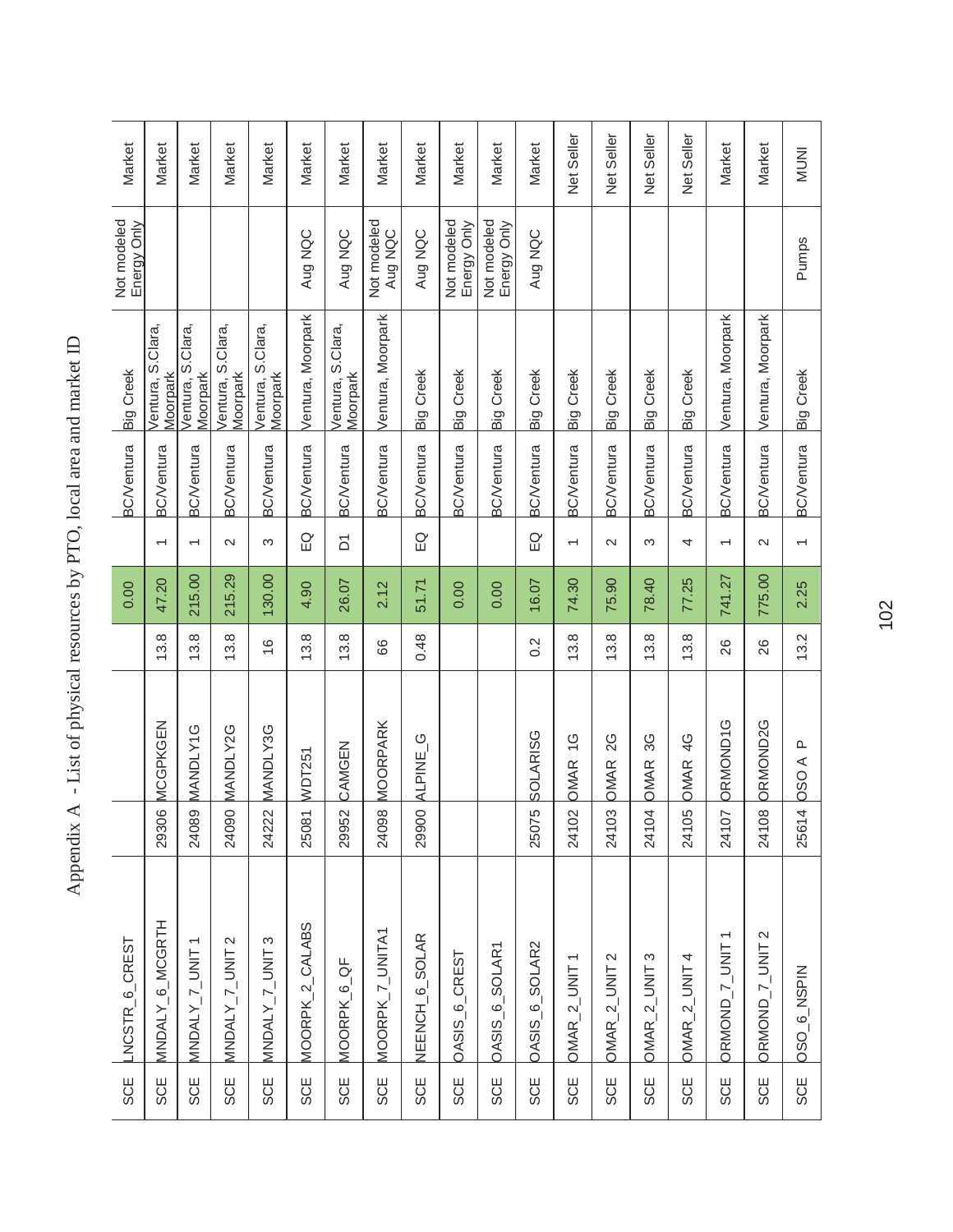# Appendix A - List of physical resources by PTO, local area and market ID

| | | | | | | | | | | |
|---|---|---|---|---|---|---|---|---|---|---|
| SCE | LNCSTR_6_CREST | | | | 0.00 | | BC/Ventura | Big Creek | Not modeled Energy Only | Market |
| SCE | MNDALY_6_MCGRTH | 29306 | MCGPKGEN | 13.8 | 47.20 | 1 | BC/Ventura | Ventura, S.Clara, Moorpark | | Market |
| SCE | MNDALY_7_UNIT 1 | 24089 | MANDLY1G | 13.8 | 215.00 | 1 | BC/Ventura | Ventura, S.Clara, Moorpark | | Market |
| SCE | MNDALY_7_UNIT 2 | 24090 | MANDLY2G | 13.8 | 215.29 | 2 | BC/Ventura | Ventura, S.Clara, Moorpark | | Market |
| SCE | MNDALY_7_UNIT 3 | 24222 | MANDLY3G | 16 | 130.00 | 3 | BC/Ventura | Ventura, S.Clara, Moorpark | | Market |
| SCE | MOORPK_2_CALABS | 25081 | WDT251 | 13.8 | 4.90 | EQ | BC/Ventura | Ventura, Moorpark | Aug NQC | Market |
| SCE | MOORPK_6_QF | 29952 | CAMGEN | 13.8 | 26.07 | D1 | BC/Ventura | Ventura, S.Clara, Moorpark | Aug NQC | Market |
| SCE | MOORPK_7_UNITA1 | 24098 | MOORPARK | 66 | 2.12 | | BC/Ventura | Ventura, Moorpark | Not modeled Aug NQC | Market |
| SCE | NEENCH_6_SOLAR | 29900 | ALPINE_G | 0.48 | 51.71 | EQ | BC/Ventura | Big Creek | Aug NQC | Market |
| SCE | OASIS_6_CREST | | | | 0.00 | | BC/Ventura | Big Creek | Not modeled Energy Only | Market |
| SCE | OASIS_6_SOLAR1 | | | | 0.00 | | BC/Ventura | Big Creek | Not modeled Energy Only | Market |
| SCE | OASIS_6_SOLAR2 | 25075 | SOLARISG | 0.2 | 16.07 | EQ | BC/Ventura | Big Creek | Aug NQC | Market |
| SCE | OMAR_2_UNIT 1 | 24102 | OMAR 1G | 13.8 | 74.30 | 1 | BC/Ventura | Big Creek | | Net Seller |
| SCE | OMAR_2_UNIT 2 | 24103 | OMAR 2G | 13.8 | 75.90 | 2 | BC/Ventura | Big Creek | | Net Seller |
| SCE | OMAR_2_UNIT 3 | 24104 | OMAR 3G | 13.8 | 78.40 | 3 | BC/Ventura | Big Creek | | Net Seller |
| SCE | OMAR_2_UNIT 4 | 24105 | OMAR 4G | 13.8 | 77.25 | 4 | BC/Ventura | Big Creek | | Net Seller |
| SCE | ORMOND_7_UNIT 1 | 24107 | ORMOND1G | 26 | 741.27 | 1 | BC/Ventura | Ventura, Moorpark | | Market |
| SCE | ORMOND_7_UNIT 2 | 24108 | ORMOND2G | 26 | 775.00 | 2 | BC/Ventura | Ventura, Moorpark | | Market |
| SCE | OSO_6_NSPIN | 25614 | OSO A P | 13.2 | 2.25 | 1 | BC/Ventura | Big Creek | Pumps | MUNI |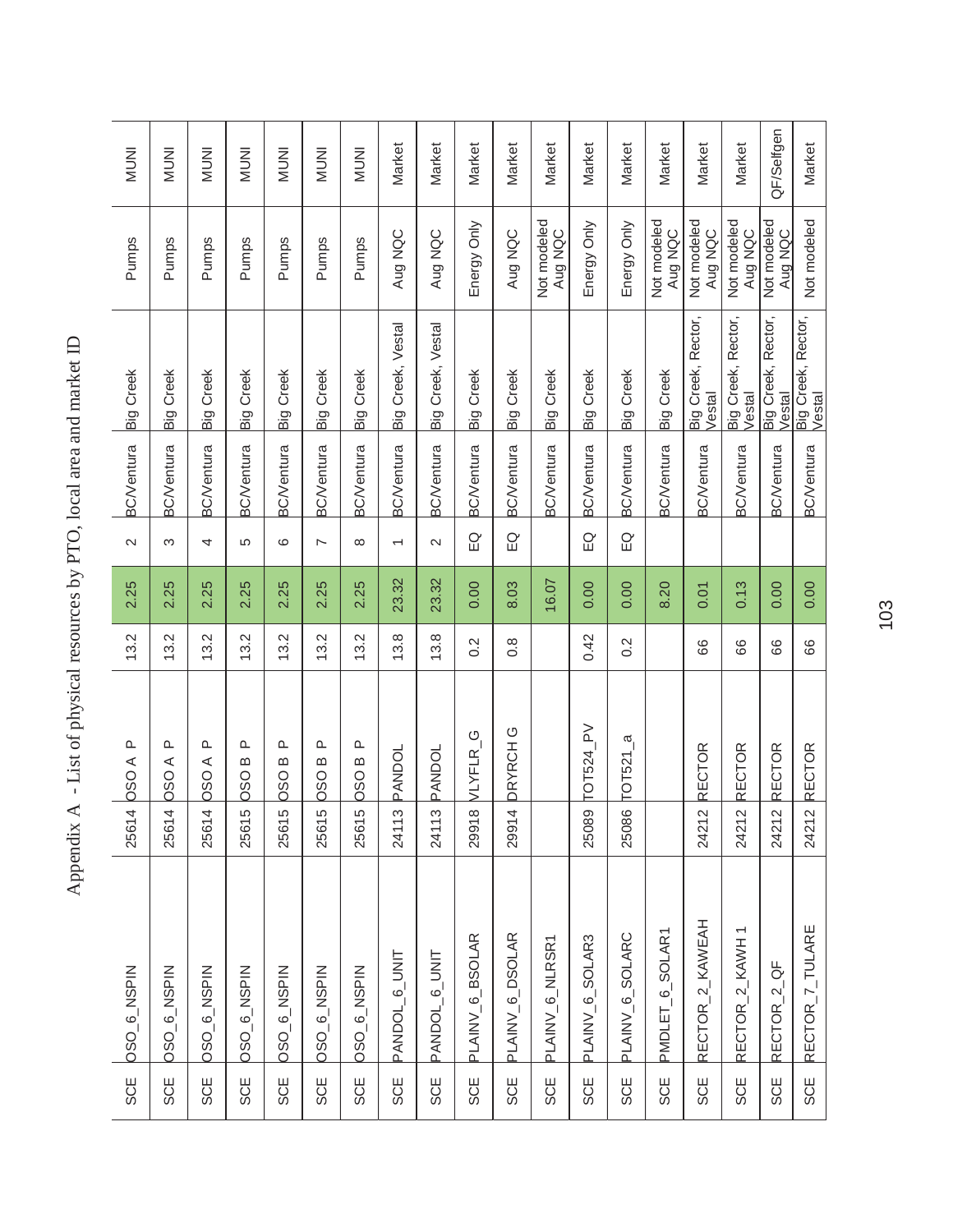# Appendix A - List of physical resources by PTO, local area and market ID

| | | | | | | | | | | |
|---|---|---|---|---|---|---|---|---|---|---|
| SCE | OSO_6_NSPIN | 25614 | OSO A P | 13.2 | 2.25 | 2 | BC/Ventura | Big Creek | Pumps | MUNI |
| SCE | OSO_6_NSPIN | 25614 | OSO A P | 13.2 | 2.25 | 3 | BC/Ventura | Big Creek | Pumps | MUNI |
| SCE | OSO_6_NSPIN | 25614 | OSO A P | 13.2 | 2.25 | 4 | BC/Ventura | Big Creek | Pumps | MUNI |
| SCE | OSO_6_NSPIN | 25615 | OSO B P | 13.2 | 2.25 | 5 | BC/Ventura | Big Creek | Pumps | MUNI |
| SCE | OSO_6_NSPIN | 25615 | OSO B P | 13.2 | 2.25 | 6 | BC/Ventura | Big Creek | Pumps | MUNI |
| SCE | OSO_6_NSPIN | 25615 | OSO B P | 13.2 | 2.25 | 7 | BC/Ventura | Big Creek | Pumps | MUNI |
| SCE | OSO_6_NSPIN | 25615 | OSO B P | 13.2 | 2.25 | 8 | BC/Ventura | Big Creek | Pumps | MUNI |
| SCE | PANDOL_6_UNIT | 24113 | PANDOL | 13.8 | 23.32 | 1 | BC/Ventura | Big Creek, Vestal | Aug NQC | Market |
| SCE | PANDOL_6_UNIT | 24113 | PANDOL | 13.8 | 23.32 | 2 | BC/Ventura | Big Creek, Vestal | Aug NQC | Market |
| SCE | PLAINV_6_BSOLAR | 29918 | VLYFLR_G | 0.2 | 0.00 | EQ | BC/Ventura | Big Creek | Energy Only | Market |
| SCE | PLAINV_6_DSOLAR | 29914 | DRYRCH G | 0.8 | 8.03 | EQ | BC/Ventura | Big Creek | Aug NQC | Market |
| SCE | PLAINV_6_NLRSR1 | | | | 16.07 | | BC/Ventura | Big Creek | Not modeled Aug NQC | Market |
| SCE | PLAINV_6_SOLAR3 | 25089 | TOT524_PV | 0.42 | 0.00 | EQ | BC/Ventura | Big Creek | Energy Only | Market |
| SCE | PLAINV_6_SOLARC | 25086 | TOT521_a | 0.2 | 0.00 | EQ | BC/Ventura | Big Creek | Energy Only | Market |
| SCE | PMDLET_6_SOLAR1 | | | | 8.20 | | BC/Ventura | Big Creek | Not modeled Aug NQC | Market |
| SCE | RECTOR_2_KAWEAH | 24212 | RECTOR | 66 | 0.01 | | BC/Ventura | Big Creek, Rector, Vestal | Not modeled Aug NQC | Market |
| SCE | RECTOR_2_KAWH 1 | 24212 | RECTOR | 66 | 0.13 | | BC/Ventura | Big Creek, Rector, Vestal | Not modeled Aug NQC | Market |
| SCE | RECTOR_2_QF | 24212 | RECTOR | 66 | 0.00 | | BC/Ventura | Big Creek, Rector, Vestal | Not modeled Aug NQC | QF/Selfgen |
| SCE | RECTOR_7_TULARE | 24212 | RECTOR | 66 | 0.00 | | BC/Ventura | Big Creek, Rector, Vestal | Not modeled | Market |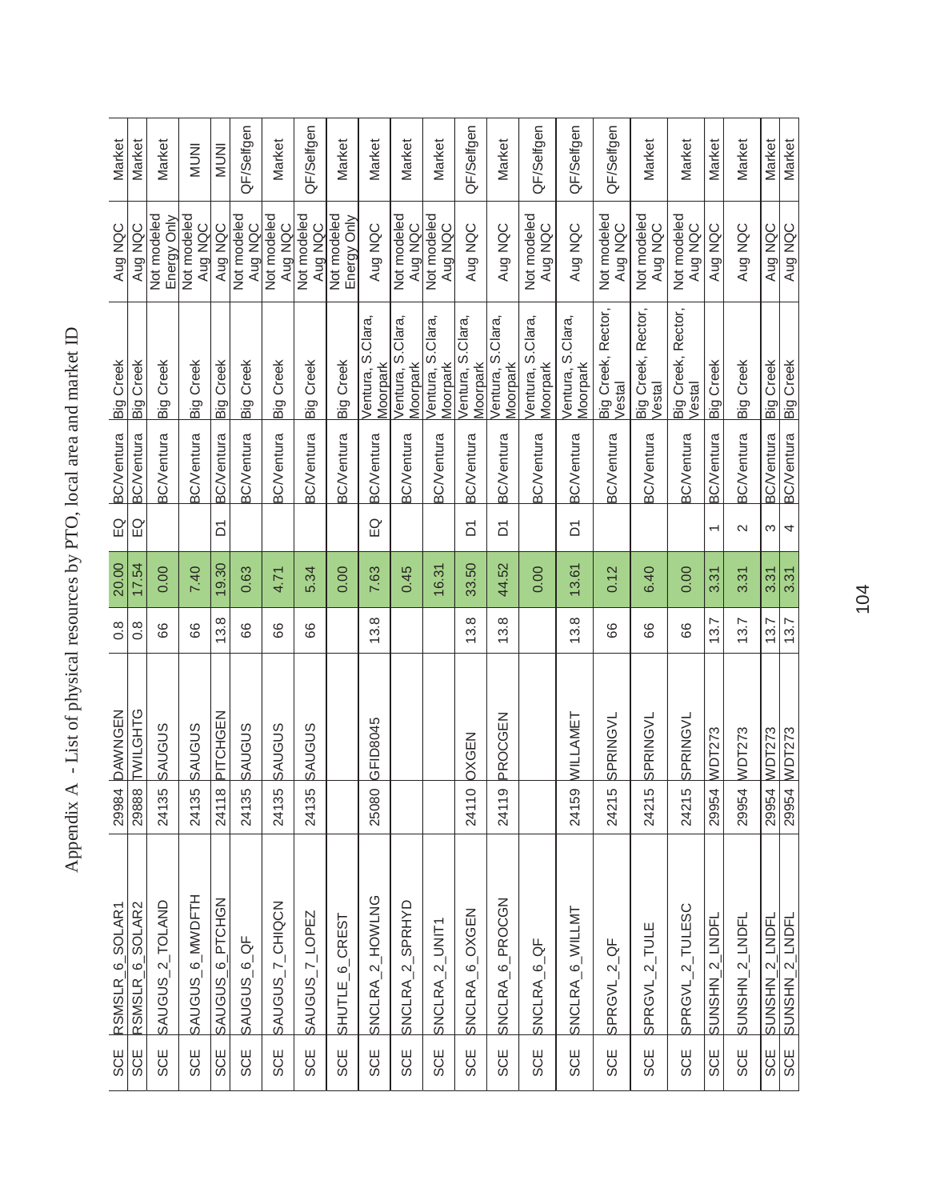# Appendix A - List of physical resources by PTO, local area and market ID

| | | | | | | | | | | |
|---|---|---|---|---|---|---|---|---|---|---|
| SCE | RSMSLR_6_SOLAR1 | 29984 | DAWNGEN | 0.8 | 20.00 | EQ | BC/Ventura | Big Creek | Aug NQC | Market |
| SCE | RSMSLR_6_SOLAR2 | 29888 | TWILGHTG | 0.8 | 17.54 | EQ | BC/Ventura | Big Creek | Aug NQC | Market |
| SCE | SAUGUS_2_TOLAND | 24135 | SAUGUS | 66 | 0.00 | | BC/Ventura | Big Creek | Not modeled Energy Only | Market |
| SCE | SAUGUS_6_MWDFTH | 24135 | SAUGUS | 66 | 7.40 | | BC/Ventura | Big Creek | Not modeled Aug NQC | MUNI |
| SCE | SAUGUS_6_PTCHGN | 24118 | PITCHGEN | 13.8 | 19.30 | D1 | BC/Ventura | Big Creek | Aug NQC | MUNI |
| SCE | SAUGUS_6_QF | 24135 | SAUGUS | 66 | 0.63 | | BC/Ventura | Big Creek | Not modeled Aug NQC | QF/Selfgen |
| SCE | SAUGUS_7_CHIQCN | 24135 | SAUGUS | 66 | 4.71 | | BC/Ventura | Big Creek | Not modeled Aug NQC | Market |
| SCE | SAUGUS_7_LOPEZ | 24135 | SAUGUS | 66 | 5.34 | | BC/Ventura | Big Creek | Not modeled Aug NQC | QF/Selfgen |
| SCE | SHUTLE_6_CREST | | | | 0.00 | | BC/Ventura | Big Creek | Not modeled Energy Only | Market |
| SCE | SNCLRA_2_HOWLNG | 25080 | GFID8045 | 13.8 | 7.63 | EQ | BC/Ventura | Ventura, S.Clara, Moorpark | Aug NQC | Market |
| SCE | SNCLRA_2_SPRHYD | | | | 0.45 | | BC/Ventura | Ventura, S.Clara, Moorpark | Not modeled Aug NQC | Market |
| SCE | SNCLRA_2_UNIT1 | | | | 16.31 | | BC/Ventura | Ventura, S.Clara, Moorpark | Not modeled Aug NQC | Market |
| SCE | SNCLRA_6_OXGEN | 24110 | OXGEN | 13.8 | 33.50 | D1 | BC/Ventura | Ventura, S.Clara, Moorpark | Aug NQC | QF/Selfgen |
| SCE | SNCLRA_6_PROCGN | 24119 | PROCGEN | 13.8 | 44.52 | D1 | BC/Ventura | Ventura, S.Clara, Moorpark | Aug NQC | Market |
| SCE | SNCLRA_6_QF | | | | 0.00 | | BC/Ventura | Ventura, S.Clara, Moorpark | Not modeled Aug NQC | QF/Selfgen |
| SCE | SNCLRA_6_WILLMT | 24159 | WILLAMET | 13.8 | 13.61 | D1 | BC/Ventura | Ventura, S.Clara, Moorpark | Aug NQC | QF/Selfgen |
| SCE | SPRGVL_2_QF | 24215 | SPRINGVL | 66 | 0.12 | | BC/Ventura | Big Creek, Rector, Vestal | Not modeled Aug NQC | QF/Selfgen |
| SCE | SPRGVL_2_TULE | 24215 | SPRINGVL | 66 | 6.40 | | BC/Ventura | Big Creek, Rector, Vestal | Not modeled Aug NQC | Market |
| SCE | SPRGVL_2_TULESC | 24215 | SPRINGVL | 66 | 0.00 | | BC/Ventura | Big Creek, Rector, Vestal | Not modeled Aug NQC | Market |
| SCE | SUNSHN_2_LNDFL | 29954 | WDT273 | 13.7 | 3.31 | 1 | BC/Ventura | Big Creek | Aug NQC | Market |
| SCE | SUNSHN_2_LNDFL | 29954 | WDT273 | 13.7 | 3.31 | 2 | BC/Ventura | Big Creek | Aug NQC | Market |
| SCE | SUNSHN_2_LNDFL | 29954 | WDT273 | 13.7 | 3.31 | 3 | BC/Ventura | Big Creek | Aug NQC | Market |
| SCE | SUNSHN_2_LNDFL | 29954 | WDT273 | 13.7 | 3.31 | 4 | BC/Ventura | Big Creek | Aug NQC | Market |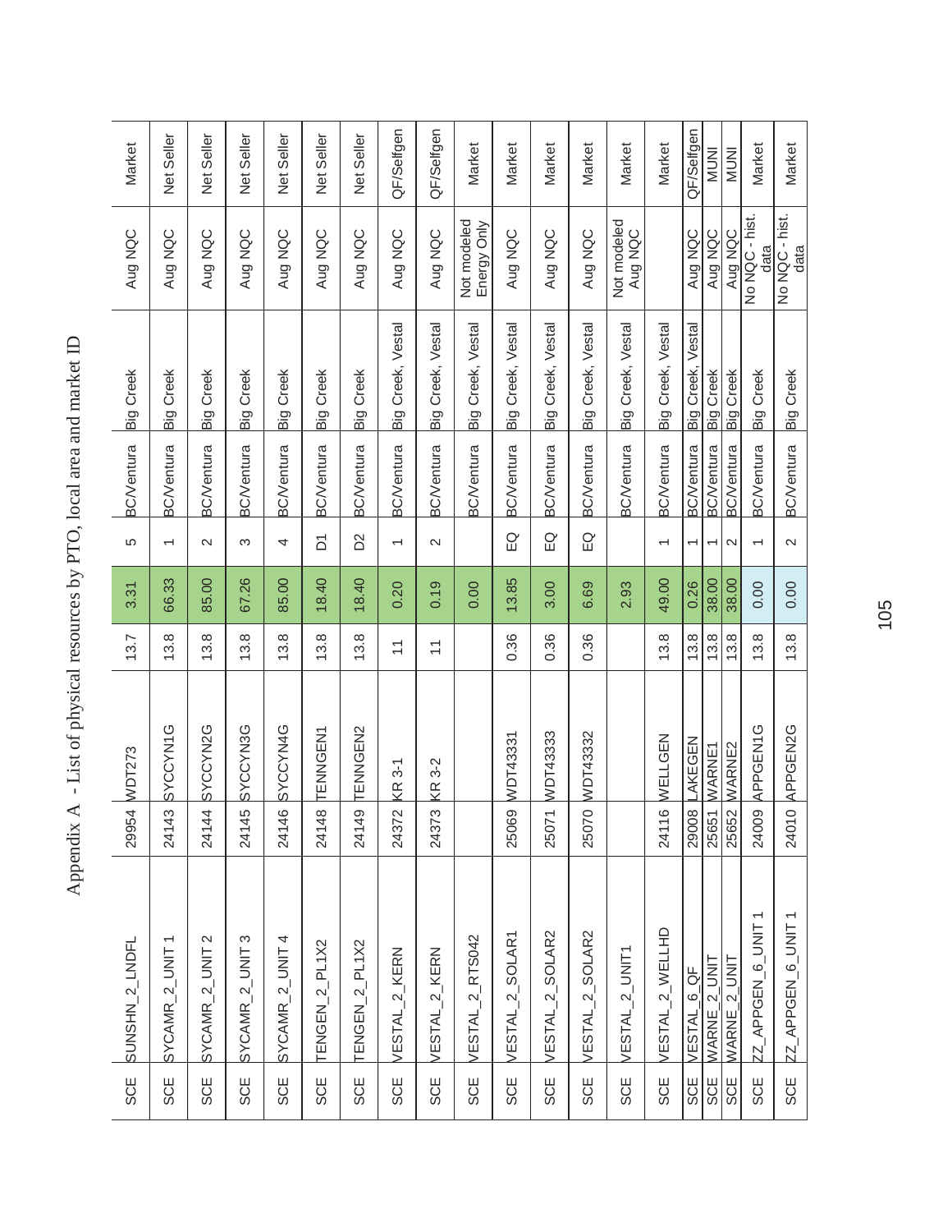# Appendix A - List of physical resources by PTO, local area and market ID

| | | | | | | | | | | |
|---|---|---|---|---|---|---|---|---|---|---|
| SCE | SUNSHN_2_LNDFL | 29954 | WDT273 | 13.7 | 3.31 | 5 | BC/Ventura | Big Creek | Aug NQC | Market |
| SCE | SYCAMR_2_UNIT 1 | 24143 | SYCCYN1G | 13.8 | 66.33 | 1 | BC/Ventura | Big Creek | Aug NQC | Net Seller |
| SCE | SYCAMR_2_UNIT 2 | 24144 | SYCCYN2G | 13.8 | 85.00 | 2 | BC/Ventura | Big Creek | Aug NQC | Net Seller |
| SCE | SYCAMR_2_UNIT 3 | 24145 | SYCCYN3G | 13.8 | 67.26 | 3 | BC/Ventura | Big Creek | Aug NQC | Net Seller |
| SCE | SYCAMR_2_UNIT 4 | 24146 | SYCCYN4G | 13.8 | 85.00 | 4 | BC/Ventura | Big Creek | Aug NQC | Net Seller |
| SCE | TENGEN_2_PL1X2 | 24148 | TENNGEN1 | 13.8 | 18.40 | D1 | BC/Ventura | Big Creek | Aug NQC | Net Seller |
| SCE | TENGEN_2_PL1X2 | 24149 | TENNGEN2 | 13.8 | 18.40 | D2 | BC/Ventura | Big Creek | Aug NQC | Net Seller |
| SCE | VESTAL_2_KERN | 24372 | KR 3-1 | 11 | 0.20 | 1 | BC/Ventura | Big Creek, Vestal | Aug NQC | QF/Selfgen |
| SCE | VESTAL_2_KERN | 24373 | KR 3-2 | 11 | 0.19 | 2 | BC/Ventura | Big Creek, Vestal | Aug NQC | QF/Selfgen |
| SCE | VESTAL_2_RTS042 | | | | 0.00 | | BC/Ventura | Big Creek, Vestal | Not modeled Energy Only | Market |
| SCE | VESTAL_2_SOLAR1 | 25069 | WDT43331 | 0.36 | 13.85 | EQ | BC/Ventura | Big Creek, Vestal | Aug NQC | Market |
| SCE | VESTAL_2_SOLAR2 | 25071 | WDT43333 | 0.36 | 3.00 | EQ | BC/Ventura | Big Creek, Vestal | Aug NQC | Market |
| SCE | VESTAL_2_SOLAR2 | 25070 | WDT43332 | 0.36 | 6.69 | EQ | BC/Ventura | Big Creek, Vestal | Aug NQC | Market |
| SCE | VESTAL_2_UNIT1 | | | | 2.93 | | BC/Ventura | Big Creek, Vestal | Not modeled Aug NQC | Market |
| SCE | VESTAL_2_WELLHD | 24116 | WELLGEN | 13.8 | 49.00 | 1 | BC/Ventura | Big Creek, Vestal | | Market |
| SCE | VESTAL_6_QF | 29008 | LAKEGEN | 13.8 | 0.26 | 1 | BC/Ventura | Big Creek, Vestal | Aug NQC | QF/Selfgen |
| SCE | WARNE_2_UNIT | 25651 | WARNE1 | 13.8 | 38.00 | 1 | BC/Ventura | Big Creek | Aug NQC | MUNI |
| SCE | WARNE_2_UNIT | 25652 | WARNE2 | 13.8 | 38.00 | 2 | BC/Ventura | Big Creek | Aug NQC | MUNI |
| SCE | ZZ_APPGEN_6_UNIT 1 | 24009 | APPGEN1G | 13.8 | 0.00 | 1 | BC/Ventura | Big Creek | No NQC - hist. data | Market |
| SCE | ZZ_APPGEN_6_UNIT 1 | 24010 | APPGEN2G | 13.8 | 0.00 | 2 | BC/Ventura | Big Creek | No NQC - hist. data | Market |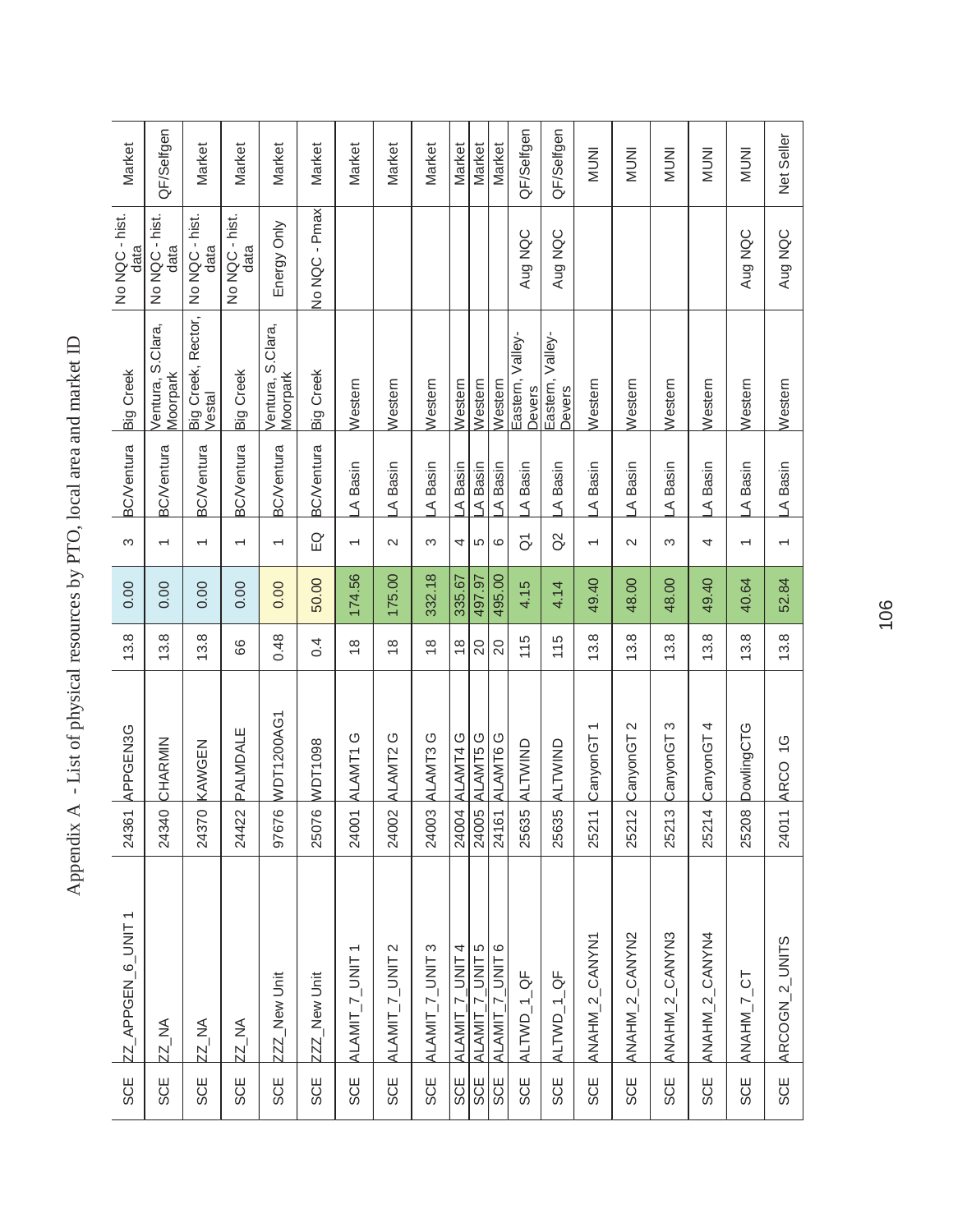# Appendix A - List of physical resources by PTO, local area and market ID

| | | | | | | | | | | |
|---|---|---|---|---|---|---|---|---|---|---|
| SCE | ZZ_APPGEN_6_UNIT 1 | 24361 | APPGEN3G | 13.8 | 0.00 | 3 | BC/Ventura | Big Creek | No NQC - hist. data | Market |
| SCE | ZZ_NA | 24340 | CHARMIN | 13.8 | 0.00 | 1 | BC/Ventura | Ventura, S.Clara, Moorpark | No NQC - hist. data | QF/Selfgen |
| SCE | ZZ_NA | 24370 | KAWGEN | 13.8 | 0.00 | 1 | BC/Ventura | Big Creek, Rector, Vestal | No NQC - hist. data | Market |
| SCE | ZZ_NA | 24422 | PALMDALE | 66 | 0.00 | 1 | BC/Ventura | Big Creek | No NQC - hist. data | Market |
| SCE | ZZZ_New Unit | 97676 | WDT1200AG1 | 0.48 | 0.00 | 1 | BC/Ventura | Ventura, S.Clara, Moorpark | Energy Only | Market |
| SCE | ZZZ_New Unit | 25076 | WDT1098 | 0.4 | 50.00 | EQ | BC/Ventura | Big Creek | No NQC - Pmax | Market |
| SCE | ALAMIT_7_UNIT 1 | 24001 | ALAMT1 G | 18 | 174.56 | 1 | LA Basin | Western | | Market |
| SCE | ALAMIT_7_UNIT 2 | 24002 | ALAMT2 G | 18 | 175.00 | 2 | LA Basin | Western | | Market |
| SCE | ALAMIT_7_UNIT 3 | 24003 | ALAMT3 G | 18 | 332.18 | 3 | LA Basin | Western | | Market |
| SCE | ALAMIT_7_UNIT 4 | 24004 | ALAMT4 G | 18 | 335.67 | 4 | LA Basin | Western | | Market |
| SCE | ALAMIT_7_UNIT 5 | 24005 | ALAMT5 G | 20 | 497.97 | 5 | LA Basin | Western | | Market |
| SCE | ALAMIT_7_UNIT 6 | 24161 | ALAMT6 G | 20 | 495.00 | 6 | LA Basin | Western | | Market |
| SCE | ALTWD_1_QF | 25635 | ALTWIND | 115 | 4.15 | Q1 | LA Basin | Eastern, Valley-Devers | Aug NQC | QF/Selfgen |
| SCE | ALTWD_1_QF | 25635 | ALTWIND | 115 | 4.14 | Q2 | LA Basin | Eastern, Valley-Devers | Aug NQC | QF/Selfgen |
| SCE | ANAHM_2_CANYN1 | 25211 | CanyonGT 1 | 13.8 | 49.40 | 1 | LA Basin | Western | | MUNI |
| SCE | ANAHM_2_CANYN2 | 25212 | CanyonGT 2 | 13.8 | 48.00 | 2 | LA Basin | Western | | MUNI |
| SCE | ANAHM_2_CANYN3 | 25213 | CanyonGT 3 | 13.8 | 48.00 | 3 | LA Basin | Western | | MUNI |
| SCE | ANAHM_2_CANYN4 | 25214 | CanyonGT 4 | 13.8 | 49.40 | 4 | LA Basin | Western | | MUNI |
| SCE | ANAHM_7_CT | 25208 | DowlingCTG | 13.8 | 40.64 | 1 | LA Basin | Western | Aug NQC | MUNI |
| SCE | ARCOGN_2_UNITS | 24011 | ARCO 1G | 13.8 | 52.84 | 1 | LA Basin | Western | Aug NQC | Net Seller |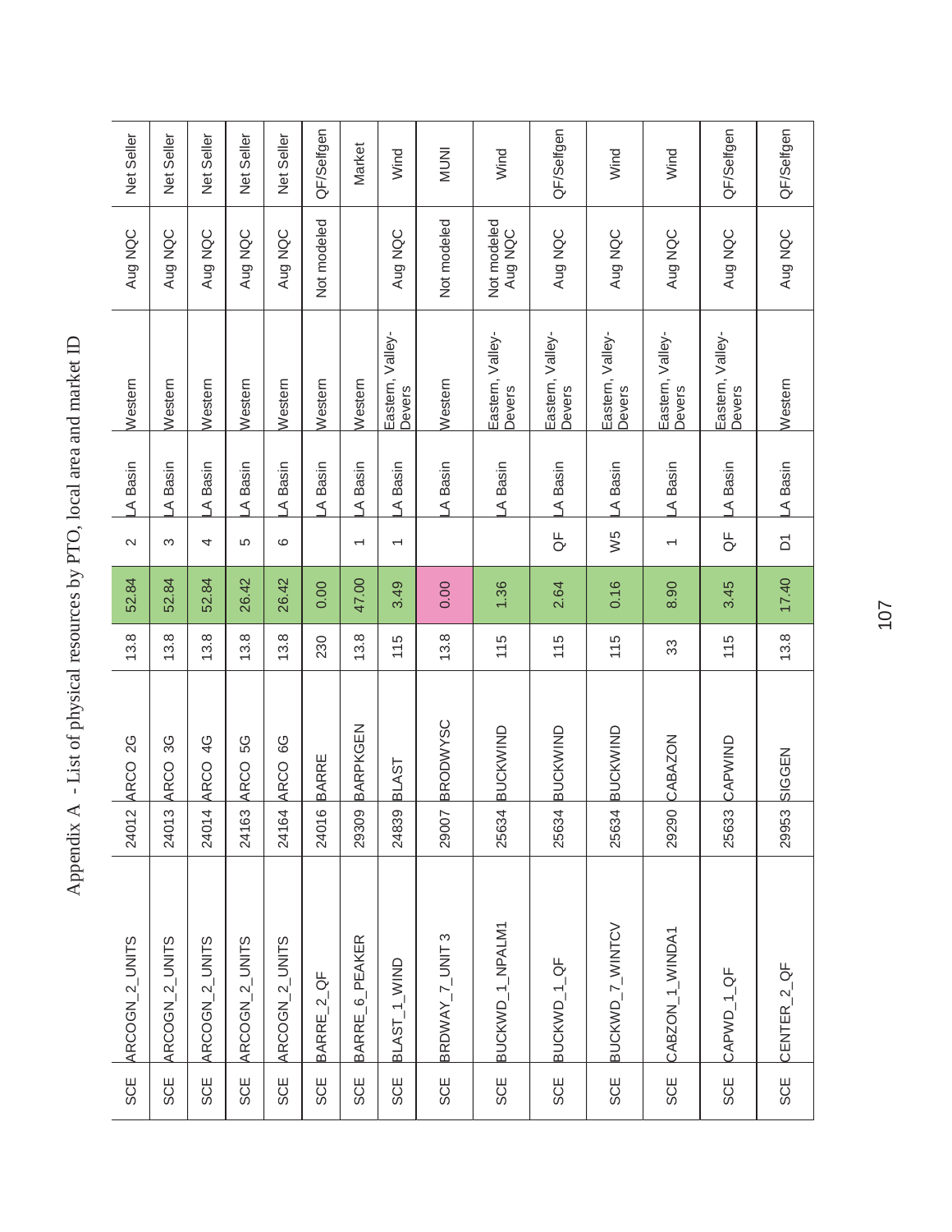# Appendix A - List of physical resources by PTO, local area and market ID

| | | | | | | | | | | | |
|---|---|---|---|---|---|---|---|---|---|---|---|
| SCE | ARCOGN_2_UNITS | 24012 | ARCO 2G | 13.8 | 52.84 | 2 | LA Basin | Western | Aug NQC | Net Seller |
| SCE | ARCOGN_2_UNITS | 24013 | ARCO 3G | 13.8 | 52.84 | 3 | LA Basin | Western | Aug NQC | Net Seller |
| SCE | ARCOGN_2_UNITS | 24014 | ARCO 4G | 13.8 | 52.84 | 4 | LA Basin | Western | Aug NQC | Net Seller |
| SCE | ARCOGN_2_UNITS | 24163 | ARCO 5G | 13.8 | 26.42 | 5 | LA Basin | Western | Aug NQC | Net Seller |
| SCE | ARCOGN_2_UNITS | 24164 | ARCO 6G | 13.8 | 26.42 | 6 | LA Basin | Western | Aug NQC | Net Seller |
| SCE | BARRE_2_QF | 24016 | BARRE | 230 | 0.00 | | LA Basin | Western | Not modeled | QF/Selfgen |
| SCE | BARRE_6_PEAKER | 29309 | BARPKGEN | 13.8 | 47.00 | 1 | LA Basin | Western | | Market |
| SCE | BLAST_1_WIND | 24839 | BLAST | 115 | 3.49 | 1 | LA Basin | Eastern, Valley-Devers | Aug NQC | Wind |
| SCE | BRDWAY_7_UNIT 3 | 29007 | BRODWYSC | 13.8 | 0.00 | | LA Basin | Western | Not modeled | MUNI |
| SCE | BUCKWD_1_NPALM1 | 25634 | BUCKWIND | 115 | 1.36 | | LA Basin | Eastern, Valley-Devers | Not modeled Aug NQC | Wind |
| SCE | BUCKWD_1_QF | 25634 | BUCKWIND | 115 | 2.64 | QF | LA Basin | Eastern, Valley-Devers | Aug NQC | QF/Selfgen |
| SCE | BUCKWD_7_WINTCV | 25634 | BUCKWIND | 115 | 0.16 | W5 | LA Basin | Eastern, Valley-Devers | Aug NQC | Wind |
| SCE | CABZON_1_WINDA1 | 29290 | CABAZON | 33 | 8.90 | 1 | LA Basin | Eastern, Valley-Devers | Aug NQC | Wind |
| SCE | CAPWD_1_QF | 25633 | CAPWIND | 115 | 3.45 | QF | LA Basin | Eastern, Valley-Devers | Aug NQC | QF/Selfgen |
| SCE | CENTER_2_QF | 29953 | SIGGEN | 13.8 | 17.40 | D1 | LA Basin | Western | Aug NQC | QF/Selfgen |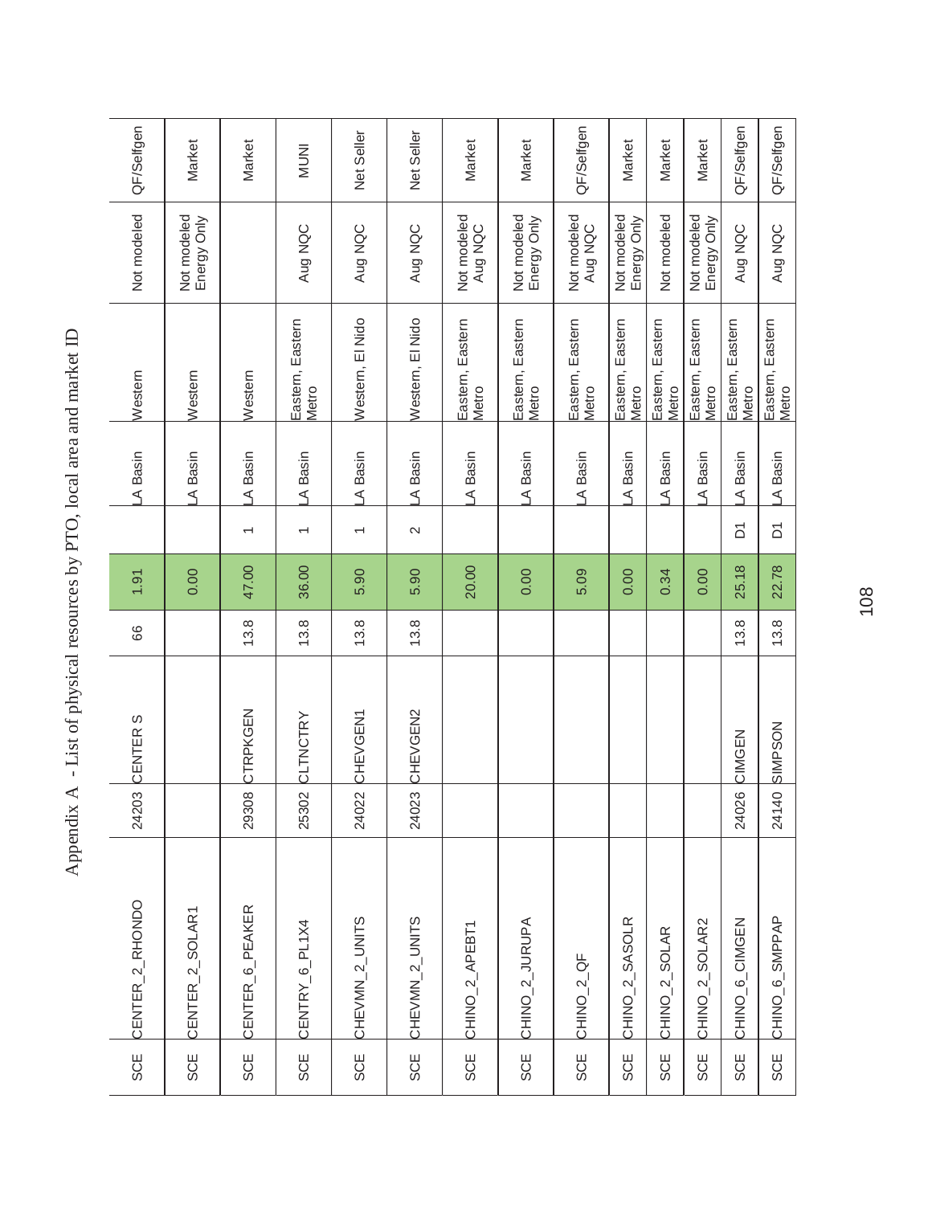# Appendix A - List of physical resources by PTO, local area and market ID

| | | | | | | | | | | |
|---|---|---|---|---|---|---|---|---|---|---|
| SCE | CENTER_2_RHONDO | 24203 | CENTER S | 66 | 1.91 | | LA Basin | Western | Not modeled | QF/Selfgen |
| SCE | CENTER_2_SOLAR1 | | | | 0.00 | | LA Basin | Western | Not modeled Energy Only | Market |
| SCE | CENTER_6_PEAKER | 29308 | CTRPKGEN | 13.8 | 47.00 | 1 | LA Basin | Western | | Market |
| SCE | CENTRY_6_PL1X4 | 25302 | CLTNCTRY | 13.8 | 36.00 | 1 | LA Basin | Eastern, Eastern Metro | Aug NQC | MUNI |
| SCE | CHEVMN_2_UNITS | 24022 | CHEVGEN1 | 13.8 | 5.90 | 1 | LA Basin | Western, El Nido | Aug NQC | Net Seller |
| SCE | CHEVMN_2_UNITS | 24023 | CHEVGEN2 | 13.8 | 5.90 | 2 | LA Basin | Western, El Nido | Aug NQC | Net Seller |
| SCE | CHINO_2_APEBT1 | | | | 20.00 | | LA Basin | Eastern, Eastern Metro | Not modeled Aug NQC | Market |
| SCE | CHINO_2_JURUPA | | | | 0.00 | | LA Basin | Eastern, Eastern Metro | Not modeled Energy Only | Market |
| SCE | CHINO_2_QF | | | | 5.09 | | LA Basin | Eastern, Eastern Metro | Not modeled Aug NQC | QF/Selfgen |
| SCE | CHINO_2_SASOLR | | | | 0.00 | | LA Basin | Eastern, Eastern Metro | Not modeled Energy Only | Market |
| SCE | CHINO_2_SOLAR | | | | 0.34 | | LA Basin | Eastern, Eastern Metro | Not modeled | Market |
| SCE | CHINO_2_SOLAR2 | | | | 0.00 | | LA Basin | Eastern, Eastern Metro | Not modeled Energy Only | Market |
| SCE | CHINO_6_CIMGEN | 24026 | CIMGEN | 13.8 | 25.18 | D1 | LA Basin | Eastern, Eastern Metro | Aug NQC | QF/Selfgen |
| SCE | CHINO_6_SMPPAP | 24140 | SIMPSON | 13.8 | 22.78 | D1 | LA Basin | Eastern, Eastern Metro | Aug NQC | QF/Selfgen |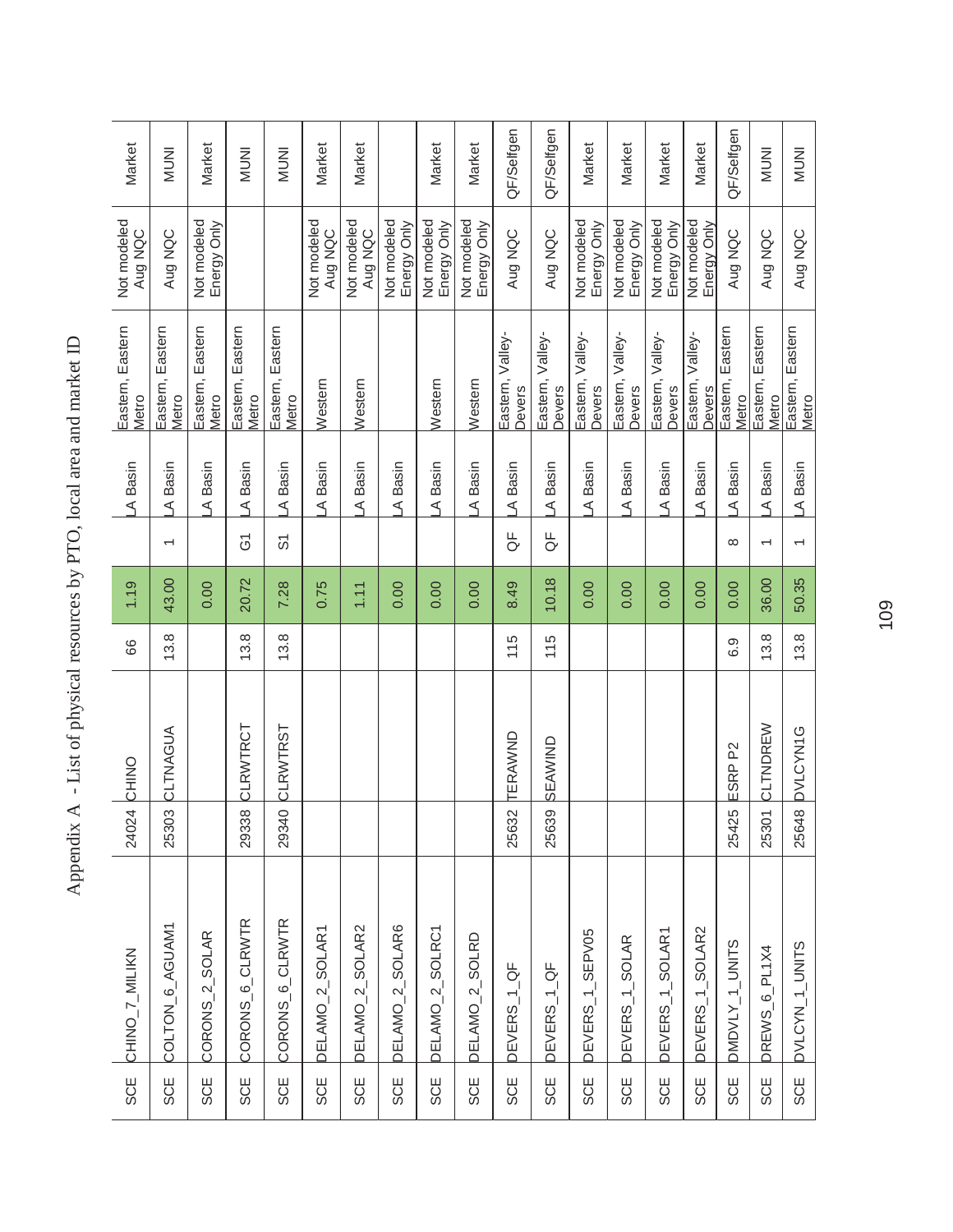# Appendix A - List of physical resources by PTO, local area and market ID

| | | | | | | | | | | |
|---|---|---|---|---|---|---|---|---|---|---|
| SCE | CHINO_7_MILIKN | 24024 | CHINO | 66 | 1.19 | | LA Basin | Eastern, Eastern Metro | Not modeled Aug NQC | Market |
| SCE | COLTON_6_AGUAM1 | 25303 | CLTNAGUA | 13.8 | 43.00 | 1 | LA Basin | Eastern, Eastern Metro | Aug NQC | MUNI |
| SCE | CORONS_2_SOLAR | | | | 0.00 | | LA Basin | Eastern, Eastern Metro | Not modeled Energy Only | Market |
| SCE | CORONS_6_CLRWTR | 29338 | CLRWTRCT | 13.8 | 20.72 | G1 | LA Basin | Eastern, Eastern Metro | | MUNI |
| SCE | CORONS_6_CLRWTR | 29340 | CLRWTRST | 13.8 | 7.28 | S1 | LA Basin | Eastern, Eastern Metro | | MUNI |
| SCE | DELAMO_2_SOLAR1 | | | | 0.75 | | LA Basin | Western | Not modeled Aug NQC | Market |
| SCE | DELAMO_2_SOLAR2 | | | | 1.11 | | LA Basin | Western | Not modeled Aug NQC | Market |
| SCE | DELAMO_2_SOLAR6 | | | | 0.00 | | LA Basin | | Not modeled Energy Only | |
| SCE | DELAMO_2_SOLRC1 | | | | 0.00 | | LA Basin | Western | Not modeled Energy Only | Market |
| SCE | DELAMO_2_SOLRD | | | | 0.00 | | LA Basin | Western | Not modeled Energy Only | Market |
| SCE | DEVERS_1_QF | 25632 | TERAWND | 115 | 8.49 | QF | LA Basin | Eastern, Valley-Devers | Aug NQC | QF/Selfgen |
| SCE | DEVERS_1_QF | 25639 | SEAWIND | 115 | 10.18 | QF | LA Basin | Eastern, Valley-Devers | Aug NQC | QF/Selfgen |
| SCE | DEVERS_1_SEPV05 | | | | 0.00 | | LA Basin | Eastern, Valley-Devers | Not modeled Energy Only | Market |
| SCE | DEVERS_1_SOLAR | | | | 0.00 | | LA Basin | Eastern, Valley-Devers | Not modeled Energy Only | Market |
| SCE | DEVERS_1_SOLAR1 | | | | 0.00 | | LA Basin | Eastern, Valley-Devers | Not modeled Energy Only | Market |
| SCE | DEVERS_1_SOLAR2 | | | | 0.00 | | LA Basin | Eastern, Valley-Devers | Not modeled Energy Only | Market |
| SCE | DMDVLY_1_UNITS | 25425 | ESRP P2 | 6.9 | 0.00 | 8 | LA Basin | Eastern, Eastern Metro | Aug NQC | QF/Selfgen |
| SCE | DREWS_6_PL1X4 | 25301 | CLTNDREW | 13.8 | 36.00 | 1 | LA Basin | Eastern, Eastern Metro | Aug NQC | MUNI |
| SCE | DVLCYN_1_UNITS | 25648 | DVLCYN1G | 13.8 | 50.35 | 1 | LA Basin | Eastern, Eastern Metro | Aug NQC | MUNI |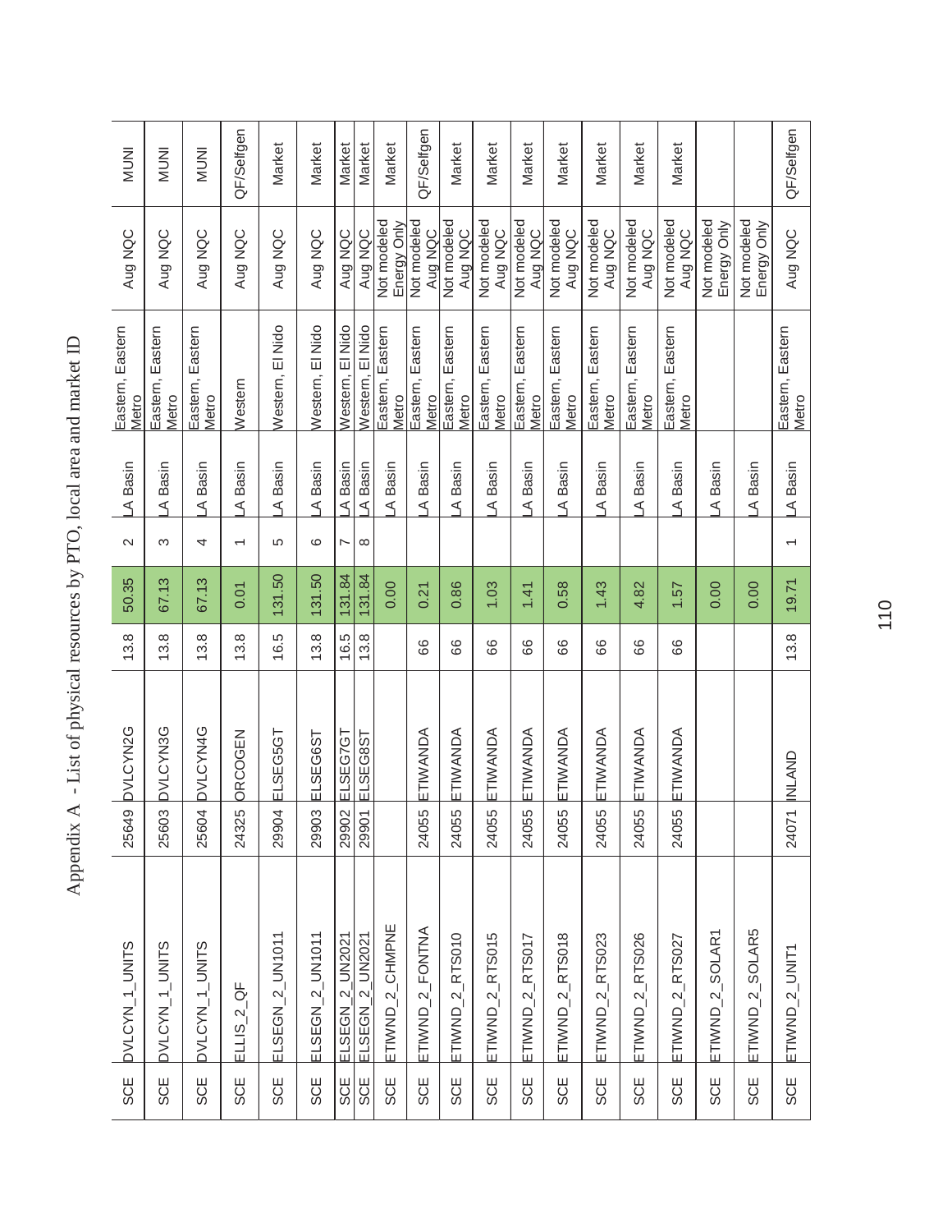# Appendix A - List of physical resources by PTO, local area and market ID

| | | | | | | | | | | |
|---|---|---|---|---|---|---|---|---|---|---|
| SCE | DVLCYN_1_UNITS | 25649 | DVLCYN2G | 13.8 | 50.35 | 2 | LA Basin | Eastern, Eastern Metro | Aug NQC | MUNI |
| SCE | DVLCYN_1_UNITS | 25603 | DVLCYN3G | 13.8 | 67.13 | 3 | LA Basin | Eastern, Eastern Metro | Aug NQC | MUNI |
| SCE | DVLCYN_1_UNITS | 25604 | DVLCYN4G | 13.8 | 67.13 | 4 | LA Basin | Eastern, Eastern Metro | Aug NQC | MUNI |
| SCE | ELLIS_2_QF | 24325 | ORCOGEN | 13.8 | 0.01 | 1 | LA Basin | Western | Aug NQC | QF/Selfgen |
| SCE | ELSEGN_2_UN1011 | 29904 | ELSEG5GT | 16.5 | 131.50 | 5 | LA Basin | Western, El Nido | Aug NQC | Market |
| SCE | ELSEGN_2_UN1011 | 29903 | ELSEG6ST | 13.8 | 131.50 | 6 | LA Basin | Western, El Nido | Aug NQC | Market |
| SCE | ELSEGN_2_UN2021 | 29902 | ELSEG7GT | 16.5 | 131.84 | 7 | LA Basin | Western, El Nido | Aug NQC | Market |
| SCE | ELSEGN_2_UN2021 | 29901 | ELSEG8ST | 13.8 | 131.84 | 8 | LA Basin | Western, El Nido | Aug NQC | Market |
| SCE | ETIWND_2_CHMPNE | | | | 0.00 | | LA Basin | Eastern, Eastern Metro | Not modeled Energy Only | Market |
| SCE | ETIWND_2_FONTNA | 24055 | ETIWANDA | 66 | 0.21 | | LA Basin | Eastern, Eastern Metro | Not modeled Aug NQC | QF/Selfgen |
| SCE | ETIWND_2_RTS010 | 24055 | ETIWANDA | 66 | 0.86 | | LA Basin | Eastern, Eastern Metro | Not modeled Aug NQC | Market |
| SCE | ETIWND_2_RTS015 | 24055 | ETIWANDA | 66 | 1.03 | | LA Basin | Eastern, Eastern Metro | Not modeled Aug NQC | Market |
| SCE | ETIWND_2_RTS017 | 24055 | ETIWANDA | 66 | 1.41 | | LA Basin | Eastern, Eastern Metro | Not modeled Aug NQC | Market |
| SCE | ETIWND_2_RTS018 | 24055 | ETIWANDA | 66 | 0.58 | | LA Basin | Eastern, Eastern Metro | Not modeled Aug NQC | Market |
| SCE | ETIWND_2_RTS023 | 24055 | ETIWANDA | 66 | 1.43 | | LA Basin | Eastern, Eastern Metro | Not modeled Aug NQC | Market |
| SCE | ETIWND_2_RTS026 | 24055 | ETIWANDA | 66 | 4.82 | | LA Basin | Eastern, Eastern Metro | Not modeled Aug NQC | Market |
| SCE | ETIWND_2_RTS027 | 24055 | ETIWANDA | 66 | 1.57 | | LA Basin | Eastern, Eastern Metro | Not modeled Aug NQC | Market |
| SCE | ETIWND_2_SOLAR1 | | | | 0.00 | | LA Basin | | Not modeled Energy Only | |
| SCE | ETIWND_2_SOLAR5 | | | | 0.00 | | LA Basin | | Not modeled Energy Only | |
| SCE | ETIWND_2_UNIT1 | 24071 | INLAND | 13.8 | 19.71 | 1 | LA Basin | Eastern, Eastern Metro | Aug NQC | QF/Selfgen |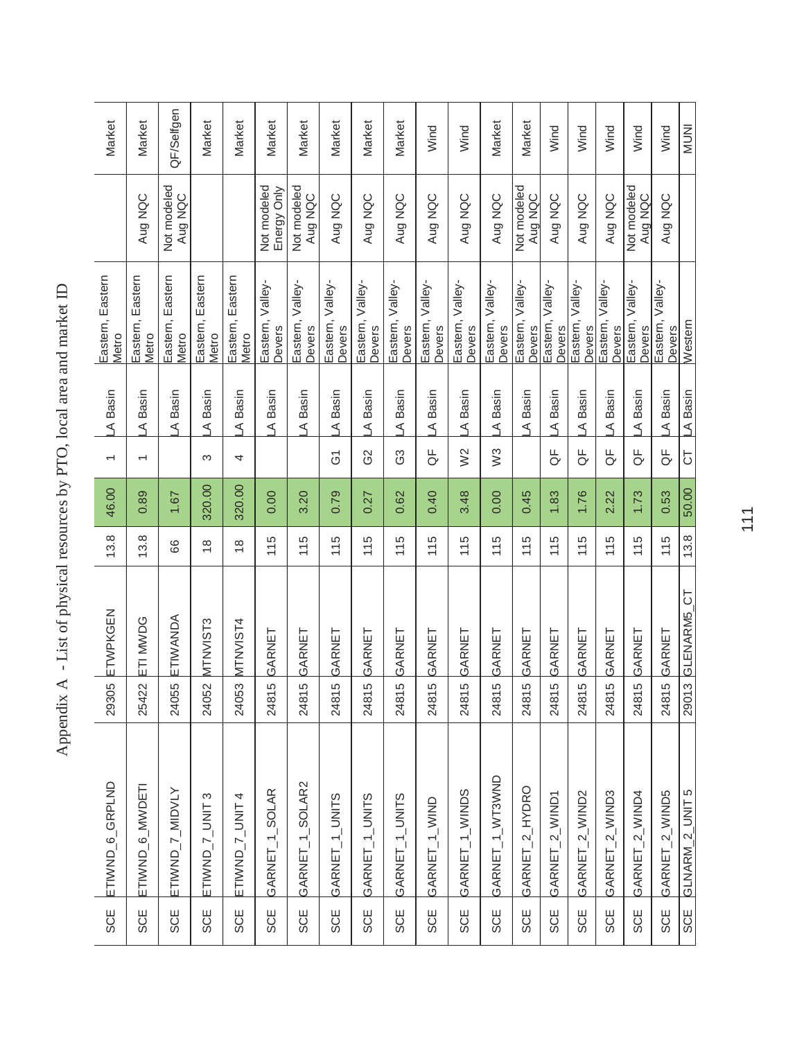# Appendix A - List of physical resources by PTO, local area and market ID

| | | | | | | | | | | |
|---|---|---|---|---|---|---|---|---|---|---|
| SCE | ETIWND_6_GRPLND | 29305 | ETWPKGEN | 13.8 | 46.00 | 1 | LA Basin | Eastern, Eastern Metro | | Market |
| SCE | ETIWND_6_MWDETI | 25422 | ETI MWDG | 13.8 | 0.89 | 1 | LA Basin | Eastern, Eastern Metro | Aug NQC | Market |
| SCE | ETIWND_7_MIDVLY | 24055 | ETIWANDA | 66 | 1.67 | | LA Basin | Eastern, Eastern Metro | Not modeled Aug NQC | QF/Selfgen |
| SCE | ETIWND_7_UNIT 3 | 24052 | MTNVIST3 | 18 | 320.00 | 3 | LA Basin | Eastern, Eastern Metro | | Market |
| SCE | ETIWND_7_UNIT 4 | 24053 | MTNVIST4 | 18 | 320.00 | 4 | LA Basin | Eastern, Eastern Metro | | Market |
| SCE | GARNET_1_SOLAR | 24815 | GARNET | 115 | 0.00 | | LA Basin | Eastern, Valley-Devers | Not modeled Energy Only | Market |
| SCE | GARNET_1_SOLAR2 | 24815 | GARNET | 115 | 3.20 | | LA Basin | Eastern, Valley-Devers | Not modeled Aug NQC | Market |
| SCE | GARNET_1_UNITS | 24815 | GARNET | 115 | 0.79 | G1 | LA Basin | Eastern, Valley-Devers | Aug NQC | Market |
| SCE | GARNET_1_UNITS | 24815 | GARNET | 115 | 0.27 | G2 | LA Basin | Eastern, Valley-Devers | Aug NQC | Market |
| SCE | GARNET_1_UNITS | 24815 | GARNET | 115 | 0.62 | G3 | LA Basin | Eastern, Valley-Devers | Aug NQC | Market |
| SCE | GARNET_1_WIND | 24815 | GARNET | 115 | 0.40 | QF | LA Basin | Eastern, Valley-Devers | Aug NQC | Wind |
| SCE | GARNET_1_WINDS | 24815 | GARNET | 115 | 3.48 | W2 | LA Basin | Eastern, Valley-Devers | Aug NQC | Wind |
| SCE | GARNET_1_WT3WND | 24815 | GARNET | 115 | 0.00 | W3 | LA Basin | Eastern, Valley-Devers | Aug NQC | Market |
| SCE | GARNET_2_HYDRO | 24815 | GARNET | 115 | 0.45 | | LA Basin | Eastern, Valley-Devers | Not modeled Aug NQC | Market |
| SCE | GARNET_2_WIND1 | 24815 | GARNET | 115 | 1.83 | QF | LA Basin | Eastern, Valley-Devers | Aug NQC | Wind |
| SCE | GARNET_2_WIND2 | 24815 | GARNET | 115 | 1.76 | QF | LA Basin | Eastern, Valley-Devers | Aug NQC | Wind |
| SCE | GARNET_2_WIND3 | 24815 | GARNET | 115 | 2.22 | QF | LA Basin | Eastern, Valley-Devers | Aug NQC | Wind |
| SCE | GARNET_2_WIND4 | 24815 | GARNET | 115 | 1.73 | QF | LA Basin | Eastern, Valley-Devers | Not modeled Aug NQC | Wind |
| SCE | GARNET_2_WIND5 | 24815 | GARNET | 115 | 0.53 | QF | LA Basin | Eastern, Valley-Devers | Aug NQC | Wind |
| SCE | GLNARM_2_UNIT 5 | 29013 | GLENARM5_CT | 13.8 | 50.00 | CT | LA Basin | Western | | MUNI |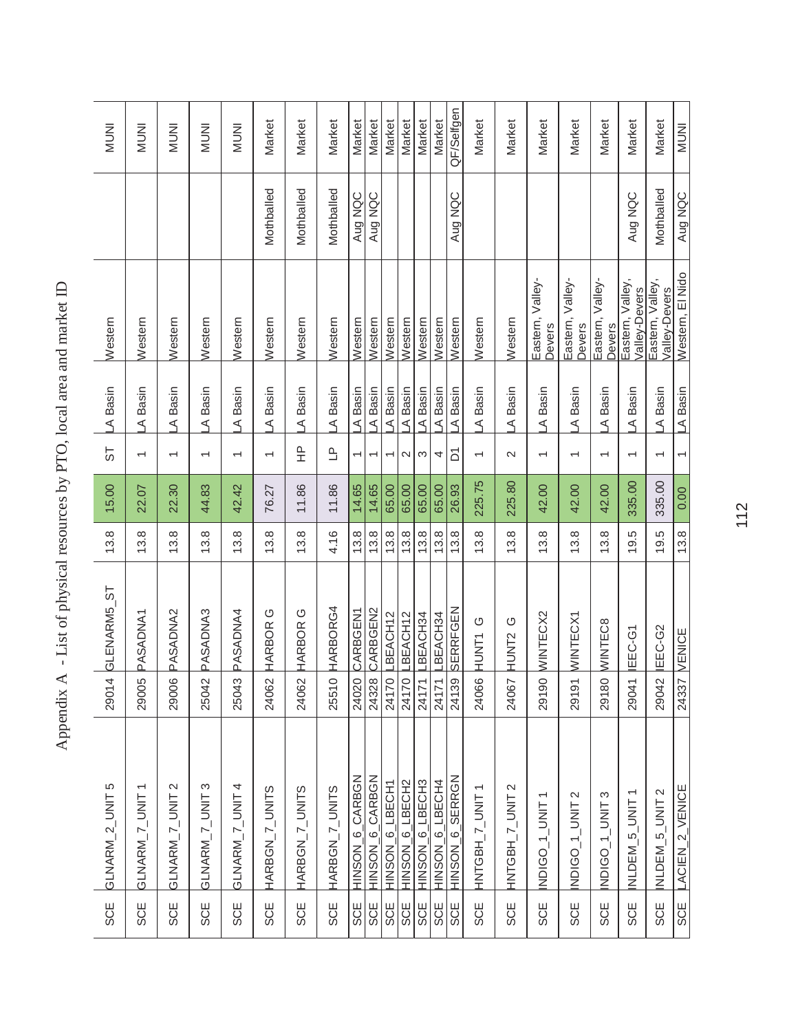# Appendix A - List of physical resources by PTO, local area and market ID

| | | | | | | | | | | |
|---|---|---|---|---|---|---|---|---|---|---|
| SCE | GLNARM_2_UNIT 5 | 29014 | GLENARM5_ST | 13.8 | 15.00 | ST | LA Basin | Western | | MUNI |
| SCE | GLNARM_7_UNIT 1 | 29005 | PASADNA1 | 13.8 | 22.07 | 1 | LA Basin | Western | | MUNI |
| SCE | GLNARM_7_UNIT 2 | 29006 | PASADNA2 | 13.8 | 22.30 | 1 | LA Basin | Western | | MUNI |
| SCE | GLNARM_7_UNIT 3 | 25042 | PASADNA3 | 13.8 | 44.83 | 1 | LA Basin | Western | | MUNI |
| SCE | GLNARM_7_UNIT 4 | 25043 | PASADNA4 | 13.8 | 42.42 | 1 | LA Basin | Western | | MUNI |
| SCE | HARBGN_7_UNITS | 24062 | HARBOR G | 13.8 | 76.27 | 1 | LA Basin | Western | Mothballed | Market |
| SCE | HARBGN_7_UNITS | 24062 | HARBOR G | 13.8 | 11.86 | HP | LA Basin | Western | Mothballed | Market |
| SCE | HARBGN_7_UNITS | 25510 | HARBORG4 | 4.16 | 11.86 | LP | LA Basin | Western | Mothballed | Market |
| SCE | HINSON_6_CARBGN | 24020 | CARBGEN1 | 13.8 | 14.65 | 1 | LA Basin | Western | Aug NQC | Market |
| SCE | HINSON_6_CARBGN | 24328 | CARBGEN2 | 13.8 | 14.65 | 1 | LA Basin | Western | Aug NQC | Market |
| SCE | HINSON_6_LBECH1 | 24170 | LBEACH12 | 13.8 | 65.00 | 1 | LA Basin | Western | | Market |
| SCE | HINSON_6_LBECH2 | 24170 | LBEACH12 | 13.8 | 65.00 | 2 | LA Basin | Western | | Market |
| SCE | HINSON_6_LBECH3 | 24171 | LBEACH34 | 13.8 | 65.00 | 3 | LA Basin | Western | | Market |
| SCE | HINSON_6_LBECH4 | 24171 | LBEACH34 | 13.8 | 65.00 | 4 | LA Basin | Western | | Market |
| SCE | HINSON_6_SERRGN | 24139 | SERRFGEN | 13.8 | 26.93 | D1 | LA Basin | Western | Aug NQC | QF/Selfgen |
| SCE | HNTGBH_7_UNIT 1 | 24066 | HUNT1 G | 13.8 | 225.75 | 1 | LA Basin | Western | | Market |
| SCE | HNTGBH_7_UNIT 2 | 24067 | HUNT2 G | 13.8 | 225.80 | 2 | LA Basin | Western | | Market |
| SCE | INDIGO_1_UNIT 1 | 29190 | WINTECX2 | 13.8 | 42.00 | 1 | LA Basin | Eastern, Valley-Devers | | Market |
| SCE | INDIGO_1_UNIT 2 | 29191 | WINTECX1 | 13.8 | 42.00 | 1 | LA Basin | Eastern, Valley-Devers | | Market |
| SCE | INDIGO_1_UNIT 3 | 29180 | WINTEC8 | 13.8 | 42.00 | 1 | LA Basin | Eastern, Valley-Devers | | Market |
| SCE | INLDEM_5_UNIT 1 | 29041 | IEEC-G1 | 19.5 | 335.00 | 1 | LA Basin | Eastern, Valley, Valley-Devers | Aug NQC | Market |
| SCE | INLDEM_5_UNIT 2 | 29042 | IEEC-G2 | 19.5 | 335.00 | 1 | LA Basin | Eastern, Valley, Valley-Devers | Mothballed | Market |
| SCE | LACIEN_2_VENICE | 24337 | VENICE | 13.8 | 0.00 | 1 | LA Basin | Western, El Nido | Aug NQC | MUNI |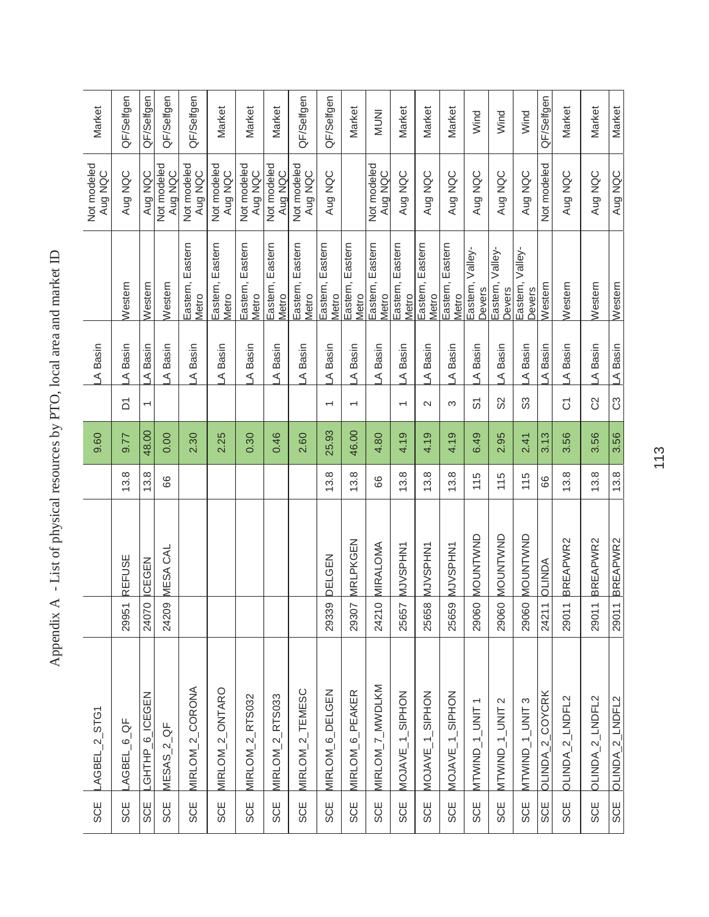# Appendix A - List of physical resources by PTO, local area and market ID

| | | | | | | | | | | |
|---|---|---|---|---|---|---|---|---|---|---|
| SCE | LAGBEL_2_STG1 | | | | 9.60 | | LA Basin | | Not modeled Aug NQC | Market |
| SCE | LAGBEL_6_QF | 29951 | REFUSE | 13.8 | 9.77 | D1 | LA Basin | Western | Aug NQC | QF/Selfgen |
| SCE | LGHTHP_6_ICEGEN | 24070 | ICEGEN | 13.8 | 48.00 | 1 | LA Basin | Western | Aug NQC | QF/Selfgen |
| SCE | MESAS_2_QF | 24209 | MESA CAL | 66 | 0.00 | | LA Basin | Western | Not modeled Aug NQC | QF/Selfgen |
| SCE | MIRLOM_2_CORONA | | | | 2.30 | | LA Basin | Eastern, Eastern Metro | Not modeled Aug NQC | QF/Selfgen |
| SCE | MIRLOM_2_ONTARO | | | | 2.25 | | LA Basin | Eastern, Eastern Metro | Not modeled Aug NQC | Market |
| SCE | MIRLOM_2_RTS032 | | | | 0.30 | | LA Basin | Eastern, Eastern Metro | Not modeled Aug NQC | Market |
| SCE | MIRLOM_2_RTS033 | | | | 0.46 | | LA Basin | Eastern, Eastern Metro | Not modeled Aug NQC | Market |
| SCE | MIRLOM_2_TEMESC | | | | 2.60 | | LA Basin | Eastern, Eastern Metro | Not modeled Aug NQC | QF/Selfgen |
| SCE | MIRLOM_6_DELGEN | 29339 | DELGEN | 13.8 | 25.93 | 1 | LA Basin | Eastern, Eastern Metro | Aug NQC | QF/Selfgen |
| SCE | MIRLOM_6_PEAKER | 29307 | MRLPKGEN | 13.8 | 46.00 | 1 | LA Basin | Eastern, Eastern Metro | | Market |
| SCE | MIRLOM_7_MWDLKM | 24210 | MIRALOMA | 66 | 4.80 | | LA Basin | Eastern, Eastern Metro | Not modeled Aug NQC | MUNI |
| SCE | MOJAVE_1_SIPHON | 25657 | MJVSPHN1 | 13.8 | 4.19 | 1 | LA Basin | Eastern, Eastern Metro | Aug NQC | Market |
| SCE | MOJAVE_1_SIPHON | 25658 | MJVSPHN1 | 13.8 | 4.19 | 2 | LA Basin | Eastern, Eastern Metro | Aug NQC | Market |
| SCE | MOJAVE_1_SIPHON | 25659 | MJVSPHN1 | 13.8 | 4.19 | 3 | LA Basin | Eastern, Eastern Metro | Aug NQC | Market |
| SCE | MTWIND_1_UNIT 1 | 29060 | MOUNTWND | 115 | 6.49 | S1 | LA Basin | Eastern, Valley-Devers | Aug NQC | Wind |
| SCE | MTWIND_1_UNIT 2 | 29060 | MOUNTWND | 115 | 2.95 | S2 | LA Basin | Eastern, Valley-Devers | Aug NQC | Wind |
| SCE | MTWIND_1_UNIT 3 | 29060 | MOUNTWND | 115 | 2.41 | S3 | LA Basin | Eastern, Valley-Devers | Aug NQC | Wind |
| SCE | OLINDA_2_COYCRK | 24211 | OLINDA | 66 | 3.13 | | LA Basin | Western | Not modeled | QF/Selfgen |
| SCE | OLINDA_2_LNDFL2 | 29011 | BREAPWR2 | 13.8 | 3.56 | C1 | LA Basin | Western | Aug NQC | Market |
| SCE | OLINDA_2_LNDFL2 | 29011 | BREAPWR2 | 13.8 | 3.56 | C2 | LA Basin | Western | Aug NQC | Market |
| SCE | OLINDA_2_LNDFL2 | 29011 | BREAPWR2 | 13.8 | 3.56 | C3 | LA Basin | Western | Aug NQC | Market |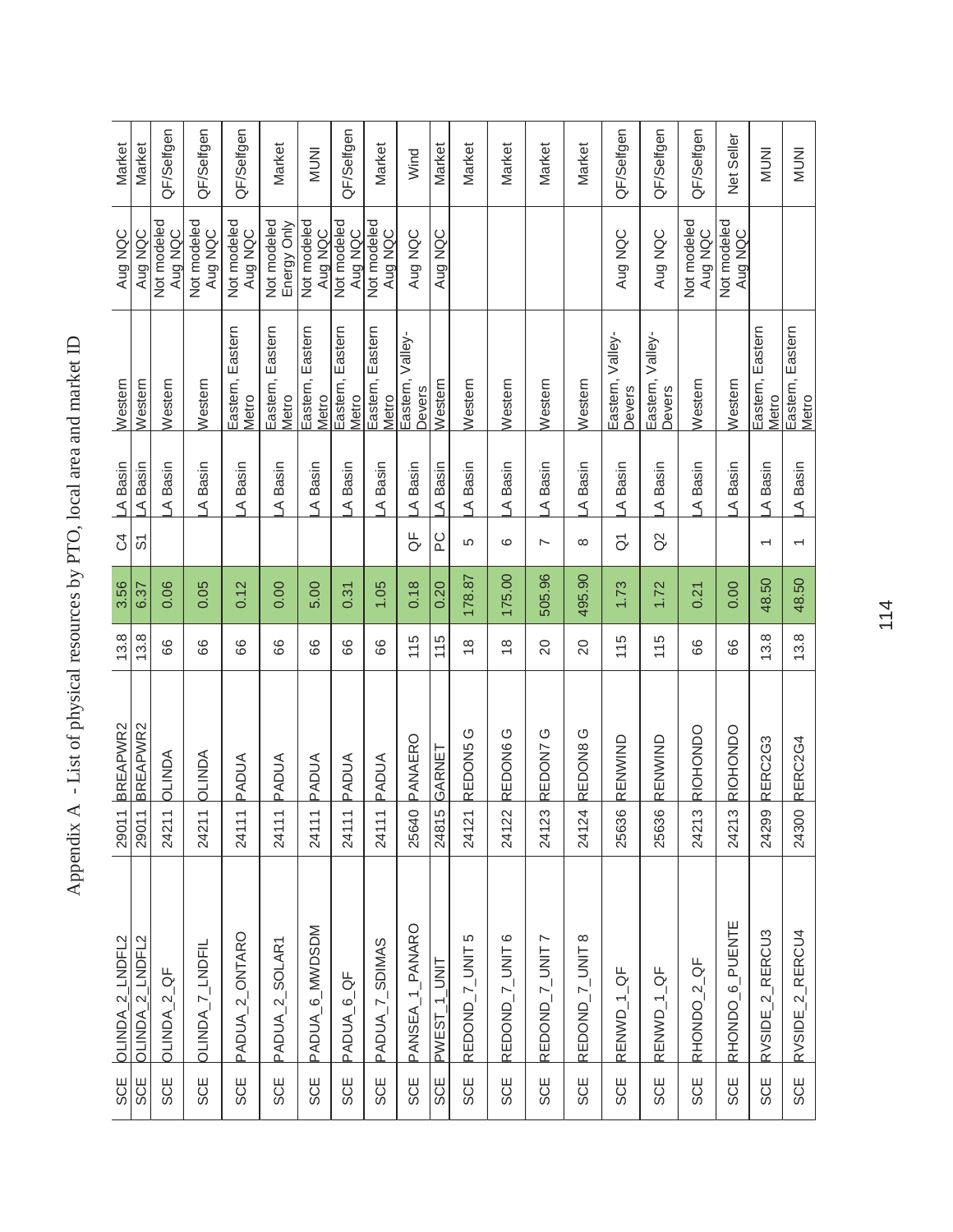# Appendix A - List of physical resources by PTO, local area and market ID

| PTO | Market ID | Bus # | Bus Name | kV | NQC | Unit ID | LCR Area | LCR Sub-Area | NQC Comments | CAISO Tag |
|---|---|---|---|---|---|---|---|---|---|---|
| SCE | OLINDA_2_LNDFL2 | 29011 | BREAPWR2 | 13.8 | 3.56 | C4 | LA Basin | Western | Aug NQC | Market |
| SCE | OLINDA_2_LNDFL2 | 29011 | BREAPWR2 | 13.8 | 6.37 | S1 | LA Basin | Western | Aug NQC | Market |
| SCE | OLINDA_2_QF | 24211 | OLINDA | 66 | 0.06 | | LA Basin | Western | Not modeled Aug NQC | QF/Selfgen |
| SCE | OLINDA_7_LNDFIL | 24211 | OLINDA | 66 | 0.05 | | LA Basin | Western | Not modeled Aug NQC | QF/Selfgen |
| SCE | PADUA_2_ONTARO | 24111 | PADUA | 66 | 0.12 | | LA Basin | Eastern, Eastern Metro | Not modeled Aug NQC | QF/Selfgen |
| SCE | PADUA_2_SOLAR1 | 24111 | PADUA | 66 | 0.00 | | LA Basin | Eastern, Eastern Metro | Not modeled Energy Only | Market |
| SCE | PADUA_6_MWDSDM | 24111 | PADUA | 66 | 5.00 | | LA Basin | Eastern, Eastern Metro | Not modeled Aug NQC | MUNI |
| SCE | PADUA_6_QF | 24111 | PADUA | 66 | 0.31 | | LA Basin | Eastern, Eastern Metro | Not modeled Aug NQC | QF/Selfgen |
| SCE | PADUA_7_SDIMAS | 24111 | PADUA | 66 | 1.05 | | LA Basin | Eastern, Eastern Metro | Not modeled Aug NQC | Market |
| SCE | PANSEA_1_PANARO | 25640 | PANAERO | 115 | 0.18 | QF | LA Basin | Eastern, Valley-Devers | Aug NQC | Wind |
| SCE | PWEST_1_UNIT | 24815 | GARNET | 115 | 0.20 | PC | LA Basin | Western | Aug NQC | Market |
| SCE | REDOND_7_UNIT 5 | 24121 | REDON5 G | 18 | 178.87 | 5 | LA Basin | Western | | Market |
| SCE | REDOND_7_UNIT 6 | 24122 | REDON6 G | 18 | 175.00 | 6 | LA Basin | Western | | Market |
| SCE | REDOND_7_UNIT 7 | 24123 | REDON7 G | 20 | 505.96 | 7 | LA Basin | Western | | Market |
| SCE | REDOND_7_UNIT 8 | 24124 | REDON8 G | 20 | 495.90 | 8 | LA Basin | Western | | Market |
| SCE | RENWD_1_QF | 25636 | RENWIND | 115 | 1.73 | Q1 | LA Basin | Eastern, Valley-Devers | Aug NQC | QF/Selfgen |
| SCE | RENWD_1_QF | 25636 | RENWIND | 115 | 1.72 | Q2 | LA Basin | Eastern, Valley-Devers | Aug NQC | QF/Selfgen |
| SCE | RHONDO_2_QF | 24213 | RIOHONDO | 66 | 0.21 | | LA Basin | Western | Not modeled Aug NQC | QF/Selfgen |
| SCE | RHONDO_6_PUENTE | 24213 | RIOHONDO | 66 | 0.00 | | LA Basin | Western | Not modeled Aug NQC | Net Seller |
| SCE | RVSIDE_2_RERCU3 | 24299 | RERC2G3 | 13.8 | 48.50 | 1 | LA Basin | Eastern, Eastern Metro | | MUNI |
| SCE | RVSIDE_2_RERCU4 | 24300 | RERC2G4 | 13.8 | 48.50 | 1 | LA Basin | Eastern, Eastern Metro | | MUNI |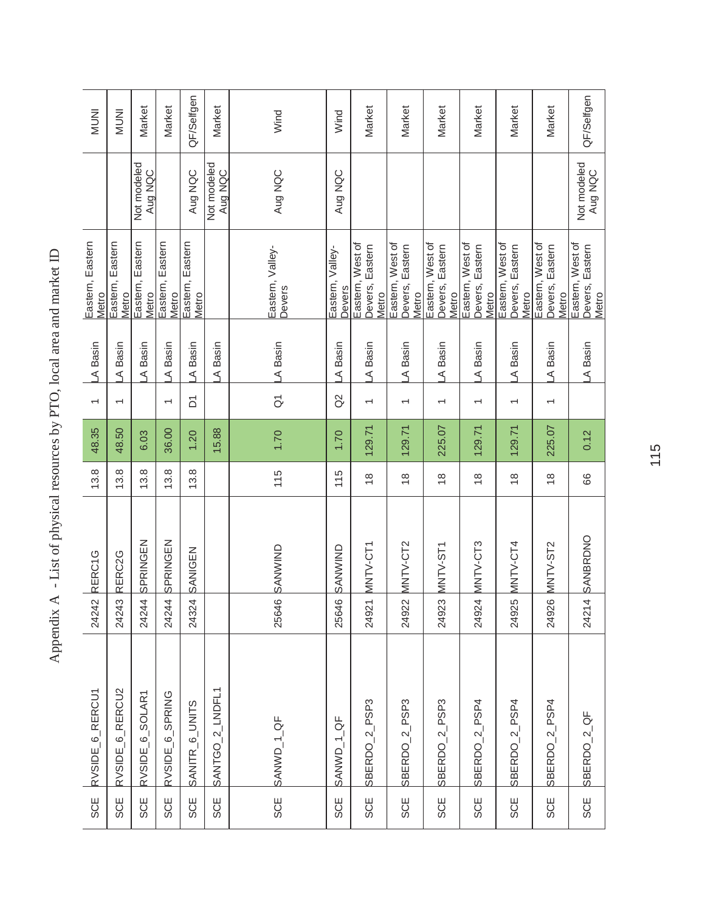Appendix A - List of physical resources by PTO, local area and market ID

| | | | | | | | | | | |
|---|---|---|---|---|---|---|---|---|---|---|
| SCE | RVSIDE_6_RERCU1 | 24242 | RERC1G | 13.8 | 48.35 | 1 | LA Basin | Eastern, Eastern Metro | | MUNI |
| SCE | RVSIDE_6_RERCU2 | 24243 | RERC2G | 13.8 | 48.50 | 1 | LA Basin | Eastern, Eastern Metro | | MUNI |
| SCE | RVSIDE_6_SOLAR1 | 24244 | SPRINGEN | 13.8 | 6.03 | | LA Basin | Eastern, Eastern Metro | Not modeled Aug NQC | Market |
| SCE | RVSIDE_6_SPRING | 24244 | SPRINGEN | 13.8 | 36.00 | 1 | LA Basin | Eastern, Eastern Metro | | Market |
| SCE | SANITR_6_UNITS | 24324 | SANIGEN | 13.8 | 1.20 | D1 | LA Basin | Eastern, Eastern Metro | Aug NQC | QF/Selfgen |
| SCE | SANTGO_2_LNDFL1 | | | | 15.88 | | LA Basin | | Not modeled Aug NQC | Market |
| SCE | SANWD_1_QF | 25646 | SANWIND | 115 | 1.70 | Q1 | LA Basin | Eastern, Valley-Devers | Aug NQC | Wind |
| SCE | SANWD_1_QF | 25646 | SANWIND | 115 | 1.70 | Q2 | LA Basin | Eastern, Valley-Devers | Aug NQC | Wind |
| SCE | SBERDO_2_PSP3 | 24921 | MNTV-CT1 | 18 | 129.71 | 1 | LA Basin | Eastern, West of Devers, Eastern Metro | | Market |
| SCE | SBERDO_2_PSP3 | 24922 | MNTV-CT2 | 18 | 129.71 | 1 | LA Basin | Eastern, West of Devers, Eastern Metro | | Market |
| SCE | SBERDO_2_PSP3 | 24923 | MNTV-ST1 | 18 | 225.07 | 1 | LA Basin | Eastern, West of Devers, Eastern Metro | | Market |
| SCE | SBERDO_2_PSP4 | 24924 | MNTV-CT3 | 18 | 129.71 | 1 | LA Basin | Eastern, West of Devers, Eastern Metro | | Market |
| SCE | SBERDO_2_PSP4 | 24925 | MNTV-CT4 | 18 | 129.71 | 1 | LA Basin | Eastern, West of Devers, Eastern Metro | | Market |
| SCE | SBERDO_2_PSP4 | 24926 | MNTV-ST2 | 18 | 225.07 | 1 | LA Basin | Eastern, West of Devers, Eastern Metro | | Market |
| SCE | SBERDO_2_QF | 24214 | SANBRDNO | 66 | 0.12 | | LA Basin | Eastern, West of Devers, Eastern Metro | Not modeled Aug NQC | QF/Selfgen |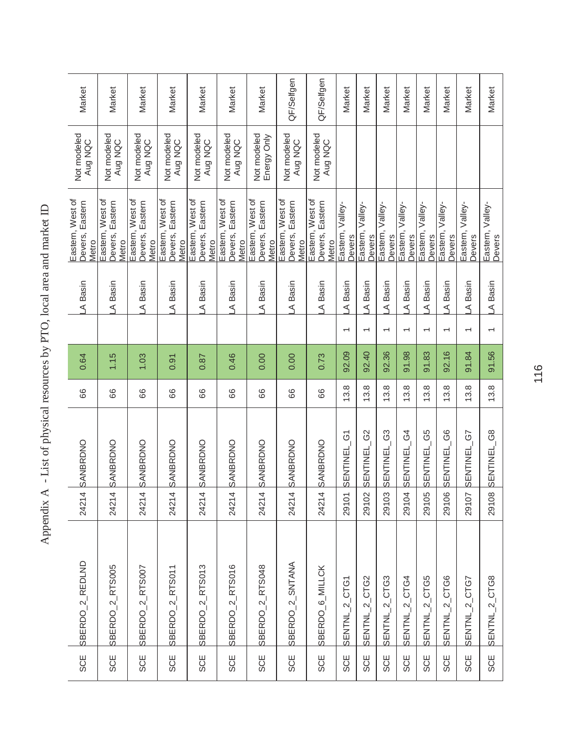# Appendix A - List of physical resources by PTO, local area and market ID

| | | | | | | | | | | |
|---|---|---|---|---|---|---|---|---|---|---|
| SCE | SBERDO_2_REDLND | 24214 | SANBRDNO | 66 | 0.64 | | LA Basin | Eastern, West of Devers, Eastern Metro | Not modeled Aug NQC | Market |
| SCE | SBERDO_2_RTS005 | 24214 | SANBRDNO | 66 | 1.15 | | LA Basin | Eastern, West of Devers, Eastern Metro | Not modeled Aug NQC | Market |
| SCE | SBERDO_2_RTS007 | 24214 | SANBRDNO | 66 | 1.03 | | LA Basin | Eastern, West of Devers, Eastern Metro | Not modeled Aug NQC | Market |
| SCE | SBERDO_2_RTS011 | 24214 | SANBRDNO | 66 | 0.91 | | LA Basin | Eastern, West of Devers, Eastern Metro | Not modeled Aug NQC | Market |
| SCE | SBERDO_2_RTS013 | 24214 | SANBRDNO | 66 | 0.87 | | LA Basin | Eastern, West of Devers, Eastern Metro | Not modeled Aug NQC | Market |
| SCE | SBERDO_2_RTS016 | 24214 | SANBRDNO | 66 | 0.46 | | LA Basin | Eastern, West of Devers, Eastern Metro | Not modeled Aug NQC | Market |
| SCE | SBERDO_2_RTS048 | 24214 | SANBRDNO | 66 | 0.00 | | LA Basin | Eastern, West of Devers, Eastern Metro | Not modeled Energy Only | Market |
| SCE | SBERDO_2_SNTANA | 24214 | SANBRDNO | 66 | 0.00 | | LA Basin | Eastern, West of Devers, Eastern Metro | Not modeled Aug NQC | QF/Selfgen |
| SCE | SBERDO_6_MILLCK | 24214 | SANBRDNO | 66 | 0.73 | | LA Basin | Eastern, West of Devers, Eastern Metro | Not modeled Aug NQC | QF/Selfgen |
| SCE | SENTNL_2_CTG1 | 29101 | SENTINEL_G1 | 13.8 | 92.09 | 1 | LA Basin | Eastern, Valley-Devers | | Market |
| SCE | SENTNL_2_CTG2 | 29102 | SENTINEL_G2 | 13.8 | 92.40 | 1 | LA Basin | Eastern, Valley-Devers | | Market |
| SCE | SENTNL_2_CTG3 | 29103 | SENTINEL_G3 | 13.8 | 92.36 | 1 | LA Basin | Eastern, Valley-Devers | | Market |
| SCE | SENTNL_2_CTG4 | 29104 | SENTINEL_G4 | 13.8 | 91.98 | 1 | LA Basin | Eastern, Valley-Devers | | Market |
| SCE | SENTNL_2_CTG5 | 29105 | SENTINEL_G5 | 13.8 | 91.83 | 1 | LA Basin | Eastern, Valley-Devers | | Market |
| SCE | SENTNL_2_CTG6 | 29106 | SENTINEL_G6 | 13.8 | 92.16 | 1 | LA Basin | Eastern, Valley-Devers | | Market |
| SCE | SENTNL_2_CTG7 | 29107 | SENTINEL_G7 | 13.8 | 91.84 | 1 | LA Basin | Eastern, Valley-Devers | | Market |
| SCE | SENTNL_2_CTG8 | 29108 | SENTINEL_G8 | 13.8 | 91.56 | 1 | LA Basin | Eastern, Valley-Devers | | Market |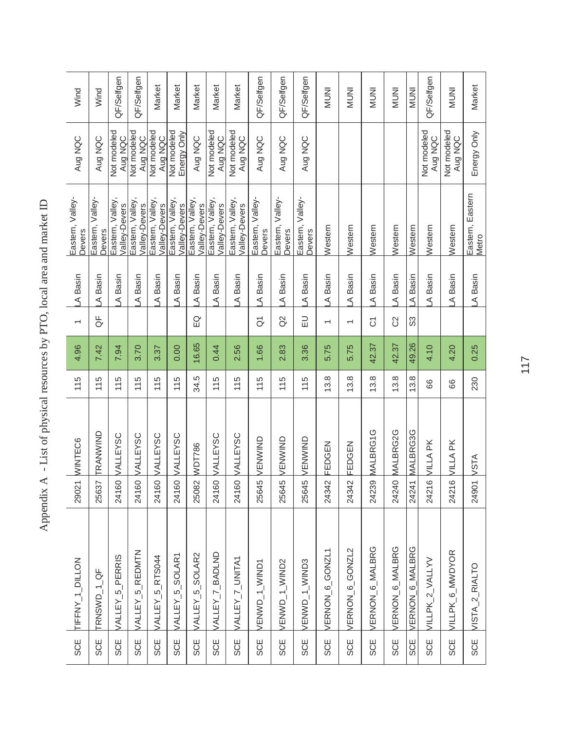Appendix A - List of physical resources by PTO, local area and market ID

| | | | | | | | | | | |
|---|---|---|---|---|---|---|---|---|---|---|
| SCE | TIFFNY_1_DILLON | 29021 | WINTEC6 | 115 | 4.96 | 1 | LA Basin | Eastern, Valley-Devers | Aug NQC | Wind |
| SCE | TRNSWD_1_QF | 25637 | TRANWIND | 115 | 7.42 | QF | LA Basin | Eastern, Valley-Devers | Aug NQC | Wind |
| SCE | VALLEY_5_PERRIS | 24160 | VALLEYSC | 115 | 7.94 | | LA Basin | Eastern, Valley, Valley-Devers | Not modeled Aug NQC | QF/Selfgen |
| SCE | VALLEY_5_REDMTN | 24160 | VALLEYSC | 115 | 3.70 | | LA Basin | Eastern, Valley, Valley-Devers | Not modeled Aug NQC | QF/Selfgen |
| SCE | VALLEY_5_RTS044 | 24160 | VALLEYSC | 115 | 3.37 | | LA Basin | Eastern, Valley, Valley-Devers | Not modeled Aug NQC | Market |
| SCE | VALLEY_5_SOLAR1 | 24160 | VALLEYSC | 115 | 0.00 | | LA Basin | Eastern, Valley, Valley-Devers | Not modeled Energy Only | Market |
| SCE | VALLEY_5_SOLAR2 | 25082 | WDT786 | 34.5 | 16.65 | EQ | LA Basin | Eastern, Valley, Valley-Devers | Aug NQC | Market |
| SCE | VALLEY_7_BADLND | 24160 | VALLEYSC | 115 | 0.44 | | LA Basin | Eastern, Valley, Valley-Devers | Not modeled Aug NQC | Market |
| SCE | VALLEY_7_UNITA1 | 24160 | VALLEYSC | 115 | 2.56 | | LA Basin | Eastern, Valley, Valley-Devers | Not modeled Aug NQC | Market |
| SCE | VENWD_1_WIND1 | 25645 | VENWIND | 115 | 1.66 | Q1 | LA Basin | Eastern, Valley-Devers | Aug NQC | QF/Selfgen |
| SCE | VENWD_1_WIND2 | 25645 | VENWIND | 115 | 2.83 | Q2 | LA Basin | Eastern, Valley-Devers | Aug NQC | QF/Selfgen |
| SCE | VENWD_1_WIND3 | 25645 | VENWIND | 115 | 3.36 | EU | LA Basin | Eastern, Valley-Devers | Aug NQC | QF/Selfgen |
| SCE | VERNON_6_GONZL1 | 24342 | FEDGEN | 13.8 | 5.75 | 1 | LA Basin | Western | | MUNI |
| SCE | VERNON_6_GONZL2 | 24342 | FEDGEN | 13.8 | 5.75 | 1 | LA Basin | Western | | MUNI |
| SCE | VERNON_6_MALBRG | 24239 | MALBRG1G | 13.8 | 42.37 | C1 | LA Basin | Western | | MUNI |
| SCE | VERNON_6_MALBRG | 24240 | MALBRG2G | 13.8 | 42.37 | C2 | LA Basin | Western | | MUNI |
| SCE | VERNON_6_MALBRG | 24241 | MALBRG3G | 13.8 | 49.26 | S3 | LA Basin | Western | | MUNI |
| SCE | VILLPK_2_VALLYV | 24216 | VILLA PK | 66 | 4.10 | | LA Basin | Western | Not modeled Aug NQC | QF/Selfgen |
| SCE | VILLPK_6_MWDYOR | 24216 | VILLA PK | 66 | 4.20 | | LA Basin | Western | Not modeled Aug NQC | MUNI |
| SCE | VISTA_2_RIALTO | 24901 | VSTA | 230 | 0.25 | | LA Basin | Eastern, Eastern Metro | Energy Only | Market |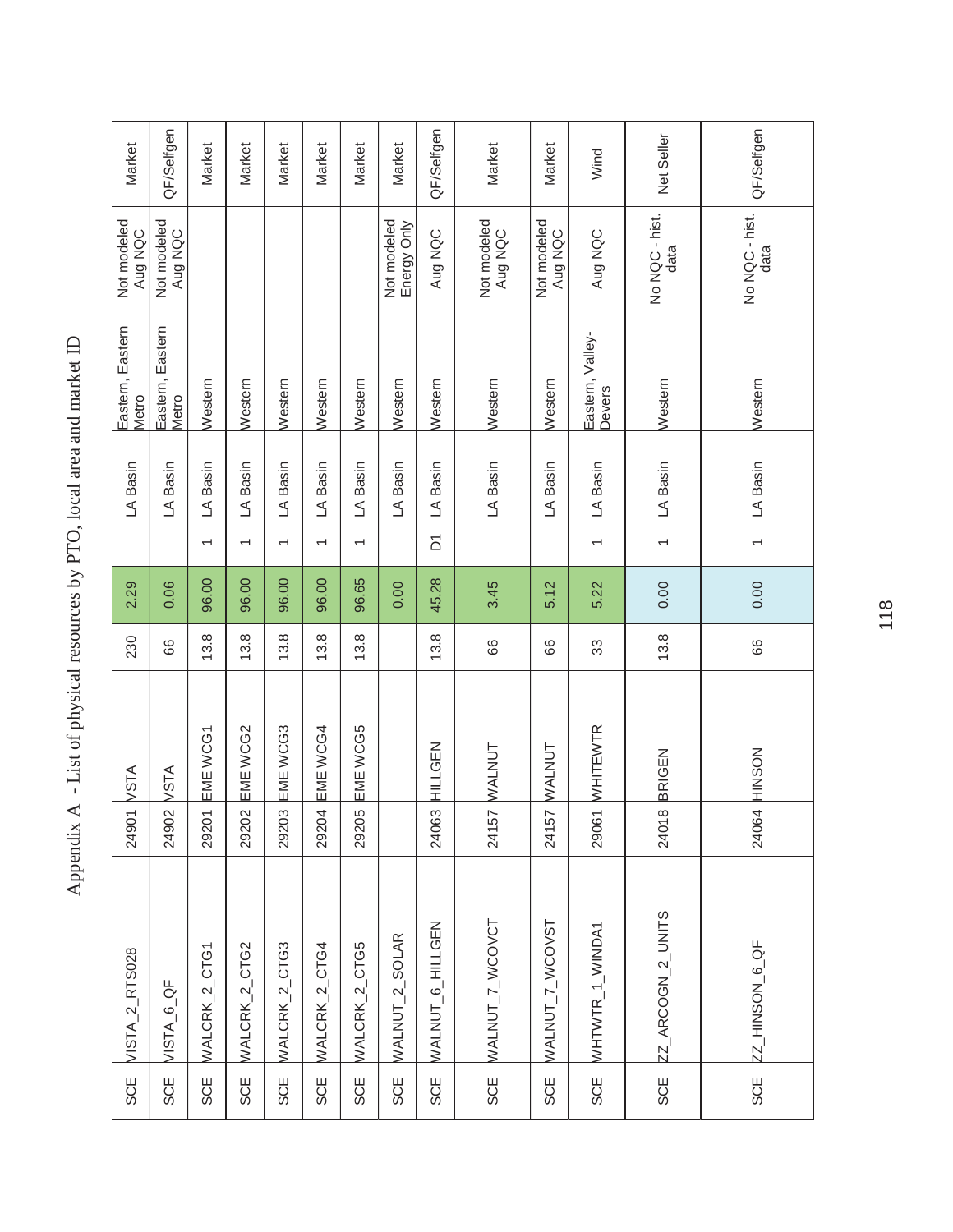# Appendix A - List of physical resources by PTO, local area and market ID

| | | | | | | | | | | |
|---|---|---|---|---|---|---|---|---|---|---|
| SCE | VISTA_2_RTS028 | 24901 | VSTA | 230 | 2.29 | | LA Basin | Eastern, Eastern Metro | Not modeled Aug NQC | Market |
| SCE | VISTA_6_QF | 24902 | VSTA | 66 | 0.06 | | LA Basin | Eastern, Eastern Metro | Not modeled Aug NQC | QF/Selfgen |
| SCE | WALCRK_2_CTG1 | 29201 | EME WCG1 | 13.8 | 96.00 | 1 | LA Basin | Western | | Market |
| SCE | WALCRK_2_CTG2 | 29202 | EME WCG2 | 13.8 | 96.00 | 1 | LA Basin | Western | | Market |
| SCE | WALCRK_2_CTG3 | 29203 | EME WCG3 | 13.8 | 96.00 | 1 | LA Basin | Western | | Market |
| SCE | WALCRK_2_CTG4 | 29204 | EME WCG4 | 13.8 | 96.00 | 1 | LA Basin | Western | | Market |
| SCE | WALCRK_2_CTG5 | 29205 | EME WCG5 | 13.8 | 96.65 | 1 | LA Basin | Western | | Market |
| SCE | WALNUT_2_SOLAR | | | | 0.00 | | LA Basin | Western | Not modeled Energy Only | Market |
| SCE | WALNUT_6_HILLGEN | 24063 | HILLGEN | 13.8 | 45.28 | D1 | LA Basin | Western | Aug NQC | QF/Selfgen |
| SCE | WALNUT_7_WCOVCT | 24157 | WALNUT | 66 | 3.45 | | LA Basin | Western | Not modeled Aug NQC | Market |
| SCE | WALNUT_7_WCOVST | 24157 | WALNUT | 66 | 5.12 | | LA Basin | Western | Not modeled Aug NQC | Market |
| SCE | WHTWTR_1_WINDA1 | 29061 | WHITEWTR | 33 | 5.22 | 1 | LA Basin | Eastern, Valley-Devers | Aug NQC | Wind |
| SCE | ZZ_ARCOGN_2_UNITS | 24018 | BRIGEN | 13.8 | 0.00 | 1 | LA Basin | Western | No NQC - hist. data | Net Seller |
| SCE | ZZ_HINSON_6_QF | 24064 | HINSON | 66 | 0.00 | 1 | LA Basin | Western | No NQC - hist. data | QF/Selfgen |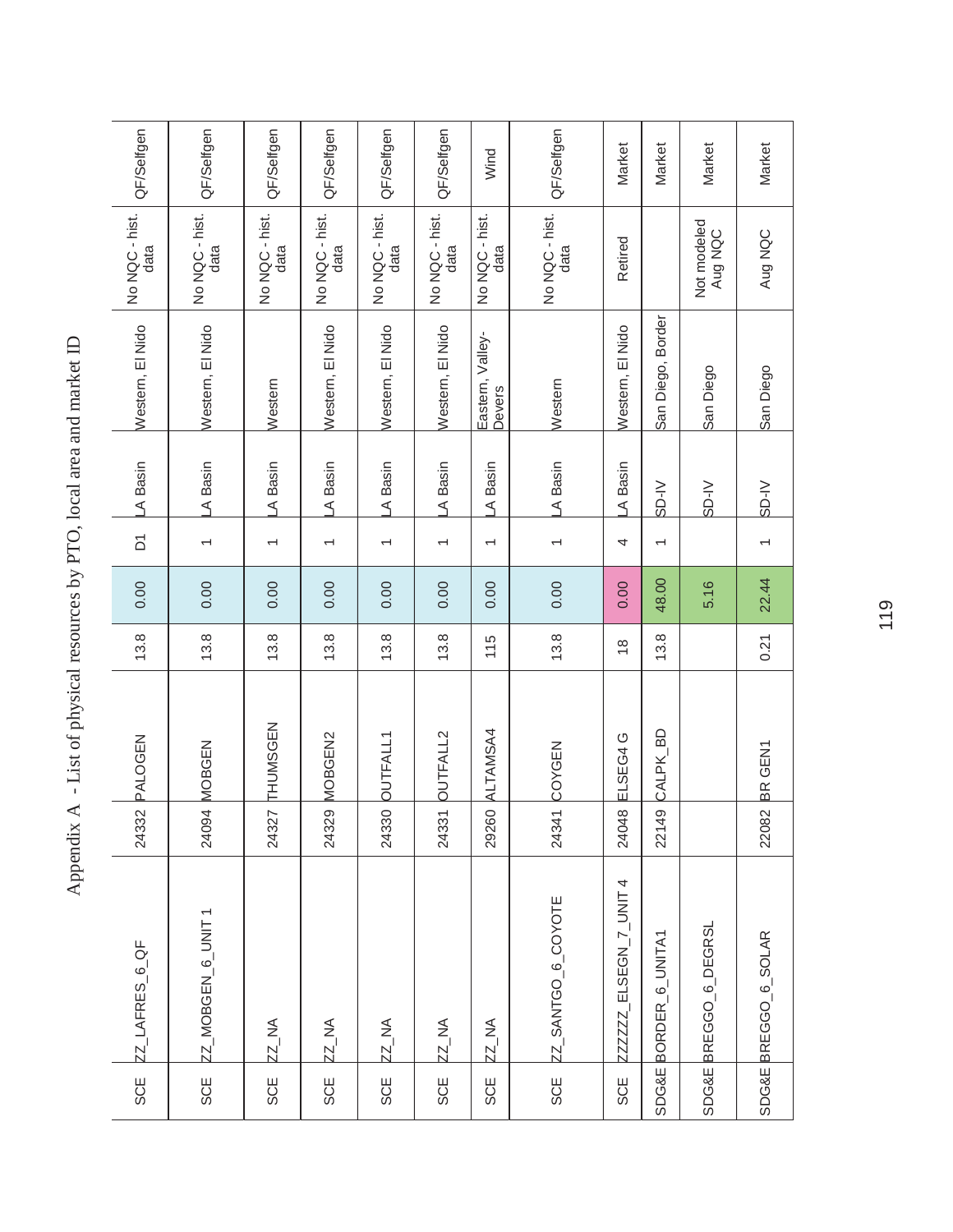Appendix A - List of physical resources by PTO, local area and market ID

| | | | | | | | | | | |
|---|---|---|---|---|---|---|---|---|---|---|
| SCE | ZZ_LAFRES_6_QF | 24332 | PALOGEN | 13.8 | 0.00 | D1 | LA Basin | Western, El Nido | No NQC - hist. data | QF/Selfgen |
| SCE | ZZ_MOBGEN_6_UNIT 1 | 24094 | MOBGEN | 13.8 | 0.00 | 1 | LA Basin | Western, El Nido | No NQC - hist. data | QF/Selfgen |
| SCE | ZZ_NA | 24327 | THUMSGEN | 13.8 | 0.00 | 1 | LA Basin | Western | No NQC - hist. data | QF/Selfgen |
| SCE | ZZ_NA | 24329 | MOBGEN2 | 13.8 | 0.00 | 1 | LA Basin | Western, El Nido | No NQC - hist. data | QF/Selfgen |
| SCE | ZZ_NA | 24330 | OUTFALL1 | 13.8 | 0.00 | 1 | LA Basin | Western, El Nido | No NQC - hist. data | QF/Selfgen |
| SCE | ZZ_NA | 24331 | OUTFALL2 | 13.8 | 0.00 | 1 | LA Basin | Western, El Nido | No NQC - hist. data | QF/Selfgen |
| SCE | ZZ_NA | 29260 | ALTAMSA4 | 115 | 0.00 | 1 | LA Basin | Eastern, Valley-Devers | No NQC - hist. data | Wind |
| SCE | ZZ_SANTGO_6_COYOTE | 24341 | COYGEN | 13.8 | 0.00 | 1 | LA Basin | Western | No NQC - hist. data | QF/Selfgen |
| SCE | ZZZZZZ_ELSEGN_7_UNIT 4 | 24048 | ELSEG4 G | 18 | 0.00 | 4 | LA Basin | Western, El Nido | Retired | Market |
| SDG&E | BORDER_6_UNITA1 | 22149 | CALPK_BD | 13.8 | 48.00 | 1 | SD-IV | San Diego, Border | | Market |
| SDG&E | BREGGO_6_DEGRSL | | | | 5.16 | | SD-IV | San Diego | Not modeled Aug NQC | Market |
| SDG&E | BREGGO_6_SOLAR | 22082 | BR GEN1 | 0.21 | 22.44 | 1 | SD-IV | San Diego | Aug NQC | Market |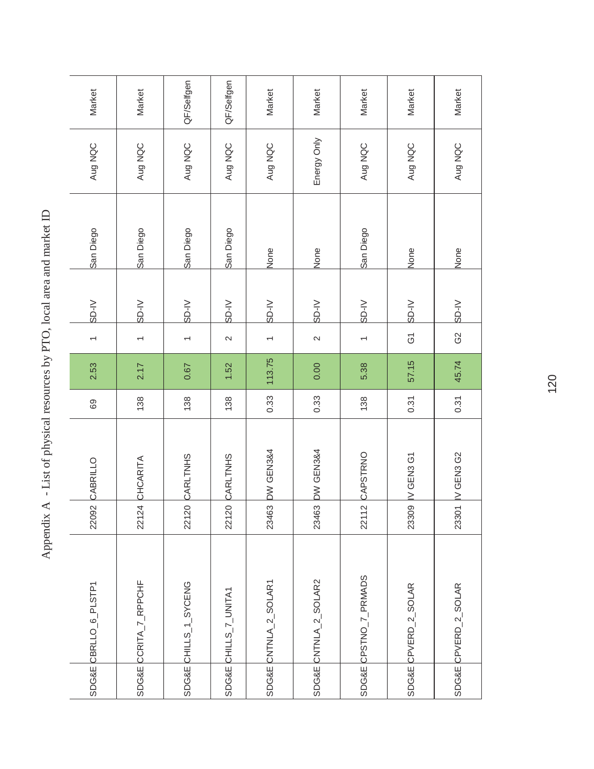# Appendix A - List of physical resources by PTO, local area and market ID

| | | | | | | | | | | |
|---|---|---|---|---|---|---|---|---|---|---|
| SDG&E | CBRLLO_6_PLSTP1 | 22092 | CABRILLO | 69 | 2.53 | 1 | SD-IV | San Diego | Aug NQC | Market |
| SDG&E | CCRITA_7_RPPCHF | 22124 | CHCARITA | 138 | 2.17 | 1 | SD-IV | San Diego | Aug NQC | Market |
| SDG&E | CHILLS_1_SYCENG | 22120 | CARLTNHS | 138 | 0.67 | 1 | SD-IV | San Diego | Aug NQC | QF/Selfgen |
| SDG&E | CHILLS_7_UNITA1 | 22120 | CARLTNHS | 138 | 1.52 | 2 | SD-IV | San Diego | Aug NQC | QF/Selfgen |
| SDG&E | CNTNLA_2_SOLAR1 | 23463 | DW GEN3&4 | 0.33 | 113.75 | 1 | SD-IV | None | Aug NQC | Market |
| SDG&E | CNTNLA_2_SOLAR2 | 23463 | DW GEN3&4 | 0.33 | 0.00 | 2 | SD-IV | None | Energy Only | Market |
| SDG&E | CPSTNO_7_PRMADS | 22112 | CAPSTRNO | 138 | 5.38 | 1 | SD-IV | San Diego | Aug NQC | Market |
| SDG&E | CPVERD_2_SOLAR | 23309 | IV GEN3 G1 | 0.31 | 57.15 | G1 | SD-IV | None | Aug NQC | Market |
| SDG&E | CPVERD_2_SOLAR | 23301 | IV GEN3 G2 | 0.31 | 45.74 | G2 | SD-IV | None | Aug NQC | Market |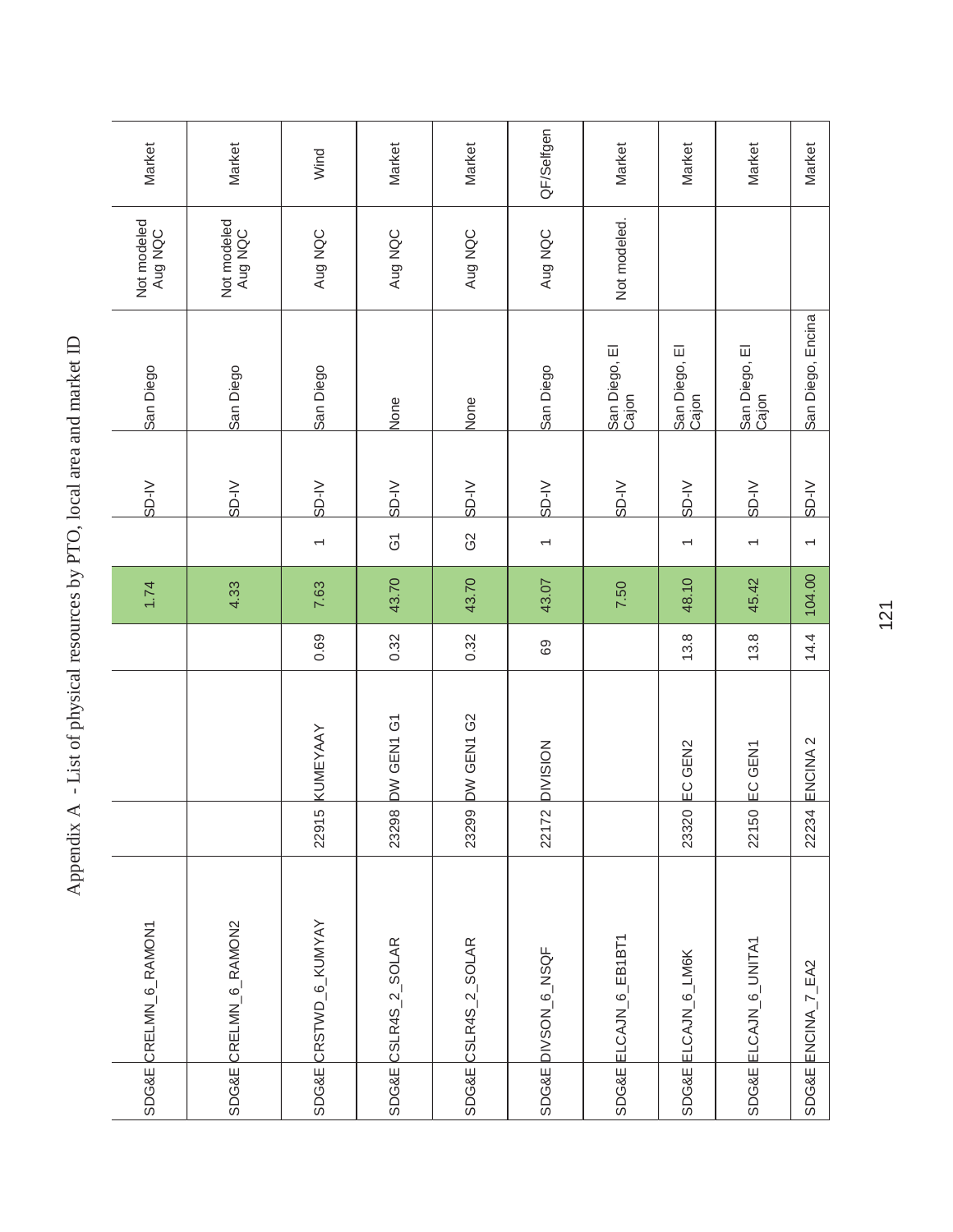Appendix A - List of physical resources by PTO, local area and market ID

| | | | | | | | | | | |
|---|---|---|---|---|---|---|---|---|---|---|
| SDG&E | CRELMN_6_RAMON1 | | | | 1.74 | | SD-IV | San Diego | Not modeled Aug NQC | Market |
| SDG&E | CRELMN_6_RAMON2 | | | | 4.33 | | SD-IV | San Diego | Not modeled Aug NQC | Market |
| SDG&E | CRSTWD_6_KUMYAY | 22915 | KUMEYAAY | 0.69 | 7.63 | 1 | SD-IV | San Diego | Aug NQC | Wind |
| SDG&E | CSLR4S_2_SOLAR | 23298 | DW GEN1 G1 | 0.32 | 43.70 | G1 | SD-IV | None | Aug NQC | Market |
| SDG&E | CSLR4S_2_SOLAR | 23299 | DW GEN1 G2 | 0.32 | 43.70 | G2 | SD-IV | None | Aug NQC | Market |
| SDG&E | DIVSON_6_NSQF | 22172 | DIVISION | 69 | 43.07 | 1 | SD-IV | San Diego | Aug NQC | QF/Selfgen |
| SDG&E | ELCAJN_6_EB1BT1 | | | | 7.50 | | SD-IV | San Diego, El Cajon | Not modeled. | Market |
| SDG&E | ELCAJN_6_LM6K | 23320 | EC GEN2 | 13.8 | 48.10 | 1 | SD-IV | San Diego, El Cajon | | Market |
| SDG&E | ELCAJN_6_UNITA1 | 22150 | EC GEN1 | 13.8 | 45.42 | 1 | SD-IV | San Diego, El Cajon | | Market |
| SDG&E | ENCINA_7_EA2 | 22234 | ENCINA 2 | 14.4 | 104.00 | 1 | SD-IV | San Diego, Encina | | Market |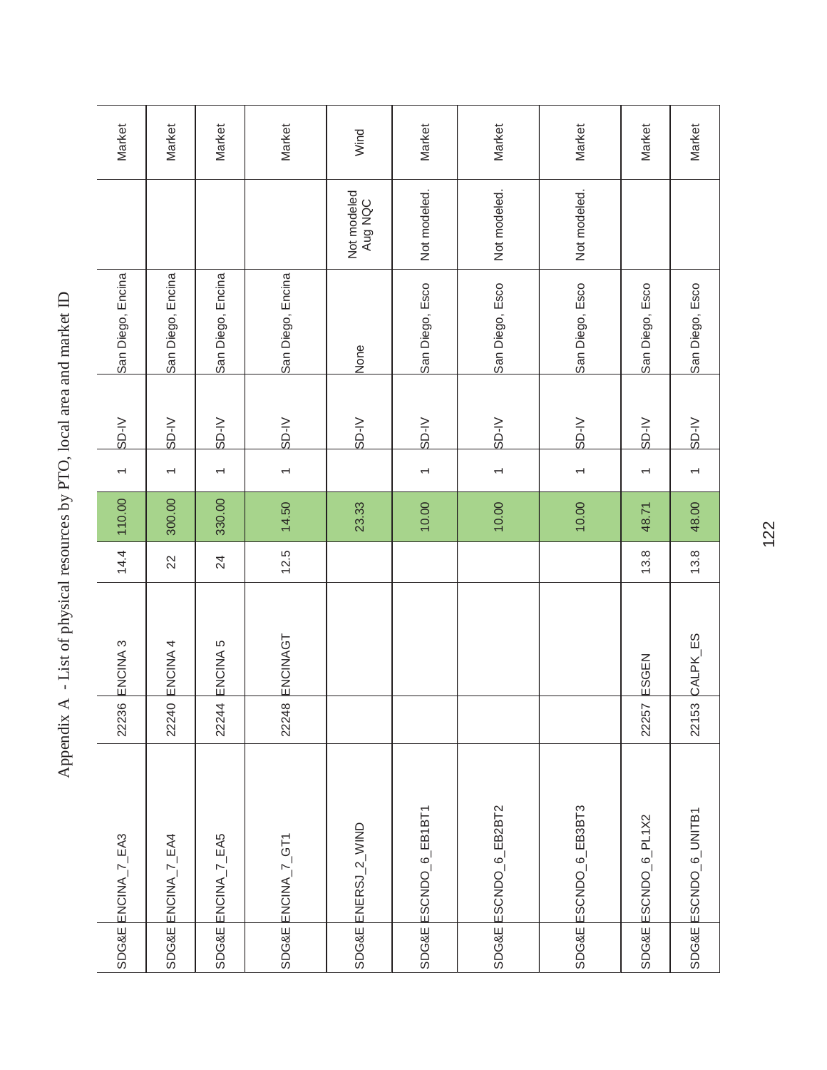# Appendix A - List of physical resources by PTO, local area and market ID

| | | | | | | | | | | |
|---|---|---|---|---|---|---|---|---|---|---|
| SDG&E | ENCINA_7_EA3 | 22236 | ENCINA 3 | 14.4 | 110.00 | 1 | SD-IV | San Diego, Encina | | Market |
| SDG&E | ENCINA_7_EA4 | 22240 | ENCINA 4 | 22 | 300.00 | 1 | SD-IV | San Diego, Encina | | Market |
| SDG&E | ENCINA_7_EA5 | 22244 | ENCINA 5 | 24 | 330.00 | 1 | SD-IV | San Diego, Encina | | Market |
| SDG&E | ENCINA_7_GT1 | 22248 | ENCINAGT | 12.5 | 14.50 | 1 | SD-IV | San Diego, Encina | | Market |
| SDG&E | ENERSJ_2_WIND | | | | 23.33 | | SD-IV | None | Not modeled Aug NQC | Wind |
| SDG&E | ESCNDO_6_EB1BT1 | | | | 10.00 | 1 | SD-IV | San Diego, Esco | Not modeled. | Market |
| SDG&E | ESCNDO_6_EB2BT2 | | | | 10.00 | 1 | SD-IV | San Diego, Esco | Not modeled. | Market |
| SDG&E | ESCNDO_6_EB3BT3 | | | | 10.00 | 1 | SD-IV | San Diego, Esco | Not modeled. | Market |
| SDG&E | ESCNDO_6_PL1X2 | 22257 | ESGEN | 13.8 | 48.71 | 1 | SD-IV | San Diego, Esco | | Market |
| SDG&E | ESCNDO_6_UNITB1 | 22153 | CALPK_ES | 13.8 | 48.00 | 1 | SD-IV | San Diego, Esco | | Market |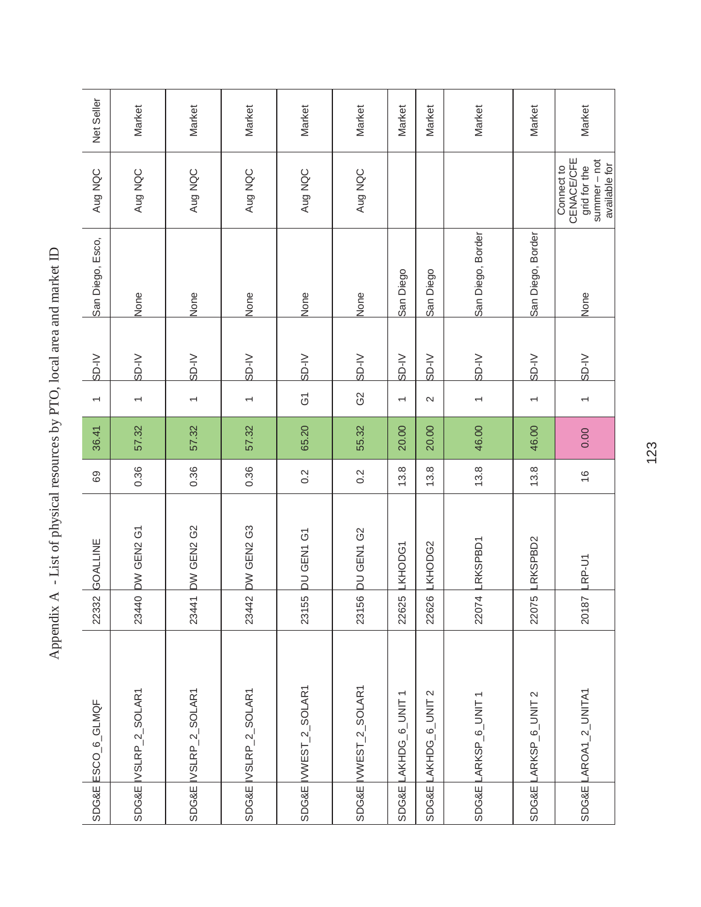Appendix A - List of physical resources by PTO, local area and market ID

| | | | | | | | | | | |
|---|---|---|---|---|---|---|---|---|---|---|
| SDG&E | ESCO_6_GLMQF | 22332 | GOALLINE | 69 | 36.41 | 1 | SD-IV | San Diego, Esco, | Aug NQC | Net Seller |
| SDG&E | IVSLRP_2_SOLAR1 | 23440 | DW GEN2 G1 | 0.36 | 57.32 | 1 | SD-IV | None | Aug NQC | Market |
| SDG&E | IVSLRP_2_SOLAR1 | 23441 | DW GEN2 G2 | 0.36 | 57.32 | 1 | SD-IV | None | Aug NQC | Market |
| SDG&E | IVSLRP_2_SOLAR1 | 23442 | DW GEN2 G3 | 0.36 | 57.32 | 1 | SD-IV | None | Aug NQC | Market |
| SDG&E | IVWEST_2_SOLAR1 | 23155 | DU GEN1 G1 | 0.2 | 65.20 | G1 | SD-IV | None | Aug NQC | Market |
| SDG&E | IVWEST_2_SOLAR1 | 23156 | DU GEN1 G2 | 0.2 | 55.32 | G2 | SD-IV | None | Aug NQC | Market |
| SDG&E | LAKHDG_6_UNIT 1 | 22625 | LKHODG1 | 13.8 | 20.00 | 1 | SD-IV | San Diego | | Market |
| SDG&E | LAKHDG_6_UNIT 2 | 22626 | LKHODG2 | 13.8 | 20.00 | 2 | SD-IV | San Diego | | Market |
| SDG&E | LARKSP_6_UNIT 1 | 22074 | LRKSPBD1 | 13.8 | 46.00 | 1 | SD-IV | San Diego, Border | | Market |
| SDG&E | LARKSP_6_UNIT 2 | 22075 | LRKSPBD2 | 13.8 | 46.00 | 1 | SD-IV | San Diego, Border | | Market |
| SDG&E | LAROA1_2_UNITA1 | 20187 | LRP-U1 | 16 | 0.00 | 1 | SD-IV | None | Connect to CENACE/CFE grid for the summer – not available for | Market |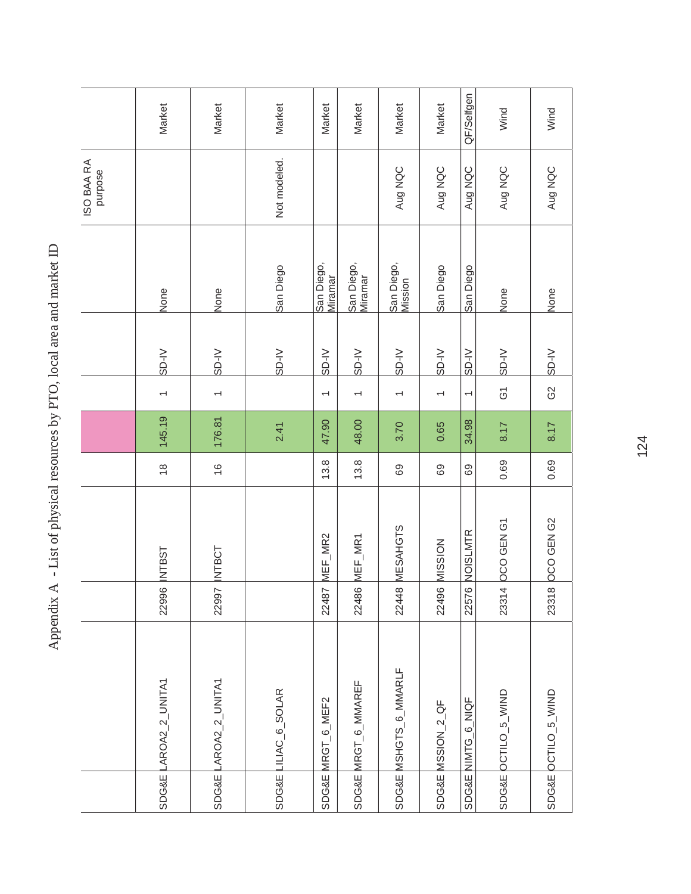# Appendix A - List of physical resources by PTO, local area and market ID

| | | | | | | | | | | |
|---|---|---|---|---|---|---|---|---|---|---|
| | | | | | | | | | ISO BAA RA purpose | |
| SDG&E | LAROA2_2_UNITA1 | 22996 | INTBST | 18 | 145.19 | 1 | SD-IV | None | | Market |
| SDG&E | LAROA2_2_UNITA1 | 22997 | INTBCT | 16 | 176.81 | 1 | SD-IV | None | | Market |
| SDG&E | LILIAC_6_SOLAR | | | | 2.41 | | SD-IV | San Diego | Not modeled. | Market |
| SDG&E | MRGT_6_MEF2 | 22487 | MEF_MR2 | 13.8 | 47.90 | 1 | SD-IV | San Diego, Miramar | | Market |
| SDG&E | MRGT_6_MMAREF | 22486 | MEF_MR1 | 13.8 | 48.00 | 1 | SD-IV | San Diego, Miramar | | Market |
| SDG&E | MSHGTS_6_MMARLF | 22448 | MESAHGTS | 69 | 3.70 | 1 | SD-IV | San Diego, Mission | Aug NQC | Market |
| SDG&E | MSSION_2_QF | 22496 | MISSION | 69 | 0.65 | 1 | SD-IV | San Diego | Aug NQC | Market |
| SDG&E | NIMTG_6_NIQF | 22576 | NOISLMTR | 69 | 34.98 | 1 | SD-IV | San Diego | Aug NQC | QF/Selfgen |
| SDG&E | OCTILO_5_WIND | 23314 | OCO GEN G1 | 0.69 | 8.17 | G1 | SD-IV | None | Aug NQC | Wind |
| SDG&E | OCTILO_5_WIND | 23318 | OCO GEN G2 | 0.69 | 8.17 | G2 | SD-IV | None | Aug NQC | Wind |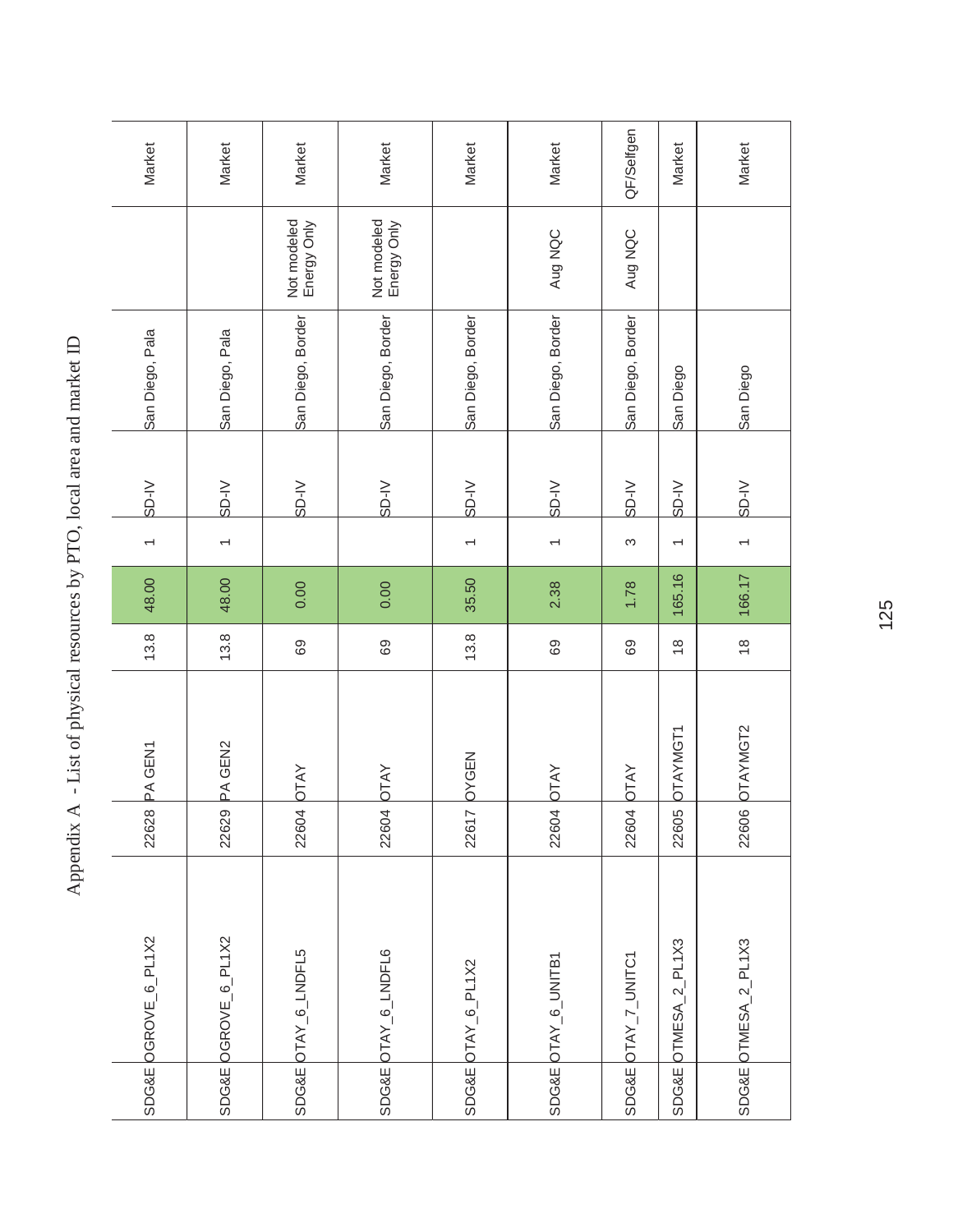# Appendix A - List of physical resources by PTO, local area and market ID

| | | | | | | | | | | |
|---|---|---|---|---|---|---|---|---|---|---|
| SDG&E | OGROVE_6_PL1X2 | 22628 | PA GEN1 | 13.8 | 48.00 | 1 | SD-IV | San Diego, Pala | | Market |
| SDG&E | OGROVE_6_PL1X2 | 22629 | PA GEN2 | 13.8 | 48.00 | 1 | SD-IV | San Diego, Pala | | Market |
| SDG&E | OTAY_6_LNDFL5 | 22604 | OTAY | 69 | 0.00 | | SD-IV | San Diego, Border | Not modeled Energy Only | Market |
| SDG&E | OTAY_6_LNDFL6 | 22604 | OTAY | 69 | 0.00 | | SD-IV | San Diego, Border | Not modeled Energy Only | Market |
| SDG&E | OTAY_6_PL1X2 | 22617 | OYGEN | 13.8 | 35.50 | 1 | SD-IV | San Diego, Border | | Market |
| SDG&E | OTAY_6_UNITB1 | 22604 | OTAY | 69 | 2.38 | 1 | SD-IV | San Diego, Border | Aug NQC | Market |
| SDG&E | OTAY_7_UNITC1 | 22604 | OTAY | 69 | 1.78 | 3 | SD-IV | San Diego, Border | Aug NQC | QF/Selfgen |
| SDG&E | OTMESA_2_PL1X3 | 22605 | OTAYMGT1 | 18 | 165.16 | 1 | SD-IV | San Diego | | Market |
| SDG&E | OTMESA_2_PL1X3 | 22606 | OTAYMGT2 | 18 | 166.17 | 1 | SD-IV | San Diego | | Market |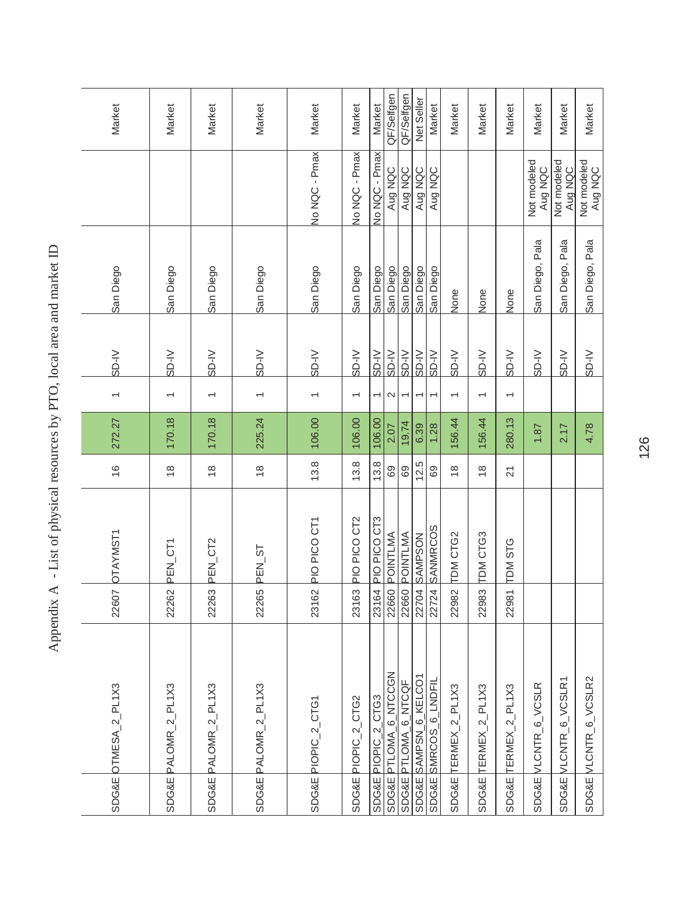# Appendix A - List of physical resources by PTO, local area and market ID

| | | | | | | | | | | |
|---|---|---|---|---|---|---|---|---|---|---|
| SDG&E | OTMESA_2_PL1X3 | 22607 | OTAYMST1 | 16 | 272.27 | 1 | SD-IV | San Diego | | Market |
| SDG&E | PALOMR_2_PL1X3 | 22262 | PEN_CT1 | 18 | 170.18 | 1 | SD-IV | San Diego | | Market |
| SDG&E | PALOMR_2_PL1X3 | 22263 | PEN_CT2 | 18 | 170.18 | 1 | SD-IV | San Diego | | Market |
| SDG&E | PALOMR_2_PL1X3 | 22265 | PEN_ST | 18 | 225.24 | 1 | SD-IV | San Diego | | Market |
| SDG&E | PIOPIC_2_CTG1 | 23162 | PIO PICO CT1 | 13.8 | 106.00 | 1 | SD-IV | San Diego | No NQC - Pmax | Market |
| SDG&E | PIOPIC_2_CTG2 | 23163 | PIO PICO CT2 | 13.8 | 106.00 | 1 | SD-IV | San Diego | No NQC - Pmax | Market |
| SDG&E | PIOPIC_2_CTG3 | 23164 | PIO PICO CT3 | 13.8 | 106.00 | 1 | SD-IV | San Diego | No NQC - Pmax | Market |
| SDG&E | PTLOMA_6_NTCCGN | 22660 | POINTLMA | 69 | 2.07 | 2 | SD-IV | San Diego | Aug NQC | QF/Selfgen |
| SDG&E | PTLOMA_6_NTCQF | 22660 | POINTLMA | 69 | 19.74 | 1 | SD-IV | San Diego | Aug NQC | QF/Selfgen |
| SDG&E | SAMPSN_6_KELCO1 | 22704 | SAMPSON | 12.5 | 6.39 | 1 | SD-IV | San Diego | Aug NQC | Net Seller |
| SDG&E | SMRCOS_6_LNDFIL | 22724 | SANMRCOS | 69 | 1.28 | 1 | SD-IV | San Diego | Aug NQC | Market |
| SDG&E | TERMEX_2_PL1X3 | 22982 | TDM CTG2 | 18 | 156.44 | 1 | SD-IV | None | | Market |
| SDG&E | TERMEX_2_PL1X3 | 22983 | TDM CTG3 | 18 | 156.44 | 1 | SD-IV | None | | Market |
| SDG&E | TERMEX_2_PL1X3 | 22981 | TDM STG | 21 | 280.13 | 1 | SD-IV | None | | Market |
| SDG&E | VLCNTR_6_VCSLR | | | | 1.87 | | SD-IV | San Diego, Pala | Not modeled Aug NQC | Market |
| SDG&E | VLCNTR_6_VCSLR1 | | | | 2.17 | | SD-IV | San Diego, Pala | Not modeled Aug NQC | Market |
| SDG&E | VLCNTR_6_VCSLR2 | | | | 4.78 | | SD-IV | San Diego, Pala | Not modeled Aug NQC | Market |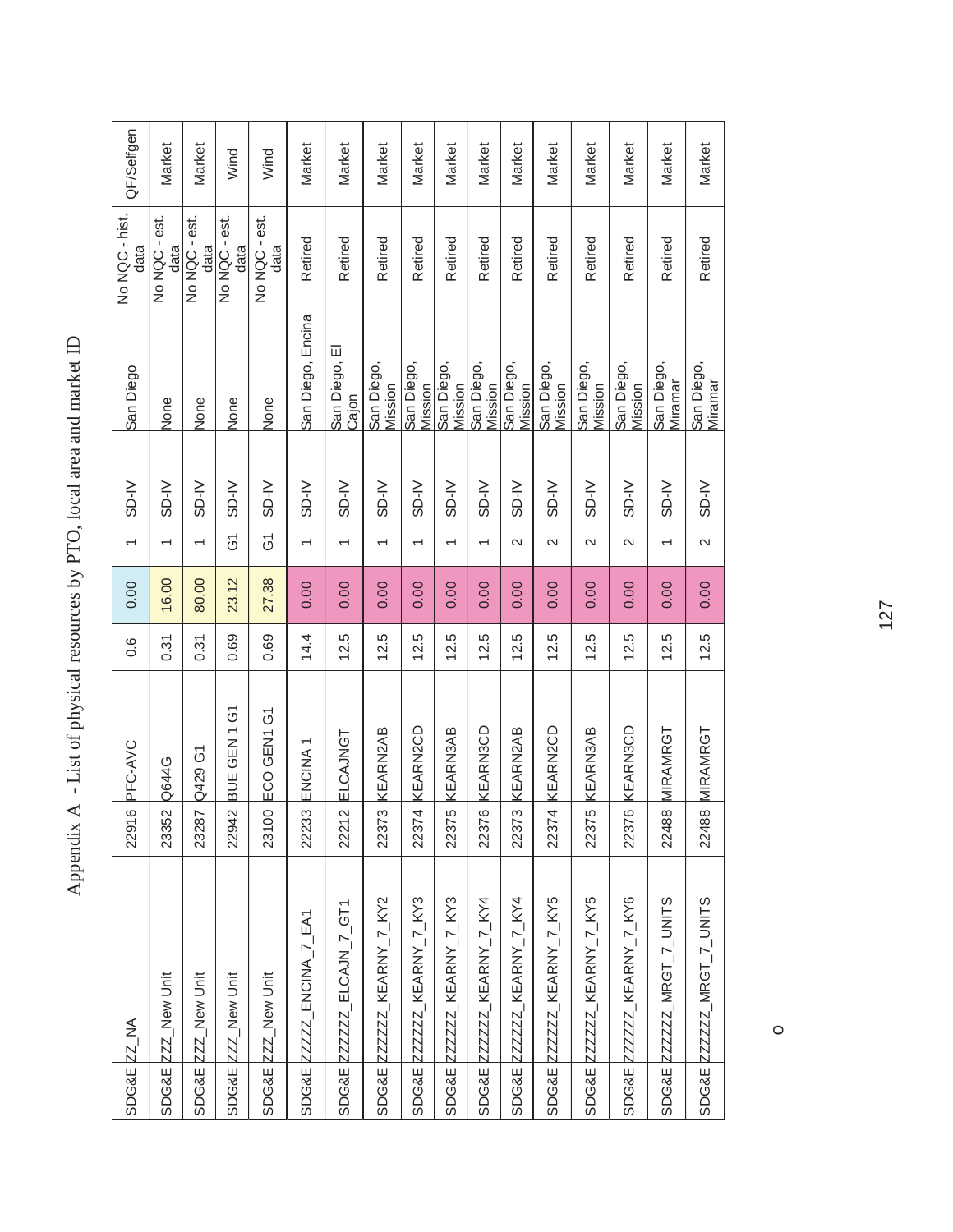# Appendix A - List of physical resources by PTO, local area and market ID

| | | | | | | | | | | |
|---|---|---|---|---|---|---|---|---|---|---|
| SDG&E | ZZ_NA | 22916 | PFC-AVC | 0.6 | 0.00 | 1 | SD-IV | San Diego | No NQC - hist. data | QF/Selfgen |
| SDG&E | ZZZ_New Unit | 23352 | Q644G | 0.31 | 16.00 | 1 | SD-IV | None | No NQC - est. data | Market |
| SDG&E | ZZZ_New Unit | 23287 | Q429 G1 | 0.31 | 80.00 | 1 | SD-IV | None | No NQC - est. data | Market |
| SDG&E | ZZZ_New Unit | 22942 | BUE GEN 1 G1 | 0.69 | 23.12 | G1 | SD-IV | None | No NQC - est. data | Wind |
| SDG&E | ZZZ_New Unit | 23100 | ECO GEN1 G1 | 0.69 | 27.38 | G1 | SD-IV | None | No NQC - est. data | Wind |
| SDG&E | ZZZZZ_ENCINA_7_EA1 | 22233 | ENCINA 1 | 14.4 | 0.00 | 1 | SD-IV | San Diego, Encina | Retired | Market |
| SDG&E | ZZZZZ_ELCAJN_7_GT1 | 22212 | ELCAJNGT | 12.5 | 0.00 | 1 | SD-IV | San Diego, El Cajon | Retired | Market |
| SDG&E | ZZZZZ_KEARNY_7_KY2 | 22373 | KEARN2AB | 12.5 | 0.00 | 1 | SD-IV | San Diego, Mission | Retired | Market |
| SDG&E | ZZZZZ_KEARNY_7_KY3 | 22374 | KEARN2CD | 12.5 | 0.00 | 1 | SD-IV | San Diego, Mission | Retired | Market |
| SDG&E | ZZZZZ_KEARNY_7_KY3 | 22375 | KEARN3AB | 12.5 | 0.00 | 1 | SD-IV | San Diego, Mission | Retired | Market |
| SDG&E | ZZZZZ_KEARNY_7_KY4 | 22376 | KEARN3CD | 12.5 | 0.00 | 1 | SD-IV | San Diego, Mission | Retired | Market |
| SDG&E | ZZZZZ_KEARNY_7_KY4 | 22373 | KEARN2AB | 12.5 | 0.00 | 2 | SD-IV | San Diego, Mission | Retired | Market |
| SDG&E | ZZZZZ_KEARNY_7_KY5 | 22374 | KEARN2CD | 12.5 | 0.00 | 2 | SD-IV | San Diego, Mission | Retired | Market |
| SDG&E | ZZZZZ_KEARNY_7_KY5 | 22375 | KEARN3AB | 12.5 | 0.00 | 2 | SD-IV | San Diego, Mission | Retired | Market |
| SDG&E | ZZZZZ_KEARNY_7_KY6 | 22376 | KEARN3CD | 12.5 | 0.00 | 2 | SD-IV | San Diego, Mission | Retired | Market |
| SDG&E | ZZZZZ_MRGT_7_UNITS | 22488 | MIRAMRGT | 12.5 | 0.00 | 1 | SD-IV | San Diego, Miramar | Retired | Market |
| SDG&E | ZZZZZ_MRGT_7_UNITS | 22488 | MIRAMRGT | 12.5 | 0.00 | 2 | SD-IV | San Diego, Miramar | Retired | Market |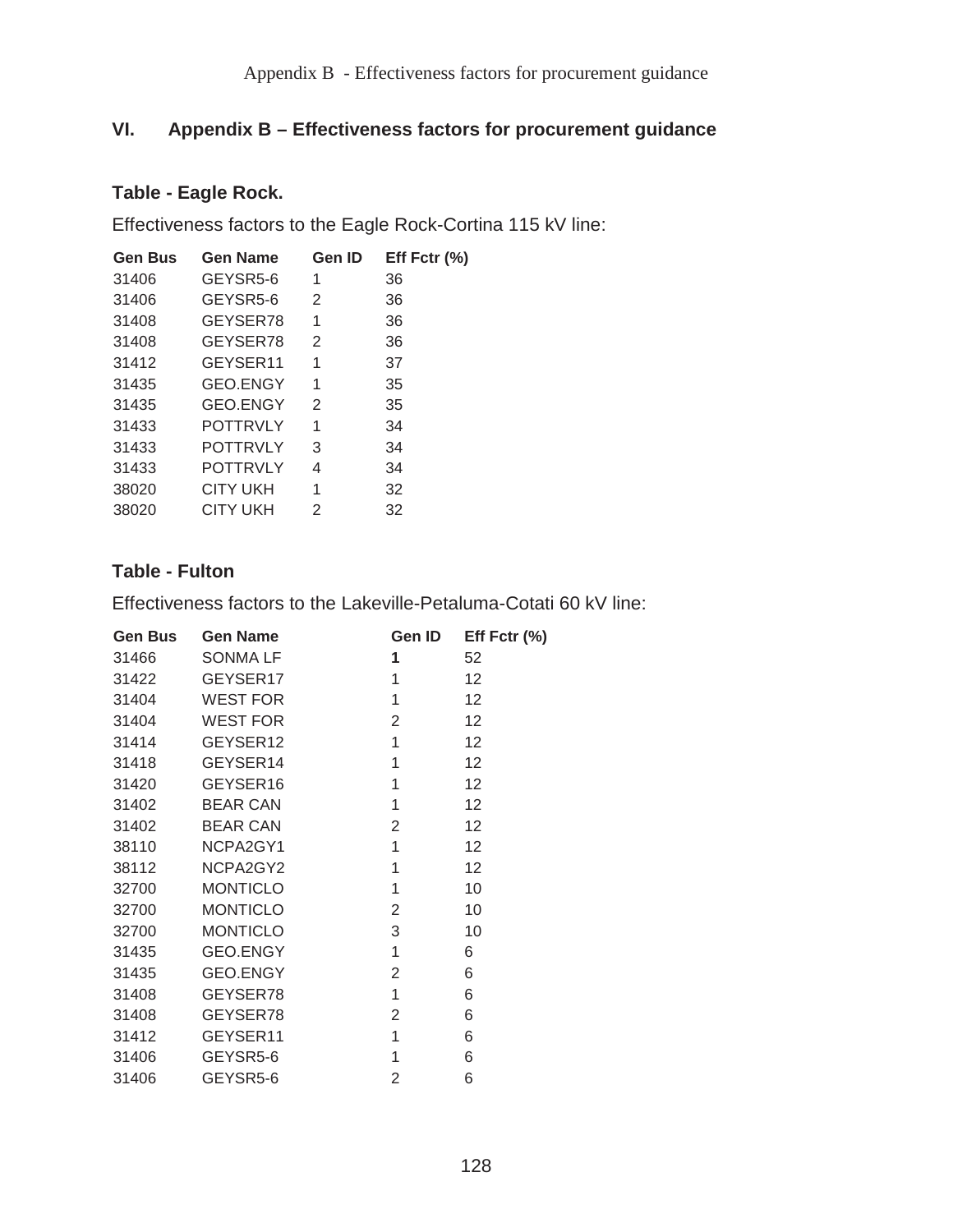## VI. Appendix B – Effectiveness factors for procurement guidance

### Table - Eagle Rock.

Effectiveness factors to the Eagle Rock-Cortina 115 kV line:

| Gen Bus | Gen Name | Gen ID | Eff Fctr (%) |
|---|---|---|---|
| 31406 | GEYSR5-6 | 1 | 36 |
| 31406 | GEYSR5-6 | 2 | 36 |
| 31408 | GEYSER78 | 1 | 36 |
| 31408 | GEYSER78 | 2 | 36 |
| 31412 | GEYSER11 | 1 | 37 |
| 31435 | GEO.ENGY | 1 | 35 |
| 31435 | GEO.ENGY | 2 | 35 |
| 31433 | POTTRVLY | 1 | 34 |
| 31433 | POTTRVLY | 3 | 34 |
| 31433 | POTTRVLY | 4 | 34 |
| 38020 | CITY UKH | 1 | 32 |
| 38020 | CITY UKH | 2 | 32 |

### Table - Fulton

Effectiveness factors to the Lakeville-Petaluma-Cotati 60 kV line:

| Gen Bus | Gen Name | Gen ID | Eff Fctr (%) |
|---|---|---|---|
| 31466 | SONMA LF | **1** | 52 |
| 31422 | GEYSER17 | 1 | 12 |
| 31404 | WEST FOR | 1 | 12 |
| 31404 | WEST FOR | 2 | 12 |
| 31414 | GEYSER12 | 1 | 12 |
| 31418 | GEYSER14 | 1 | 12 |
| 31420 | GEYSER16 | 1 | 12 |
| 31402 | BEAR CAN | 1 | 12 |
| 31402 | BEAR CAN | 2 | 12 |
| 38110 | NCPA2GY1 | 1 | 12 |
| 38112 | NCPA2GY2 | 1 | 12 |
| 32700 | MONTICLO | 1 | 10 |
| 32700 | MONTICLO | 2 | 10 |
| 32700 | MONTICLO | 3 | 10 |
| 31435 | GEO.ENGY | 1 | 6 |
| 31435 | GEO.ENGY | 2 | 6 |
| 31408 | GEYSER78 | 1 | 6 |
| 31408 | GEYSER78 | 2 | 6 |
| 31412 | GEYSER11 | 1 | 6 |
| 31406 | GEYSR5-6 | 1 | 6 |
| 31406 | GEYSR5-6 | 2 | 6 |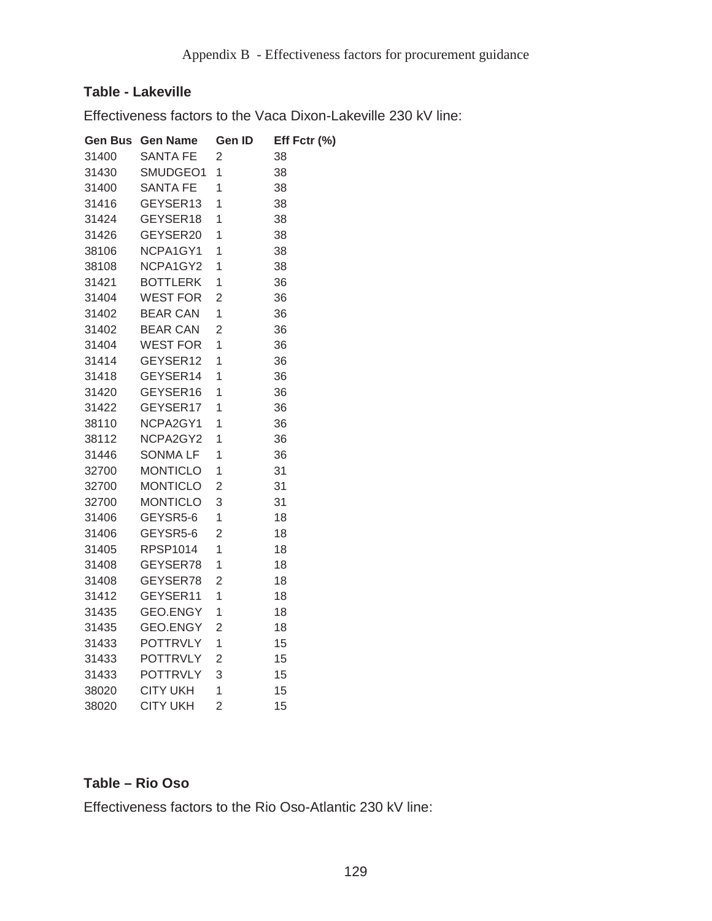### Table - Lakeville

Effectiveness factors to the Vaca Dixon-Lakeville 230 kV line:

| Gen Bus | Gen Name | Gen ID | Eff Fctr (%) |
|---|---|---|---|
| 31400 | SANTA FE | 2 | 38 |
| 31430 | SMUDGEO1 | 1 | 38 |
| 31400 | SANTA FE | 1 | 38 |
| 31416 | GEYSER13 | 1 | 38 |
| 31424 | GEYSER18 | 1 | 38 |
| 31426 | GEYSER20 | 1 | 38 |
| 38106 | NCPA1GY1 | 1 | 38 |
| 38108 | NCPA1GY2 | 1 | 38 |
| 31421 | BOTTLERK | 1 | 36 |
| 31404 | WEST FOR | 2 | 36 |
| 31402 | BEAR CAN | 1 | 36 |
| 31402 | BEAR CAN | 2 | 36 |
| 31404 | WEST FOR | 1 | 36 |
| 31414 | GEYSER12 | 1 | 36 |
| 31418 | GEYSER14 | 1 | 36 |
| 31420 | GEYSER16 | 1 | 36 |
| 31422 | GEYSER17 | 1 | 36 |
| 38110 | NCPA2GY1 | 1 | 36 |
| 38112 | NCPA2GY2 | 1 | 36 |
| 31446 | SONMA LF | 1 | 36 |
| 32700 | MONTICLO | 1 | 31 |
| 32700 | MONTICLO | 2 | 31 |
| 32700 | MONTICLO | 3 | 31 |
| 31406 | GEYSR5-6 | 1 | 18 |
| 31406 | GEYSR5-6 | 2 | 18 |
| 31405 | RPSP1014 | 1 | 18 |
| 31408 | GEYSER78 | 1 | 18 |
| 31408 | GEYSER78 | 2 | 18 |
| 31412 | GEYSER11 | 1 | 18 |
| 31435 | GEO.ENGY | 1 | 18 |
| 31435 | GEO.ENGY | 2 | 18 |
| 31433 | POTTRVLY | 1 | 15 |
| 31433 | POTTRVLY | 2 | 15 |
| 31433 | POTTRVLY | 3 | 15 |
| 38020 | CITY UKH | 1 | 15 |
| 38020 | CITY UKH | 2 | 15 |

### Table – Rio Oso

Effectiveness factors to the Rio Oso-Atlantic 230 kV line: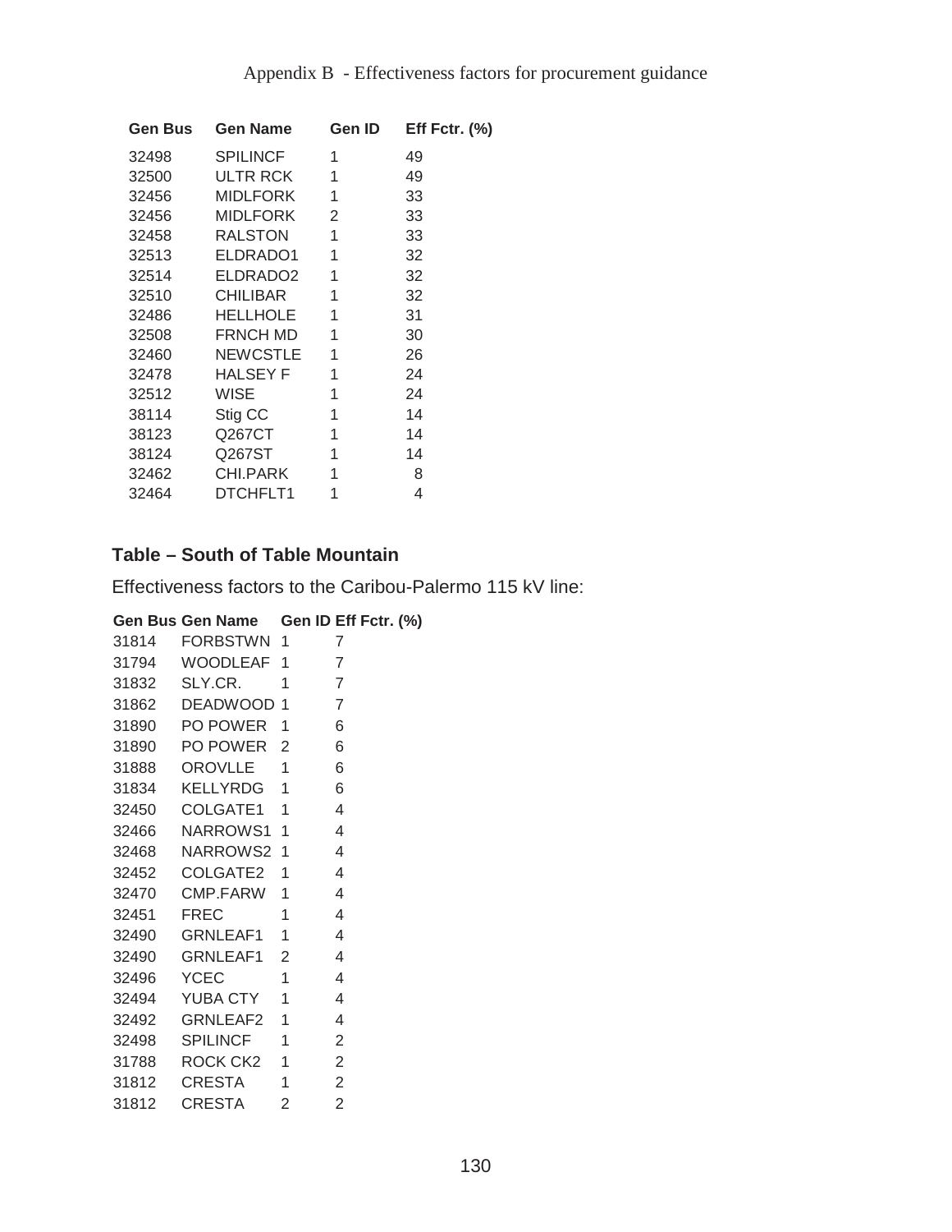Appendix B - Effectiveness factors for procurement guidance

| Gen Bus | Gen Name | Gen ID | Eff Fctr. (%) |
|---|---|---|---|
| 32498 | SPILINCF | 1 | 49 |
| 32500 | ULTR RCK | 1 | 49 |
| 32456 | MIDLFORK | 1 | 33 |
| 32456 | MIDLFORK | 2 | 33 |
| 32458 | RALSTON | 1 | 33 |
| 32513 | ELDRADO1 | 1 | 32 |
| 32514 | ELDRADO2 | 1 | 32 |
| 32510 | CHILIBAR | 1 | 32 |
| 32486 | HELLHOLE | 1 | 31 |
| 32508 | FRNCH MD | 1 | 30 |
| 32460 | NEWCSTLE | 1 | 26 |
| 32478 | HALSEY F | 1 | 24 |
| 32512 | WISE | 1 | 24 |
| 38114 | Stig CC | 1 | 14 |
| 38123 | Q267CT | 1 | 14 |
| 38124 | Q267ST | 1 | 14 |
| 32462 | CHI.PARK | 1 | 8 |
| 32464 | DTCHFLT1 | 1 | 4 |

### Table – South of Table Mountain

Effectiveness factors to the Caribou-Palermo 115 kV line:

| Gen Bus | Gen Name | Gen ID | Eff Fctr. (%) |
|---|---|---|---|
| 31814 | FORBSTWN | 1 | 7 |
| 31794 | WOODLEAF | 1 | 7 |
| 31832 | SLY.CR. | 1 | 7 |
| 31862 | DEADWOOD | 1 | 7 |
| 31890 | PO POWER | 1 | 6 |
| 31890 | PO POWER | 2 | 6 |
| 31888 | OROVLLE | 1 | 6 |
| 31834 | KELLYRDG | 1 | 6 |
| 32450 | COLGATE1 | 1 | 4 |
| 32466 | NARROWS1 | 1 | 4 |
| 32468 | NARROWS2 | 1 | 4 |
| 32452 | COLGATE2 | 1 | 4 |
| 32470 | CMP.FARW | 1 | 4 |
| 32451 | FREC | 1 | 4 |
| 32490 | GRNLEAF1 | 1 | 4 |
| 32490 | GRNLEAF1 | 2 | 4 |
| 32496 | YCEC | 1 | 4 |
| 32494 | YUBA CTY | 1 | 4 |
| 32492 | GRNLEAF2 | 1 | 4 |
| 32498 | SPILINCF | 1 | 2 |
| 31788 | ROCK CK2 | 1 | 2 |
| 31812 | CRESTA | 1 | 2 |
| 31812 | CRESTA | 2 | 2 |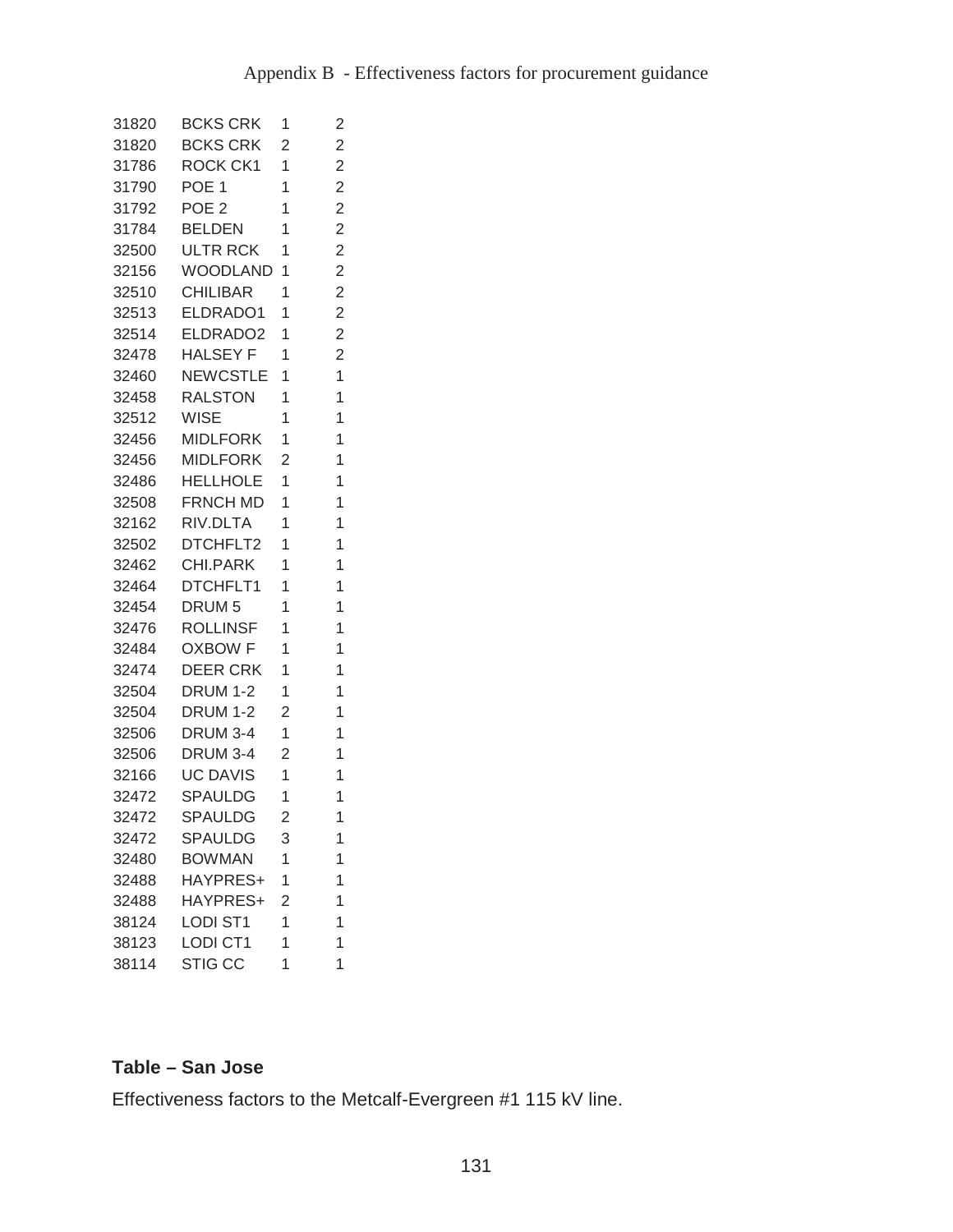| | | | |
|---|---|---|---|
| 31820 | BCKS CRK | 1 | 2 |
| 31820 | BCKS CRK | 2 | 2 |
| 31786 | ROCK CK1 | 1 | 2 |
| 31790 | POE 1 | 1 | 2 |
| 31792 | POE 2 | 1 | 2 |
| 31784 | BELDEN | 1 | 2 |
| 32500 | ULTR RCK | 1 | 2 |
| 32156 | WOODLAND | 1 | 2 |
| 32510 | CHILIBAR | 1 | 2 |
| 32513 | ELDRADO1 | 1 | 2 |
| 32514 | ELDRADO2 | 1 | 2 |
| 32478 | HALSEY F | 1 | 2 |
| 32460 | NEWCSTLE | 1 | 1 |
| 32458 | RALSTON | 1 | 1 |
| 32512 | WISE | 1 | 1 |
| 32456 | MIDLFORK | 1 | 1 |
| 32456 | MIDLFORK | 2 | 1 |
| 32486 | HELLHOLE | 1 | 1 |
| 32508 | FRNCH MD | 1 | 1 |
| 32162 | RIV.DLTA | 1 | 1 |
| 32502 | DTCHFLT2 | 1 | 1 |
| 32462 | CHI.PARK | 1 | 1 |
| 32464 | DTCHFLT1 | 1 | 1 |
| 32454 | DRUM 5 | 1 | 1 |
| 32476 | ROLLINSF | 1 | 1 |
| 32484 | OXBOW F | 1 | 1 |
| 32474 | DEER CRK | 1 | 1 |
| 32504 | DRUM 1-2 | 1 | 1 |
| 32504 | DRUM 1-2 | 2 | 1 |
| 32506 | DRUM 3-4 | 1 | 1 |
| 32506 | DRUM 3-4 | 2 | 1 |
| 32166 | UC DAVIS | 1 | 1 |
| 32472 | SPAULDG | 1 | 1 |
| 32472 | SPAULDG | 2 | 1 |
| 32472 | SPAULDG | 3 | 1 |
| 32480 | BOWMAN | 1 | 1 |
| 32488 | HAYPRES+ | 1 | 1 |
| 32488 | HAYPRES+ | 2 | 1 |
| 38124 | LODI ST1 | 1 | 1 |
| 38123 | LODI CT1 | 1 | 1 |
| 38114 | STIG CC | 1 | 1 |

**Table – San Jose**

Effectiveness factors to the Metcalf-Evergreen #1 115 kV line.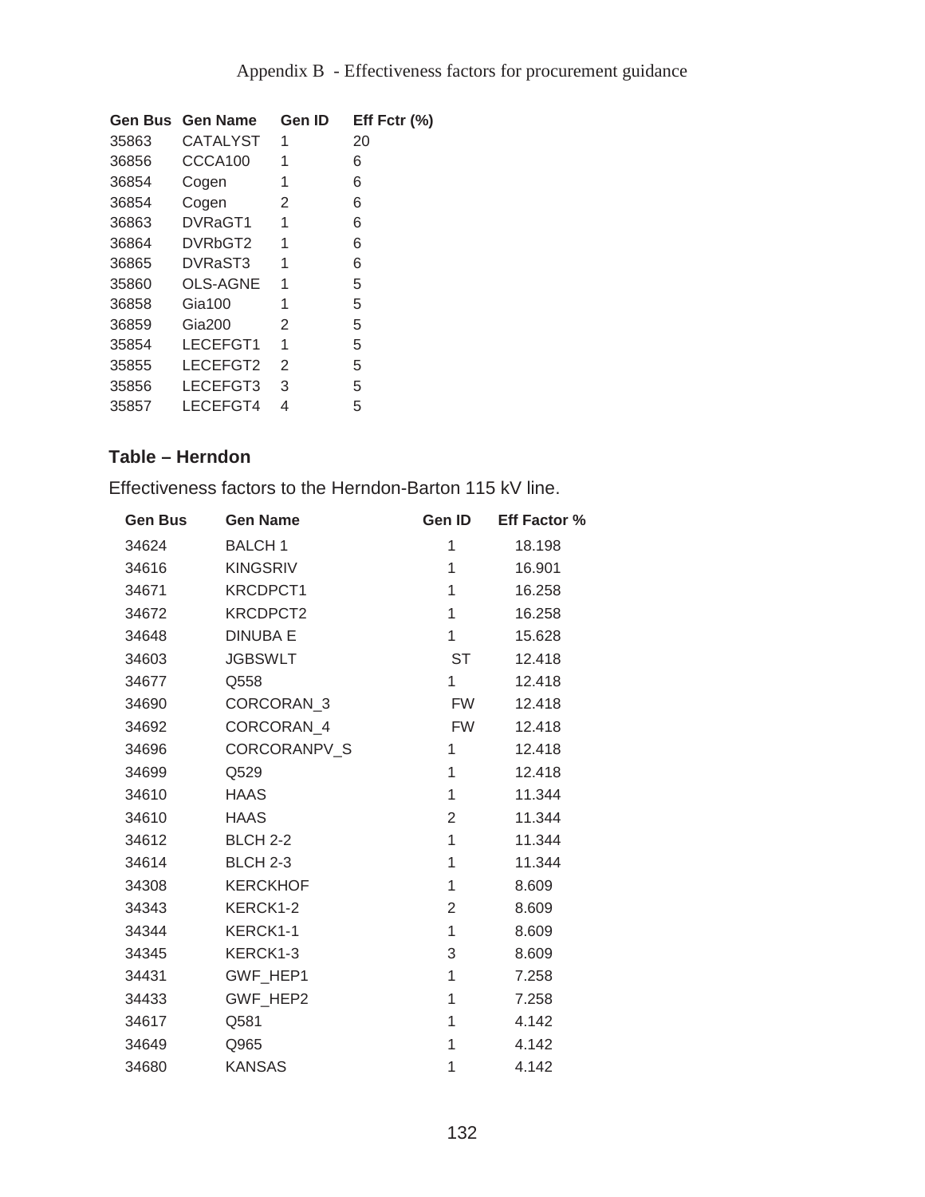| Gen Bus | Gen Name | Gen ID | Eff Fctr (%) |
|---|---|---|---|
| 35863 | CATALYST | 1 | 20 |
| 36856 | CCCA100 | 1 | 6 |
| 36854 | Cogen | 1 | 6 |
| 36854 | Cogen | 2 | 6 |
| 36863 | DVRaGT1 | 1 | 6 |
| 36864 | DVRbGT2 | 1 | 6 |
| 36865 | DVRaST3 | 1 | 6 |
| 35860 | OLS-AGNE | 1 | 5 |
| 36858 | Gia100 | 1 | 5 |
| 36859 | Gia200 | 2 | 5 |
| 35854 | LECEFGT1 | 1 | 5 |
| 35855 | LECEFGT2 | 2 | 5 |
| 35856 | LECEFGT3 | 3 | 5 |
| 35857 | LECEFGT4 | 4 | 5 |

### Table – Herndon

Effectiveness factors to the Herndon-Barton 115 kV line.

| Gen Bus | Gen Name | Gen ID | Eff Factor % |
|---|---|---|---|
| 34624 | BALCH 1 | 1 | 18.198 |
| 34616 | KINGSRIV | 1 | 16.901 |
| 34671 | KRCDPCT1 | 1 | 16.258 |
| 34672 | KRCDPCT2 | 1 | 16.258 |
| 34648 | DINUBA E | 1 | 15.628 |
| 34603 | JGBSWLT | ST | 12.418 |
| 34677 | Q558 | 1 | 12.418 |
| 34690 | CORCORAN_3 | FW | 12.418 |
| 34692 | CORCORAN_4 | FW | 12.418 |
| 34696 | CORCORANPV_S | 1 | 12.418 |
| 34699 | Q529 | 1 | 12.418 |
| 34610 | HAAS | 1 | 11.344 |
| 34610 | HAAS | 2 | 11.344 |
| 34612 | BLCH 2-2 | 1 | 11.344 |
| 34614 | BLCH 2-3 | 1 | 11.344 |
| 34308 | KERCKHOF | 1 | 8.609 |
| 34343 | KERCK1-2 | 2 | 8.609 |
| 34344 | KERCK1-1 | 1 | 8.609 |
| 34345 | KERCK1-3 | 3 | 8.609 |
| 34431 | GWF_HEP1 | 1 | 7.258 |
| 34433 | GWF_HEP2 | 1 | 7.258 |
| 34617 | Q581 | 1 | 4.142 |
| 34649 | Q965 | 1 | 4.142 |
| 34680 | KANSAS | 1 | 4.142 |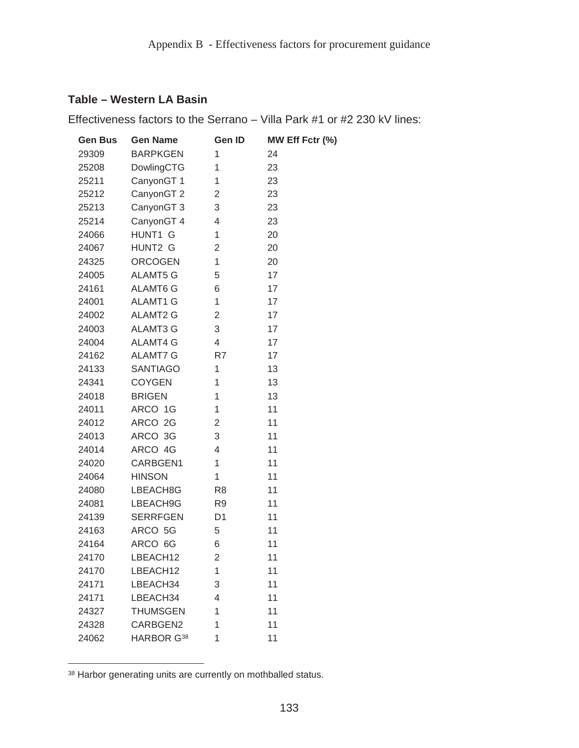Appendix B - Effectiveness factors for procurement guidance

### Table – Western LA Basin

Effectiveness factors to the Serrano – Villa Park #1 or #2 230 kV lines:

| Gen Bus | Gen Name | Gen ID | MW Eff Fctr (%) |
|---|---|---|---|
| 29309 | BARPKGEN | 1 | 24 |
| 25208 | DowlingCTG | 1 | 23 |
| 25211 | CanyonGT 1 | 1 | 23 |
| 25212 | CanyonGT 2 | 2 | 23 |
| 25213 | CanyonGT 3 | 3 | 23 |
| 25214 | CanyonGT 4 | 4 | 23 |
| 24066 | HUNT1 G | 1 | 20 |
| 24067 | HUNT2 G | 2 | 20 |
| 24325 | ORCOGEN | 1 | 20 |
| 24005 | ALAMT5 G | 5 | 17 |
| 24161 | ALAMT6 G | 6 | 17 |
| 24001 | ALAMT1 G | 1 | 17 |
| 24002 | ALAMT2 G | 2 | 17 |
| 24003 | ALAMT3 G | 3 | 17 |
| 24004 | ALAMT4 G | 4 | 17 |
| 24162 | ALAMT7 G | R7 | 17 |
| 24133 | SANTIAGO | 1 | 13 |
| 24341 | COYGEN | 1 | 13 |
| 24018 | BRIGEN | 1 | 13 |
| 24011 | ARCO 1G | 1 | 11 |
| 24012 | ARCO 2G | 2 | 11 |
| 24013 | ARCO 3G | 3 | 11 |
| 24014 | ARCO 4G | 4 | 11 |
| 24020 | CARBGEN1 | 1 | 11 |
| 24064 | HINSON | 1 | 11 |
| 24080 | LBEACH8G | R8 | 11 |
| 24081 | LBEACH9G | R9 | 11 |
| 24139 | SERRFGEN | D1 | 11 |
| 24163 | ARCO 5G | 5 | 11 |
| 24164 | ARCO 6G | 6 | 11 |
| 24170 | LBEACH12 | 2 | 11 |
| 24170 | LBEACH12 | 1 | 11 |
| 24171 | LBEACH34 | 3 | 11 |
| 24171 | LBEACH34 | 4 | 11 |
| 24327 | THUMSGEN | 1 | 11 |
| 24328 | CARBGEN2 | 1 | 11 |
| 24062 | HARBOR G[38] | 1 | 11 |

[38] Harbor generating units are currently on mothballed status.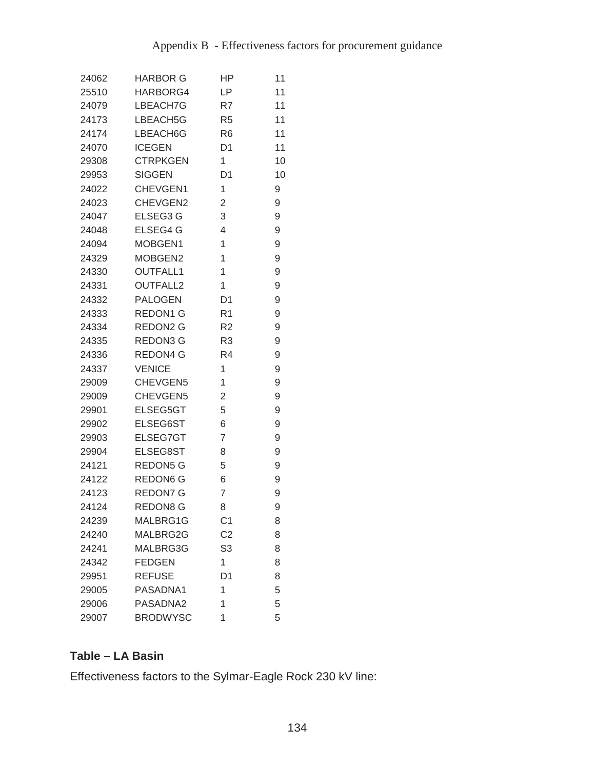| | | | |
|---|---|---|---|
| 24062 | HARBOR G | HP | 11 |
| 25510 | HARBORG4 | LP | 11 |
| 24079 | LBEACH7G | R7 | 11 |
| 24173 | LBEACH5G | R5 | 11 |
| 24174 | LBEACH6G | R6 | 11 |
| 24070 | ICEGEN | D1 | 11 |
| 29308 | CTRPKGEN | 1 | 10 |
| 29953 | SIGGEN | D1 | 10 |
| 24022 | CHEVGEN1 | 1 | 9 |
| 24023 | CHEVGEN2 | 2 | 9 |
| 24047 | ELSEG3 G | 3 | 9 |
| 24048 | ELSEG4 G | 4 | 9 |
| 24094 | MOBGEN1 | 1 | 9 |
| 24329 | MOBGEN2 | 1 | 9 |
| 24330 | OUTFALL1 | 1 | 9 |
| 24331 | OUTFALL2 | 1 | 9 |
| 24332 | PALOGEN | D1 | 9 |
| 24333 | REDON1 G | R1 | 9 |
| 24334 | REDON2 G | R2 | 9 |
| 24335 | REDON3 G | R3 | 9 |
| 24336 | REDON4 G | R4 | 9 |
| 24337 | VENICE | 1 | 9 |
| 29009 | CHEVGEN5 | 1 | 9 |
| 29009 | CHEVGEN5 | 2 | 9 |
| 29901 | ELSEG5GT | 5 | 9 |
| 29902 | ELSEG6ST | 6 | 9 |
| 29903 | ELSEG7GT | 7 | 9 |
| 29904 | ELSEG8ST | 8 | 9 |
| 24121 | REDON5 G | 5 | 9 |
| 24122 | REDON6 G | 6 | 9 |
| 24123 | REDON7 G | 7 | 9 |
| 24124 | REDON8 G | 8 | 9 |
| 24239 | MALBRG1G | C1 | 8 |
| 24240 | MALBRG2G | C2 | 8 |
| 24241 | MALBRG3G | S3 | 8 |
| 24342 | FEDGEN | 1 | 8 |
| 29951 | REFUSE | D1 | 8 |
| 29005 | PASADNA1 | 1 | 5 |
| 29006 | PASADNA2 | 1 | 5 |
| 29007 | BRODWYSC | 1 | 5 |

**Table – LA Basin**

Effectiveness factors to the Sylmar-Eagle Rock 230 kV line: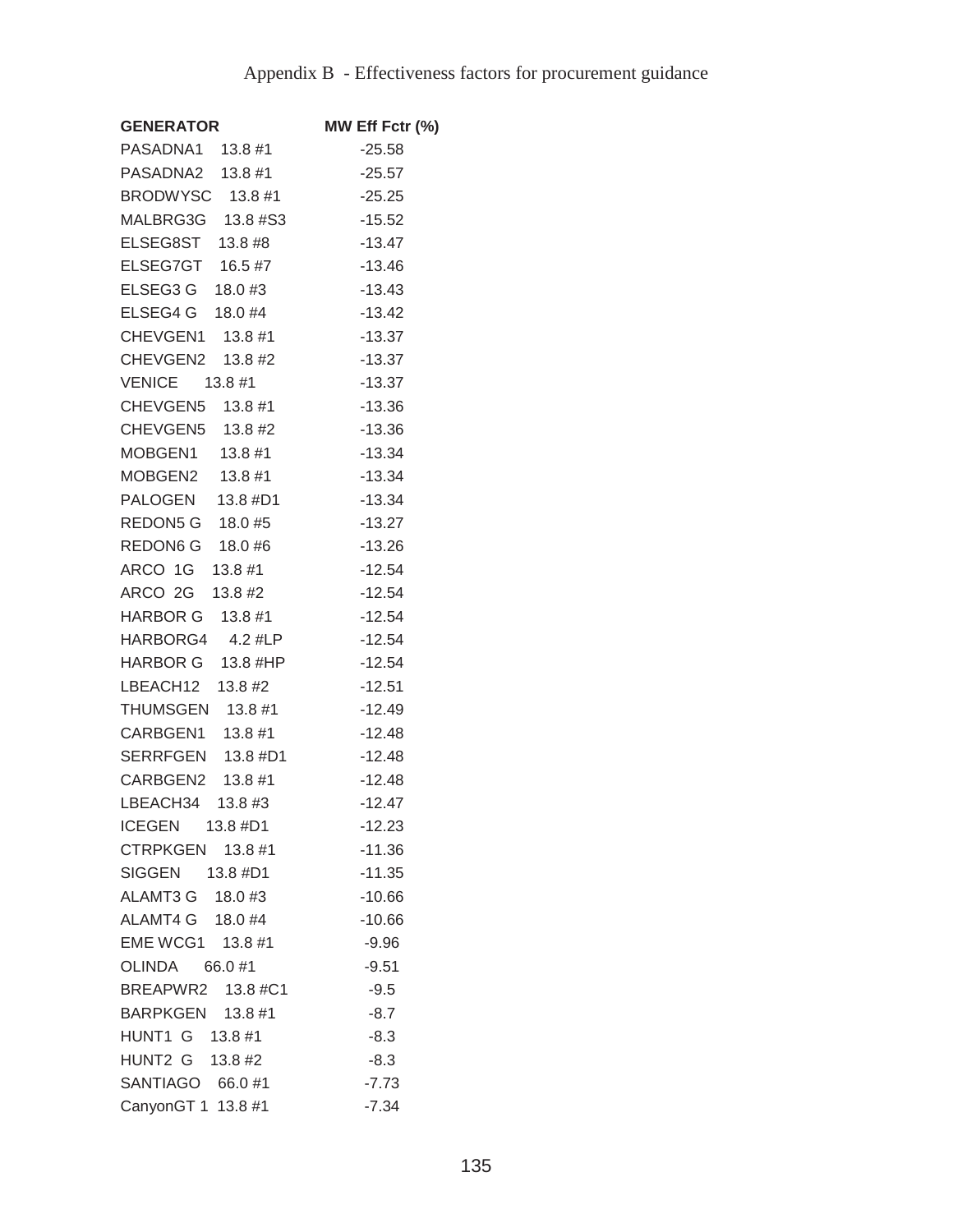Appendix B - Effectiveness factors for procurement guidance

| GENERATOR | MW Eff Fctr (%) |
|---|---|
| PASADNA1 13.8 #1 | -25.58 |
| PASADNA2 13.8 #1 | -25.57 |
| BRODWYSC 13.8 #1 | -25.25 |
| MALBRG3G 13.8 #S3 | -15.52 |
| ELSEG8ST 13.8 #8 | -13.47 |
| ELSEG7GT 16.5 #7 | -13.46 |
| ELSEG3 G 18.0 #3 | -13.43 |
| ELSEG4 G 18.0 #4 | -13.42 |
| CHEVGEN1 13.8 #1 | -13.37 |
| CHEVGEN2 13.8 #2 | -13.37 |
| VENICE 13.8 #1 | -13.37 |
| CHEVGEN5 13.8 #1 | -13.36 |
| CHEVGEN5 13.8 #2 | -13.36 |
| MOBGEN1 13.8 #1 | -13.34 |
| MOBGEN2 13.8 #1 | -13.34 |
| PALOGEN 13.8 #D1 | -13.34 |
| REDON5 G 18.0 #5 | -13.27 |
| REDON6 G 18.0 #6 | -13.26 |
| ARCO 1G 13.8 #1 | -12.54 |
| ARCO 2G 13.8 #2 | -12.54 |
| HARBOR G 13.8 #1 | -12.54 |
| HARBORG4 4.2 #LP | -12.54 |
| HARBOR G 13.8 #HP | -12.54 |
| LBEACH12 13.8 #2 | -12.51 |
| THUMSGEN 13.8 #1 | -12.49 |
| CARBGEN1 13.8 #1 | -12.48 |
| SERRFGEN 13.8 #D1 | -12.48 |
| CARBGEN2 13.8 #1 | -12.48 |
| LBEACH34 13.8 #3 | -12.47 |
| ICEGEN 13.8 #D1 | -12.23 |
| CTRPKGEN 13.8 #1 | -11.36 |
| SIGGEN 13.8 #D1 | -11.35 |
| ALAMT3 G 18.0 #3 | -10.66 |
| ALAMT4 G 18.0 #4 | -10.66 |
| EME WCG1 13.8 #1 | -9.96 |
| OLINDA 66.0 #1 | -9.51 |
| BREAPWR2 13.8 #C1 | -9.5 |
| BARPKGEN 13.8 #1 | -8.7 |
| HUNT1 G 13.8 #1 | -8.3 |
| HUNT2 G 13.8 #2 | -8.3 |
| SANTIAGO 66.0 #1 | -7.73 |
| CanyonGT 1 13.8 #1 | -7.34 |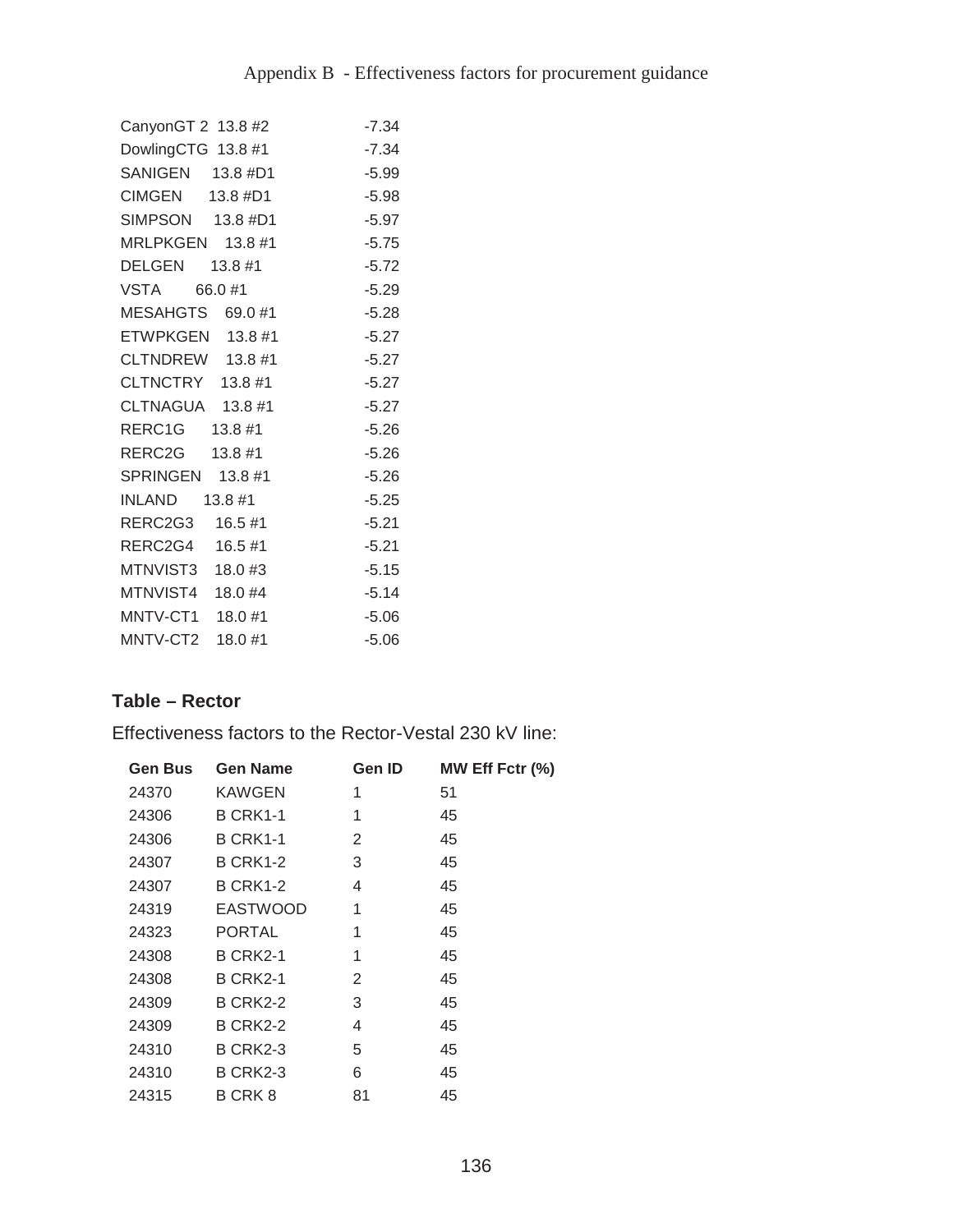| | |
|---|---|
| CanyonGT 2 13.8 #2 | -7.34 |
| DowlingCTG 13.8 #1 | -7.34 |
| SANIGEN 13.8 #D1 | -5.99 |
| CIMGEN 13.8 #D1 | -5.98 |
| SIMPSON 13.8 #D1 | -5.97 |
| MRLPKGEN 13.8 #1 | -5.75 |
| DELGEN 13.8 #1 | -5.72 |
| VSTA 66.0 #1 | -5.29 |
| MESAHGTS 69.0 #1 | -5.28 |
| ETWPKGEN 13.8 #1 | -5.27 |
| CLTNDREW 13.8 #1 | -5.27 |
| CLTNCTRY 13.8 #1 | -5.27 |
| CLTNAGUA 13.8 #1 | -5.27 |
| RERC1G 13.8 #1 | -5.26 |
| RERC2G 13.8 #1 | -5.26 |
| SPRINGEN 13.8 #1 | -5.26 |
| INLAND 13.8 #1 | -5.25 |
| RERC2G3 16.5 #1 | -5.21 |
| RERC2G4 16.5 #1 | -5.21 |
| MTNVIST3 18.0 #3 | -5.15 |
| MTNVIST4 18.0 #4 | -5.14 |
| MNTV-CT1 18.0 #1 | -5.06 |
| MNTV-CT2 18.0 #1 | -5.06 |

### Table – Rector

Effectiveness factors to the Rector-Vestal 230 kV line:

| Gen Bus | Gen Name | Gen ID | MW Eff Fctr (%) |
|---|---|---|---|
| 24370 | KAWGEN | 1 | 51 |
| 24306 | B CRK1-1 | 1 | 45 |
| 24306 | B CRK1-1 | 2 | 45 |
| 24307 | B CRK1-2 | 3 | 45 |
| 24307 | B CRK1-2 | 4 | 45 |
| 24319 | EASTWOOD | 1 | 45 |
| 24323 | PORTAL | 1 | 45 |
| 24308 | B CRK2-1 | 1 | 45 |
| 24308 | B CRK2-1 | 2 | 45 |
| 24309 | B CRK2-2 | 3 | 45 |
| 24309 | B CRK2-2 | 4 | 45 |
| 24310 | B CRK2-3 | 5 | 45 |
| 24310 | B CRK2-3 | 6 | 45 |
| 24315 | B CRK 8 | 81 | 45 |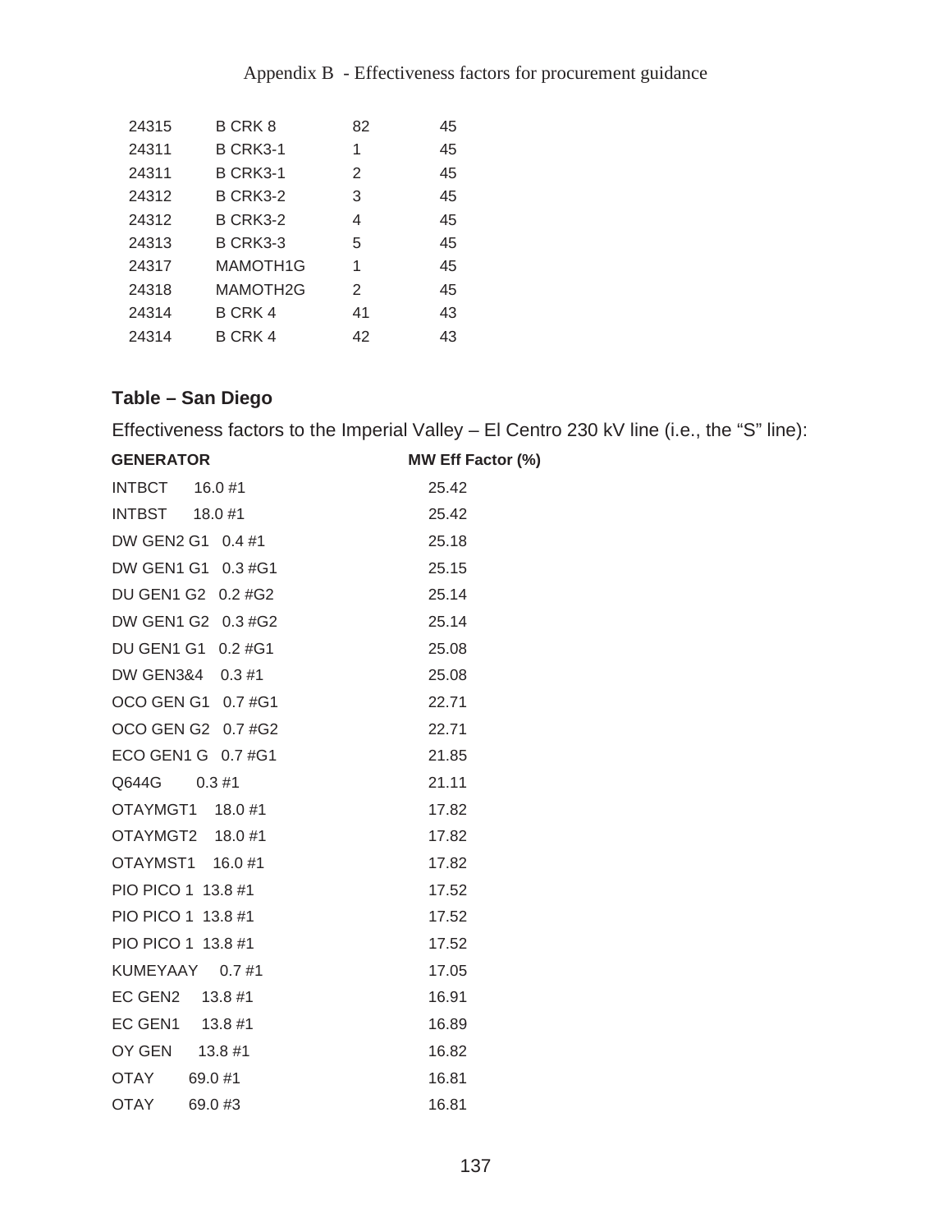| | | | |
|---|---|---|---|
| 24315 | B CRK 8 | 82 | 45 |
| 24311 | B CRK3-1 | 1 | 45 |
| 24311 | B CRK3-1 | 2 | 45 |
| 24312 | B CRK3-2 | 3 | 45 |
| 24312 | B CRK3-2 | 4 | 45 |
| 24313 | B CRK3-3 | 5 | 45 |
| 24317 | MAMOTH1G | 1 | 45 |
| 24318 | MAMOTH2G | 2 | 45 |
| 24314 | B CRK 4 | 41 | 43 |
| 24314 | B CRK 4 | 42 | 43 |

### Table – San Diego

Effectiveness factors to the Imperial Valley – El Centro 230 kV line (i.e., the “S” line):

| GENERATOR | MW Eff Factor (%) |
|---|---|
| INTBCT 16.0 #1 | 25.42 |
| INTBST 18.0 #1 | 25.42 |
| DW GEN2 G1 0.4 #1 | 25.18 |
| DW GEN1 G1 0.3 #G1 | 25.15 |
| DU GEN1 G2 0.2 #G2 | 25.14 |
| DW GEN1 G2 0.3 #G2 | 25.14 |
| DU GEN1 G1 0.2 #G1 | 25.08 |
| DW GEN3&4 0.3 #1 | 25.08 |
| OCO GEN G1 0.7 #G1 | 22.71 |
| OCO GEN G2 0.7 #G2 | 22.71 |
| ECO GEN1 G 0.7 #G1 | 21.85 |
| Q644G 0.3 #1 | 21.11 |
| OTAYMGT1 18.0 #1 | 17.82 |
| OTAYMGT2 18.0 #1 | 17.82 |
| OTAYMST1 16.0 #1 | 17.82 |
| PIO PICO 1 13.8 #1 | 17.52 |
| PIO PICO 1 13.8 #1 | 17.52 |
| PIO PICO 1 13.8 #1 | 17.52 |
| KUMEYAAY 0.7 #1 | 17.05 |
| EC GEN2 13.8 #1 | 16.91 |
| EC GEN1 13.8 #1 | 16.89 |
| OY GEN 13.8 #1 | 16.82 |
| OTAY 69.0 #1 | 16.81 |
| OTAY 69.0 #3 | 16.81 |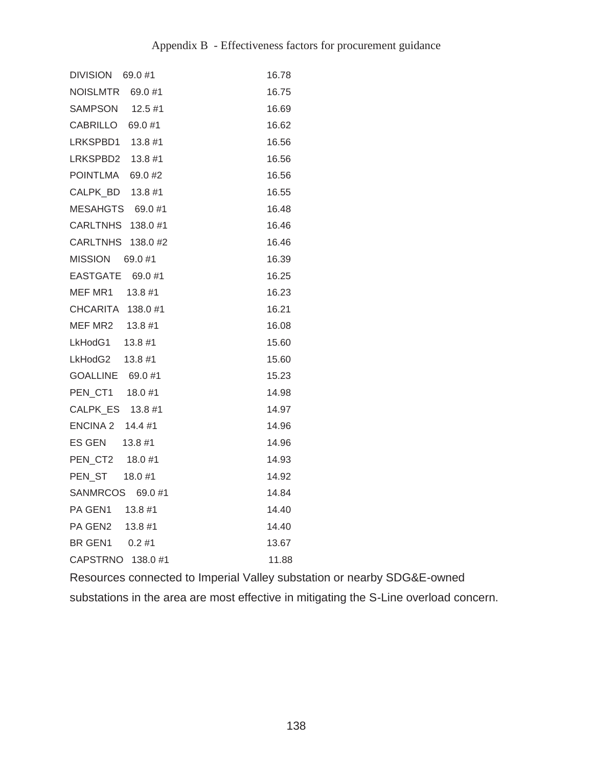| | |
|---|---|
| DIVISION 69.0 #1 | 16.78 |
| NOISLMTR 69.0 #1 | 16.75 |
| SAMPSON 12.5 #1 | 16.69 |
| CABRILLO 69.0 #1 | 16.62 |
| LRKSPBD1 13.8 #1 | 16.56 |
| LRKSPBD2 13.8 #1 | 16.56 |
| POINTLMA 69.0 #2 | 16.56 |
| CALPK_BD 13.8 #1 | 16.55 |
| MESAHGTS 69.0 #1 | 16.48 |
| CARLTNHS 138.0 #1 | 16.46 |
| CARLTNHS 138.0 #2 | 16.46 |
| MISSION 69.0 #1 | 16.39 |
| EASTGATE 69.0 #1 | 16.25 |
| MEF MR1 13.8 #1 | 16.23 |
| CHCARITA 138.0 #1 | 16.21 |
| MEF MR2 13.8 #1 | 16.08 |
| LkHodG1 13.8 #1 | 15.60 |
| LkHodG2 13.8 #1 | 15.60 |
| GOALLINE 69.0 #1 | 15.23 |
| PEN_CT1 18.0 #1 | 14.98 |
| CALPK_ES 13.8 #1 | 14.97 |
| ENCINA 2 14.4 #1 | 14.96 |
| ES GEN 13.8 #1 | 14.96 |
| PEN_CT2 18.0 #1 | 14.93 |
| PEN_ST 18.0 #1 | 14.92 |
| SANMRCOS 69.0 #1 | 14.84 |
| PA GEN1 13.8 #1 | 14.40 |
| PA GEN2 13.8 #1 | 14.40 |
| BR GEN1 0.2 #1 | 13.67 |
| CAPSTRNO 138.0 #1 | 11.88 |

Resources connected to Imperial Valley substation or nearby SDG&E-owned substations in the area are most effective in mitigating the S-Line overload concern.